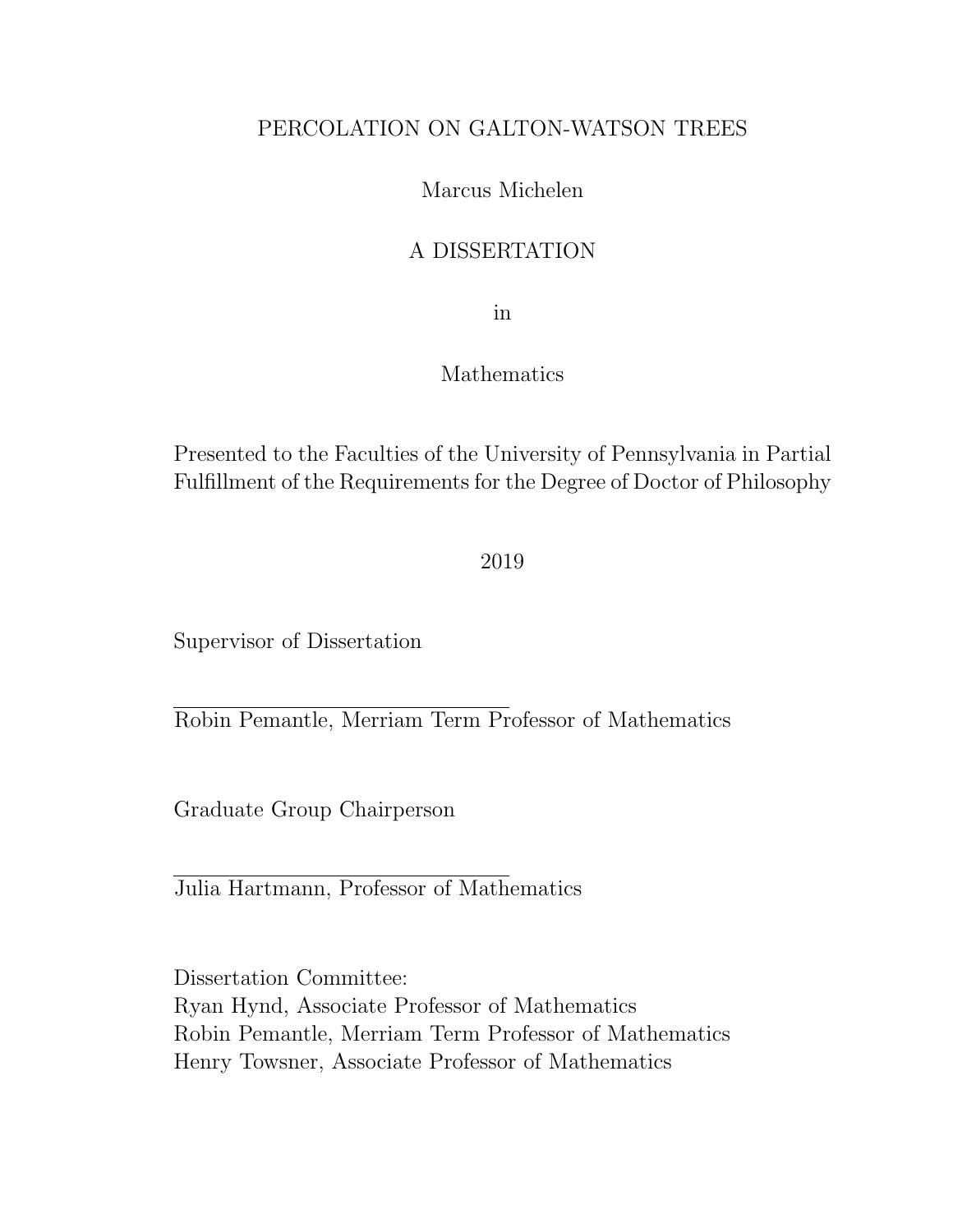# PERCOLATION ON GALTON-WATSON TREES

Marcus Michelen

A DISSERTATION

in

Mathematics

Presented to the Faculties of the University of Pennsylvania in Partial Fulfillment of the Requirements for the Degree of Doctor of Philosophy

2019

Supervisor of Dissertation

Robin Pemantle, Merriam Term Professor of Mathematics

Graduate Group Chairperson

Julia Hartmann, Professor of Mathematics

Dissertation Committee:
Ryan Hynd, Associate Professor of Mathematics
Robin Pemantle, Merriam Term Professor of Mathematics
Henry Towsner, Associate Professor of Mathematics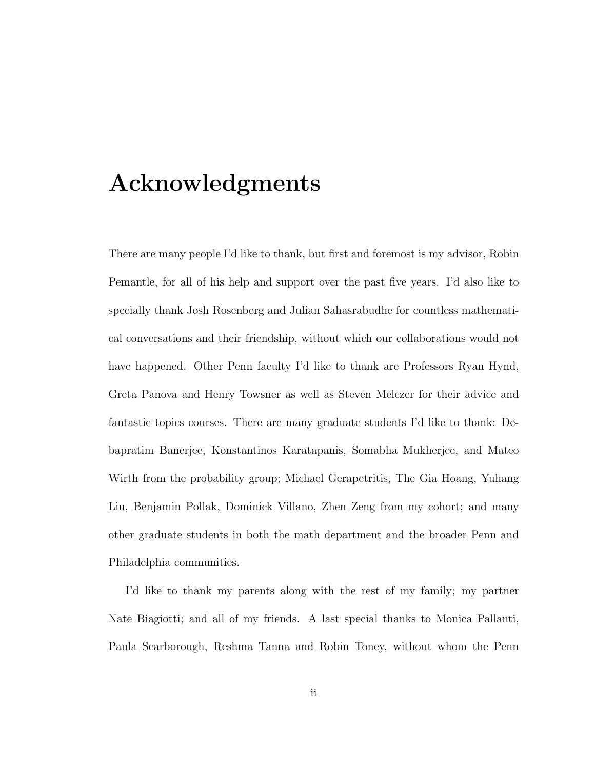# Acknowledgments

There are many people I'd like to thank, but first and foremost is my advisor, Robin Pemantle, for all of his help and support over the past five years. I'd also like to specially thank Josh Rosenberg and Julian Sahasrabudhe for countless mathematical conversations and their friendship, without which our collaborations would not have happened. Other Penn faculty I'd like to thank are Professors Ryan Hynd, Greta Panova and Henry Towsner as well as Steven Melczer for their advice and fantastic topics courses. There are many graduate students I'd like to thank: Debapratim Banerjee, Konstantinos Karatapanis, Somabha Mukherjee, and Mateo Wirth from the probability group; Michael Gerapetritis, The Gia Hoang, Yuhang Liu, Benjamin Pollak, Dominick Villano, Zhen Zeng from my cohort; and many other graduate students in both the math department and the broader Penn and Philadelphia communities.

I'd like to thank my parents along with the rest of my family; my partner Nate Biagiotti; and all of my friends. A last special thanks to Monica Pallanti, Paula Scarborough, Reshma Tanna and Robin Toney, without whom the Penn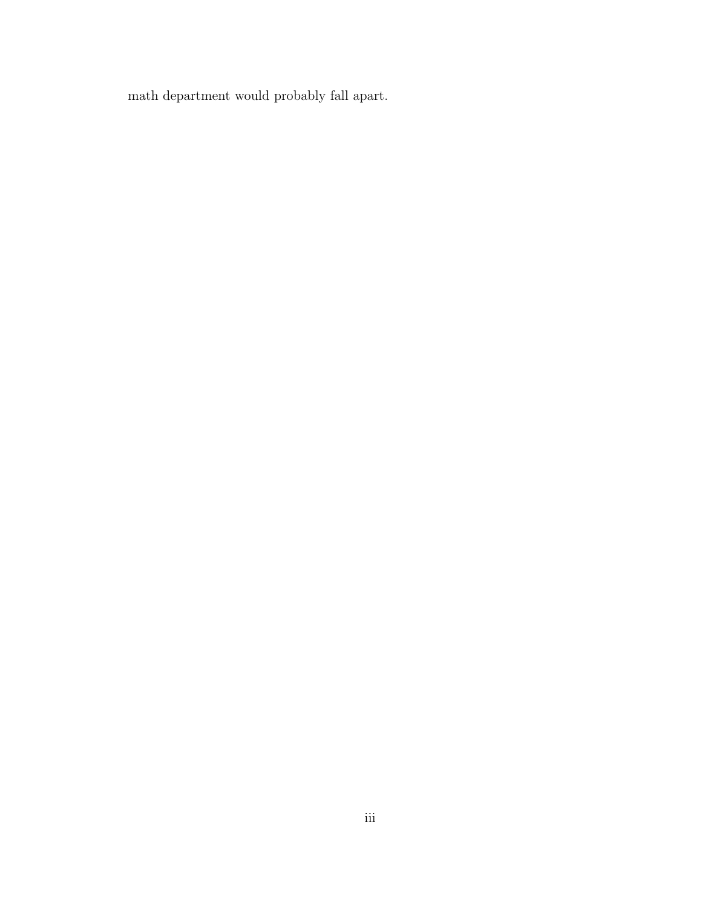math department would probably fall apart.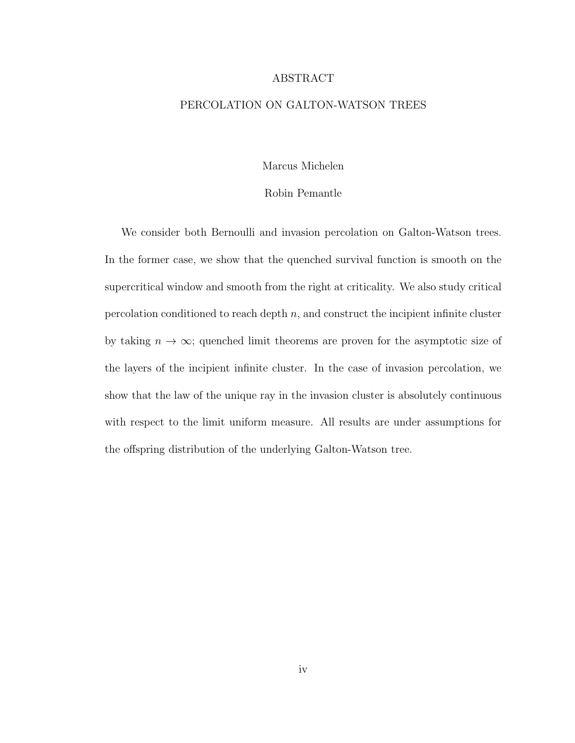# ABSTRACT

## PERCOLATION ON GALTON-WATSON TREES

Marcus Michelen

Robin Pemantle

We consider both Bernoulli and invasion percolation on Galton-Watson trees. In the former case, we show that the quenched survival function is smooth on the supercritical window and smooth from the right at criticality. We also study critical percolation conditioned to reach depth $n$, and construct the incipient infinite cluster by taking $n \to \infty$; quenched limit theorems are proven for the asymptotic size of the layers of the incipient infinite cluster. In the case of invasion percolation, we show that the law of the unique ray in the invasion cluster is absolutely continuous with respect to the limit uniform measure. All results are under assumptions for the offspring distribution of the underlying Galton-Watson tree.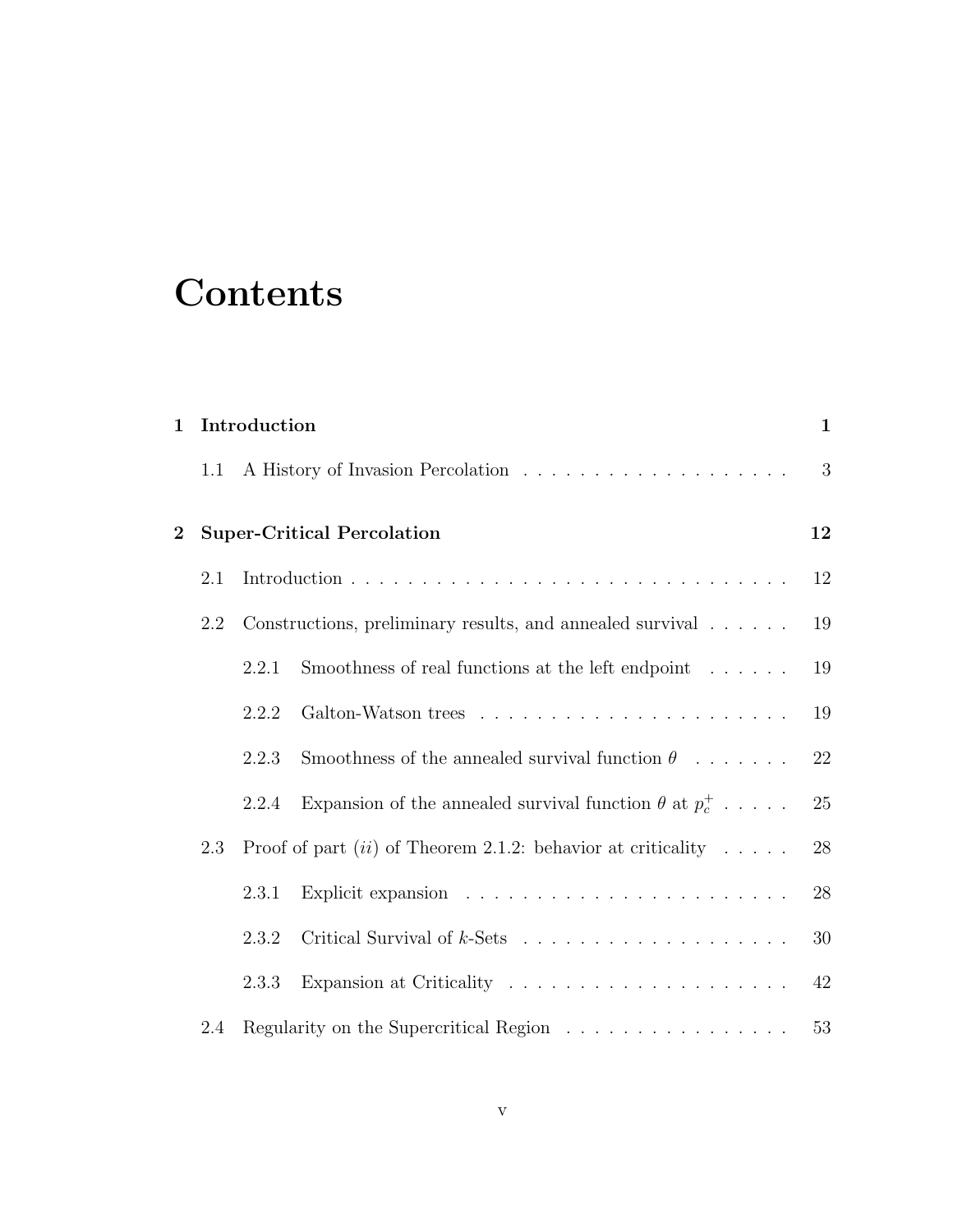# Contents

**1 Introduction** **1**

- 1.1 A History of Invasion Percolation . . . . . . . . . . . . . . . . . . . 3

**2 Super-Critical Percolation** **12**

- 2.1 Introduction . . . . . . . . . . . . . . . . . . . . . . . . . . . . . . . 12
- 2.2 Constructions, preliminary results, and annealed survival . . . . . . 19
  - 2.2.1 Smoothness of real functions at the left endpoint . . . . . . 19
  - 2.2.2 Galton-Watson trees . . . . . . . . . . . . . . . . . . . . . 19
  - 2.2.3 Smoothness of the annealed survival function $\theta$ . . . . . . . 22
  - 2.2.4 Expansion of the annealed survival function $\theta$ at $p_c^+$ . . . . . 25
- 2.3 Proof of part $(ii)$ of Theorem 2.1.2: behavior at criticality . . . . . 28
  - 2.3.1 Explicit expansion . . . . . . . . . . . . . . . . . . . . . . 28
  - 2.3.2 Critical Survival of $k$-Sets . . . . . . . . . . . . . . . . . . . 30
  - 2.3.3 Expansion at Criticality . . . . . . . . . . . . . . . . . . . . 42
- 2.4 Regularity on the Supercritical Region . . . . . . . . . . . . . . . . 53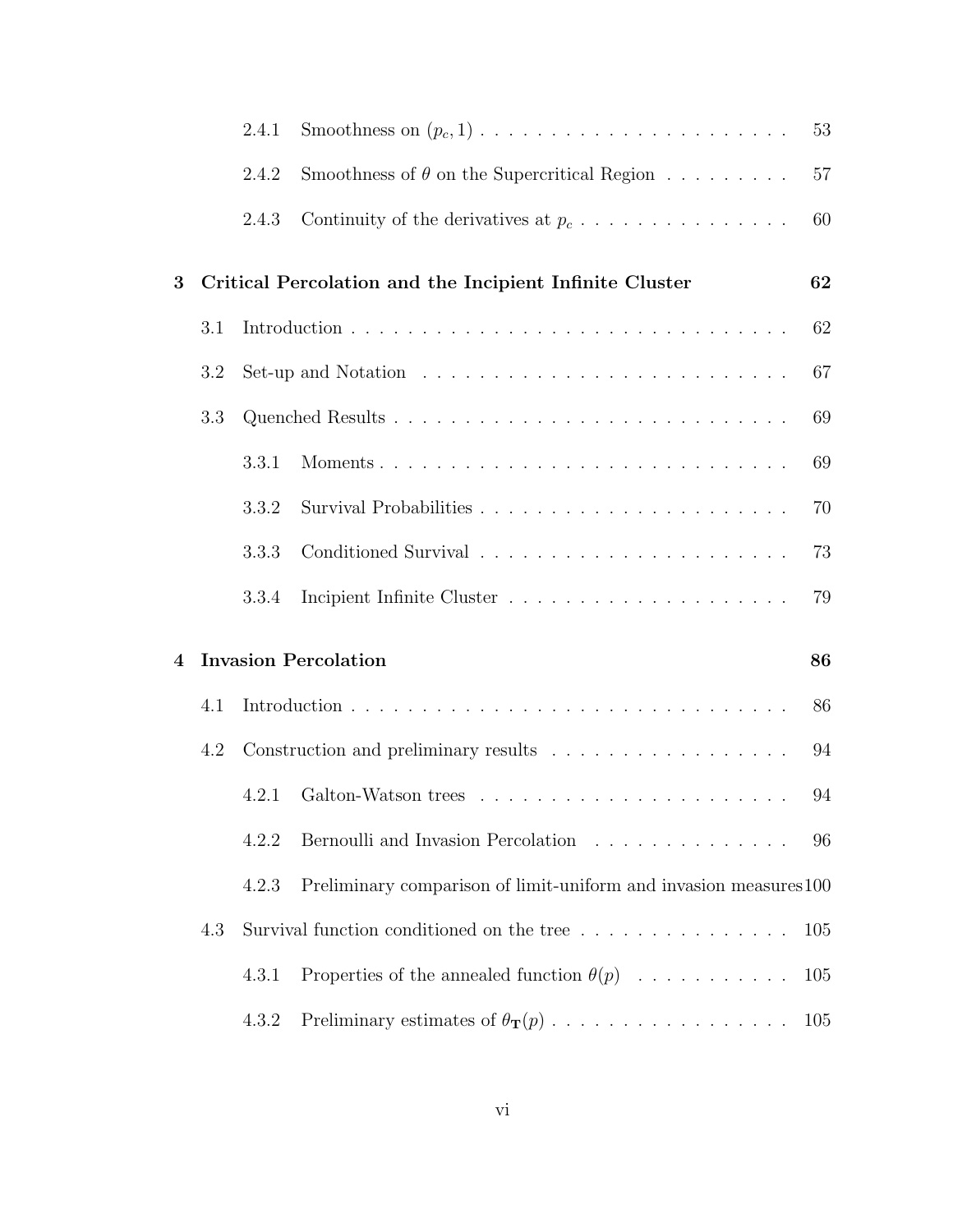2.4.1 Smoothness on $(p_c, 1)$ . . . . . . . . . . . . . . . . . . . . . 53

2.4.2 Smoothness of $\theta$ on the Supercritical Region . . . . . . . . . 57

2.4.3 Continuity of the derivatives at $p_c$ . . . . . . . . . . . . . . . 60

**3 Critical Percolation and the Incipient Infinite Cluster 62**

3.1 Introduction . . . . . . . . . . . . . . . . . . . . . . . . . . . . . 62

3.2 Set-up and Notation . . . . . . . . . . . . . . . . . . . . . . . . . 67

3.3 Quenched Results . . . . . . . . . . . . . . . . . . . . . . . . . . 69

3.3.1 Moments . . . . . . . . . . . . . . . . . . . . . . . . . . . . 69

3.3.2 Survival Probabilities . . . . . . . . . . . . . . . . . . . . . . 70

3.3.3 Conditioned Survival . . . . . . . . . . . . . . . . . . . . . . 73

3.3.4 Incipient Infinite Cluster . . . . . . . . . . . . . . . . . . . . 79

**4 Invasion Percolation 86**

4.1 Introduction . . . . . . . . . . . . . . . . . . . . . . . . . . . . . 86

4.2 Construction and preliminary results . . . . . . . . . . . . . . . . 94

4.2.1 Galton-Watson trees . . . . . . . . . . . . . . . . . . . . . . 94

4.2.2 Bernoulli and Invasion Percolation . . . . . . . . . . . . . . . 96

4.2.3 Preliminary comparison of limit-uniform and invasion measures 100

4.3 Survival function conditioned on the tree . . . . . . . . . . . . . . 105

4.3.1 Properties of the annealed function $\theta(p)$ . . . . . . . . . . . 105

4.3.2 Preliminary estimates of $\theta_{\mathbf{T}}(p)$ . . . . . . . . . . . . . . . . . 105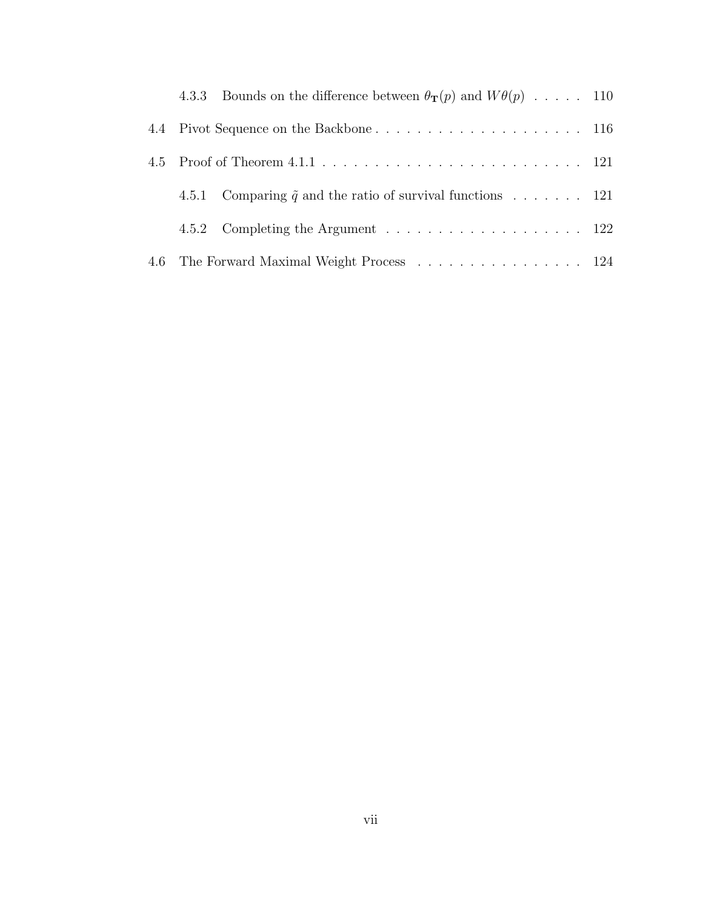4.3.3 Bounds on the difference between $\theta_{\mathbf{T}}(p)$ and $W\theta(p)$ . . . . . 110

4.4 Pivot Sequence on the Backbone . . . . . . . . . . . . . . . . . . . . 116

4.5 Proof of Theorem 4.1.1 . . . . . . . . . . . . . . . . . . . . . . . . . 121

4.5.1 Comparing $\tilde{q}$ and the ratio of survival functions . . . . . . . 121

4.5.2 Completing the Argument . . . . . . . . . . . . . . . . . . . 122

4.6 The Forward Maximal Weight Process . . . . . . . . . . . . . . . . 124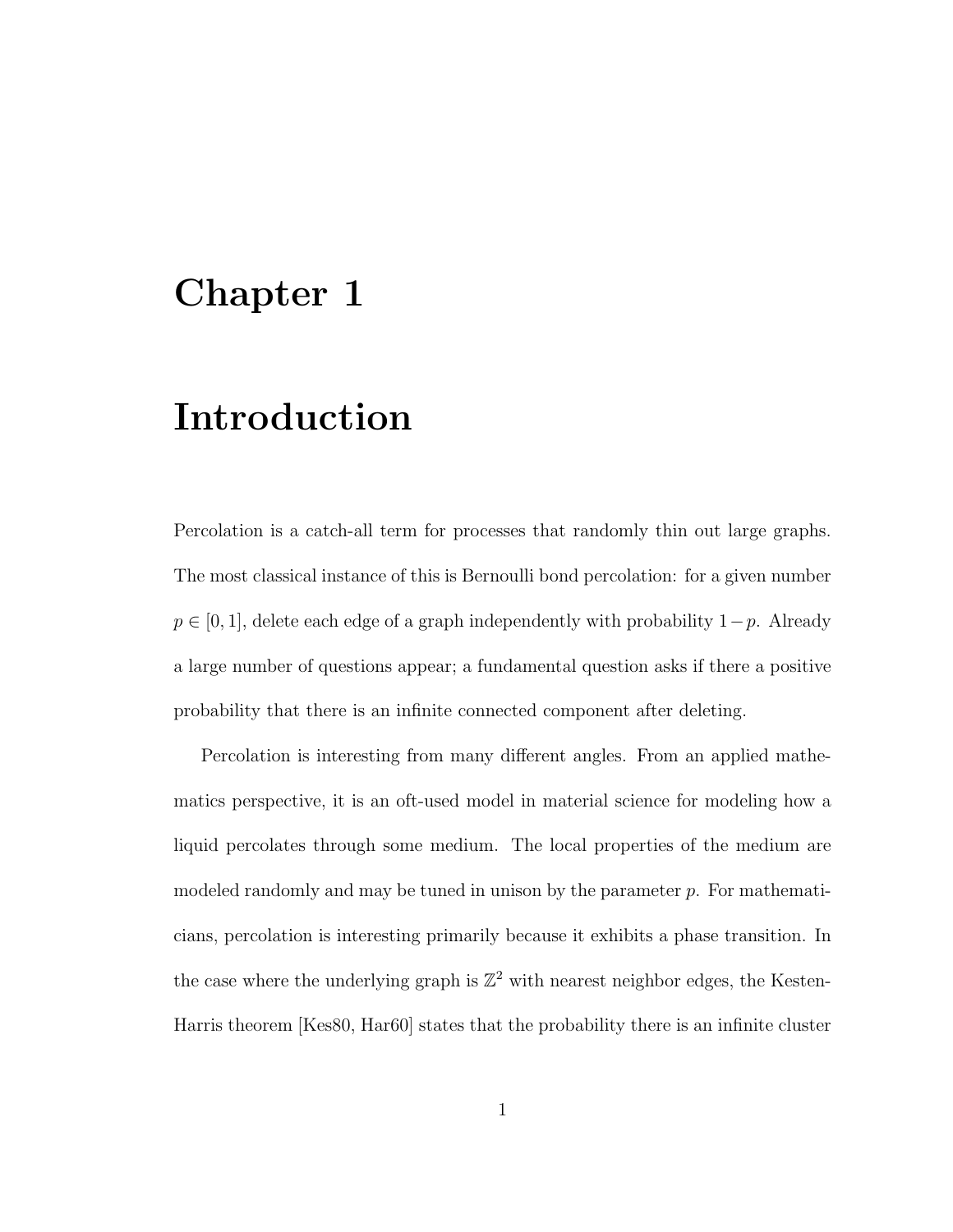# Chapter 1

# Introduction

Percolation is a catch-all term for processes that randomly thin out large graphs. The most classical instance of this is Bernoulli bond percolation: for a given number $p \in [0, 1]$, delete each edge of a graph independently with probability $1-p$. Already a large number of questions appear; a fundamental question asks if there a positive probability that there is an infinite connected component after deleting.

Percolation is interesting from many different angles. From an applied mathematics perspective, it is an oft-used model in material science for modeling how a liquid percolates through some medium. The local properties of the medium are modeled randomly and may be tuned in unison by the parameter $p$. For mathematicians, percolation is interesting primarily because it exhibits a phase transition. In the case where the underlying graph is $\mathbb{Z}^2$ with nearest neighbor edges, the Kesten-Harris theorem [Kes80, Har60] states that the probability there is an infinite cluster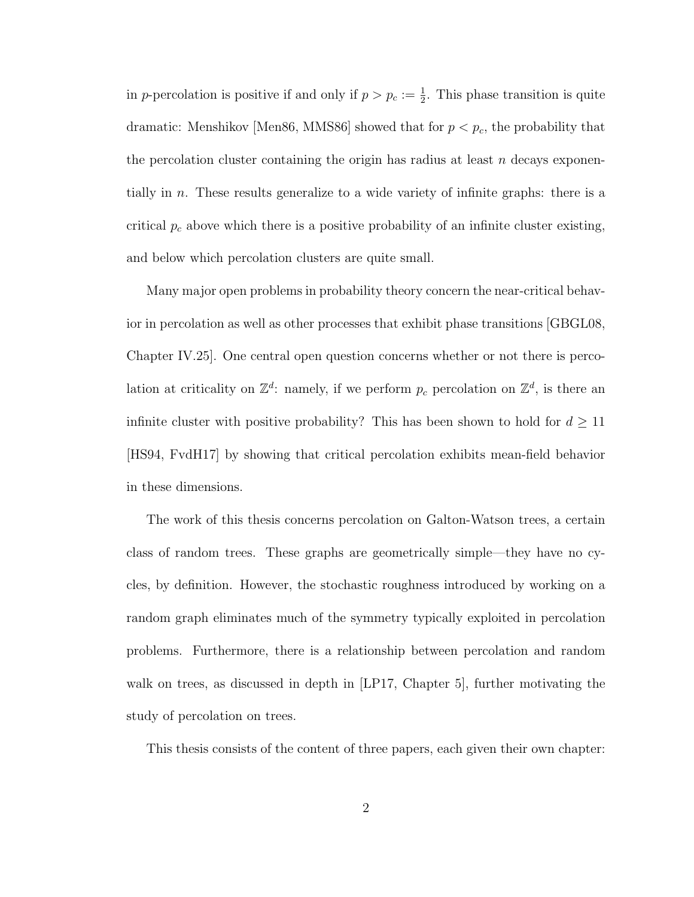in $p$-percolation is positive if and only if $p > p_c := \frac{1}{2}$. This phase transition is quite dramatic: Menshikov [Men86, MMS86] showed that for $p < p_c$, the probability that the percolation cluster containing the origin has radius at least $n$ decays exponentially in $n$. These results generalize to a wide variety of infinite graphs: there is a critical $p_c$ above which there is a positive probability of an infinite cluster existing, and below which percolation clusters are quite small.

Many major open problems in probability theory concern the near-critical behavior in percolation as well as other processes that exhibit phase transitions [GBGL08, Chapter IV.25]. One central open question concerns whether or not there is percolation at criticality on $\mathbb{Z}^d$: namely, if we perform $p_c$ percolation on $\mathbb{Z}^d$, is there an infinite cluster with positive probability? This has been shown to hold for $d \geq 11$ [HS94, FvdH17] by showing that critical percolation exhibits mean-field behavior in these dimensions.

The work of this thesis concerns percolation on Galton-Watson trees, a certain class of random trees. These graphs are geometrically simple—they have no cycles, by definition. However, the stochastic roughness introduced by working on a random graph eliminates much of the symmetry typically exploited in percolation problems. Furthermore, there is a relationship between percolation and random walk on trees, as discussed in depth in [LP17, Chapter 5], further motivating the study of percolation on trees.

This thesis consists of the content of three papers, each given their own chapter: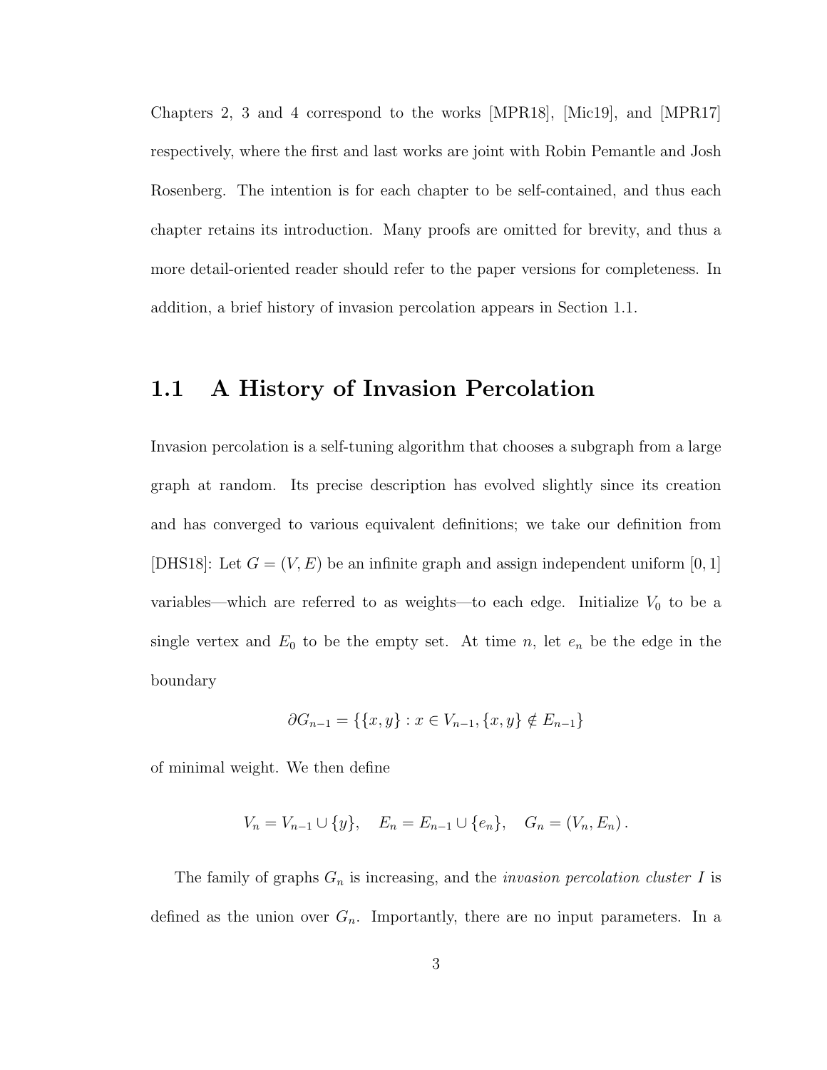Chapters 2, 3 and 4 correspond to the works [MPR18], [Mic19], and [MPR17] respectively, where the first and last works are joint with Robin Pemantle and Josh Rosenberg. The intention is for each chapter to be self-contained, and thus each chapter retains its introduction. Many proofs are omitted for brevity, and thus a more detail-oriented reader should refer to the paper versions for completeness. In addition, a brief history of invasion percolation appears in Section 1.1.

## 1.1 A History of Invasion Percolation

Invasion percolation is a self-tuning algorithm that chooses a subgraph from a large graph at random. Its precise description has evolved slightly since its creation and has converged to various equivalent definitions; we take our definition from [DHS18]: Let $G = (V, E)$ be an infinite graph and assign independent uniform $[0, 1]$ variables—which are referred to as weights—to each edge. Initialize $V_0$ to be a single vertex and $E_0$ to be the empty set. At time $n$, let $e_n$ be the edge in the boundary

$$\partial G_{n-1} = \{\{x, y\} : x \in V_{n-1}, \{x, y\} \notin E_{n-1}\}$$

of minimal weight. We then define

$$V_n = V_{n-1} \cup \{y\}, \quad E_n = E_{n-1} \cup \{e_n\}, \quad G_n = (V_n, E_n) .$$

The family of graphs $G_n$ is increasing, and the *invasion percolation cluster* $I$ is defined as the union over $G_n$. Importantly, there are no input parameters. In a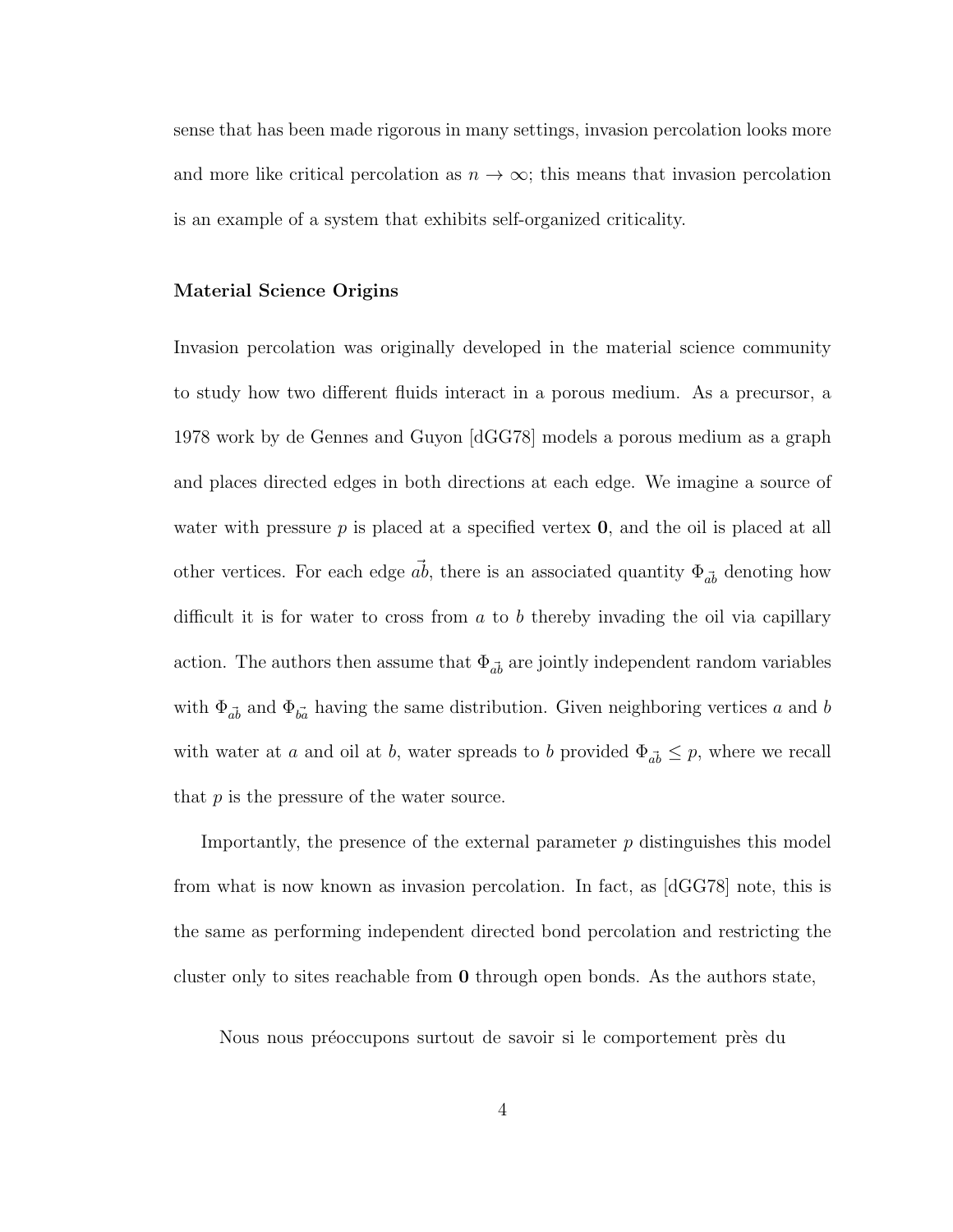sense that has been made rigorous in many settings, invasion percolation looks more and more like critical percolation as $n \to \infty$; this means that invasion percolation is an example of a system that exhibits self-organized criticality.

### Material Science Origins

Invasion percolation was originally developed in the material science community to study how two different fluids interact in a porous medium. As a precursor, a 1978 work by de Gennes and Guyon [dGG78] models a porous medium as a graph and places directed edges in both directions at each edge. We imagine a source of water with pressure $p$ is placed at a specified vertex $\mathbf{0}$, and the oil is placed at all other vertices. For each edge $\vec{ab}$, there is an associated quantity $\Phi_{\vec{ab}}$ denoting how difficult it is for water to cross from $a$ to $b$ thereby invading the oil via capillary action. The authors then assume that $\Phi_{\vec{ab}}$ are jointly independent random variables with $\Phi_{\vec{ab}}$ and $\Phi_{\vec{ba}}$ having the same distribution. Given neighboring vertices $a$ and $b$ with water at $a$ and oil at $b$, water spreads to $b$ provided $\Phi_{\vec{ab}} \leq p$, where we recall that $p$ is the pressure of the water source.

Importantly, the presence of the external parameter $p$ distinguishes this model from what is now known as invasion percolation. In fact, as [dGG78] note, this is the same as performing independent directed bond percolation and restricting the cluster only to sites reachable from $\mathbf{0}$ through open bonds. As the authors state,

> Nous nous préoccupons surtout de savoir si le comportement près du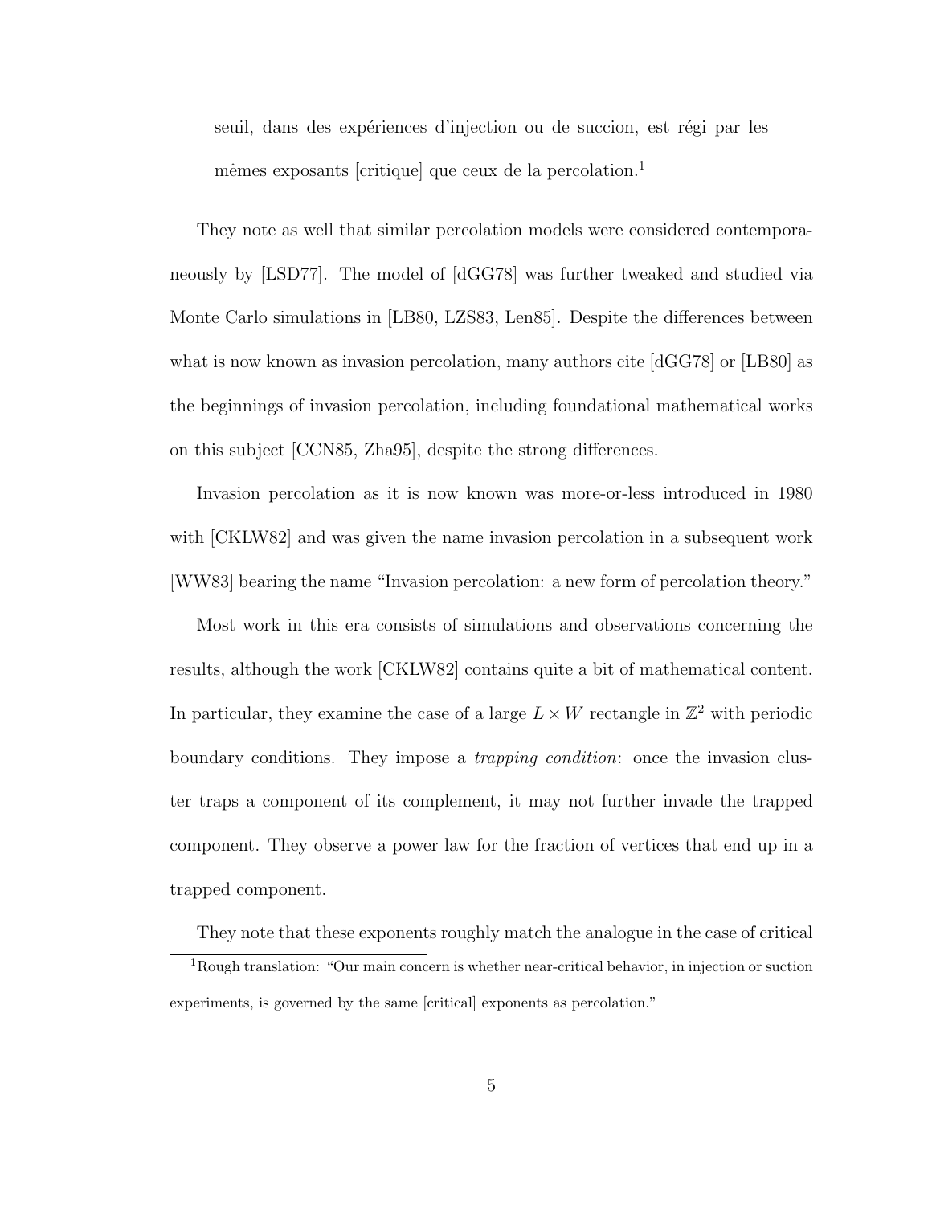> seuil, dans des expériences d'injection ou de succion, est régi par les mêmes exposants [critique] que ceux de la percolation.[1]

They note as well that similar percolation models were considered contemporaneously by [LSD77]. The model of [dGG78] was further tweaked and studied via Monte Carlo simulations in [LB80, LZS83, Len85]. Despite the differences between what is now known as invasion percolation, many authors cite [dGG78] or [LB80] as the beginnings of invasion percolation, including foundational mathematical works on this subject [CCN85, Zha95], despite the strong differences.

Invasion percolation as it is now known was more-or-less introduced in 1980 with [CKLW82] and was given the name invasion percolation in a subsequent work [WW83] bearing the name "Invasion percolation: a new form of percolation theory."

Most work in this era consists of simulations and observations concerning the results, although the work [CKLW82] contains quite a bit of mathematical content. In particular, they examine the case of a large $L \times W$ rectangle in $\mathbb{Z}^2$ with periodic boundary conditions. They impose a *trapping condition*: once the invasion cluster traps a component of its complement, it may not further invade the trapped component. They observe a power law for the fraction of vertices that end up in a trapped component.

They note that these exponents roughly match the analogue in the case of critical

[1] Rough translation: "Our main concern is whether near-critical behavior, in injection or suction experiments, is governed by the same [critical] exponents as percolation."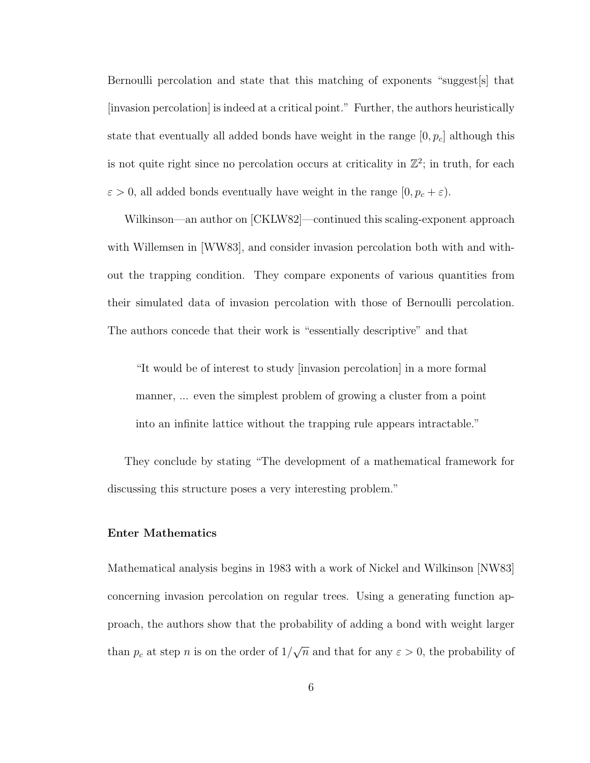Bernoulli percolation and state that this matching of exponents "suggest[s] that [invasion percolation] is indeed at a critical point." Further, the authors heuristically state that eventually all added bonds have weight in the range $[0, p_c]$ although this is not quite right since no percolation occurs at criticality in $\mathbb{Z}^2$; in truth, for each $\varepsilon > 0$, all added bonds eventually have weight in the range $[0, p_c + \varepsilon)$.

Wilkinson—an author on [CKLW82]—continued this scaling-exponent approach with Willemsen in [WW83], and consider invasion percolation both with and without the trapping condition. They compare exponents of various quantities from their simulated data of invasion percolation with those of Bernoulli percolation. The authors concede that their work is "essentially descriptive" and that

> "It would be of interest to study [invasion percolation] in a more formal manner, ... even the simplest problem of growing a cluster from a point into an infinite lattice without the trapping rule appears intractable."

They conclude by stating "The development of a mathematical framework for discussing this structure poses a very interesting problem."

#### Enter Mathematics

Mathematical analysis begins in 1983 with a work of Nickel and Wilkinson [NW83] concerning invasion percolation on regular trees. Using a generating function approach, the authors show that the probability of adding a bond with weight larger than $p_c$ at step $n$ is on the order of $1/\sqrt{n}$ and that for any $\varepsilon > 0$, the probability of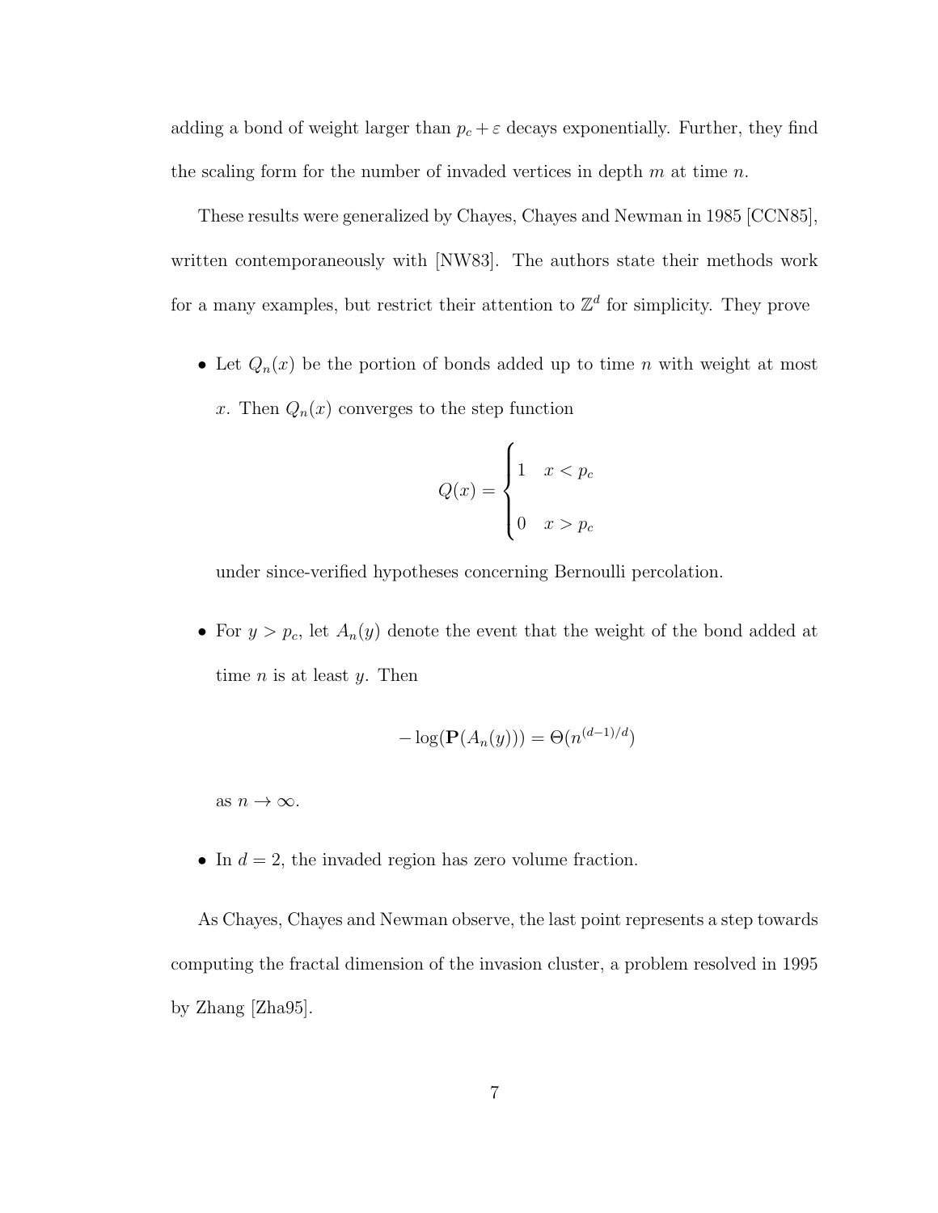adding a bond of weight larger than $p_c + \varepsilon$ decays exponentially. Further, they find the scaling form for the number of invaded vertices in depth $m$ at time $n$.

These results were generalized by Chayes, Chayes and Newman in 1985 [CCN85], written contemporaneously with [NW83]. The authors state their methods work for a many examples, but restrict their attention to $\mathbb{Z}^d$ for simplicity. They prove

- Let $Q_n(x)$ be the portion of bonds added up to time $n$ with weight at most $x$. Then $Q_n(x)$ converges to the step function

$$Q(x) = \begin{cases} 1 & x < p_c \\ 0 & x > p_c \end{cases}$$

  under since-verified hypotheses concerning Bernoulli percolation.

- For $y > p_c$, let $A_n(y)$ denote the event that the weight of the bond added at time $n$ is at least $y$. Then

$$-\log(\mathbf{P}(A_n(y))) = \Theta(n^{(d-1)/d})$$

  as $n \to \infty$.

- In $d = 2$, the invaded region has zero volume fraction.

As Chayes, Chayes and Newman observe, the last point represents a step towards computing the fractal dimension of the invasion cluster, a problem resolved in 1995 by Zhang [Zha95].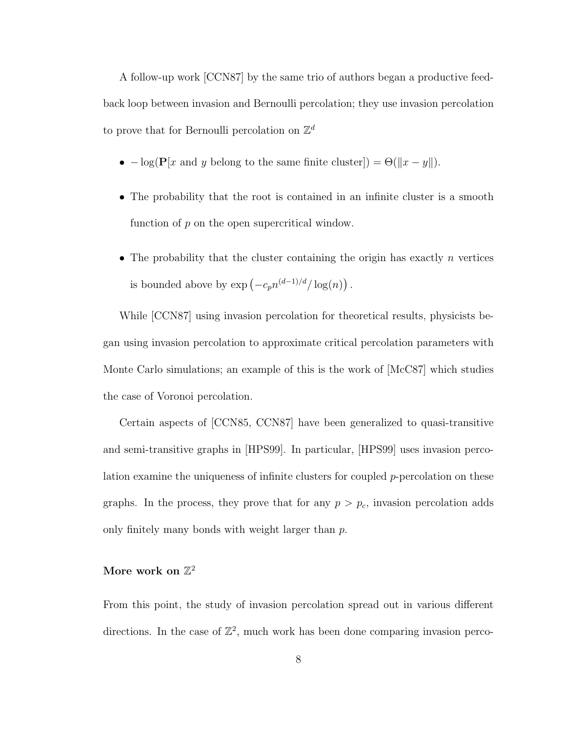A follow-up work [CCN87] by the same trio of authors began a productive feedback loop between invasion and Bernoulli percolation; they use invasion percolation to prove that for Bernoulli percolation on $\mathbb{Z}^d$

- $-\log(\mathbf{P}[x \text{ and } y \text{ belong to the same finite cluster}]) = \Theta(\|x - y\|)$.
- The probability that the root is contained in an infinite cluster is a smooth function of $p$ on the open supercritical window.
- The probability that the cluster containing the origin has exactly $n$ vertices is bounded above by $\exp\left(-c_p n^{(d-1)/d}/\log(n)\right)$.

While [CCN87] using invasion percolation for theoretical results, physicists began using invasion percolation to approximate critical percolation parameters with Monte Carlo simulations; an example of this is the work of [McC87] which studies the case of Voronoi percolation.

Certain aspects of [CCN85, CCN87] have been generalized to quasi-transitive and semi-transitive graphs in [HPS99]. In particular, [HPS99] uses invasion percolation examine the uniqueness of infinite clusters for coupled $p$-percolation on these graphs. In the process, they prove that for any $p > p_c$, invasion percolation adds only finitely many bonds with weight larger than $p$.

### More work on $\mathbb{Z}^2$

From this point, the study of invasion percolation spread out in various different directions. In the case of $\mathbb{Z}^2$, much work has been done comparing invasion perco-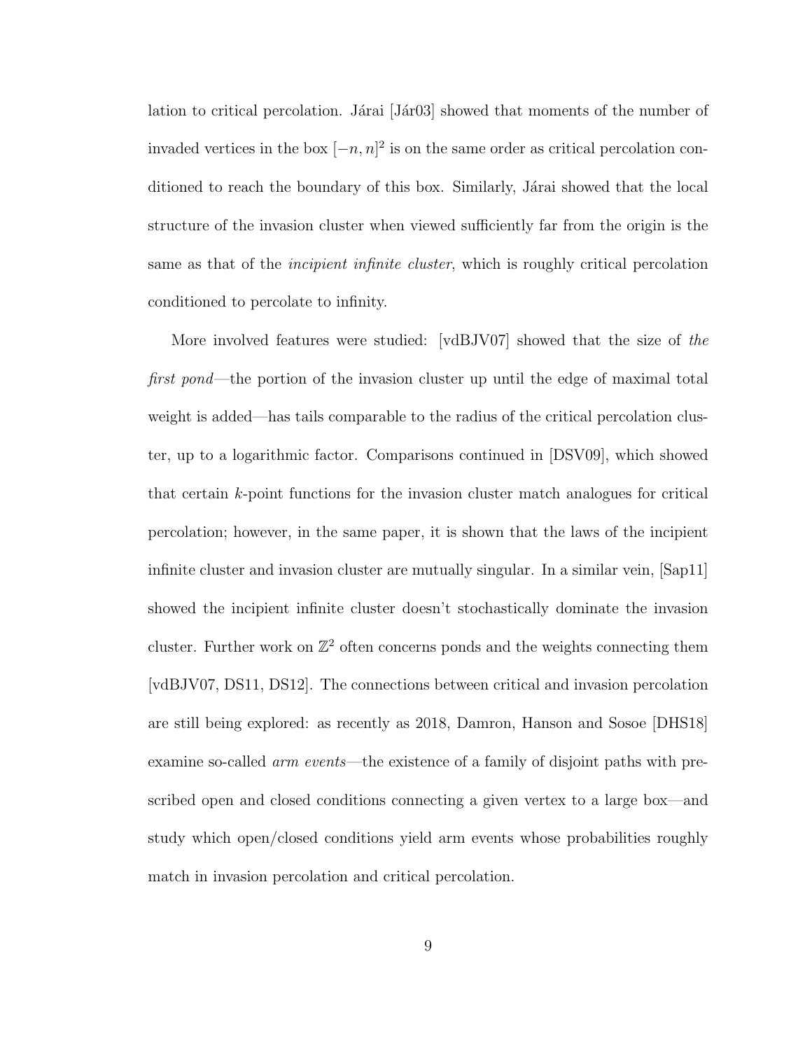lation to critical percolation. Járai [Jár03] showed that moments of the number of invaded vertices in the box $[-n, n]^2$ is on the same order as critical percolation conditioned to reach the boundary of this box. Similarly, Járai showed that the local structure of the invasion cluster when viewed sufficiently far from the origin is the same as that of the *incipient infinite cluster*, which is roughly critical percolation conditioned to percolate to infinity.

More involved features were studied: [vdBJV07] showed that the size of *the first pond*—the portion of the invasion cluster up until the edge of maximal total weight is added—has tails comparable to the radius of the critical percolation cluster, up to a logarithmic factor. Comparisons continued in [DSV09], which showed that certain $k$-point functions for the invasion cluster match analogues for critical percolation; however, in the same paper, it is shown that the laws of the incipient infinite cluster and invasion cluster are mutually singular. In a similar vein, [Sap11] showed the incipient infinite cluster doesn't stochastically dominate the invasion cluster. Further work on $\mathbb{Z}^2$ often concerns ponds and the weights connecting them [vdBJV07, DS11, DS12]. The connections between critical and invasion percolation are still being explored: as recently as 2018, Damron, Hanson and Sosoe [DHS18] examine so-called *arm events*—the existence of a family of disjoint paths with prescribed open and closed conditions connecting a given vertex to a large box—and study which open/closed conditions yield arm events whose probabilities roughly match in invasion percolation and critical percolation.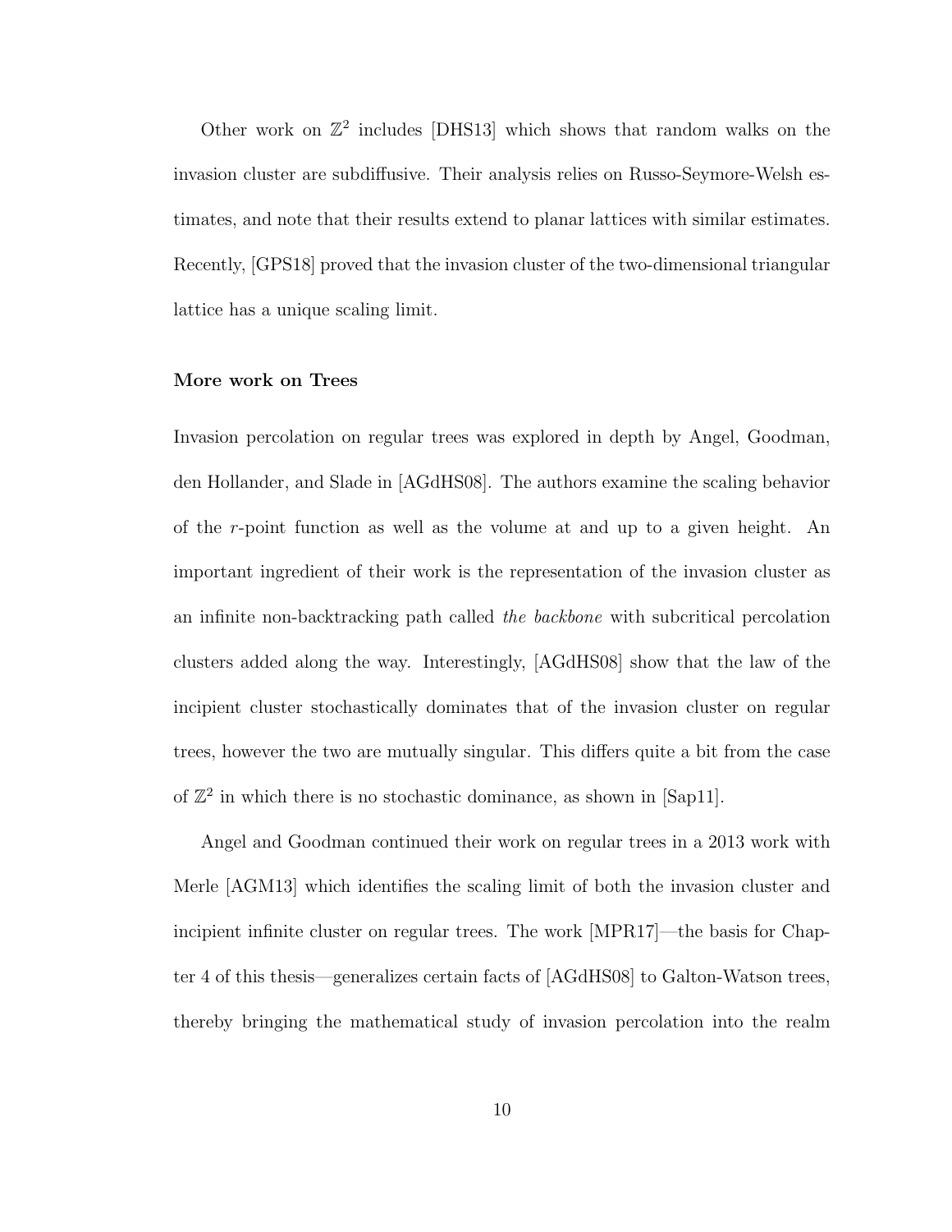Other work on $\mathbb{Z}^2$ includes [DHS13] which shows that random walks on the invasion cluster are subdiffusive. Their analysis relies on Russo-Seymore-Welsh estimates, and note that their results extend to planar lattices with similar estimates. Recently, [GPS18] proved that the invasion cluster of the two-dimensional triangular lattice has a unique scaling limit.

**More work on Trees**

Invasion percolation on regular trees was explored in depth by Angel, Goodman, den Hollander, and Slade in [AGdHS08]. The authors examine the scaling behavior of the $r$-point function as well as the volume at and up to a given height. An important ingredient of their work is the representation of the invasion cluster as an infinite non-backtracking path called *the backbone* with subcritical percolation clusters added along the way. Interestingly, [AGdHS08] show that the law of the incipient cluster stochastically dominates that of the invasion cluster on regular trees, however the two are mutually singular. This differs quite a bit from the case of $\mathbb{Z}^2$ in which there is no stochastic dominance, as shown in [Sap11].

Angel and Goodman continued their work on regular trees in a 2013 work with Merle [AGM13] which identifies the scaling limit of both the invasion cluster and incipient infinite cluster on regular trees. The work [MPR17]—the basis for Chapter 4 of this thesis—generalizes certain facts of [AGdHS08] to Galton-Watson trees, thereby bringing the mathematical study of invasion percolation into the realm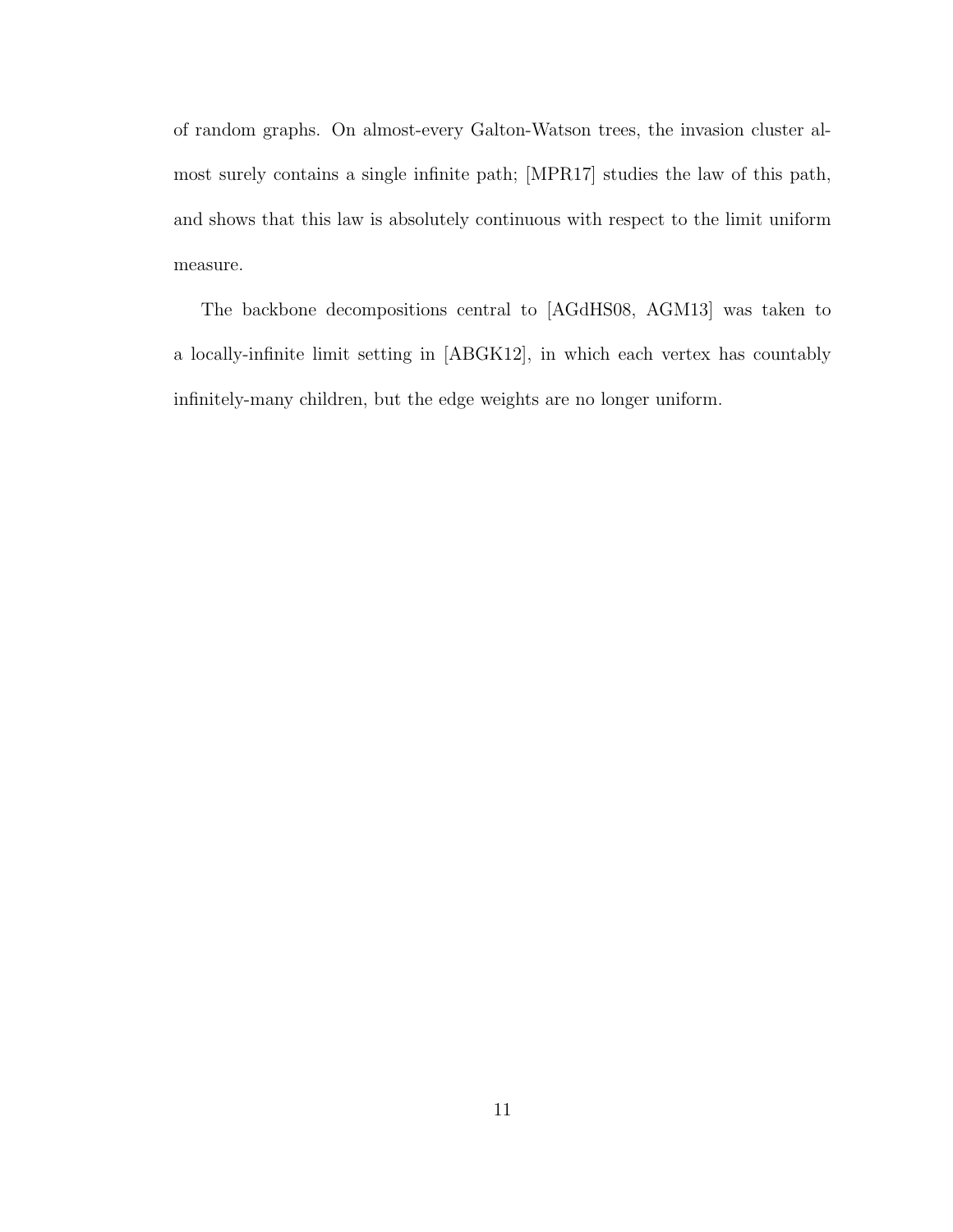of random graphs. On almost-every Galton-Watson trees, the invasion cluster almost surely contains a single infinite path; [MPR17] studies the law of this path, and shows that this law is absolutely continuous with respect to the limit uniform measure.

The backbone decompositions central to [AGdHS08, AGM13] was taken to a locally-infinite limit setting in [ABGK12], in which each vertex has countably infinitely-many children, but the edge weights are no longer uniform.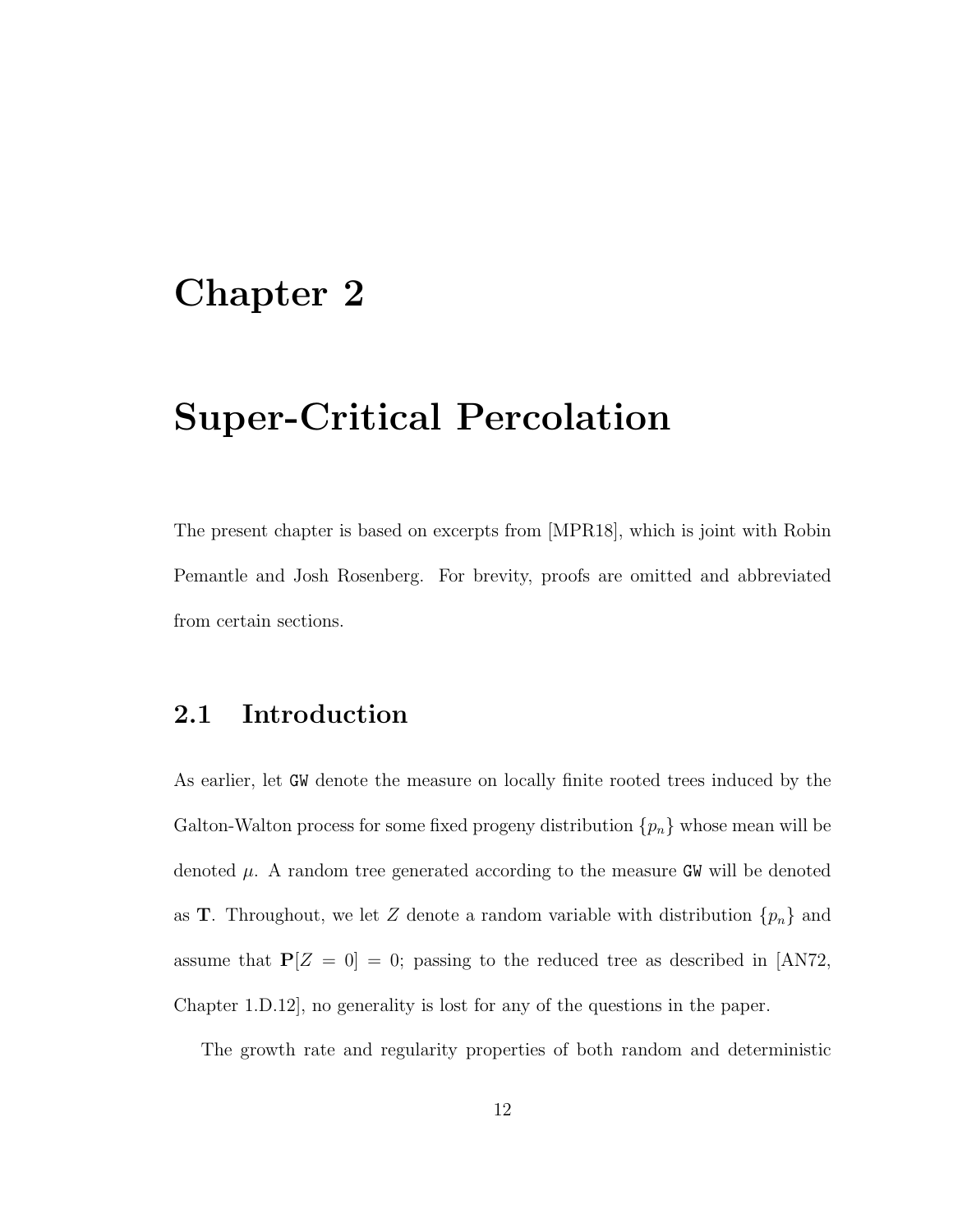# Chapter 2

# Super-Critical Percolation

The present chapter is based on excerpts from [MPR18], which is joint with Robin Pemantle and Josh Rosenberg. For brevity, proofs are omitted and abbreviated from certain sections.

## 2.1 Introduction

As earlier, let `GW` denote the measure on locally finite rooted trees induced by the Galton-Walton process for some fixed progeny distribution $\{p_n\}$ whose mean will be denoted $\mu$. A random tree generated according to the measure `GW` will be denoted as $\mathbf{T}$. Throughout, we let $Z$ denote a random variable with distribution $\{p_n\}$ and assume that $\mathbf{P}[Z = 0] = 0$; passing to the reduced tree as described in [AN72, Chapter 1.D.12], no generality is lost for any of the questions in the paper.

The growth rate and regularity properties of both random and deterministic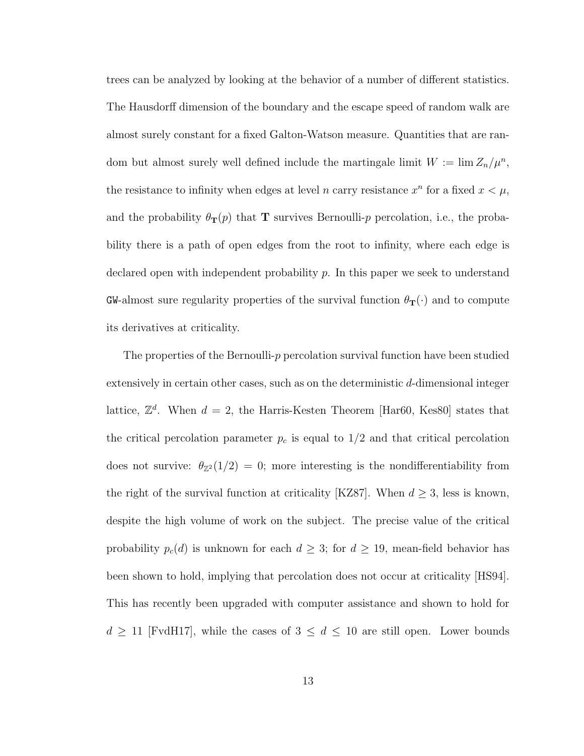trees can be analyzed by looking at the behavior of a number of different statistics. The Hausdorff dimension of the boundary and the escape speed of random walk are almost surely constant for a fixed Galton-Watson measure. Quantities that are random but almost surely well defined include the martingale limit $W := \lim Z_n/\mu^n$, the resistance to infinity when edges at level $n$ carry resistance $x^n$ for a fixed $x < \mu$, and the probability $\theta_{\mathbf{T}}(p)$ that $\mathbf{T}$ survives Bernoulli-$p$ percolation, i.e., the probability there is a path of open edges from the root to infinity, where each edge is declared open with independent probability $p$. In this paper we seek to understand GW-almost sure regularity properties of the survival function $\theta_{\mathbf{T}}(\cdot)$ and to compute its derivatives at criticality.

The properties of the Bernoulli-$p$ percolation survival function have been studied extensively in certain other cases, such as on the deterministic $d$-dimensional integer lattice, $\mathbb{Z}^d$. When $d = 2$, the Harris-Kesten Theorem [Har60, Kes80] states that the critical percolation parameter $p_c$ is equal to $1/2$ and that critical percolation does not survive: $\theta_{\mathbb{Z}^2}(1/2) = 0$; more interesting is the nondifferentiability from the right of the survival function at criticality [KZ87]. When $d \geq 3$, less is known, despite the high volume of work on the subject. The precise value of the critical probability $p_c(d)$ is unknown for each $d \geq 3$; for $d \geq 19$, mean-field behavior has been shown to hold, implying that percolation does not occur at criticality [HS94]. This has recently been upgraded with computer assistance and shown to hold for $d \geq 11$ [FvdH17], while the cases of $3 \leq d \leq 10$ are still open. Lower bounds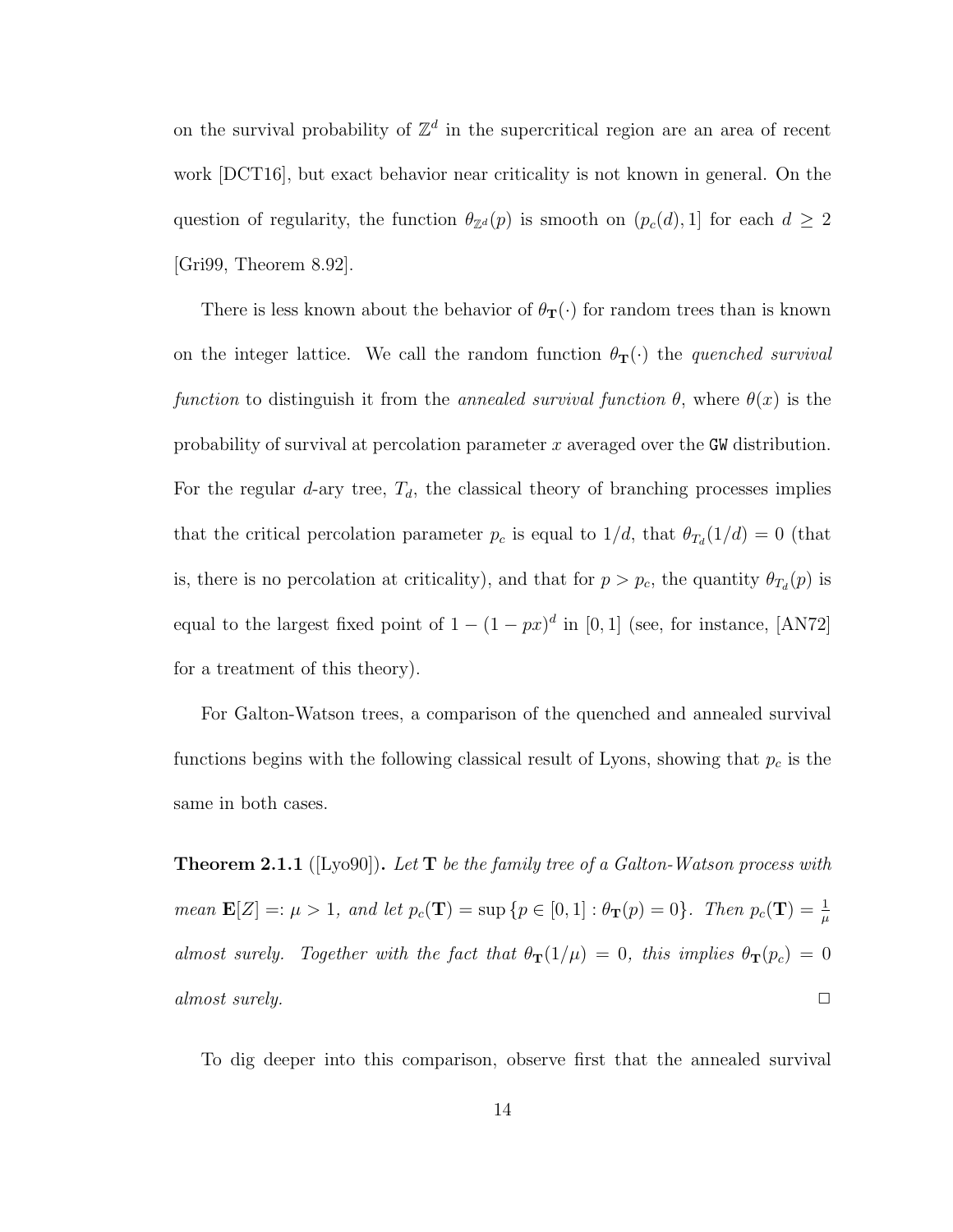on the survival probability of $\mathbb{Z}^d$ in the supercritical region are an area of recent work [DCT16], but exact behavior near criticality is not known in general. On the question of regularity, the function $\theta_{\mathbb{Z}^d}(p)$ is smooth on $(p_c(d), 1]$ for each $d \geq 2$ [Gri99, Theorem 8.92].

There is less known about the behavior of $\theta_{\mathbf{T}}(\cdot)$ for random trees than is known on the integer lattice. We call the random function $\theta_{\mathbf{T}}(\cdot)$ the *quenched survival function* to distinguish it from the *annealed survival function* $\theta$, where $\theta(x)$ is the probability of survival at percolation parameter $x$ averaged over the GW distribution. For the regular $d$-ary tree, $T_d$, the classical theory of branching processes implies that the critical percolation parameter $p_c$ is equal to $1/d$, that $\theta_{T_d}(1/d) = 0$ (that is, there is no percolation at criticality), and that for $p > p_c$, the quantity $\theta_{T_d}(p)$ is equal to the largest fixed point of $1 - (1 - px)^d$ in $[0, 1]$ (see, for instance, [AN72] for a treatment of this theory).

For Galton-Watson trees, a comparison of the quenched and annealed survival functions begins with the following classical result of Lyons, showing that $p_c$ is the same in both cases.

**Theorem 2.1.1** ([Lyo90])**.** *Let* $\mathbf{T}$ *be the family tree of a Galton-Watson process with mean* $\mathbf{E}[Z] =: \mu > 1$*, and let* $p_c(\mathbf{T}) = \sup\{p \in [0, 1] : \theta_{\mathbf{T}}(p) = 0\}$*. Then* $p_c(\mathbf{T}) = \frac{1}{\mu}$ *almost surely. Together with the fact that* $\theta_{\mathbf{T}}(1/\mu) = 0$*, this implies* $\theta_{\mathbf{T}}(p_c) = 0$ *almost surely.* □

To dig deeper into this comparison, observe first that the annealed survival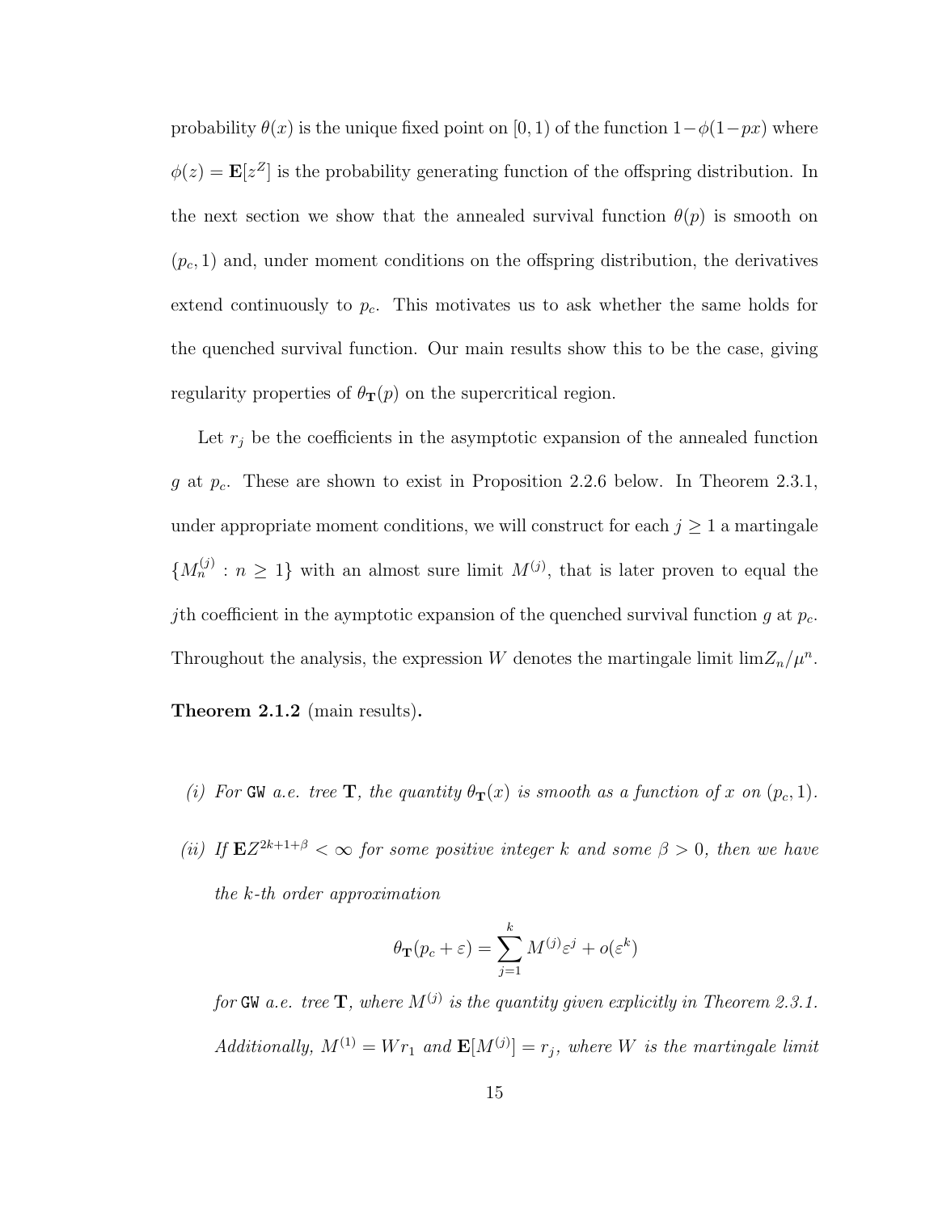probability $\theta(x)$ is the unique fixed point on $[0, 1)$ of the function $1-\phi(1-px)$ where $\phi(z) = \mathbf{E}[z^Z]$ is the probability generating function of the offspring distribution. In the next section we show that the annealed survival function $\theta(p)$ is smooth on $(p_c, 1)$ and, under moment conditions on the offspring distribution, the derivatives extend continuously to $p_c$. This motivates us to ask whether the same holds for the quenched survival function. Our main results show this to be the case, giving regularity properties of $\theta_{\mathbf{T}}(p)$ on the supercritical region.

Let $r_j$ be the coefficients in the asymptotic expansion of the annealed function $g$ at $p_c$. These are shown to exist in Proposition 2.2.6 below. In Theorem 2.3.1, under appropriate moment conditions, we will construct for each $j \geq 1$ a martingale $\{M_n^{(j)} : n \geq 1\}$ with an almost sure limit $M^{(j)}$, that is later proven to equal the $j$th coefficient in the aymptotic expansion of the quenched survival function $g$ at $p_c$. Throughout the analysis, the expression $W$ denotes the martingale limit $\lim Z_n/\mu^n$.

**Theorem 2.1.2** (main results)**.**

*(i) For* GW *a.e. tree* $\mathbf{T}$*, the quantity* $\theta_{\mathbf{T}}(x)$ *is smooth as a function of* $x$ *on* $(p_c, 1)$*.*

*(ii) If* $\mathbf{E}Z^{2k+1+\beta} < \infty$ *for some positive integer* $k$ *and some* $\beta > 0$*, then we have the* $k$*-th order approximation*

$$\theta_{\mathbf{T}}(p_c + \varepsilon) = \sum_{j=1}^{k} M^{(j)} \varepsilon^j + o(\varepsilon^k)$$

*for* GW *a.e. tree* $\mathbf{T}$*, where* $M^{(j)}$ *is the quantity given explicitly in Theorem 2.3.1. Additionally,* $M^{(1)} = W r_1$ *and* $\mathbf{E}[M^{(j)}] = r_j$*, where* $W$ *is the martingale limit*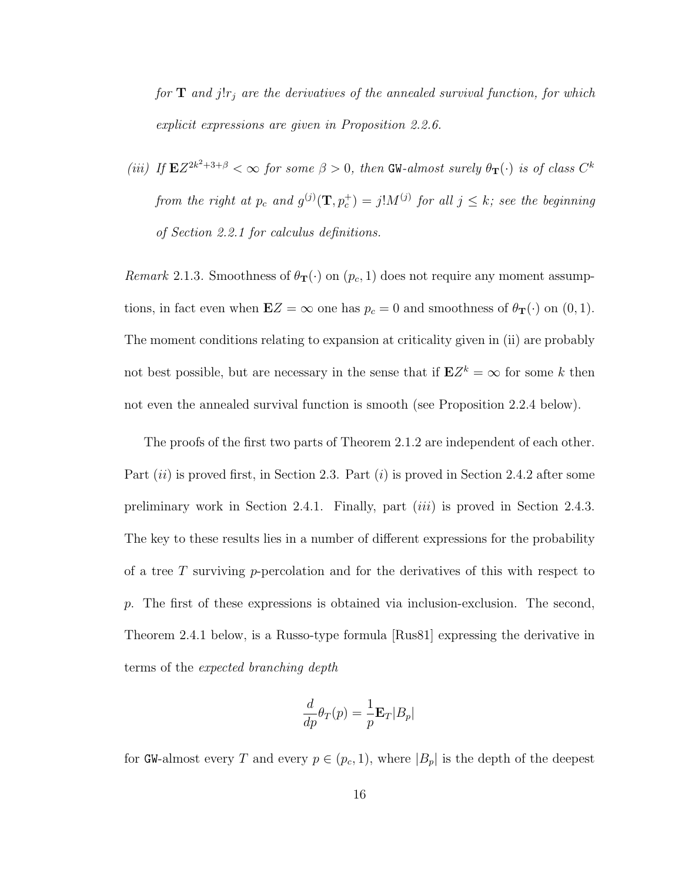*for* $\mathbf{T}$ *and* $j!r_j$ *are the derivatives of the annealed survival function, for which explicit expressions are given in Proposition 2.2.6.*

*(iii) If* $\mathbf{E}Z^{2k^2+3+\beta} < \infty$ *for some* $\beta > 0$*, then* GW*-almost surely* $\theta_{\mathbf{T}}(\cdot)$ *is of class* $C^k$ *from the right at* $p_c$ *and* $g^{(j)}(\mathbf{T}, p_c^+) = j!M^{(j)}$ *for all* $j \leq k$*; see the beginning of Section 2.2.1 for calculus definitions.*

*Remark* 2.1.3. Smoothness of $\theta_{\mathbf{T}}(\cdot)$ on $(p_c, 1)$ does not require any moment assumptions, in fact even when $\mathbf{E}Z = \infty$ one has $p_c = 0$ and smoothness of $\theta_{\mathbf{T}}(\cdot)$ on $(0, 1)$. The moment conditions relating to expansion at criticality given in (ii) are probably not best possible, but are necessary in the sense that if $\mathbf{E}Z^k = \infty$ for some $k$ then not even the annealed survival function is smooth (see Proposition 2.2.4 below).

The proofs of the first two parts of Theorem 2.1.2 are independent of each other. Part *(ii)* is proved first, in Section 2.3. Part *(i)* is proved in Section 2.4.2 after some preliminary work in Section 2.4.1. Finally, part *(iii)* is proved in Section 2.4.3. The key to these results lies in a number of different expressions for the probability of a tree $T$ surviving $p$-percolation and for the derivatives of this with respect to $p$. The first of these expressions is obtained via inclusion-exclusion. The second, Theorem 2.4.1 below, is a Russo-type formula [Rus81] expressing the derivative in terms of the *expected branching depth*

$$\frac{d}{dp}\theta_T(p) = \frac{1}{p}\mathbf{E}_T|B_p|$$

for GW-almost every $T$ and every $p \in (p_c, 1)$, where $|B_p|$ is the depth of the deepest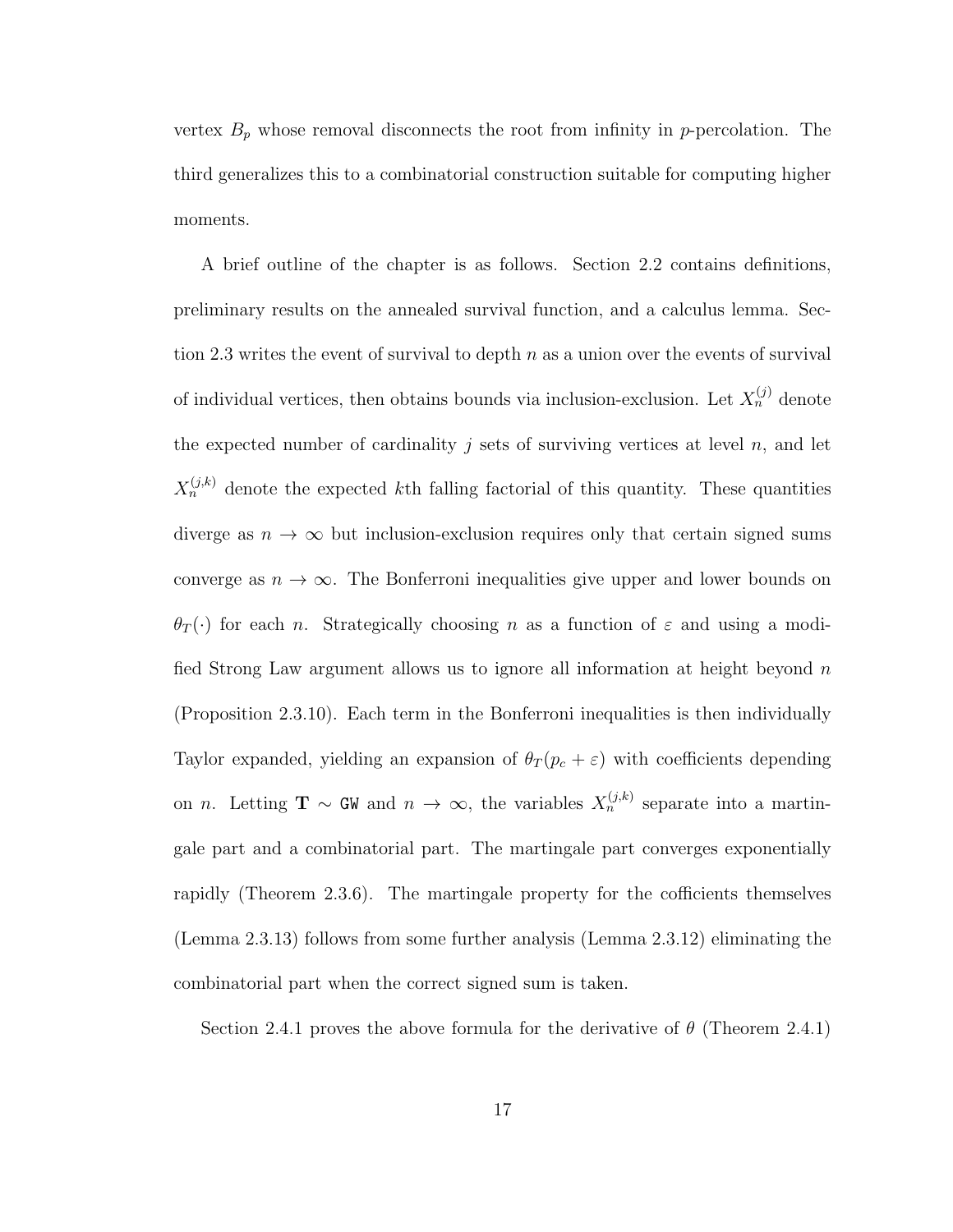vertex $B_p$ whose removal disconnects the root from infinity in $p$-percolation. The third generalizes this to a combinatorial construction suitable for computing higher moments.

A brief outline of the chapter is as follows. Section 2.2 contains definitions, preliminary results on the annealed survival function, and a calculus lemma. Section 2.3 writes the event of survival to depth $n$ as a union over the events of survival of individual vertices, then obtains bounds via inclusion-exclusion. Let $X_n^{(j)}$ denote the expected number of cardinality $j$ sets of surviving vertices at level $n$, and let $X_n^{(j,k)}$ denote the expected $k$th falling factorial of this quantity. These quantities diverge as $n \to \infty$ but inclusion-exclusion requires only that certain signed sums converge as $n \to \infty$. The Bonferroni inequalities give upper and lower bounds on $\theta_T(\cdot)$ for each $n$. Strategically choosing $n$ as a function of $\varepsilon$ and using a modified Strong Law argument allows us to ignore all information at height beyond $n$ (Proposition 2.3.10). Each term in the Bonferroni inequalities is then individually Taylor expanded, yielding an expansion of $\theta_T(p_c + \varepsilon)$ with coefficients depending on $n$. Letting $\mathbf{T} \sim \mathtt{GW}$ and $n \to \infty$, the variables $X_n^{(j,k)}$ separate into a martingale part and a combinatorial part. The martingale part converges exponentially rapidly (Theorem 2.3.6). The martingale property for the cofficients themselves (Lemma 2.3.13) follows from some further analysis (Lemma 2.3.12) eliminating the combinatorial part when the correct signed sum is taken.

Section 2.4.1 proves the above formula for the derivative of $\theta$ (Theorem 2.4.1)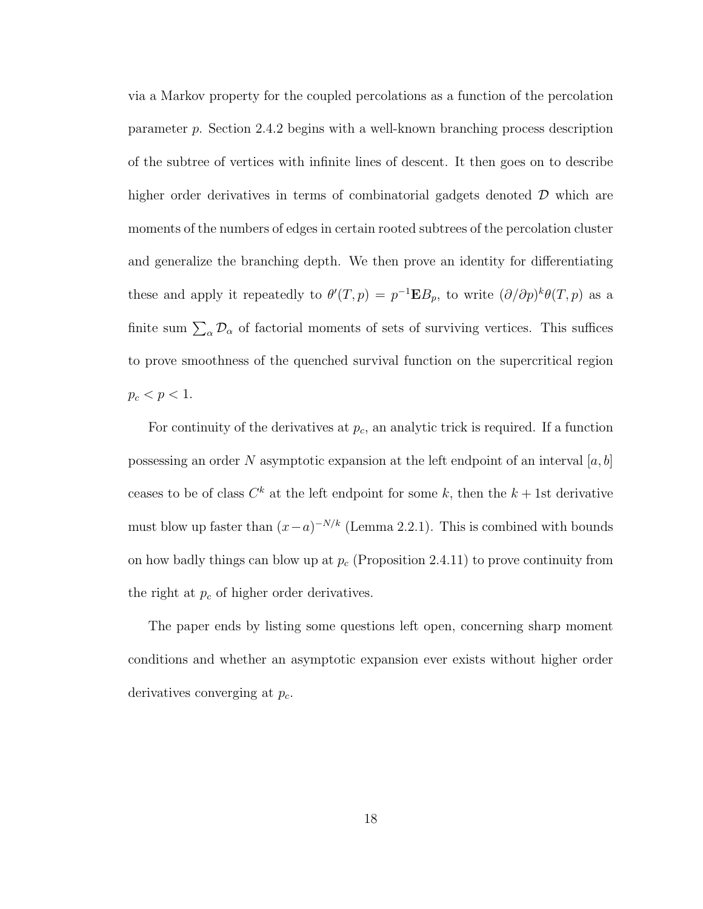via a Markov property for the coupled percolations as a function of the percolation parameter $p$. Section 2.4.2 begins with a well-known branching process description of the subtree of vertices with infinite lines of descent. It then goes on to describe higher order derivatives in terms of combinatorial gadgets denoted $\mathcal{D}$ which are moments of the numbers of edges in certain rooted subtrees of the percolation cluster and generalize the branching depth. We then prove an identity for differentiating these and apply it repeatedly to $\theta'(T,p) = p^{-1}\mathbf{E}B_p$, to write $(\partial/\partial p)^k \theta(T,p)$ as a finite sum $\sum_\alpha \mathcal{D}_\alpha$ of factorial moments of sets of surviving vertices. This suffices to prove smoothness of the quenched survival function on the supercritical region $p_c < p < 1$.

For continuity of the derivatives at $p_c$, an analytic trick is required. If a function possessing an order $N$ asymptotic expansion at the left endpoint of an interval $[a,b]$ ceases to be of class $C^k$ at the left endpoint for some $k$, then the $k+1$st derivative must blow up faster than $(x-a)^{-N/k}$ (Lemma 2.2.1). This is combined with bounds on how badly things can blow up at $p_c$ (Proposition 2.4.11) to prove continuity from the right at $p_c$ of higher order derivatives.

The paper ends by listing some questions left open, concerning sharp moment conditions and whether an asymptotic expansion ever exists without higher order derivatives converging at $p_c$.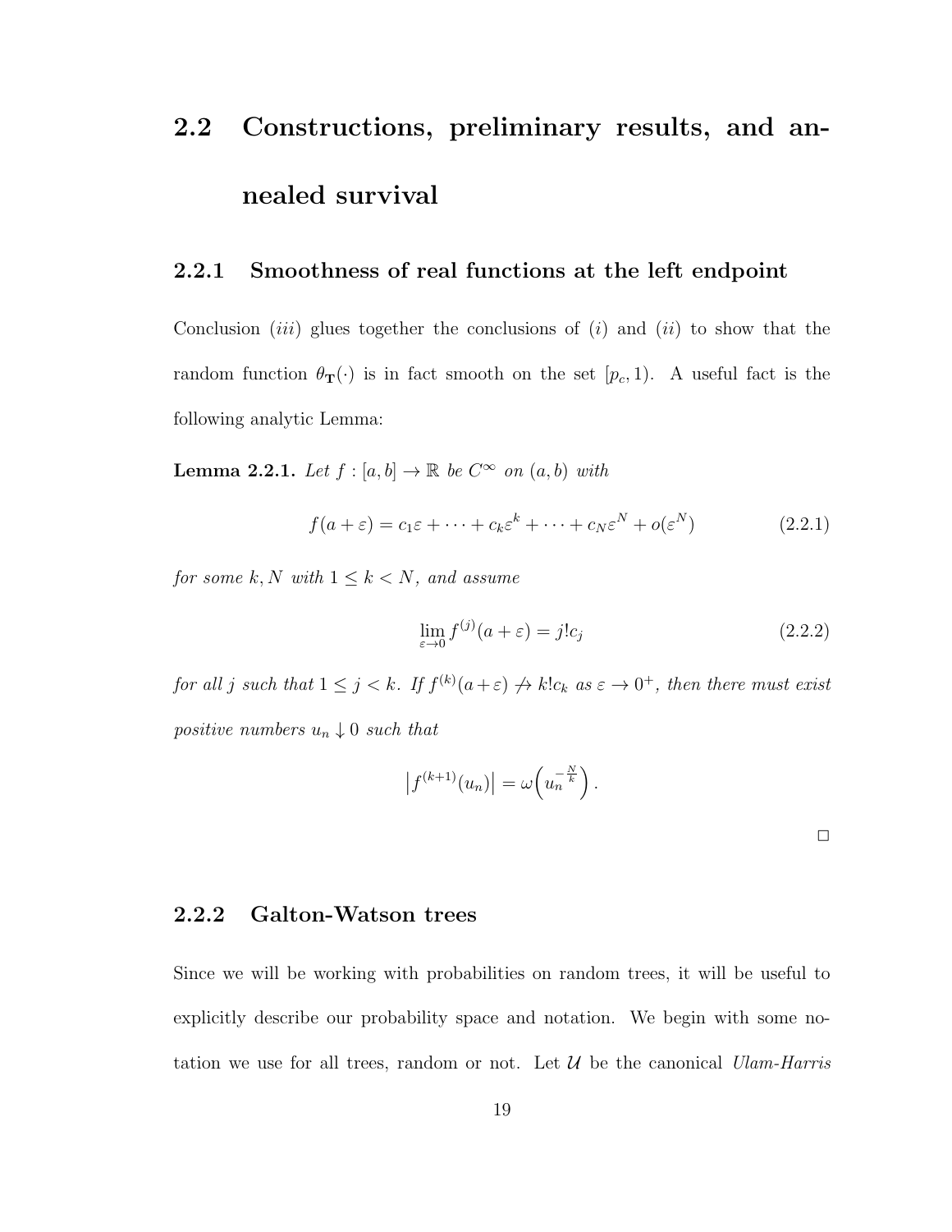## 2.2 Constructions, preliminary results, and annealed survival

### 2.2.1 Smoothness of real functions at the left endpoint

Conclusion (*iii*) glues together the conclusions of (*i*) and (*ii*) to show that the random function $\theta_{\mathbf{T}}(\cdot)$ is in fact smooth on the set $[p_c, 1)$. A useful fact is the following analytic Lemma:

**Lemma 2.2.1.** *Let $f : [a, b] \to \mathbb{R}$ be $C^\infty$ on $(a, b)$ with*

$$f(a + \varepsilon) = c_1\varepsilon + \cdots + c_k\varepsilon^k + \cdots + c_N\varepsilon^N + o(\varepsilon^N) \tag{2.2.1}$$

*for some $k, N$ with $1 \le k < N$, and assume*

$$\lim_{\varepsilon \to 0} f^{(j)}(a + \varepsilon) = j!c_j \tag{2.2.2}$$

*for all $j$ such that $1 \le j < k$. If $f^{(k)}(a+\varepsilon) \not\to k!c_k$ as $\varepsilon \to 0^+$, then there must exist positive numbers $u_n \downarrow 0$ such that*

$$\left|f^{(k+1)}(u_n)\right| = \omega\left(u_n^{-\frac{N}{k}}\right).$$

□

### 2.2.2 Galton-Watson trees

Since we will be working with probabilities on random trees, it will be useful to explicitly describe our probability space and notation. We begin with some notation we use for all trees, random or not. Let $\mathcal{U}$ be the canonical *Ulam-Harris*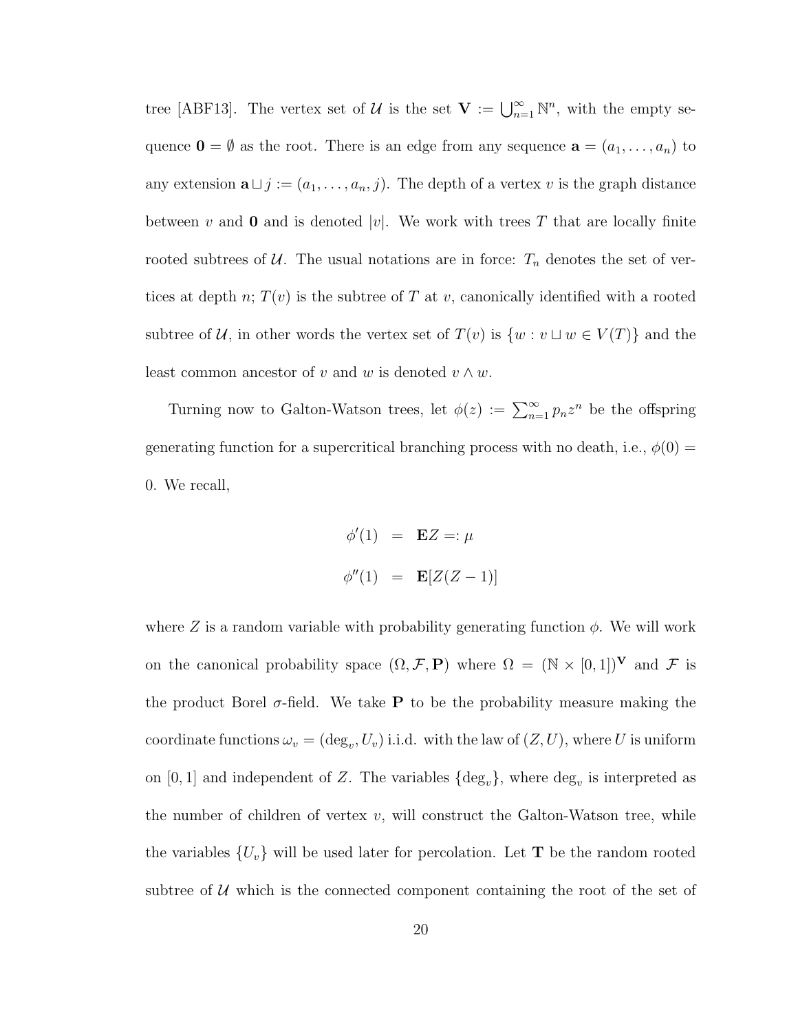tree [ABF13]. The vertex set of $\mathcal{U}$ is the set $\mathbf{V} := \bigcup_{n=1}^{\infty} \mathbb{N}^n$, with the empty sequence $\mathbf{0} = \emptyset$ as the root. There is an edge from any sequence $\mathbf{a} = (a_1, \ldots, a_n)$ to any extension $\mathbf{a} \sqcup j := (a_1, \ldots, a_n, j)$. The depth of a vertex $v$ is the graph distance between $v$ and $\mathbf{0}$ and is denoted $|v|$. We work with trees $T$ that are locally finite rooted subtrees of $\mathcal{U}$. The usual notations are in force: $T_n$ denotes the set of vertices at depth $n$; $T(v)$ is the subtree of $T$ at $v$, canonically identified with a rooted subtree of $\mathcal{U}$, in other words the vertex set of $T(v)$ is $\{w : v \sqcup w \in V(T)\}$ and the least common ancestor of $v$ and $w$ is denoted $v \wedge w$.

Turning now to Galton-Watson trees, let $\phi(z) := \sum_{n=1}^{\infty} p_n z^n$ be the offspring generating function for a supercritical branching process with no death, i.e., $\phi(0) = 0$. We recall,

$$
\begin{aligned}
\phi'(1) &= \mathbf{E}Z =: \mu \\
\phi''(1) &= \mathbf{E}[Z(Z-1)]
\end{aligned}
$$

where $Z$ is a random variable with probability generating function $\phi$. We will work on the canonical probability space $(\Omega, \mathcal{F}, \mathbf{P})$ where $\Omega = (\mathbb{N} \times [0,1])^{\mathbf{V}}$ and $\mathcal{F}$ is the product Borel $\sigma$-field. We take $\mathbf{P}$ to be the probability measure making the coordinate functions $\omega_v = (\deg_v, U_v)$ i.i.d. with the law of $(Z, U)$, where $U$ is uniform on $[0,1]$ and independent of $Z$. The variables $\{\deg_v\}$, where $\deg_v$ is interpreted as the number of children of vertex $v$, will construct the Galton-Watson tree, while the variables $\{U_v\}$ will be used later for percolation. Let $\mathbf{T}$ be the random rooted subtree of $\mathcal{U}$ which is the connected component containing the root of the set of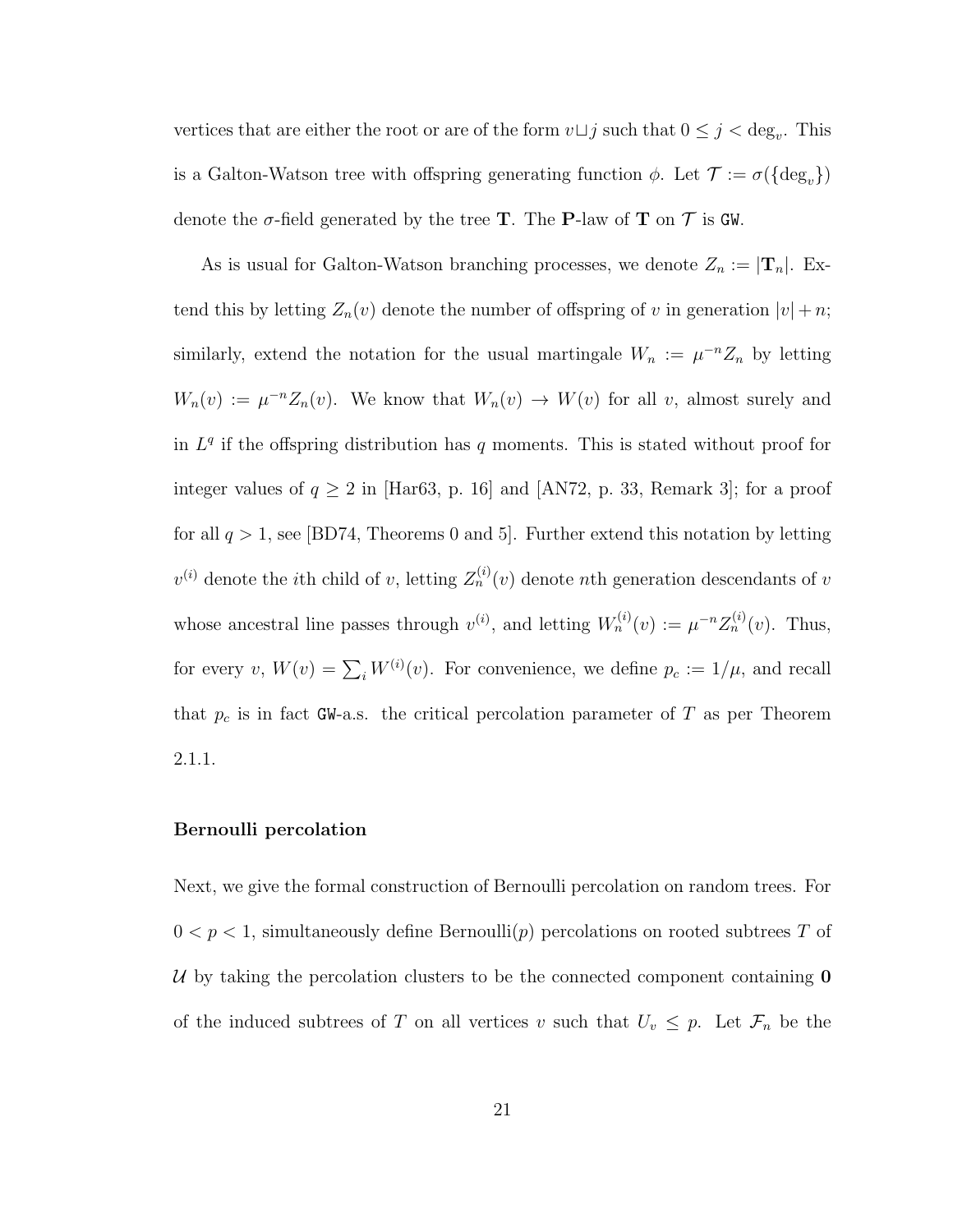vertices that are either the root or are of the form $v \sqcup j$ such that $0 \le j < \deg_v$. This is a Galton-Watson tree with offspring generating function $\phi$. Let $\mathcal{T} := \sigma(\{\deg_v\})$ denote the $\sigma$-field generated by the tree $\mathbf{T}$. The $\mathbf{P}$-law of $\mathbf{T}$ on $\mathcal{T}$ is $\mathtt{GW}$.

As is usual for Galton-Watson branching processes, we denote $Z_n := |\mathbf{T}_n|$. Extend this by letting $Z_n(v)$ denote the number of offspring of $v$ in generation $|v| + n$; similarly, extend the notation for the usual martingale $W_n := \mu^{-n} Z_n$ by letting $W_n(v) := \mu^{-n} Z_n(v)$. We know that $W_n(v) \to W(v)$ for all $v$, almost surely and in $L^q$ if the offspring distribution has $q$ moments. This is stated without proof for integer values of $q \ge 2$ in [Har63, p. 16] and [AN72, p. 33, Remark 3]; for a proof for all $q > 1$, see [BD74, Theorems 0 and 5]. Further extend this notation by letting $v^{(i)}$ denote the $i$th child of $v$, letting $Z_n^{(i)}(v)$ denote $n$th generation descendants of $v$ whose ancestral line passes through $v^{(i)}$, and letting $W_n^{(i)}(v) := \mu^{-n} Z_n^{(i)}(v)$. Thus, for every $v$, $W(v) = \sum_i W^{(i)}(v)$. For convenience, we define $p_c := 1/\mu$, and recall that $p_c$ is in fact $\mathtt{GW}$-a.s. the critical percolation parameter of $T$ as per Theorem 2.1.1.

**Bernoulli percolation**

Next, we give the formal construction of Bernoulli percolation on random trees. For $0 < p < 1$, simultaneously define Bernoulli($p$) percolations on rooted subtrees $T$ of $\mathcal{U}$ by taking the percolation clusters to be the connected component containing $\mathbf{0}$ of the induced subtrees of $T$ on all vertices $v$ such that $U_v \le p$. Let $\mathcal{F}_n$ be the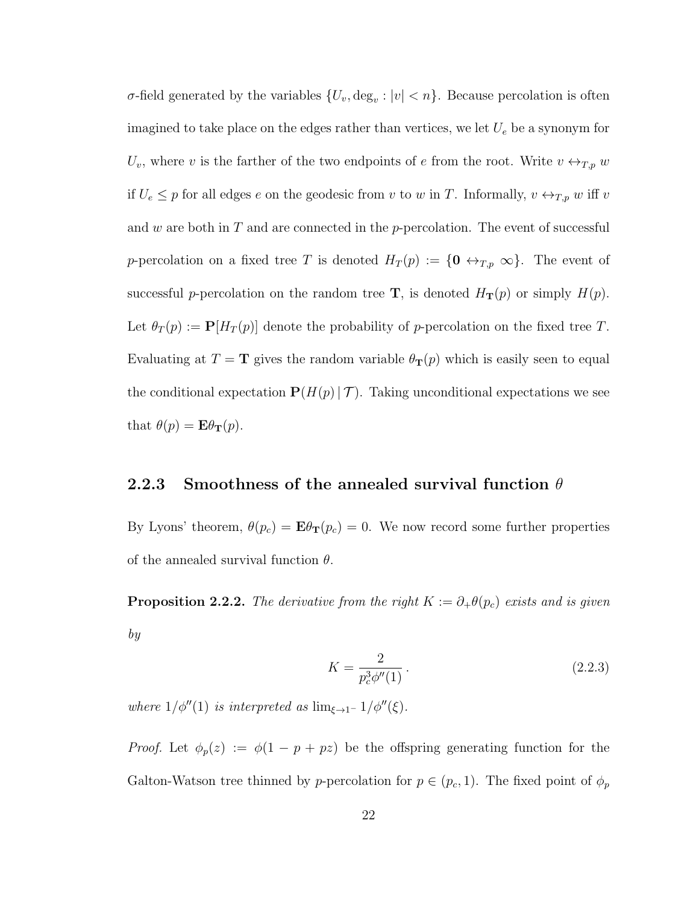$\sigma$-field generated by the variables $\{U_v, \deg_v : |v| < n\}$. Because percolation is often imagined to take place on the edges rather than vertices, we let $U_e$ be a synonym for $U_v$, where $v$ is the farther of the two endpoints of $e$ from the root. Write $v \leftrightarrow_{T,p} w$ if $U_e \leq p$ for all edges $e$ on the geodesic from $v$ to $w$ in $T$. Informally, $v \leftrightarrow_{T,p} w$ iff $v$ and $w$ are both in $T$ and are connected in the $p$-percolation. The event of successful $p$-percolation on a fixed tree $T$ is denoted $H_T(p) := \{\mathbf{0} \leftrightarrow_{T,p} \infty\}$. The event of successful $p$-percolation on the random tree $\mathbf{T}$, is denoted $H_{\mathbf{T}}(p)$ or simply $H(p)$. Let $\theta_T(p) := \mathbf{P}[H_T(p)]$ denote the probability of $p$-percolation on the fixed tree $T$. Evaluating at $T = \mathbf{T}$ gives the random variable $\theta_{\mathbf{T}}(p)$ which is easily seen to equal the conditional expectation $\mathbf{P}(H(p) \,|\, \mathcal{T})$. Taking unconditional expectations we see that $\theta(p) = \mathbf{E}\theta_{\mathbf{T}}(p)$.

### 2.2.3 Smoothness of the annealed survival function $\theta$

By Lyons' theorem, $\theta(p_c) = \mathbf{E}\theta_{\mathbf{T}}(p_c) = 0$. We now record some further properties of the annealed survival function $\theta$.

**Proposition 2.2.2.** *The derivative from the right $K := \partial_+\theta(p_c)$ exists and is given by*

$$K = \frac{2}{p_c^3 \phi''(1)} \,. \tag{2.2.3}$$

*where $1/\phi''(1)$ is interpreted as $\lim_{\xi \to 1^-} 1/\phi''(\xi)$.*

*Proof.* Let $\phi_p(z) := \phi(1 - p + pz)$ be the offspring generating function for the Galton-Watson tree thinned by $p$-percolation for $p \in (p_c, 1)$. The fixed point of $\phi_p$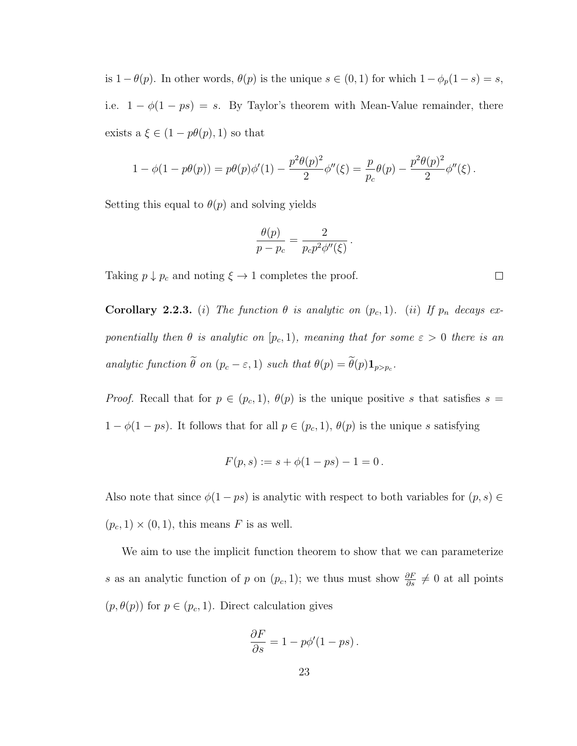is $1-\theta(p)$. In other words, $\theta(p)$ is the unique $s \in (0,1)$ for which $1-\phi_p(1-s) = s$, i.e. $1-\phi(1-ps) = s$. By Taylor's theorem with Mean-Value remainder, there exists a $\xi \in (1-p\theta(p), 1)$ so that

$$1-\phi(1-p\theta(p)) = p\theta(p)\phi'(1) - \frac{p^2\theta(p)^2}{2}\phi''(\xi) = \frac{p}{p_c}\theta(p) - \frac{p^2\theta(p)^2}{2}\phi''(\xi)\,.$$

Setting this equal to $\theta(p)$ and solving yields

$$\frac{\theta(p)}{p-p_c} = \frac{2}{p_c p^2 \phi''(\xi)}\,.$$

Taking $p \downarrow p_c$ and noting $\xi \to 1$ completes the proof. $\square$

**Corollary 2.2.3.** *(i) The function $\theta$ is analytic on $(p_c, 1)$. (ii) If $p_n$ decays exponentially then $\theta$ is analytic on $[p_c, 1)$, meaning that for some $\varepsilon > 0$ there is an analytic function $\widetilde{\theta}$ on $(p_c - \varepsilon, 1)$ such that $\theta(p) = \widetilde{\theta}(p)\mathbf{1}_{p>p_c}$.*

*Proof.* Recall that for $p \in (p_c, 1)$, $\theta(p)$ is the unique positive $s$ that satisfies $s = 1-\phi(1-ps)$. It follows that for all $p \in (p_c, 1)$, $\theta(p)$ is the unique $s$ satisfying

$$F(p,s) := s + \phi(1-ps) - 1 = 0\,.$$

Also note that since $\phi(1-ps)$ is analytic with respect to both variables for $(p,s) \in (p_c, 1) \times (0,1)$, this means $F$ is as well.

We aim to use the implicit function theorem to show that we can parameterize $s$ as an analytic function of $p$ on $(p_c, 1)$; we thus must show $\frac{\partial F}{\partial s} \neq 0$ at all points $(p, \theta(p))$ for $p \in (p_c, 1)$. Direct calculation gives

$$\frac{\partial F}{\partial s} = 1 - p\phi'(1-ps)\,.$$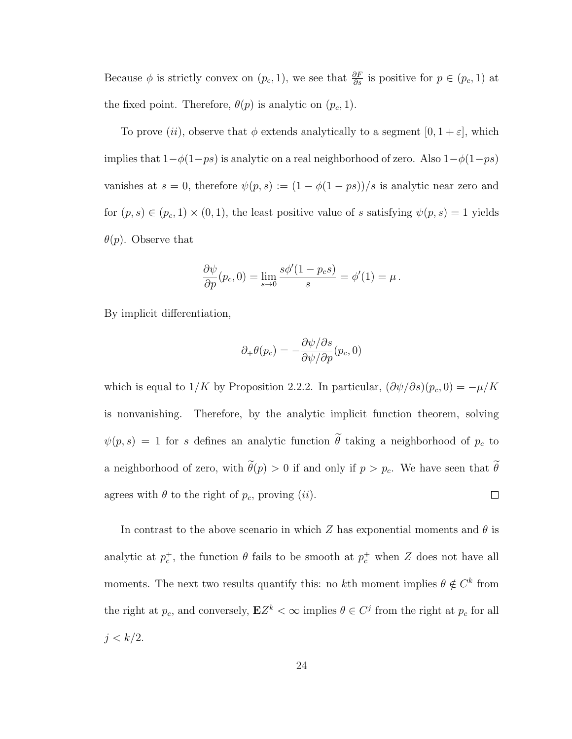Because $\phi$ is strictly convex on $(p_c, 1)$, we see that $\frac{\partial F}{\partial s}$ is positive for $p \in (p_c, 1)$ at the fixed point. Therefore, $\theta(p)$ is analytic on $(p_c, 1)$.

To prove $(ii)$, observe that $\phi$ extends analytically to a segment $[0, 1+\varepsilon]$, which implies that $1-\phi(1-ps)$ is analytic on a real neighborhood of zero. Also $1-\phi(1-ps)$ vanishes at $s = 0$, therefore $\psi(p,s) := (1-\phi(1-ps))/s$ is analytic near zero and for $(p,s) \in (p_c, 1) \times (0,1)$, the least positive value of $s$ satisfying $\psi(p,s) = 1$ yields $\theta(p)$. Observe that

$$\frac{\partial \psi}{\partial p}(p_c, 0) = \lim_{s \to 0} \frac{s\phi'(1-p_c s)}{s} = \phi'(1) = \mu \, .$$

By implicit differentiation,

$$\partial_+ \theta(p_c) = -\frac{\partial \psi / \partial s}{\partial \psi / \partial p}(p_c, 0)$$

which is equal to $1/K$ by Proposition 2.2.2. In particular, $(\partial \psi / \partial s)(p_c, 0) = -\mu/K$ is nonvanishing. Therefore, by the analytic implicit function theorem, solving $\psi(p,s) = 1$ for $s$ defines an analytic function $\widetilde{\theta}$ taking a neighborhood of $p_c$ to a neighborhood of zero, with $\widetilde{\theta}(p) > 0$ if and only if $p > p_c$. We have seen that $\widetilde{\theta}$ agrees with $\theta$ to the right of $p_c$, proving $(ii)$. $\square$

In contrast to the above scenario in which $Z$ has exponential moments and $\theta$ is analytic at $p_c^+$, the function $\theta$ fails to be smooth at $p_c^+$ when $Z$ does not have all moments. The next two results quantify this: no $k$th moment implies $\theta \notin C^k$ from the right at $p_c$, and conversely, $\mathbf{E}Z^k < \infty$ implies $\theta \in C^j$ from the right at $p_c$ for all $j < k/2$.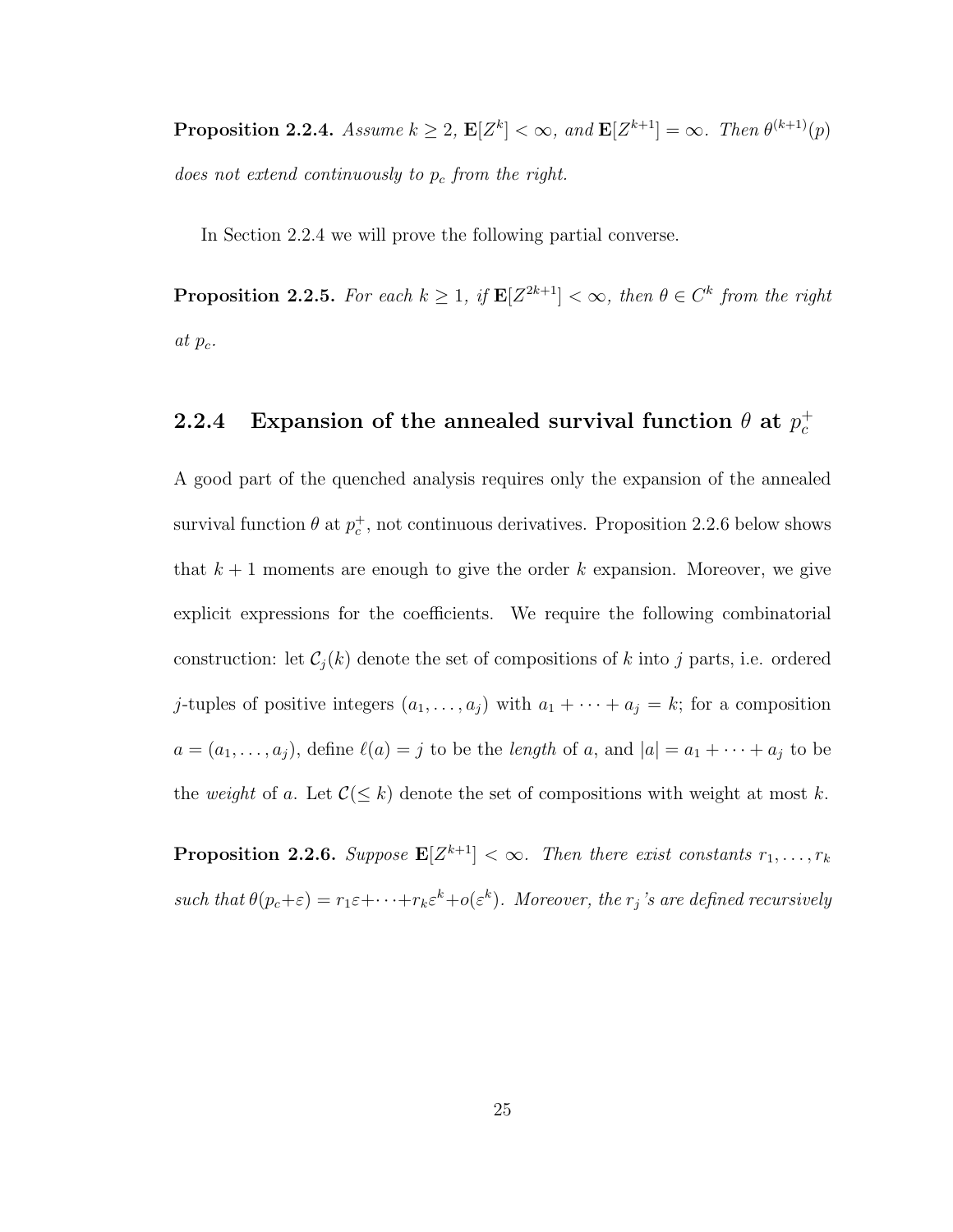**Proposition 2.2.4.** *Assume $k \geq 2$, $\mathbf{E}[Z^k] < \infty$, and $\mathbf{E}[Z^{k+1}] = \infty$. Then $\theta^{(k+1)}(p)$ does not extend continuously to $p_c$ from the right.*

In Section 2.2.4 we will prove the following partial converse.

**Proposition 2.2.5.** *For each $k \geq 1$, if $\mathbf{E}[Z^{2k+1}] < \infty$, then $\theta \in C^k$ from the right at $p_c$.*

### 2.2.4 Expansion of the annealed survival function $\theta$ at $p_c^+$

A good part of the quenched analysis requires only the expansion of the annealed survival function $\theta$ at $p_c^+$, not continuous derivatives. Proposition 2.2.6 below shows that $k+1$ moments are enough to give the order $k$ expansion. Moreover, we give explicit expressions for the coefficients. We require the following combinatorial construction: let $\mathcal{C}_j(k)$ denote the set of compositions of $k$ into $j$ parts, i.e. ordered $j$-tuples of positive integers $(a_1, \ldots, a_j)$ with $a_1 + \cdots + a_j = k$; for a composition $a = (a_1, \ldots, a_j)$, define $\ell(a) = j$ to be the *length* of $a$, and $|a| = a_1 + \cdots + a_j$ to be the *weight* of $a$. Let $\mathcal{C}(\leq k)$ denote the set of compositions with weight at most $k$.

**Proposition 2.2.6.** *Suppose $\mathbf{E}[Z^{k+1}] < \infty$. Then there exist constants $r_1, \ldots, r_k$ such that $\theta(p_c+\varepsilon) = r_1\varepsilon + \cdots + r_k\varepsilon^k + o(\varepsilon^k)$. Moreover, the $r_j$'s are defined recursively*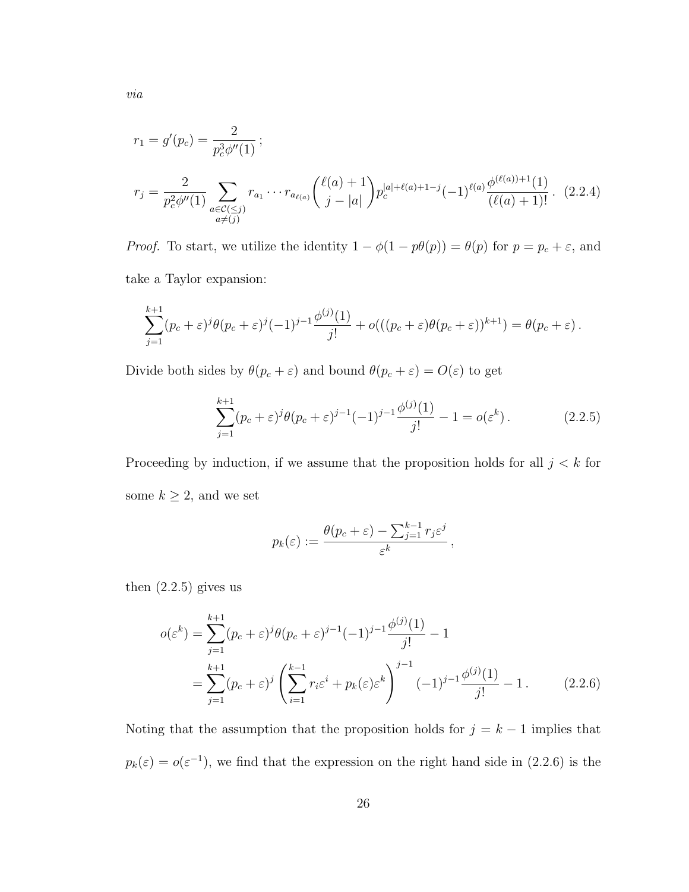*via*

$$r_1 = g'(p_c) = \frac{2}{p_c^3 \phi''(1)}\,;$$

$$r_j = \frac{2}{p_c^2 \phi''(1)} \sum_{\substack{a \in \mathcal{C}(\leq j) \\ a \neq (j)}} r_{a_1} \cdots r_{a_{\ell(a)}} \binom{\ell(a)+1}{j - |a|} p_c^{|a|+\ell(a)+1-j} (-1)^{\ell(a)} \frac{\phi^{(\ell(a))+1}(1)}{(\ell(a)+1)!}\,. \quad (2.2.4)$$

*Proof.* To start, we utilize the identity $1 - \phi(1 - p\theta(p)) = \theta(p)$ for $p = p_c + \varepsilon$, and take a Taylor expansion:

$$\sum_{j=1}^{k+1} (p_c + \varepsilon)^j \theta(p_c + \varepsilon)^j (-1)^{j-1} \frac{\phi^{(j)}(1)}{j!} + o(((p_c + \varepsilon)\theta(p_c + \varepsilon))^{k+1}) = \theta(p_c + \varepsilon)\,.$$

Divide both sides by $\theta(p_c + \varepsilon)$ and bound $\theta(p_c + \varepsilon) = O(\varepsilon)$ to get

$$\sum_{j=1}^{k+1} (p_c + \varepsilon)^j \theta(p_c + \varepsilon)^{j-1} (-1)^{j-1} \frac{\phi^{(j)}(1)}{j!} - 1 = o(\varepsilon^k)\,. \quad (2.2.5)$$

Proceeding by induction, if we assume that the proposition holds for all $j < k$ for some $k \geq 2$, and we set

$$p_k(\varepsilon) := \frac{\theta(p_c + \varepsilon) - \sum_{j=1}^{k-1} r_j \varepsilon^j}{\varepsilon^k}\,,$$

then (2.2.5) gives us

$$\begin{aligned} o(\varepsilon^k) &= \sum_{j=1}^{k+1} (p_c + \varepsilon)^j \theta(p_c + \varepsilon)^{j-1} (-1)^{j-1} \frac{\phi^{(j)}(1)}{j!} - 1 \\ &= \sum_{j=1}^{k+1} (p_c + \varepsilon)^j \left( \sum_{i=1}^{k-1} r_i \varepsilon^i + p_k(\varepsilon)\varepsilon^k \right)^{j-1} (-1)^{j-1} \frac{\phi^{(j)}(1)}{j!} - 1\,. \end{aligned} \quad (2.2.6)$$

Noting that the assumption that the proposition holds for $j = k - 1$ implies that $p_k(\varepsilon) = o(\varepsilon^{-1})$, we find that the expression on the right hand side in (2.2.6) is the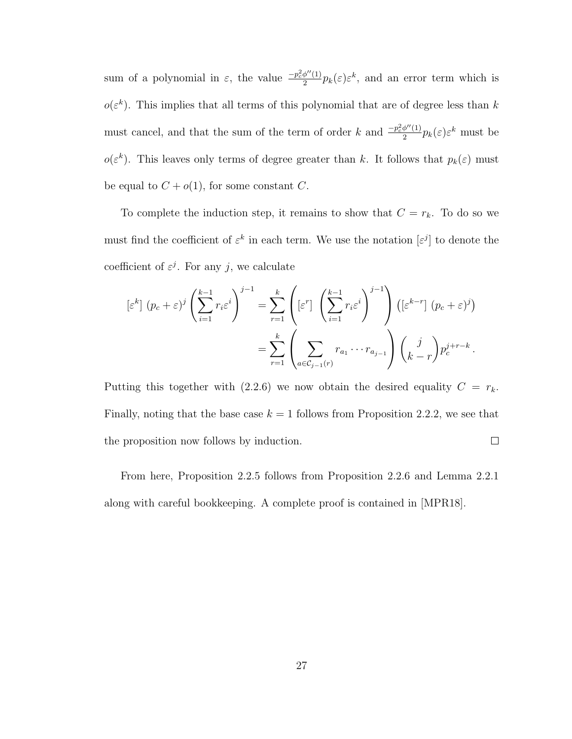sum of a polynomial in $\varepsilon$, the value $\frac{-p_c^2\phi''(1)}{2}p_k(\varepsilon)\varepsilon^k$, and an error term which is $o(\varepsilon^k)$. This implies that all terms of this polynomial that are of degree less than $k$ must cancel, and that the sum of the term of order $k$ and $\frac{-p_c^2\phi''(1)}{2}p_k(\varepsilon)\varepsilon^k$ must be $o(\varepsilon^k)$. This leaves only terms of degree greater than $k$. It follows that $p_k(\varepsilon)$ must be equal to $C + o(1)$, for some constant $C$.

To complete the induction step, it remains to show that $C = r_k$. To do so we must find the coefficient of $\varepsilon^k$ in each term. We use the notation $[\varepsilon^j]$ to denote the coefficient of $\varepsilon^j$. For any $j$, we calculate

$$
\begin{aligned}
[\varepsilon^k]\ (p_c+\varepsilon)^j \left(\sum_{i=1}^{k-1} r_i \varepsilon^i\right)^{j-1} &= \sum_{r=1}^{k} \left([\varepsilon^r]\ \left(\sum_{i=1}^{k-1} r_i\varepsilon^i\right)^{j-1}\right)\left([\varepsilon^{k-r}]\ (p_c+\varepsilon)^j\right) \\
&= \sum_{r=1}^{k}\left(\sum_{a\in\mathcal{C}_{j-1}(r)} r_{a_1}\cdots r_{a_{j-1}}\right)\binom{j}{k-r}p_c^{j+r-k}.
\end{aligned}
$$

Putting this together with (2.2.6) we now obtain the desired equality $C = r_k$. Finally, noting that the base case $k = 1$ follows from Proposition 2.2.2, we see that the proposition now follows by induction. □

From here, Proposition 2.2.5 follows from Proposition 2.2.6 and Lemma 2.2.1 along with careful bookkeeping. A complete proof is contained in [MPR18].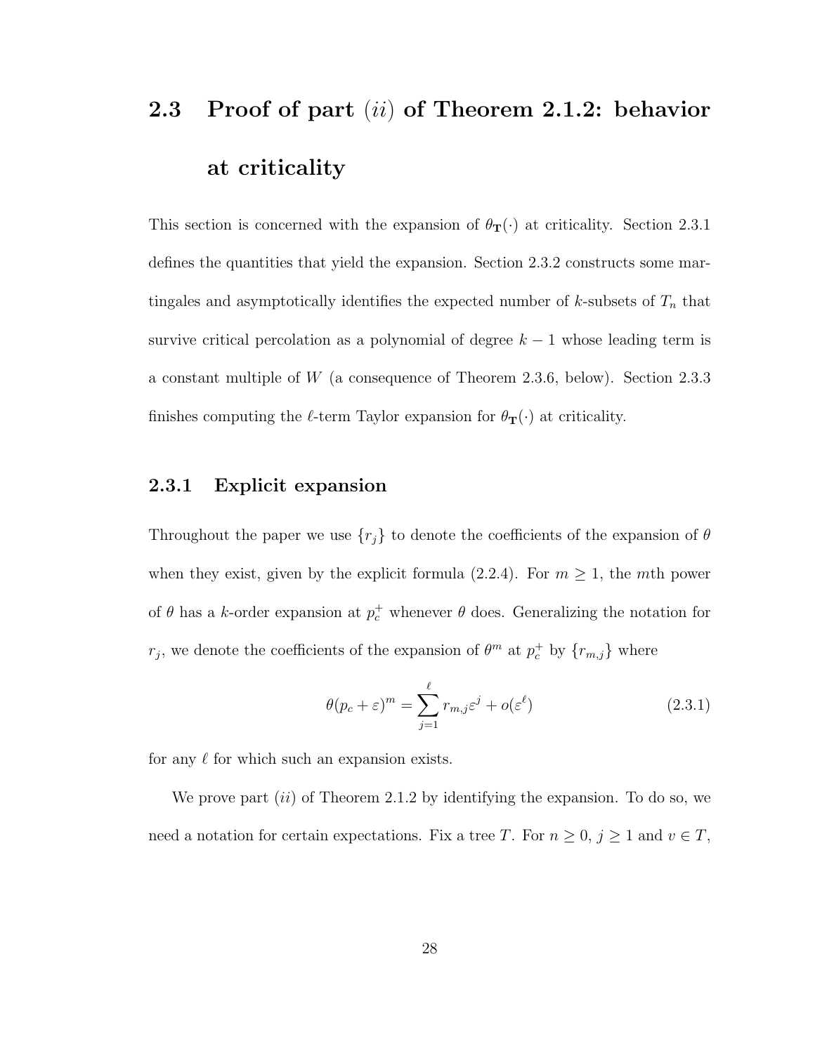## 2.3 Proof of part $(ii)$ of Theorem 2.1.2: behavior at criticality

This section is concerned with the expansion of $\theta_{\mathbf{T}}(\cdot)$ at criticality. Section 2.3.1 defines the quantities that yield the expansion. Section 2.3.2 constructs some martingales and asymptotically identifies the expected number of $k$-subsets of $T_n$ that survive critical percolation as a polynomial of degree $k-1$ whose leading term is a constant multiple of $W$ (a consequence of Theorem 2.3.6, below). Section 2.3.3 finishes computing the $\ell$-term Taylor expansion for $\theta_{\mathbf{T}}(\cdot)$ at criticality.

### 2.3.1 Explicit expansion

Throughout the paper we use $\{r_j\}$ to denote the coefficients of the expansion of $\theta$ when they exist, given by the explicit formula (2.2.4). For $m \geq 1$, the $m$th power of $\theta$ has a $k$-order expansion at $p_c^+$ whenever $\theta$ does. Generalizing the notation for $r_j$, we denote the coefficients of the expansion of $\theta^m$ at $p_c^+$ by $\{r_{m,j}\}$ where

$$\theta(p_c + \varepsilon)^m = \sum_{j=1}^{\ell} r_{m,j} \varepsilon^j + o(\varepsilon^\ell) \tag{2.3.1}$$

for any $\ell$ for which such an expansion exists.

We prove part $(ii)$ of Theorem 2.1.2 by identifying the expansion. To do so, we need a notation for certain expectations. Fix a tree $T$. For $n \geq 0$, $j \geq 1$ and $v \in T$,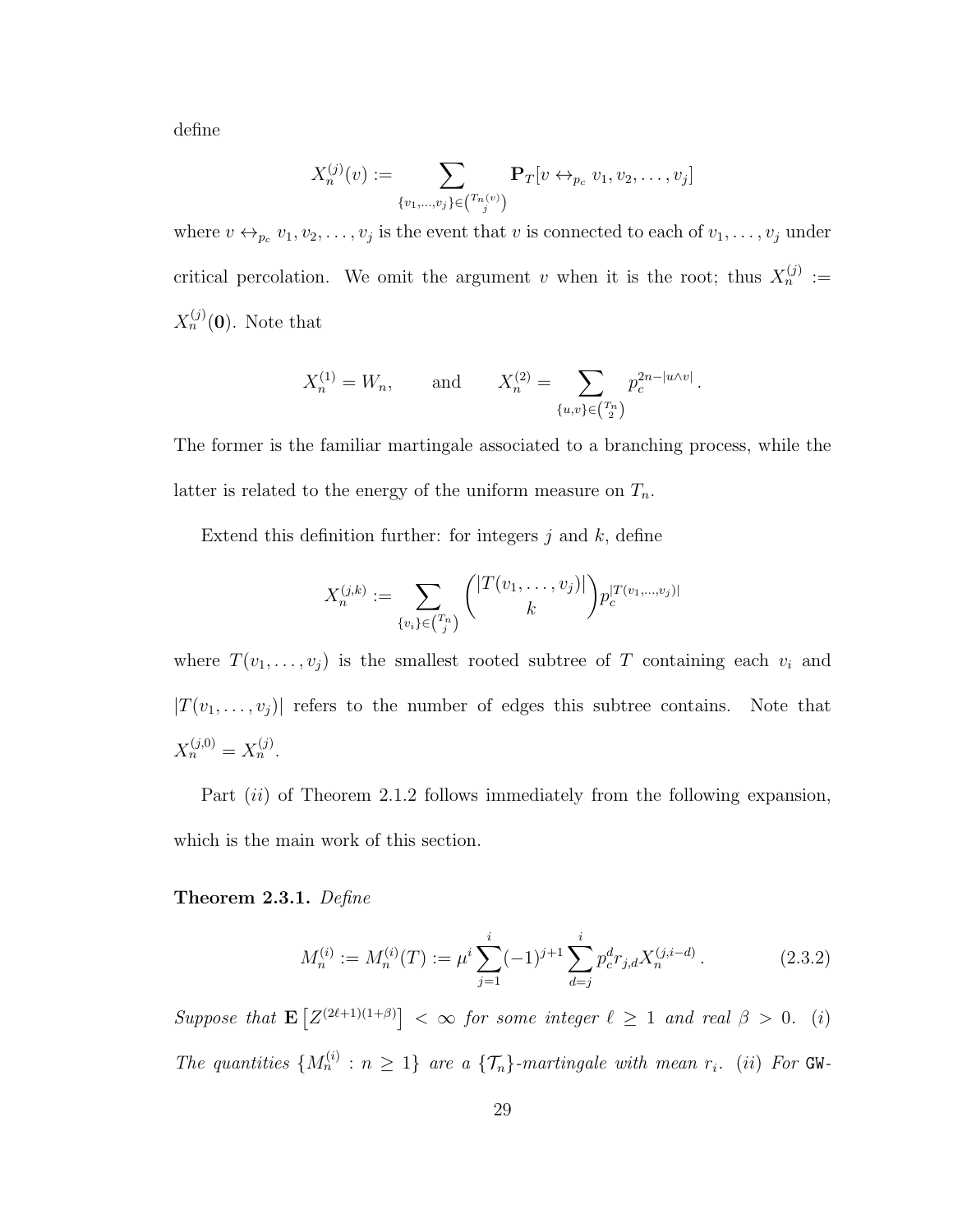define

$$X_n^{(j)}(v) := \sum_{\{v_1,\ldots,v_j\} \in \binom{T_n(v)}{j}} \mathbf{P}_T[v \leftrightarrow_{p_c} v_1, v_2, \ldots, v_j]$$

where $v \leftrightarrow_{p_c} v_1, v_2, \ldots, v_j$ is the event that $v$ is connected to each of $v_1, \ldots, v_j$ under critical percolation. We omit the argument $v$ when it is the root; thus $X_n^{(j)} := X_n^{(j)}(\mathbf{0})$. Note that

$$X_n^{(1)} = W_n, \qquad \text{and} \qquad X_n^{(2)} = \sum_{\{u,v\} \in \binom{T_n}{2}} p_c^{2n - |u \wedge v|}.$$

The former is the familiar martingale associated to a branching process, while the latter is related to the energy of the uniform measure on $T_n$.

Extend this definition further: for integers $j$ and $k$, define

$$X_n^{(j,k)} := \sum_{\{v_i\} \in \binom{T_n}{j}} \binom{|T(v_1, \ldots, v_j)|}{k} p_c^{|T(v_1,\ldots,v_j)|}$$

where $T(v_1, \ldots, v_j)$ is the smallest rooted subtree of $T$ containing each $v_i$ and $|T(v_1, \ldots, v_j)|$ refers to the number of edges this subtree contains. Note that $X_n^{(j,0)} = X_n^{(j)}$.

Part *(ii)* of Theorem 2.1.2 follows immediately from the following expansion, which is the main work of this section.

**Theorem 2.3.1.** *Define*

$$M_n^{(i)} := M_n^{(i)}(T) := \mu^i \sum_{j=1}^{i} (-1)^{j+1} \sum_{d=j}^{i} p_c^d r_{j,d} X_n^{(j,i-d)}. \tag{2.3.2}$$

*Suppose that* $\mathbf{E}\left[Z^{(2\ell+1)(1+\beta)}\right] < \infty$ *for some integer* $\ell \geq 1$ *and real* $\beta > 0$*. (i) The quantities* $\{M_n^{(i)} : n \geq 1\}$ *are a* $\{\mathcal{T}_n\}$*-martingale with mean* $r_i$*. (ii) For* GW-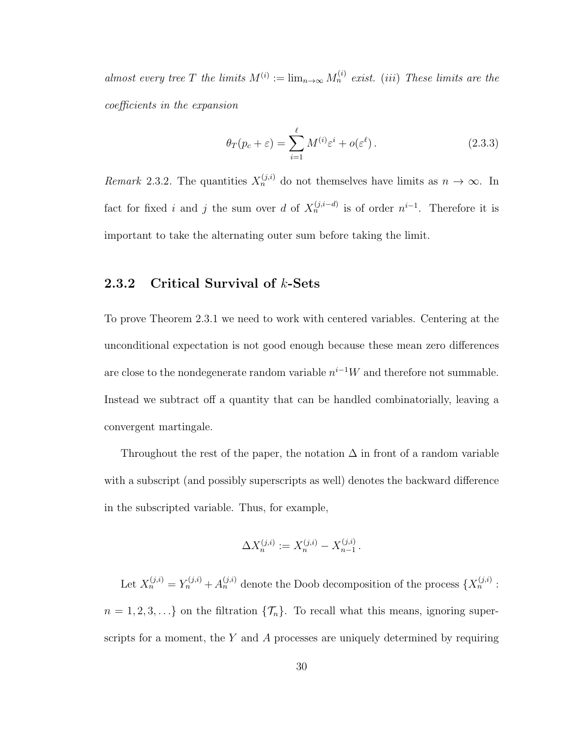*almost every tree $T$ the limits $M^{(i)} := \lim_{n\to\infty} M_n^{(i)}$ exist. (iii) These limits are the coefficients in the expansion*

$$\theta_T(p_c + \varepsilon) = \sum_{i=1}^{\ell} M^{(i)} \varepsilon^i + o(\varepsilon^\ell) \,. \tag{2.3.3}$$

*Remark* 2.3.2. The quantities $X_n^{(j,i)}$ do not themselves have limits as $n \to \infty$. In fact for fixed $i$ and $j$ the sum over $d$ of $X_n^{(j,i-d)}$ is of order $n^{i-1}$. Therefore it is important to take the alternating outer sum before taking the limit.

### 2.3.2 Critical Survival of $k$-Sets

To prove Theorem 2.3.1 we need to work with centered variables. Centering at the unconditional expectation is not good enough because these mean zero differences are close to the nondegenerate random variable $n^{i-1}W$ and therefore not summable. Instead we subtract off a quantity that can be handled combinatorially, leaving a convergent martingale.

Throughout the rest of the paper, the notation $\Delta$ in front of a random variable with a subscript (and possibly superscripts as well) denotes the backward difference in the subscripted variable. Thus, for example,

$$\Delta X_n^{(j,i)} := X_n^{(j,i)} - X_{n-1}^{(j,i)} \,.$$

Let $X_n^{(j,i)} = Y_n^{(j,i)} + A_n^{(j,i)}$ denote the Doob decomposition of the process $\{X_n^{(j,i)} : n = 1, 2, 3, \ldots\}$ on the filtration $\{\mathcal{T}_n\}$. To recall what this means, ignoring superscripts for a moment, the $Y$ and $A$ processes are uniquely determined by requiring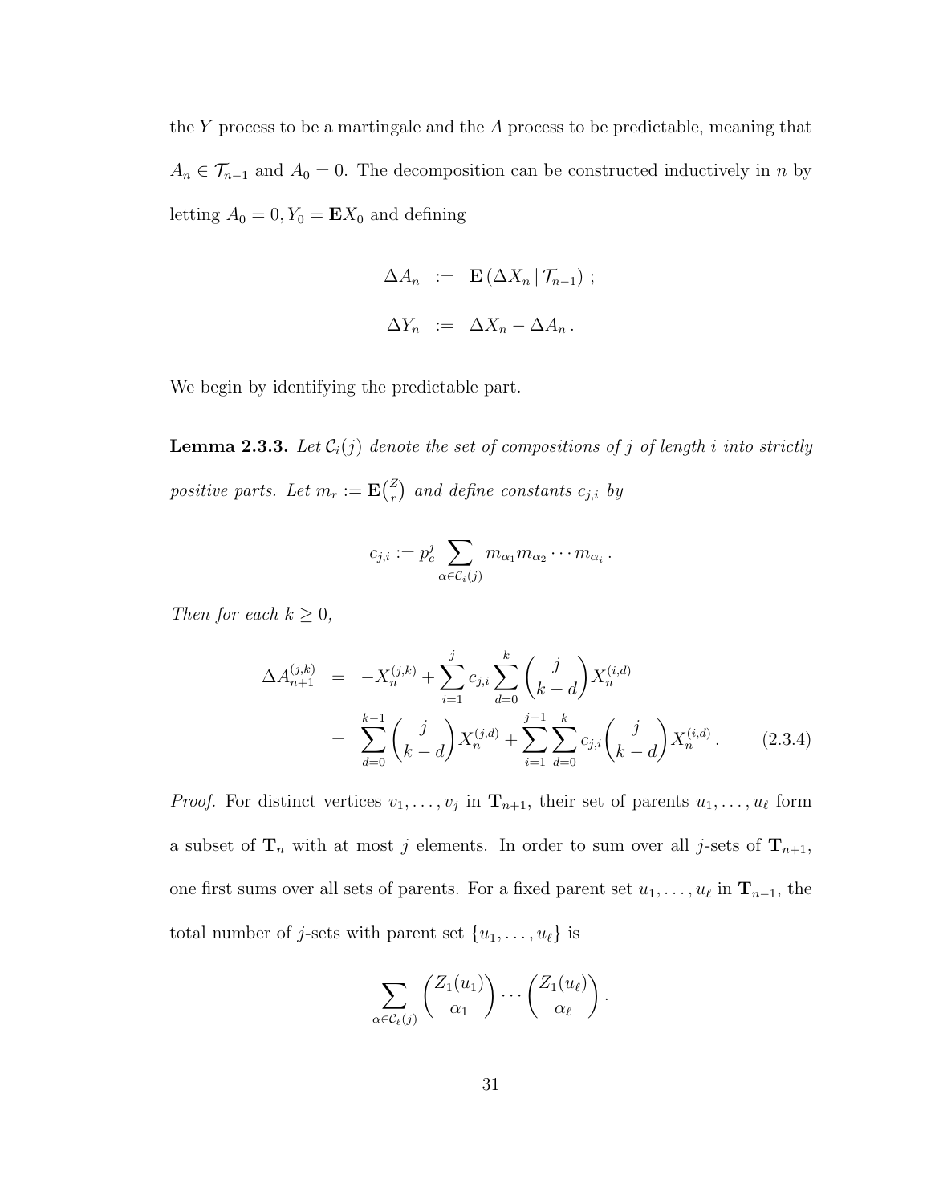the $Y$ process to be a martingale and the $A$ process to be predictable, meaning that $A_n \in \mathcal{T}_{n-1}$ and $A_0 = 0$. The decomposition can be constructed inductively in $n$ by letting $A_0 = 0, Y_0 = \mathbf{E}X_0$ and defining

$$
\begin{aligned}
\Delta A_n &:= \mathbf{E}\left(\Delta X_n \,|\, \mathcal{T}_{n-1}\right) ; \\
\Delta Y_n &:= \Delta X_n - \Delta A_n .
\end{aligned}
$$

We begin by identifying the predictable part.

**Lemma 2.3.3.** *Let $\mathcal{C}_i(j)$ denote the set of compositions of $j$ of length $i$ into strictly positive parts. Let $m_r := \mathbf{E}\binom{Z}{r}$ and define constants $c_{j,i}$ by*

$$
c_{j,i} := p_c^j \sum_{\alpha \in \mathcal{C}_i(j)} m_{\alpha_1} m_{\alpha_2} \cdots m_{\alpha_i} .
$$

*Then for each $k \geq 0$,*

$$
\begin{aligned}
\Delta A_{n+1}^{(j,k)} &= -X_n^{(j,k)} + \sum_{i=1}^{j} c_{j,i} \sum_{d=0}^{k} \binom{j}{k-d} X_n^{(i,d)} \\
&= \sum_{d=0}^{k-1} \binom{j}{k-d} X_n^{(j,d)} + \sum_{i=1}^{j-1} \sum_{d=0}^{k} c_{j,i} \binom{j}{k-d} X_n^{(i,d)} . \qquad (2.3.4)
\end{aligned}
$$

*Proof.* For distinct vertices $v_1, \ldots, v_j$ in $\mathbf{T}_{n+1}$, their set of parents $u_1, \ldots, u_\ell$ form a subset of $\mathbf{T}_n$ with at most $j$ elements. In order to sum over all $j$-sets of $\mathbf{T}_{n+1}$, one first sums over all sets of parents. For a fixed parent set $u_1, \ldots, u_\ell$ in $\mathbf{T}_{n-1}$, the total number of $j$-sets with parent set $\{u_1, \ldots, u_\ell\}$ is

$$
\sum_{\alpha \in \mathcal{C}_\ell(j)} \binom{Z_1(u_1)}{\alpha_1} \cdots \binom{Z_1(u_\ell)}{\alpha_\ell} .
$$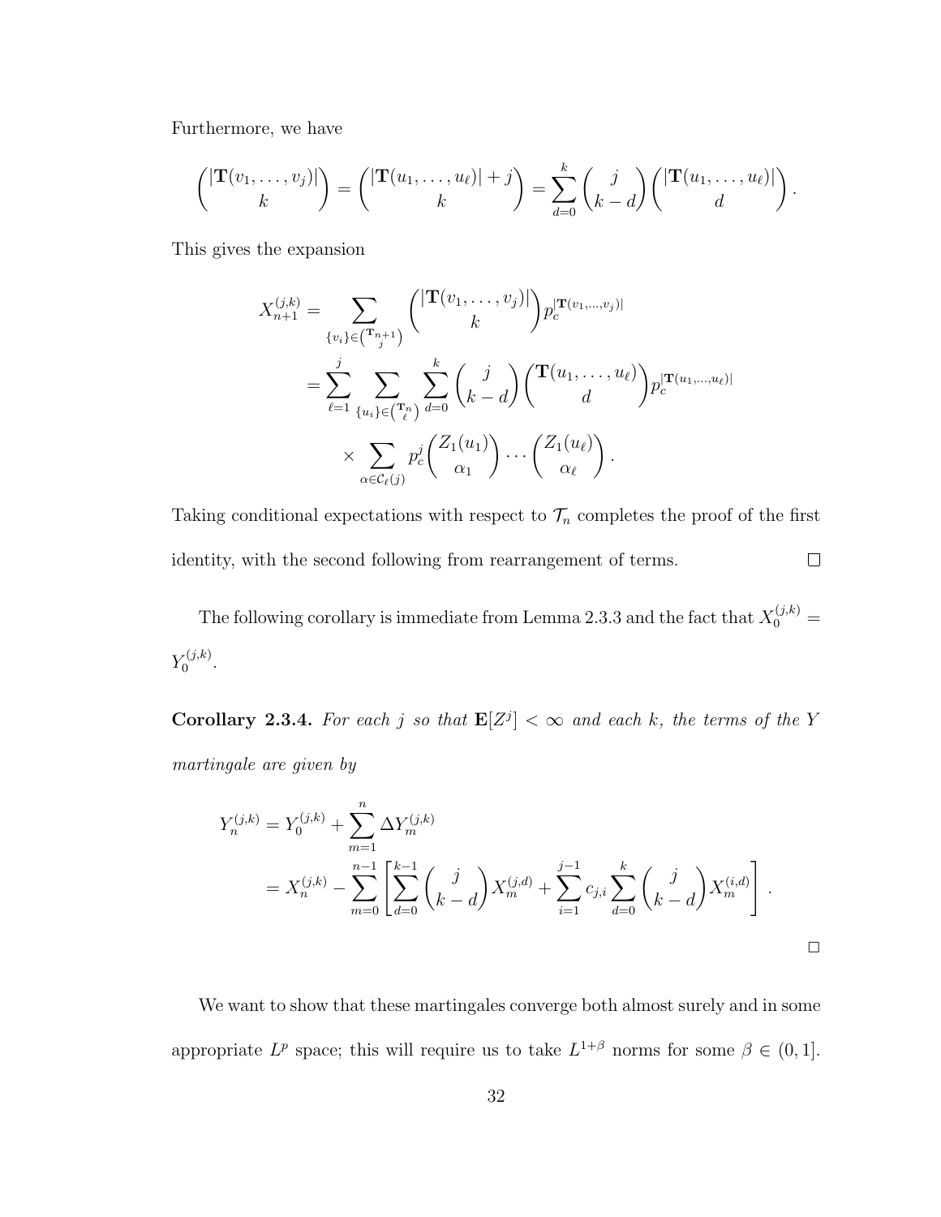Furthermore, we have

$$\binom{|\mathbf{T}(v_1,\ldots,v_j)|}{k} = \binom{|\mathbf{T}(u_1,\ldots,u_\ell)|+j}{k} = \sum_{d=0}^{k}\binom{j}{k-d}\binom{|\mathbf{T}(u_1,\ldots,u_\ell)|}{d}.$$

This gives the expansion

$$\begin{aligned}
X_{n+1}^{(j,k)} &= \sum_{\{v_i\}\in\binom{\mathbf{T}_{n+1}}{j}} \binom{|\mathbf{T}(v_1,\ldots,v_j)|}{k} p_c^{|\mathbf{T}(v_1,\ldots,v_j)|} \\
&= \sum_{\ell=1}^{j}\sum_{\{u_i\}\in\binom{\mathbf{T}_n}{\ell}}\sum_{d=0}^{k}\binom{j}{k-d}\binom{\mathbf{T}(u_1,\ldots,u_\ell)}{d} p_c^{|\mathbf{T}(u_1,\ldots,u_\ell)|} \\
&\qquad \times \sum_{\alpha\in\mathcal{C}_\ell(j)} p_c^j \binom{Z_1(u_1)}{\alpha_1}\cdots\binom{Z_1(u_\ell)}{\alpha_\ell}.
\end{aligned}$$

Taking conditional expectations with respect to $\mathcal{T}_n$ completes the proof of the first identity, with the second following from rearrangement of terms. $\square$

The following corollary is immediate from Lemma 2.3.3 and the fact that $X_0^{(j,k)} = Y_0^{(j,k)}$.

**Corollary 2.3.4.** *For each $j$ so that $\mathbf{E}[Z^j] < \infty$ and each $k$, the terms of the $Y$ martingale are given by*

$$\begin{aligned}
Y_n^{(j,k)} &= Y_0^{(j,k)} + \sum_{m=1}^{n}\Delta Y_m^{(j,k)} \\
&= X_n^{(j,k)} - \sum_{m=0}^{n-1}\left[\sum_{d=0}^{k-1}\binom{j}{k-d}X_m^{(j,d)} + \sum_{i=1}^{j-1}c_{j,i}\sum_{d=0}^{k}\binom{j}{k-d}X_m^{(i,d)}\right].
\end{aligned}$$

$\square$

We want to show that these martingales converge both almost surely and in some appropriate $L^p$ space; this will require us to take $L^{1+\beta}$ norms for some $\beta \in (0,1]$.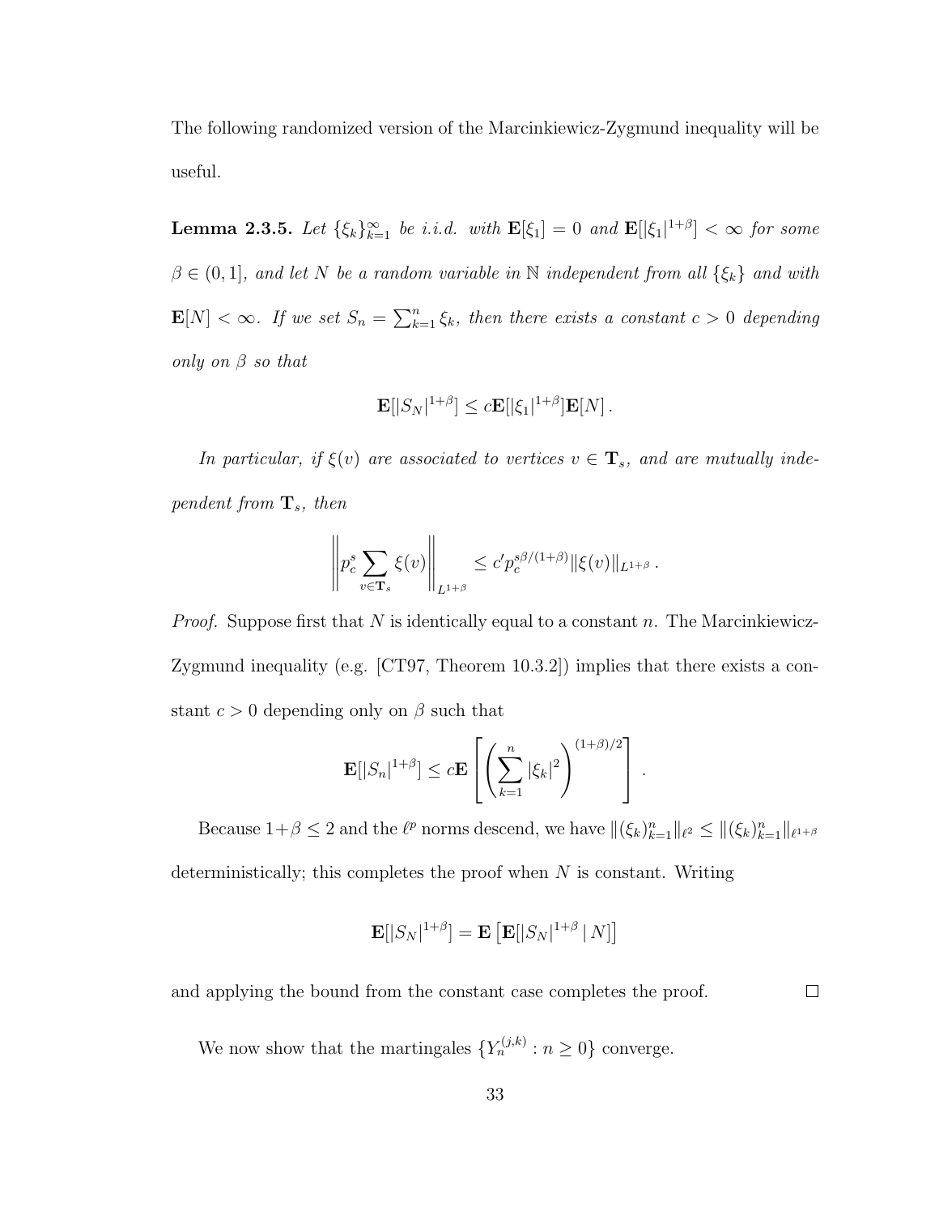The following randomized version of the Marcinkiewicz-Zygmund inequality will be useful.

**Lemma 2.3.5.** *Let $\{\xi_k\}_{k=1}^\infty$ be i.i.d. with $\mathbf{E}[\xi_1] = 0$ and $\mathbf{E}[|\xi_1|^{1+\beta}] < \infty$ for some $\beta \in (0, 1]$, and let $N$ be a random variable in $\mathbb{N}$ independent from all $\{\xi_k\}$ and with $\mathbf{E}[N] < \infty$. If we set $S_n = \sum_{k=1}^n \xi_k$, then there exists a constant $c > 0$ depending only on $\beta$ so that*

$$\mathbf{E}[|S_N|^{1+\beta}] \leq c\mathbf{E}[|\xi_1|^{1+\beta}]\mathbf{E}[N] \,.$$

*In particular, if $\xi(v)$ are associated to vertices $v \in \mathbf{T}_s$, and are mutually independent from $\mathbf{T}_s$, then*

$$\left\| p_c^s \sum_{v \in \mathbf{T}_s} \xi(v) \right\|_{L^{1+\beta}} \leq c' p_c^{s\beta/(1+\beta)} \|\xi(v)\|_{L^{1+\beta}} \,.$$

*Proof.* Suppose first that $N$ is identically equal to a constant $n$. The Marcinkiewicz-Zygmund inequality (e.g. [CT97, Theorem 10.3.2]) implies that there exists a constant $c > 0$ depending only on $\beta$ such that

$$\mathbf{E}[|S_n|^{1+\beta}] \leq c\mathbf{E}\left[ \left( \sum_{k=1}^n |\xi_k|^2 \right)^{(1+\beta)/2} \right] \,.$$

Because $1+\beta \leq 2$ and the $\ell^p$ norms descend, we have $\|(\xi_k)_{k=1}^n\|_{\ell^2} \leq \|(\xi_k)_{k=1}^n\|_{\ell^{1+\beta}}$ deterministically; this completes the proof when $N$ is constant. Writing

$$\mathbf{E}[|S_N|^{1+\beta}] = \mathbf{E}\left[ \mathbf{E}[|S_N|^{1+\beta} \,|\, N] \right]$$

and applying the bound from the constant case completes the proof. $\square$

We now show that the martingales $\{Y_n^{(j,k)} : n \geq 0\}$ converge.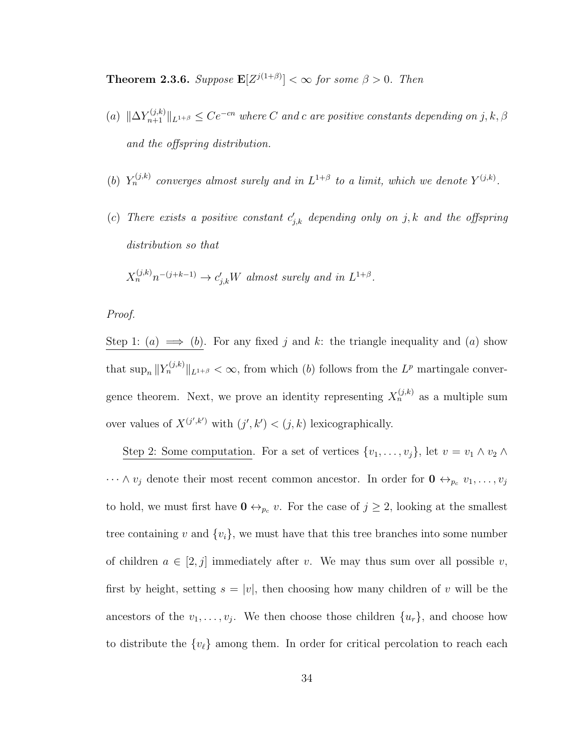**Theorem 2.3.6.** *Suppose $\mathbf{E}[Z^{j(1+\beta)}] < \infty$ for some $\beta > 0$. Then*

(a) $\|\Delta Y_{n+1}^{(j,k)}\|_{L^{1+\beta}} \leq Ce^{-cn}$ *where $C$ and $c$ are positive constants depending on $j, k, \beta$ and the offspring distribution.*

(b) $Y_n^{(j,k)}$ *converges almost surely and in $L^{1+\beta}$ to a limit, which we denote $Y^{(j,k)}$.*

(c) *There exists a positive constant $c'_{j,k}$ depending only on $j, k$ and the offspring distribution so that*

$X_n^{(j,k)} n^{-(j+k-1)} \to c'_{j,k} W$ *almost surely and in $L^{1+\beta}$.*

*Proof.*

Step 1: $(a) \implies (b)$. For any fixed $j$ and $k$: the triangle inequality and $(a)$ show that $\sup_n \|Y_n^{(j,k)}\|_{L^{1+\beta}} < \infty$, from which $(b)$ follows from the $L^p$ martingale convergence theorem. Next, we prove an identity representing $X_n^{(j,k)}$ as a multiple sum over values of $X^{(j',k')}$ with $(j', k') < (j, k)$ lexicographically.

Step 2: Some computation. For a set of vertices $\{v_1, \ldots, v_j\}$, let $v = v_1 \wedge v_2 \wedge \cdots \wedge v_j$ denote their most recent common ancestor. In order for $\mathbf{0} \leftrightarrow_{p_c} v_1, \ldots, v_j$ to hold, we must first have $\mathbf{0} \leftrightarrow_{p_c} v$. For the case of $j \geq 2$, looking at the smallest tree containing $v$ and $\{v_i\}$, we must have that this tree branches into some number of children $a \in [2, j]$ immediately after $v$. We may thus sum over all possible $v$, first by height, setting $s = |v|$, then choosing how many children of $v$ will be the ancestors of the $v_1, \ldots, v_j$. We then choose those children $\{u_r\}$, and choose how to distribute the $\{v_\ell\}$ among them. In order for critical percolation to reach each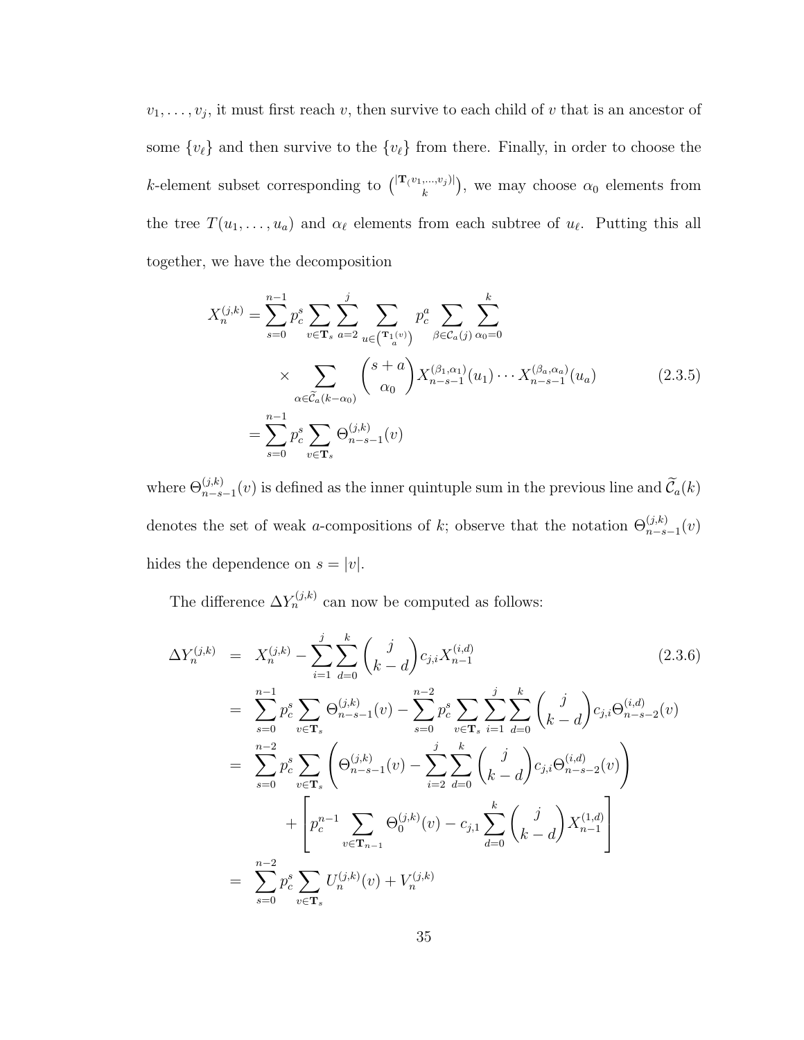$v_1, \ldots, v_j$, it must first reach $v$, then survive to each child of $v$ that is an ancestor of some $\{v_\ell\}$ and then survive to the $\{v_\ell\}$ from there. Finally, in order to choose the $k$-element subset corresponding to $\binom{|\mathbf{T}_{(v_1,\ldots,v_j)}|}{k}$, we may choose $\alpha_0$ elements from the tree $T(u_1, \ldots, u_a)$ and $\alpha_\ell$ elements from each subtree of $u_\ell$. Putting this all together, we have the decomposition

$$
\begin{aligned}
X_n^{(j,k)} &= \sum_{s=0}^{n-1} p_c^s \sum_{v \in \mathbf{T}_s} \sum_{a=2}^{j} \sum_{u \in \binom{\mathbf{T}_1(v)}{a}} p_c^a \sum_{\beta \in \mathcal{C}_a(j)} \sum_{\alpha_0=0}^{k} \\
&\qquad \times \sum_{\alpha \in \widetilde{\mathcal{C}}_a(k-\alpha_0)} \binom{s+a}{\alpha_0} X_{n-s-1}^{(\beta_1,\alpha_1)}(u_1) \cdots X_{n-s-1}^{(\beta_a,\alpha_a)}(u_a) \qquad (2.3.5) \\
&= \sum_{s=0}^{n-1} p_c^s \sum_{v \in \mathbf{T}_s} \Theta_{n-s-1}^{(j,k)}(v)
\end{aligned}
$$

where $\Theta_{n-s-1}^{(j,k)}(v)$ is defined as the inner quintuple sum in the previous line and $\widetilde{\mathcal{C}}_a(k)$ denotes the set of weak $a$-compositions of $k$; observe that the notation $\Theta_{n-s-1}^{(j,k)}(v)$ hides the dependence on $s = |v|$.

The difference $\Delta Y_n^{(j,k)}$ can now be computed as follows:

$$
\begin{aligned}
\Delta Y_n^{(j,k)} &= X_n^{(j,k)} - \sum_{i=1}^{j} \sum_{d=0}^{k} \binom{j}{k-d} c_{j,i} X_{n-1}^{(i,d)} \qquad (2.3.6) \\
&= \sum_{s=0}^{n-1} p_c^s \sum_{v \in \mathbf{T}_s} \Theta_{n-s-1}^{(j,k)}(v) - \sum_{s=0}^{n-2} p_c^s \sum_{v \in \mathbf{T}_s} \sum_{i=1}^{j} \sum_{d=0}^{k} \binom{j}{k-d} c_{j,i} \Theta_{n-s-2}^{(i,d)}(v) \\
&= \sum_{s=0}^{n-2} p_c^s \sum_{v \in \mathbf{T}_s} \left( \Theta_{n-s-1}^{(j,k)}(v) - \sum_{i=2}^{j} \sum_{d=0}^{k} \binom{j}{k-d} c_{j,i} \Theta_{n-s-2}^{(i,d)}(v) \right) \\
&\qquad + \left[ p_c^{n-1} \sum_{v \in \mathbf{T}_{n-1}} \Theta_0^{(j,k)}(v) - c_{j,1} \sum_{d=0}^{k} \binom{j}{k-d} X_{n-1}^{(1,d)} \right] \\
&= \sum_{s=0}^{n-2} p_c^s \sum_{v \in \mathbf{T}_s} U_n^{(j,k)}(v) + V_n^{(j,k)}
\end{aligned}
$$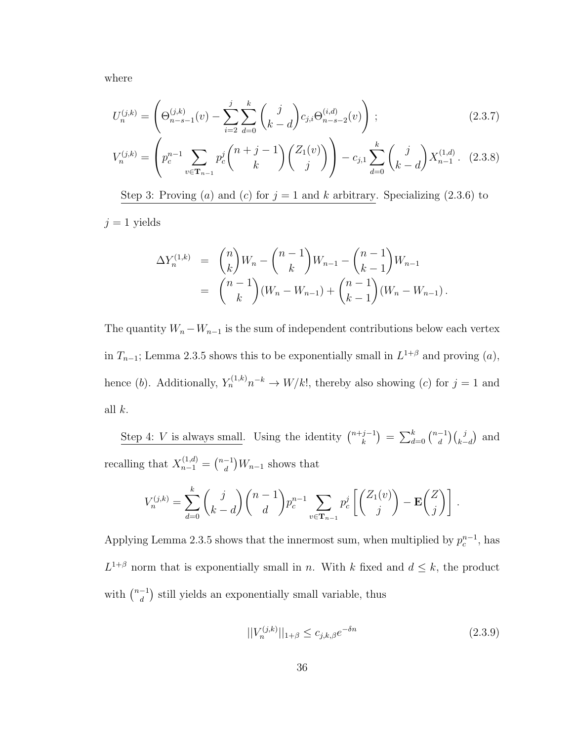where

$$U_n^{(j,k)} = \left( \Theta_{n-s-1}^{(j,k)}(v) - \sum_{i=2}^{j} \sum_{d=0}^{k} \binom{j}{k-d} c_{j,i} \Theta_{n-s-2}^{(i,d)}(v) \right) ; \tag{2.3.7}$$

$$V_n^{(j,k)} = \left( p_c^{n-1} \sum_{v \in \mathbf{T}_{n-1}} p_c^j \binom{n+j-1}{k} \binom{Z_1(v)}{j} \right) - c_{j,1} \sum_{d=0}^{k} \binom{j}{k-d} X_{n-1}^{(1,d)} . \tag{2.3.8}$$

<u>Step 3: Proving (*a*) and (*c*) for $j = 1$ and $k$ arbitrary</u>. Specializing (2.3.6) to $j = 1$ yields

$$\begin{aligned} \Delta Y_n^{(1,k)} &= \binom{n}{k} W_n - \binom{n-1}{k} W_{n-1} - \binom{n-1}{k-1} W_{n-1} \\ &= \binom{n-1}{k} (W_n - W_{n-1}) + \binom{n-1}{k-1} (W_n - W_{n-1}) . \end{aligned}$$

The quantity $W_n - W_{n-1}$ is the sum of independent contributions below each vertex in $T_{n-1}$; Lemma 2.3.5 shows this to be exponentially small in $L^{1+\beta}$ and proving (*a*), hence (*b*). Additionally, $Y_n^{(1,k)} n^{-k} \to W/k!$, thereby also showing (*c*) for $j = 1$ and all $k$.

<u>Step 4: $V$ is always small</u>. Using the identity $\binom{n+j-1}{k} = \sum_{d=0}^{k} \binom{n-1}{d} \binom{j}{k-d}$ and recalling that $X_{n-1}^{(1,d)} = \binom{n-1}{d} W_{n-1}$ shows that

$$V_n^{(j,k)} = \sum_{d=0}^{k} \binom{j}{k-d} \binom{n-1}{d} p_c^{n-1} \sum_{v \in \mathbf{T}_{n-1}} p_c^j \left[ \binom{Z_1(v)}{j} - \mathbf{E} \binom{Z}{j} \right] .$$

Applying Lemma 2.3.5 shows that the innermost sum, when multiplied by $p_c^{n-1}$, has $L^{1+\beta}$ norm that is exponentially small in $n$. With $k$ fixed and $d \le k$, the product with $\binom{n-1}{d}$ still yields an exponentially small variable, thus

$$||V_n^{(j,k)}||_{1+\beta} \le c_{j,k,\beta} e^{-\delta n} \tag{2.3.9}$$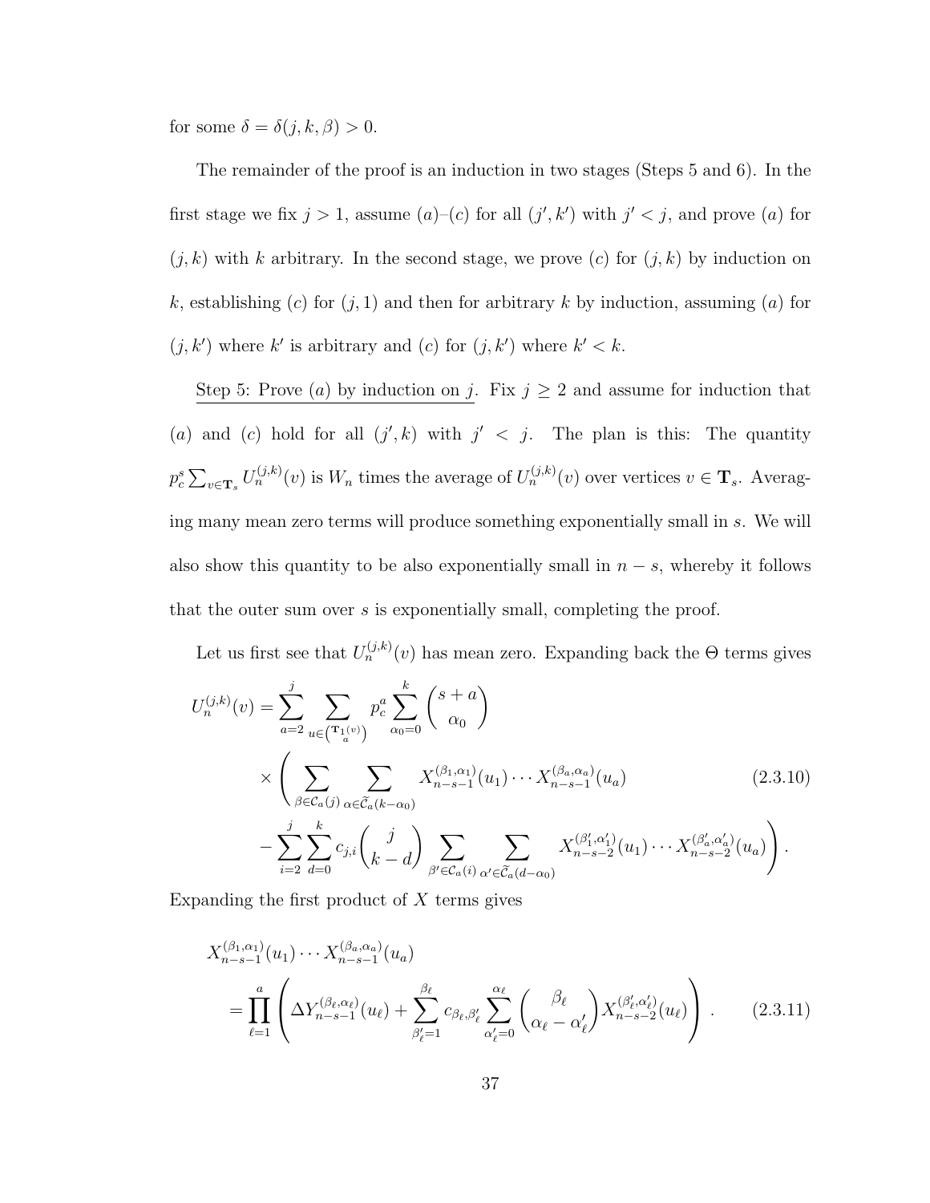for some $\delta = \delta(j, k, \beta) > 0$.

The remainder of the proof is an induction in two stages (Steps 5 and 6). In the first stage we fix $j > 1$, assume $(a)$–$(c)$ for all $(j', k')$ with $j' < j$, and prove $(a)$ for $(j, k)$ with $k$ arbitrary. In the second stage, we prove $(c)$ for $(j, k)$ by induction on $k$, establishing $(c)$ for $(j, 1)$ and then for arbitrary $k$ by induction, assuming $(a)$ for $(j, k')$ where $k'$ is arbitrary and $(c)$ for $(j, k')$ where $k' < k$.

Step 5: Prove $(a)$ by induction on $j$. Fix $j \geq 2$ and assume for induction that $(a)$ and $(c)$ hold for all $(j', k)$ with $j' < j$. The plan is this: The quantity $p_c^s \sum_{v \in \mathbf{T}_s} U_n^{(j,k)}(v)$ is $W_n$ times the average of $U_n^{(j,k)}(v)$ over vertices $v \in \mathbf{T}_s$. Averaging many mean zero terms will produce something exponentially small in $s$. We will also show this quantity to be also exponentially small in $n - s$, whereby it follows that the outer sum over $s$ is exponentially small, completing the proof.

Let us first see that $U_n^{(j,k)}(v)$ has mean zero. Expanding back the $\Theta$ terms gives

$$
\begin{aligned}
U_n^{(j,k)}(v) = \sum_{a=2}^{j} \sum_{u \in \binom{\mathbf{T}_1(v)}{a}} p_c^a \sum_{\alpha_0=0}^{k} \binom{s+a}{\alpha_0} \\
\times \Bigg( \sum_{\beta \in \mathcal{C}_a(j)} \sum_{\alpha \in \widetilde{\mathcal{C}}_a(k-\alpha_0)} X_{n-s-1}^{(\beta_1,\alpha_1)}(u_1) \cdots X_{n-s-1}^{(\beta_a,\alpha_a)}(u_a) \qquad (2.3.10) \\
- \sum_{i=2}^{j} \sum_{d=0}^{k} c_{j,i} \binom{j}{k-d} \sum_{\beta' \in \mathcal{C}_a(i)} \sum_{\alpha' \in \widetilde{\mathcal{C}}_a(d-\alpha_0)} X_{n-s-2}^{(\beta_1',\alpha_1')}(u_1) \cdots X_{n-s-2}^{(\beta_a',\alpha_a')}(u_a) \Bigg) .
\end{aligned}
$$

Expanding the first product of $X$ terms gives

$$
\begin{aligned}
X_{n-s-1}^{(\beta_1,\alpha_1)}(u_1) \cdots X_{n-s-1}^{(\beta_a,\alpha_a)}(u_a) \\
= \prod_{\ell=1}^{a} \left( \Delta Y_{n-s-1}^{(\beta_\ell,\alpha_\ell)}(u_\ell) + \sum_{\beta_\ell'=1}^{\beta_\ell} c_{\beta_\ell,\beta_\ell'} \sum_{\alpha_\ell'=0}^{\alpha_\ell} \binom{\beta_\ell}{\alpha_\ell - \alpha_\ell'} X_{n-s-2}^{(\beta_\ell',\alpha_\ell')}(u_\ell) \right) . \qquad (2.3.11)
\end{aligned}
$$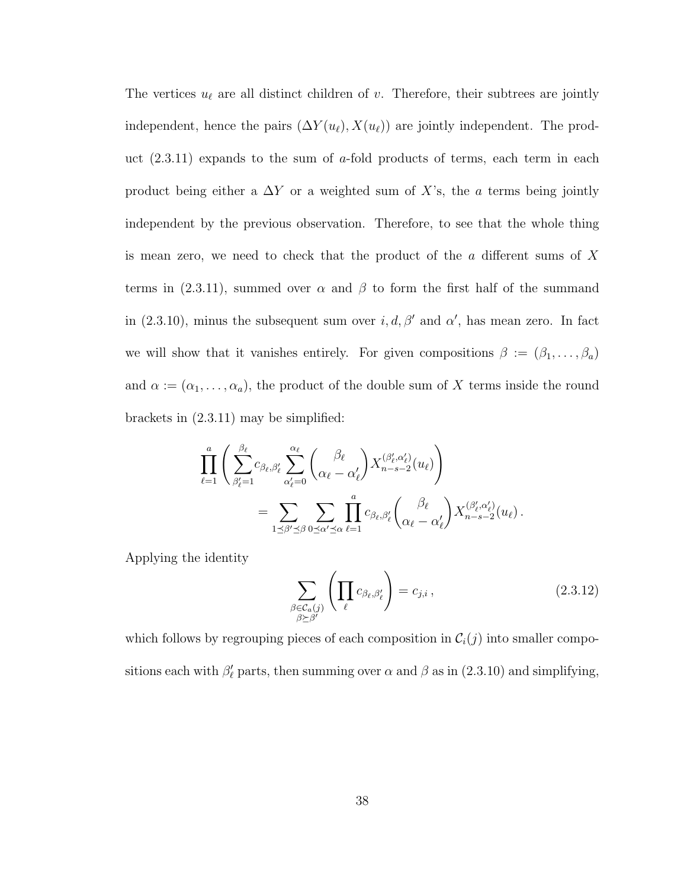The vertices $u_\ell$ are all distinct children of $v$. Therefore, their subtrees are jointly independent, hence the pairs $(\Delta Y(u_\ell), X(u_\ell))$ are jointly independent. The product (2.3.11) expands to the sum of $a$-fold products of terms, each term in each product being either a $\Delta Y$ or a weighted sum of $X$'s, the $a$ terms being jointly independent by the previous observation. Therefore, to see that the whole thing is mean zero, we need to check that the product of the $a$ different sums of $X$ terms in (2.3.11), summed over $\alpha$ and $\beta$ to form the first half of the summand in (2.3.10), minus the subsequent sum over $i, d, \beta'$ and $\alpha'$, has mean zero. In fact we will show that it vanishes entirely. For given compositions $\beta := (\beta_1, \ldots, \beta_a)$ and $\alpha := (\alpha_1, \ldots, \alpha_a)$, the product of the double sum of $X$ terms inside the round brackets in (2.3.11) may be simplified:

$$
\prod_{\ell=1}^{a} \left( \sum_{\beta'_\ell=1}^{\beta_\ell} c_{\beta_\ell, \beta'_\ell} \sum_{\alpha'_\ell=0}^{\alpha_\ell} \binom{\beta_\ell}{\alpha_\ell - \alpha'_\ell} X_{n-s-2}^{(\beta'_\ell, \alpha'_\ell)}(u_\ell) \right)
$$

$$
= \sum_{1 \preceq \beta' \preceq \beta} \sum_{0 \preceq \alpha' \preceq \alpha} \prod_{\ell=1}^{a} c_{\beta_\ell, \beta'_\ell} \binom{\beta_\ell}{\alpha_\ell - \alpha'_\ell} X_{n-s-2}^{(\beta'_\ell, \alpha'_\ell)}(u_\ell) \, .
$$

Applying the identity

$$
\sum_{\substack{\beta \in \mathcal{C}_a(j) \\ \beta \succeq \beta'}} \left( \prod_{\ell} c_{\beta_\ell, \beta'_\ell} \right) = c_{j,i} \, , \tag{2.3.12}
$$

which follows by regrouping pieces of each composition in $\mathcal{C}_i(j)$ into smaller compositions each with $\beta'_\ell$ parts, then summing over $\alpha$ and $\beta$ as in (2.3.10) and simplifying,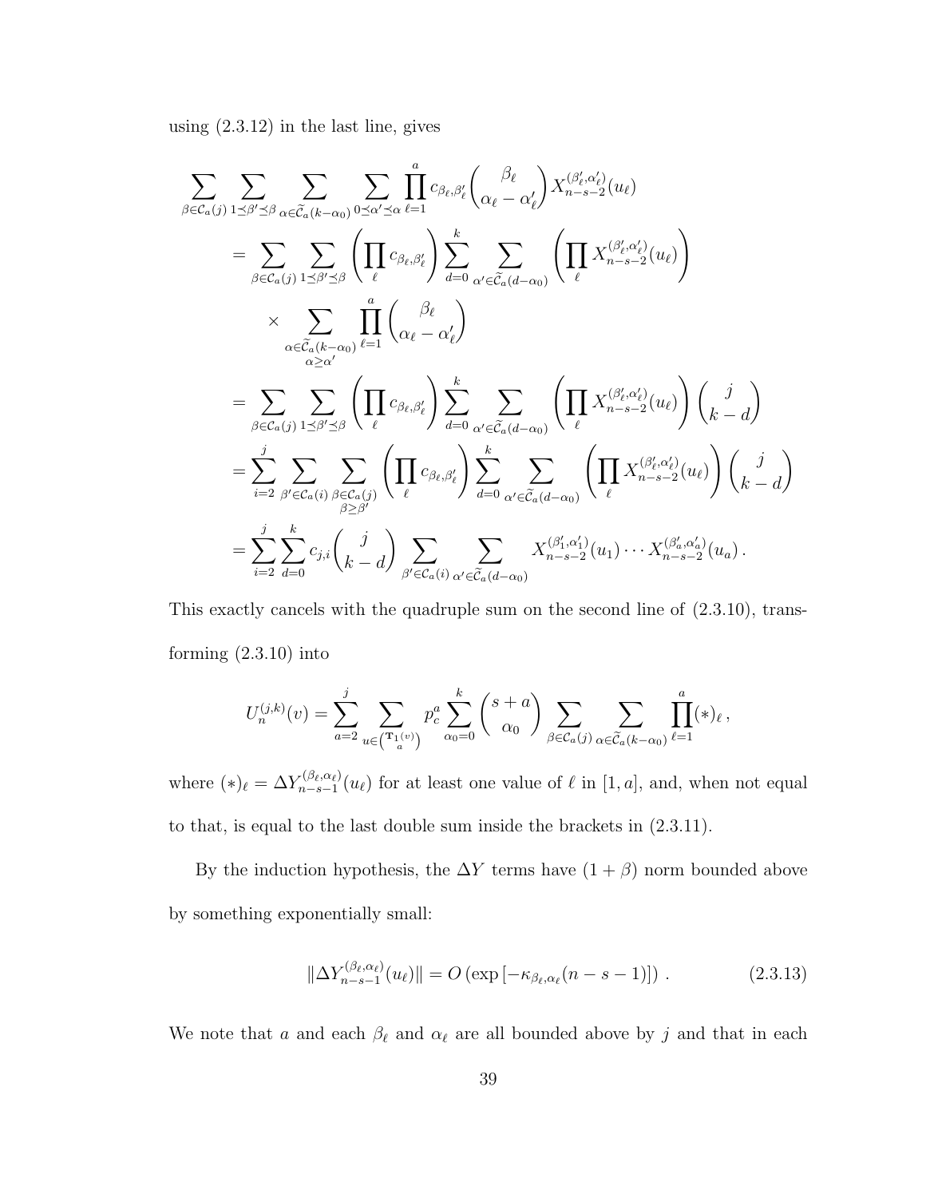using (2.3.12) in the last line, gives

$$
\begin{aligned}
&\sum_{\beta\in\mathcal{C}_a(j)}\sum_{1\preceq\beta'\preceq\beta}\sum_{\alpha\in\widetilde{\mathcal{C}}_a(k-\alpha_0)}\sum_{0\preceq\alpha'\preceq\alpha}\prod_{\ell=1}^{a}c_{\beta_\ell,\beta'_\ell}\binom{\beta_\ell}{\alpha_\ell-\alpha'_\ell}X_{n-s-2}^{(\beta'_\ell,\alpha'_\ell)}(u_\ell)\\
&\quad=\sum_{\beta\in\mathcal{C}_a(j)}\sum_{1\preceq\beta'\preceq\beta}\left(\prod_\ell c_{\beta_\ell,\beta'_\ell}\right)\sum_{d=0}^{k}\sum_{\alpha'\in\widetilde{\mathcal{C}}_a(d-\alpha_0)}\left(\prod_\ell X_{n-s-2}^{(\beta'_\ell,\alpha'_\ell)}(u_\ell)\right)\\
&\qquad\times\sum_{\substack{\alpha\in\widetilde{\mathcal{C}}_a(k-\alpha_0)\\ \alpha\geq\alpha'}}\prod_{\ell=1}^{a}\binom{\beta_\ell}{\alpha_\ell-\alpha'_\ell}\\
&\quad=\sum_{\beta\in\mathcal{C}_a(j)}\sum_{1\preceq\beta'\preceq\beta}\left(\prod_\ell c_{\beta_\ell,\beta'_\ell}\right)\sum_{d=0}^{k}\sum_{\alpha'\in\widetilde{\mathcal{C}}_a(d-\alpha_0)}\left(\prod_\ell X_{n-s-2}^{(\beta'_\ell,\alpha'_\ell)}(u_\ell)\right)\binom{j}{k-d}\\
&\quad=\sum_{i=2}^{j}\sum_{\beta'\in\mathcal{C}_a(i)}\sum_{\substack{\beta\in\mathcal{C}_a(j)\\ \beta\geq\beta'}}\left(\prod_\ell c_{\beta_\ell,\beta'_\ell}\right)\sum_{d=0}^{k}\sum_{\alpha'\in\widetilde{\mathcal{C}}_a(d-\alpha_0)}\left(\prod_\ell X_{n-s-2}^{(\beta'_\ell,\alpha'_\ell)}(u_\ell)\right)\binom{j}{k-d}\\
&\quad=\sum_{i=2}^{j}\sum_{d=0}^{k}c_{j,i}\binom{j}{k-d}\sum_{\beta'\in\mathcal{C}_a(i)}\sum_{\alpha'\in\widetilde{\mathcal{C}}_a(d-\alpha_0)}X_{n-s-2}^{(\beta'_1,\alpha'_1)}(u_1)\cdots X_{n-s-2}^{(\beta'_a,\alpha'_a)}(u_a)\,.
\end{aligned}
$$

This exactly cancels with the quadruple sum on the second line of (2.3.10), transforming (2.3.10) into

$$
U_n^{(j,k)}(v)=\sum_{a=2}^{j}\sum_{u\in\binom{\mathbf{T}_1(v)}{a}}p_c^a\sum_{\alpha_0=0}^{k}\binom{s+a}{\alpha_0}\sum_{\beta\in\mathcal{C}_a(j)}\sum_{\alpha\in\widetilde{\mathcal{C}}_a(k-\alpha_0)}\prod_{\ell=1}^{a}(*)_\ell\,,
$$

where $(*)_\ell=\Delta Y_{n-s-1}^{(\beta_\ell,\alpha_\ell)}(u_\ell)$ for at least one value of $\ell$ in $[1,a]$, and, when not equal to that, is equal to the last double sum inside the brackets in (2.3.11).

By the induction hypothesis, the $\Delta Y$ terms have $(1+\beta)$ norm bounded above by something exponentially small:

$$
\|\Delta Y_{n-s-1}^{(\beta_\ell,\alpha_\ell)}(u_\ell)\|=O\left(\exp\left[-\kappa_{\beta_\ell,\alpha_\ell}(n-s-1)\right]\right)\,. \tag{2.3.13}
$$

We note that $a$ and each $\beta_\ell$ and $\alpha_\ell$ are all bounded above by $j$ and that in each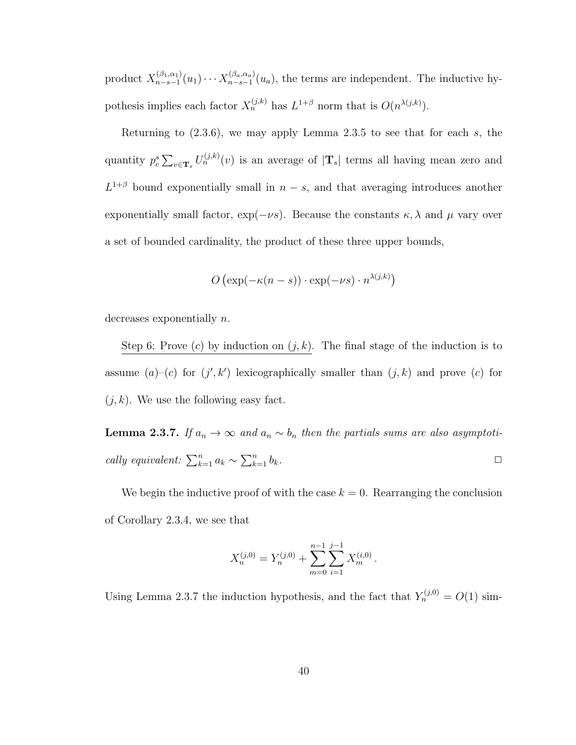product $X_{n-s-1}^{(\beta_1,\alpha_1)}(u_1)\cdots X_{n-s-1}^{(\beta_a,\alpha_a)}(u_a)$, the terms are independent. The inductive hypothesis implies each factor $X_n^{(j,k)}$ has $L^{1+\beta}$ norm that is $O(n^{\lambda(j,k)})$.

Returning to (2.3.6), we may apply Lemma 2.3.5 to see that for each $s$, the quantity $p_c^s \sum_{v \in \mathbf{T}_s} U_n^{(j,k)}(v)$ is an average of $|\mathbf{T}_s|$ terms all having mean zero and $L^{1+\beta}$ bound exponentially small in $n-s$, and that averaging introduces another exponentially small factor, $\exp(-\nu s)$. Because the constants $\kappa, \lambda$ and $\mu$ vary over a set of bounded cardinality, the product of these three upper bounds,

$$O\left(\exp(-\kappa(n-s)) \cdot \exp(-\nu s) \cdot n^{\lambda(j,k)}\right)$$

decreases exponentially $n$.

<u>Step 6: Prove $(c)$ by induction on $(j,k)$.</u> The final stage of the induction is to assume $(a)$–$(c)$ for $(j',k')$ lexicographically smaller than $(j,k)$ and prove $(c)$ for $(j,k)$. We use the following easy fact.

**Lemma 2.3.7.** *If $a_n \to \infty$ and $a_n \sim b_n$ then the partials sums are also asymptotically equivalent: $\sum_{k=1}^n a_k \sim \sum_{k=1}^n b_k$.* □

We begin the inductive proof of with the case $k=0$. Rearranging the conclusion of Corollary 2.3.4, we see that

$$X_n^{(j,0)} = Y_n^{(j,0)} + \sum_{m=0}^{n-1} \sum_{i=1}^{j-1} X_m^{(i,0)} .$$

Using Lemma 2.3.7 the induction hypothesis, and the fact that $Y_n^{(j,0)} = O(1)$ sim-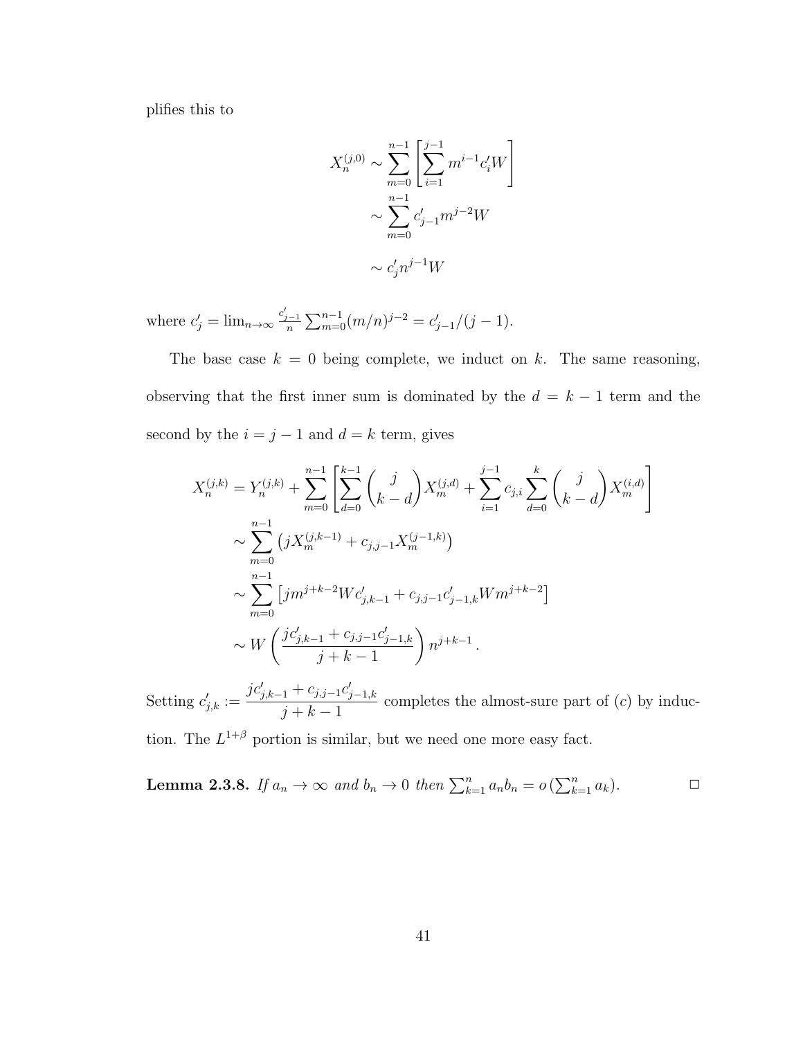plifies this to

$$
\begin{aligned}
X_n^{(j,0)} &\sim \sum_{m=0}^{n-1} \left[ \sum_{i=1}^{j-1} m^{i-1} c_i' W \right] \\
&\sim \sum_{m=0}^{n-1} c_{j-1}' m^{j-2} W \\
&\sim c_j' n^{j-1} W
\end{aligned}
$$

where $c_j' = \lim_{n\to\infty} \frac{c_{j-1}'}{n} \sum_{m=0}^{n-1} (m/n)^{j-2} = c_{j-1}'/(j-1)$.

The base case $k = 0$ being complete, we induct on $k$. The same reasoning, observing that the first inner sum is dominated by the $d = k-1$ term and the second by the $i = j-1$ and $d = k$ term, gives

$$
\begin{aligned}
X_n^{(j,k)} &= Y_n^{(j,k)} + \sum_{m=0}^{n-1} \left[ \sum_{d=0}^{k-1} \binom{j}{k-d} X_m^{(j,d)} + \sum_{i=1}^{j-1} c_{j,i} \sum_{d=0}^{k} \binom{j}{k-d} X_m^{(i,d)} \right] \\
&\sim \sum_{m=0}^{n-1} \left( j X_m^{(j,k-1)} + c_{j,j-1} X_m^{(j-1,k)} \right) \\
&\sim \sum_{m=0}^{n-1} \left[ j m^{j+k-2} W c_{j,k-1}' + c_{j,j-1} c_{j-1,k}' W m^{j+k-2} \right] \\
&\sim W \left( \frac{j c_{j,k-1}' + c_{j,j-1} c_{j-1,k}'}{j+k-1} \right) n^{j+k-1}.
\end{aligned}
$$

Setting $c_{j,k}' := \dfrac{j c_{j,k-1}' + c_{j,j-1} c_{j-1,k}'}{j+k-1}$ completes the almost-sure part of $(c)$ by induction. The $L^{1+\beta}$ portion is similar, but we need one more easy fact.

**Lemma 2.3.8.** *If $a_n \to \infty$ and $b_n \to 0$ then $\sum_{k=1}^{n} a_n b_n = o\left(\sum_{k=1}^{n} a_k\right)$.* $\square$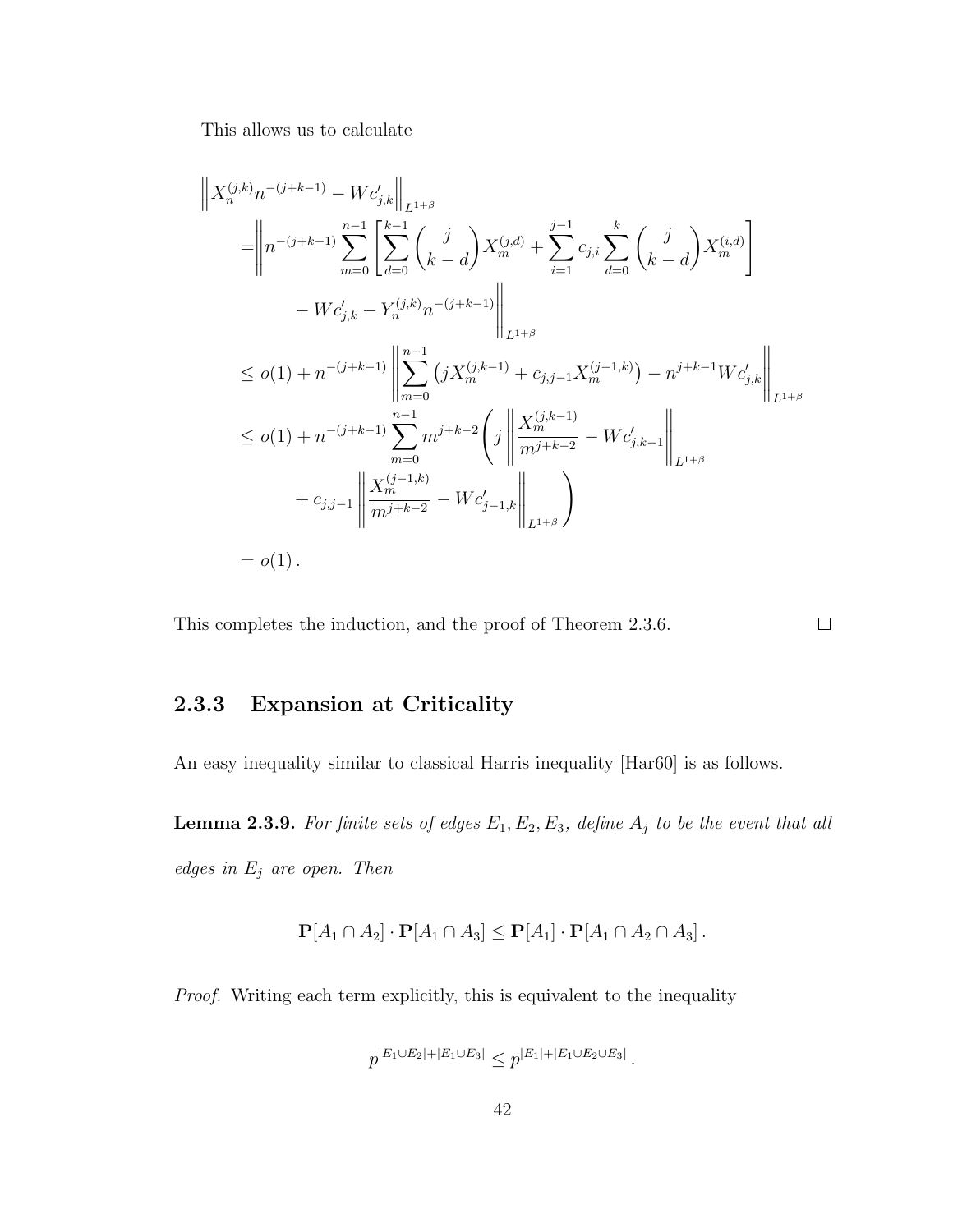This allows us to calculate

$$
\begin{aligned}
&\left\| X_n^{(j,k)} n^{-(j+k-1)} - W c'_{j,k} \right\|_{L^{1+\beta}} \\
&\quad = \left\| n^{-(j+k-1)} \sum_{m=0}^{n-1} \left[ \sum_{d=0}^{k-1} \binom{j}{k-d} X_m^{(j,d)} + \sum_{i=1}^{j-1} c_{j,i} \sum_{d=0}^{k} \binom{j}{k-d} X_m^{(i,d)} \right] \right. \\
&\qquad \left. - W c'_{j,k} - Y_n^{(j,k)} n^{-(j+k-1)} \right\|_{L^{1+\beta}} \\
&\quad \leq o(1) + n^{-(j+k-1)} \left\| \sum_{m=0}^{n-1} \left( j X_m^{(j,k-1)} + c_{j,j-1} X_m^{(j-1,k)} \right) - n^{j+k-1} W c'_{j,k} \right\|_{L^{1+\beta}} \\
&\quad \leq o(1) + n^{-(j+k-1)} \sum_{m=0}^{n-1} m^{j+k-2} \left( j \left\| \frac{X_m^{(j,k-1)}}{m^{j+k-2}} - W c'_{j,k-1} \right\|_{L^{1+\beta}} \right. \\
&\qquad \left. + c_{j,j-1} \left\| \frac{X_m^{(j-1,k)}}{m^{j+k-2}} - W c'_{j-1,k} \right\|_{L^{1+\beta}} \right) \\
&\quad = o(1) .
\end{aligned}
$$

This completes the induction, and the proof of Theorem 2.3.6. □

### 2.3.3 Expansion at Criticality

An easy inequality similar to classical Harris inequality [Har60] is as follows.

**Lemma 2.3.9.** *For finite sets of edges $E_1, E_2, E_3$, define $A_j$ to be the event that all edges in $E_j$ are open. Then*

$$
\mathbf{P}[A_1 \cap A_2] \cdot \mathbf{P}[A_1 \cap A_3] \leq \mathbf{P}[A_1] \cdot \mathbf{P}[A_1 \cap A_2 \cap A_3] .
$$

*Proof.* Writing each term explicitly, this is equivalent to the inequality

$$
p^{|E_1 \cup E_2| + |E_1 \cup E_3|} \leq p^{|E_1| + |E_1 \cup E_2 \cup E_3|} .
$$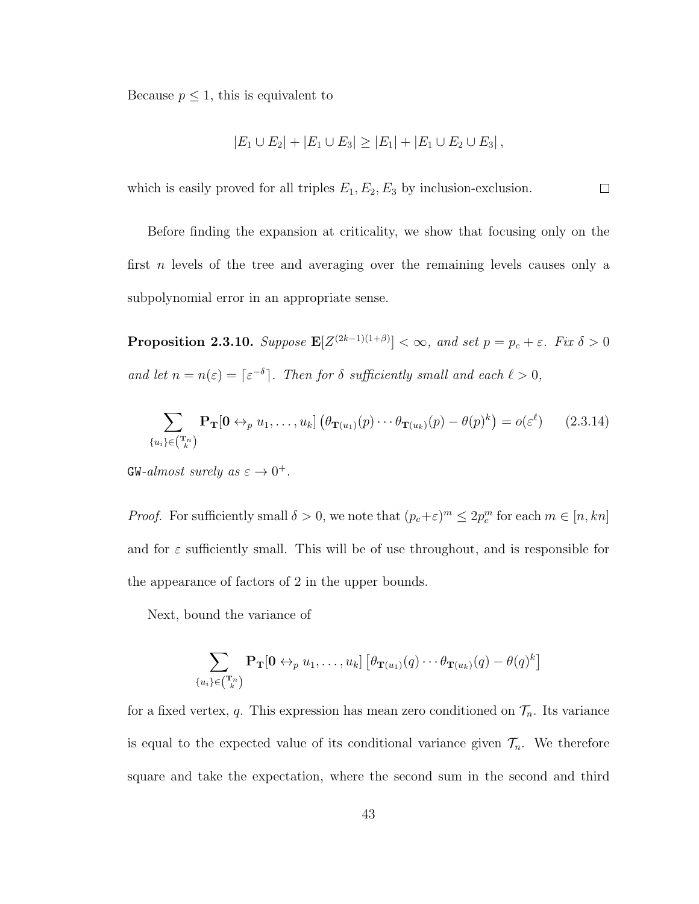Because $p \leq 1$, this is equivalent to

$$|E_1 \cup E_2| + |E_1 \cup E_3| \geq |E_1| + |E_1 \cup E_2 \cup E_3|\,,$$

which is easily proved for all triples $E_1, E_2, E_3$ by inclusion-exclusion. $\square$

Before finding the expansion at criticality, we show that focusing only on the first $n$ levels of the tree and averaging over the remaining levels causes only a subpolynomial error in an appropriate sense.

**Proposition 2.3.10.** *Suppose* $\mathbf{E}[Z^{(2k-1)(1+\beta)}] < \infty$*, and set* $p = p_c + \varepsilon$*. Fix* $\delta > 0$ *and let* $n = n(\varepsilon) = \lceil \varepsilon^{-\delta} \rceil$*. Then for* $\delta$ *sufficiently small and each* $\ell > 0$*,*

$$\sum_{\{u_i\} \in \binom{\mathbf{T}_n}{k}} \mathbf{P_T}[\mathbf{0} \leftrightarrow_p u_1, \ldots, u_k] \left(\theta_{\mathbf{T}(u_1)}(p) \cdots \theta_{\mathbf{T}(u_k)}(p) - \theta(p)^k\right) = o(\varepsilon^\ell) \qquad (2.3.14)$$

GW*-almost surely as* $\varepsilon \to 0^+$*.*

*Proof.* For sufficiently small $\delta > 0$, we note that $(p_c+\varepsilon)^m \leq 2p_c^m$ for each $m \in [n, kn]$ and for $\varepsilon$ sufficiently small. This will be of use throughout, and is responsible for the appearance of factors of 2 in the upper bounds.

Next, bound the variance of

$$\sum_{\{u_i\} \in \binom{\mathbf{T}_n}{k}} \mathbf{P_T}[\mathbf{0} \leftrightarrow_p u_1, \ldots, u_k] \left[\theta_{\mathbf{T}(u_1)}(q) \cdots \theta_{\mathbf{T}(u_k)}(q) - \theta(q)^k\right]$$

for a fixed vertex, $q$. This expression has mean zero conditioned on $\mathcal{T}_n$. Its variance is equal to the expected value of its conditional variance given $\mathcal{T}_n$. We therefore square and take the expectation, where the second sum in the second and third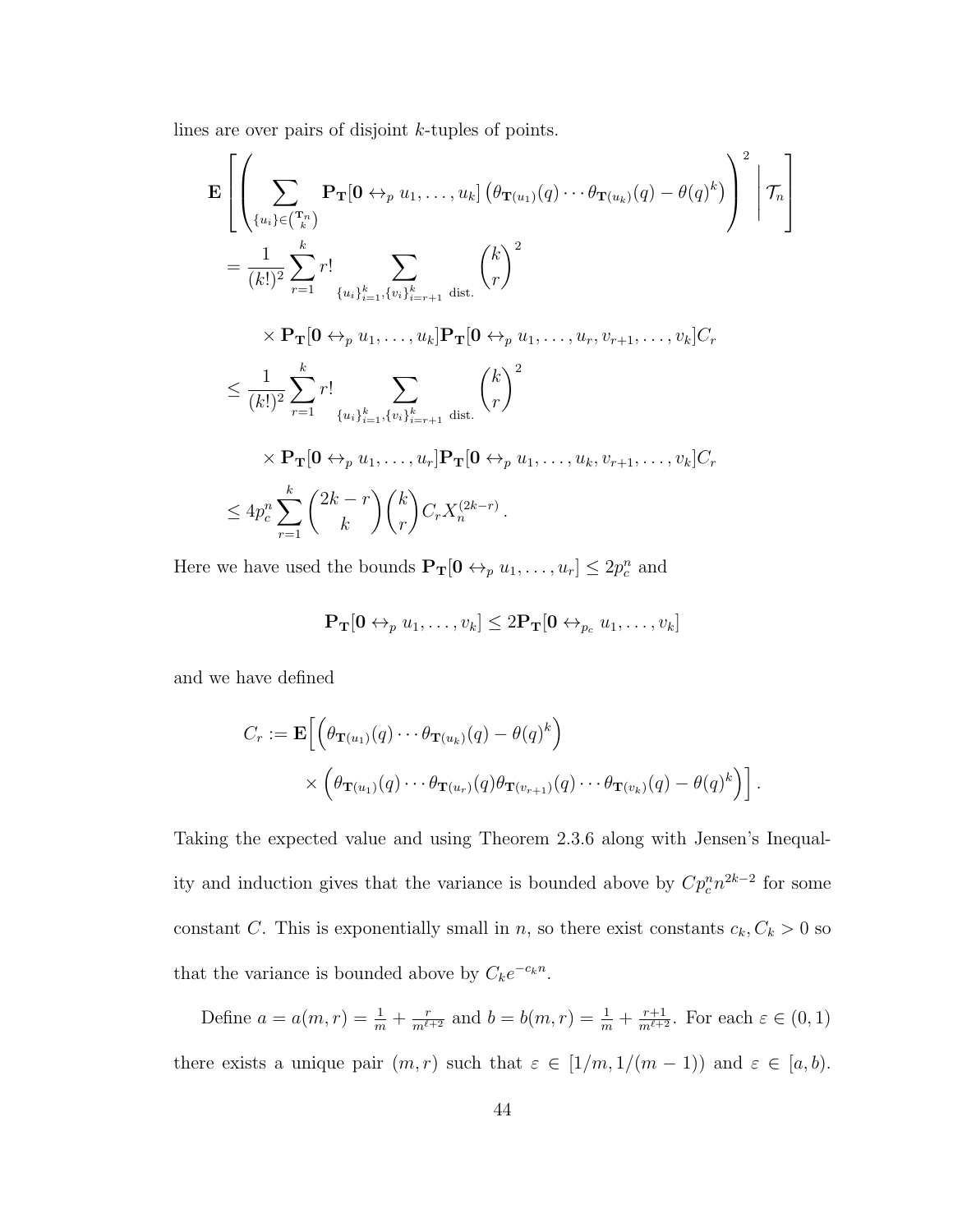lines are over pairs of disjoint $k$-tuples of points.

$$
\begin{aligned}
&\mathbf{E}\left[\left(\sum_{\{u_i\}\in\binom{\mathbf{T}_n}{k}} \mathbf{P}_{\mathbf{T}}[\mathbf{0} \leftrightarrow_p u_1,\dots,u_k]\left(\theta_{\mathbf{T}(u_1)}(q)\cdots\theta_{\mathbf{T}(u_k)}(q) - \theta(q)^k\right)\right)^2 \;\middle|\; \mathcal{T}_n\right] \\
&= \frac{1}{(k!)^2}\sum_{r=1}^{k} r! \sum_{\{u_i\}_{i=1}^k,\{v_i\}_{i=r+1}^k \text{ dist.}} \binom{k}{r}^2 \\
&\qquad \times \mathbf{P}_{\mathbf{T}}[\mathbf{0} \leftrightarrow_p u_1,\dots,u_k]\mathbf{P}_{\mathbf{T}}[\mathbf{0} \leftrightarrow_p u_1,\dots,u_r,v_{r+1},\dots,v_k] C_r \\
&\le \frac{1}{(k!)^2}\sum_{r=1}^{k} r! \sum_{\{u_i\}_{i=1}^k,\{v_i\}_{i=r+1}^k \text{ dist.}} \binom{k}{r}^2 \\
&\qquad \times \mathbf{P}_{\mathbf{T}}[\mathbf{0} \leftrightarrow_p u_1,\dots,u_r]\mathbf{P}_{\mathbf{T}}[\mathbf{0} \leftrightarrow_p u_1,\dots,u_k,v_{r+1},\dots,v_k] C_r \\
&\le 4p_c^n \sum_{r=1}^{k}\binom{2k-r}{k}\binom{k}{r} C_r X_n^{(2k-r)}.
\end{aligned}
$$

Here we have used the bounds $\mathbf{P}_{\mathbf{T}}[\mathbf{0} \leftrightarrow_p u_1,\dots,u_r] \le 2p_c^n$ and

$$
\mathbf{P}_{\mathbf{T}}[\mathbf{0} \leftrightarrow_p u_1,\dots,v_k] \le 2\mathbf{P}_{\mathbf{T}}[\mathbf{0} \leftrightarrow_{p_c} u_1,\dots,v_k]
$$

and we have defined

$$
\begin{aligned}
C_r := \mathbf{E}\Big[&\left(\theta_{\mathbf{T}(u_1)}(q)\cdots\theta_{\mathbf{T}(u_k)}(q) - \theta(q)^k\right) \\
&\times \left(\theta_{\mathbf{T}(u_1)}(q)\cdots\theta_{\mathbf{T}(u_r)}(q)\theta_{\mathbf{T}(v_{r+1})}(q)\cdots\theta_{\mathbf{T}(v_k)}(q) - \theta(q)^k\right)\Big].
\end{aligned}
$$

Taking the expected value and using Theorem 2.3.6 along with Jensen's Inequality and induction gives that the variance is bounded above by $Cp_c^n n^{2k-2}$ for some constant $C$. This is exponentially small in $n$, so there exist constants $c_k, C_k > 0$ so that the variance is bounded above by $C_k e^{-c_k n}$.

Define $a = a(m,r) = \frac{1}{m} + \frac{r}{m^{\ell+2}}$ and $b = b(m,r) = \frac{1}{m} + \frac{r+1}{m^{\ell+2}}$. For each $\varepsilon \in (0,1)$ there exists a unique pair $(m,r)$ such that $\varepsilon \in [1/m, 1/(m-1))$ and $\varepsilon \in [a,b)$.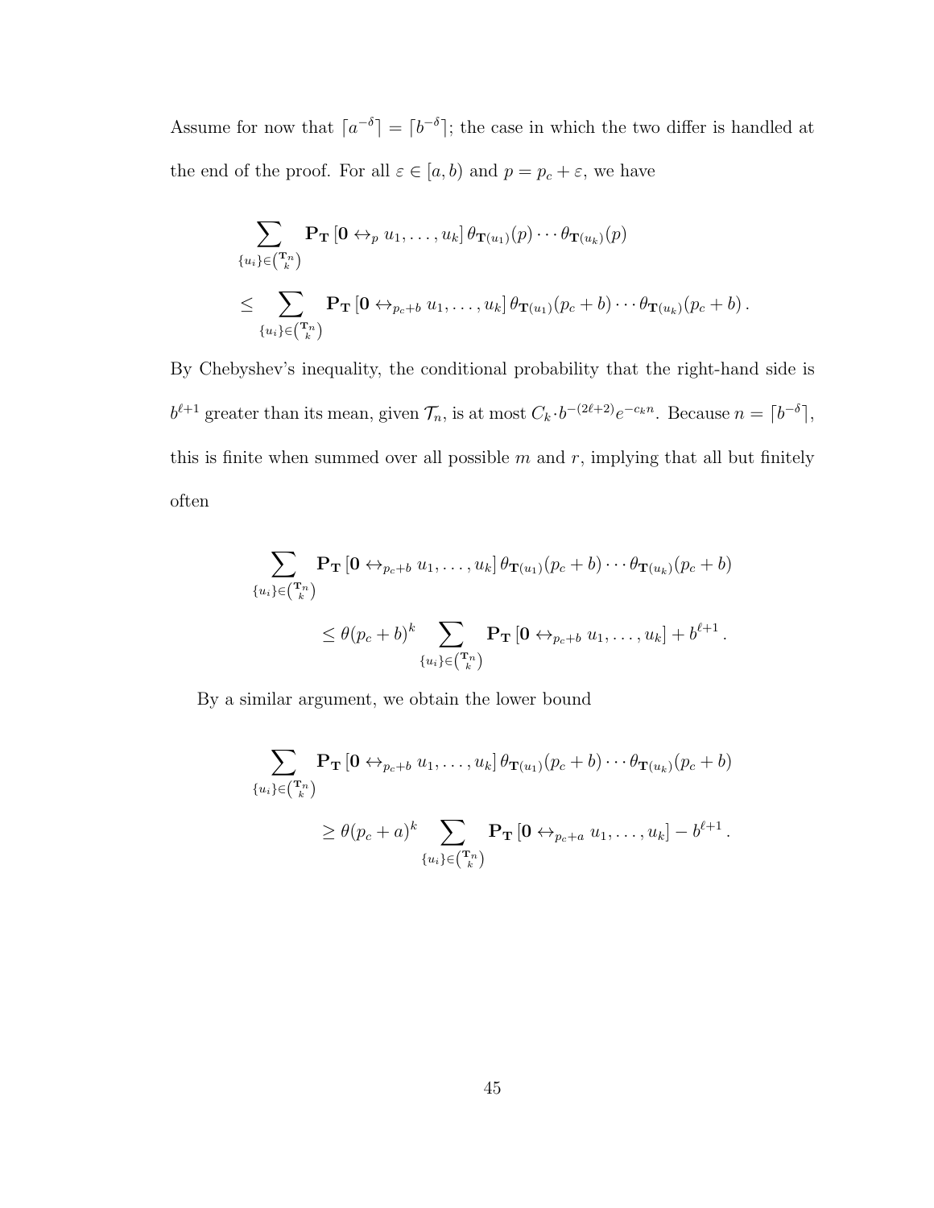Assume for now that $\lceil a^{-\delta} \rceil = \lceil b^{-\delta} \rceil$; the case in which the two differ is handled at the end of the proof. For all $\varepsilon \in [a, b)$ and $p = p_c + \varepsilon$, we have

$$
\begin{aligned}
&\sum_{\{u_i\} \in \binom{\mathbf{T}_n}{k}} \mathbf{P_T}\left[\mathbf{0} \leftrightarrow_p u_1, \ldots, u_k\right] \theta_{\mathbf{T}(u_1)}(p) \cdots \theta_{\mathbf{T}(u_k)}(p) \\
&\leq \sum_{\{u_i\} \in \binom{\mathbf{T}_n}{k}} \mathbf{P_T}\left[\mathbf{0} \leftrightarrow_{p_c+b} u_1, \ldots, u_k\right] \theta_{\mathbf{T}(u_1)}(p_c + b) \cdots \theta_{\mathbf{T}(u_k)}(p_c + b)\,.
\end{aligned}
$$

By Chebyshev's inequality, the conditional probability that the right-hand side is $b^{\ell+1}$ greater than its mean, given $\mathcal{T}_n$, is at most $C_k \cdot b^{-(2\ell+2)} e^{-c_k n}$. Because $n = \lceil b^{-\delta} \rceil$, this is finite when summed over all possible $m$ and $r$, implying that all but finitely often

$$
\begin{aligned}
&\sum_{\{u_i\} \in \binom{\mathbf{T}_n}{k}} \mathbf{P_T}\left[\mathbf{0} \leftrightarrow_{p_c+b} u_1, \ldots, u_k\right] \theta_{\mathbf{T}(u_1)}(p_c + b) \cdots \theta_{\mathbf{T}(u_k)}(p_c + b) \\
&\qquad \leq \theta(p_c + b)^k \sum_{\{u_i\} \in \binom{\mathbf{T}_n}{k}} \mathbf{P_T}\left[\mathbf{0} \leftrightarrow_{p_c+b} u_1, \ldots, u_k\right] + b^{\ell+1}\,.
\end{aligned}
$$

By a similar argument, we obtain the lower bound

$$
\begin{aligned}
&\sum_{\{u_i\} \in \binom{\mathbf{T}_n}{k}} \mathbf{P_T}\left[\mathbf{0} \leftrightarrow_{p_c+b} u_1, \ldots, u_k\right] \theta_{\mathbf{T}(u_1)}(p_c + b) \cdots \theta_{\mathbf{T}(u_k)}(p_c + b) \\
&\qquad \geq \theta(p_c + a)^k \sum_{\{u_i\} \in \binom{\mathbf{T}_n}{k}} \mathbf{P_T}\left[\mathbf{0} \leftrightarrow_{p_c+a} u_1, \ldots, u_k\right] - b^{\ell+1}\,.
\end{aligned}
$$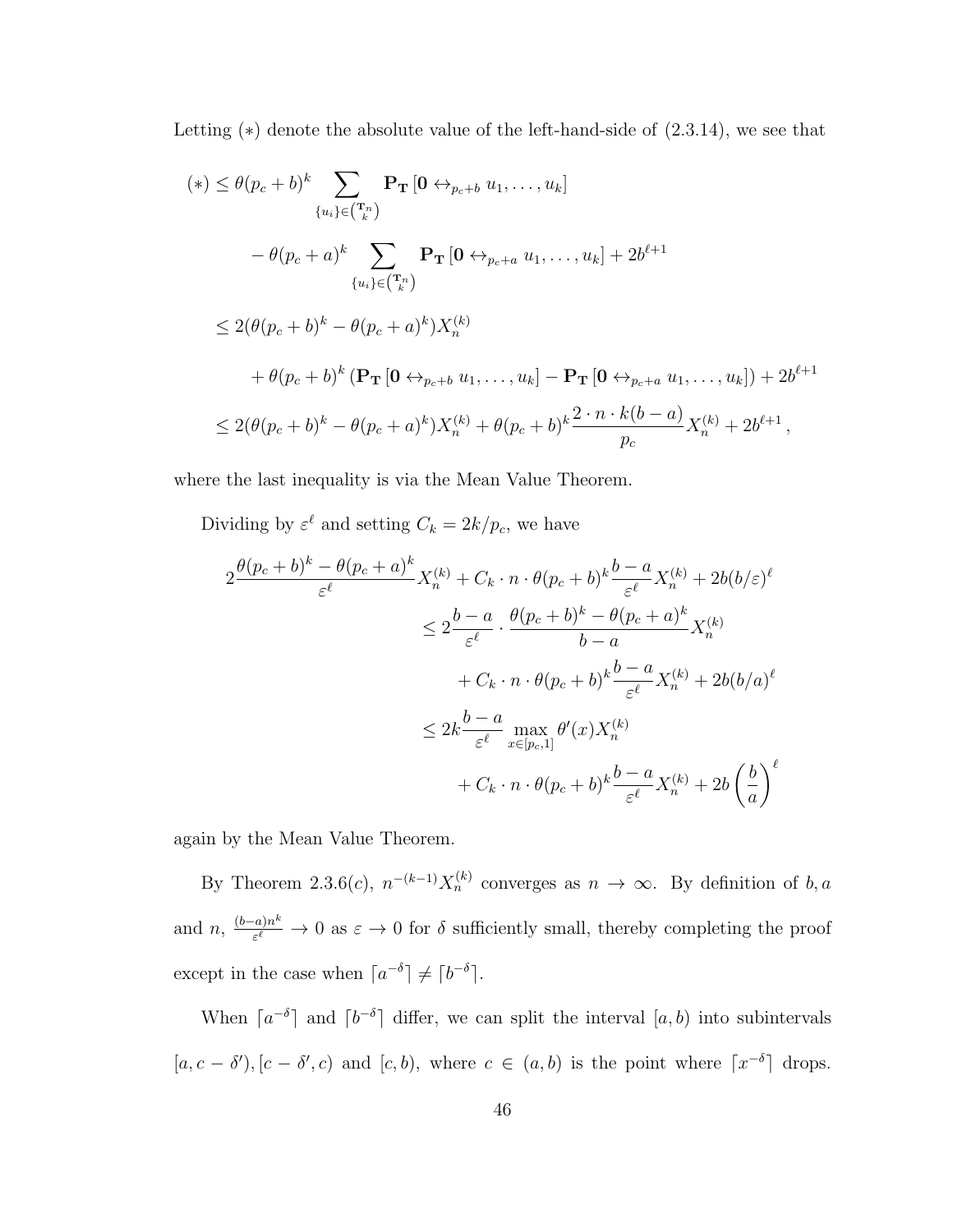Letting $(*)$ denote the absolute value of the left-hand-side of (2.3.14), we see that

$$
\begin{aligned}
(*) &\leq \theta(p_c+b)^k \sum_{\{u_i\} \in \binom{\mathbf{T}_n}{k}} \mathbf{P}_{\mathbf{T}}\left[\mathbf{0} \leftrightarrow_{p_c+b} u_1, \ldots, u_k\right] \\
&\quad - \theta(p_c+a)^k \sum_{\{u_i\} \in \binom{\mathbf{T}_n}{k}} \mathbf{P}_{\mathbf{T}}\left[\mathbf{0} \leftrightarrow_{p_c+a} u_1, \ldots, u_k\right] + 2b^{\ell+1} \\
&\leq 2(\theta(p_c+b)^k - \theta(p_c+a)^k) X_n^{(k)} \\
&\quad + \theta(p_c+b)^k \left(\mathbf{P}_{\mathbf{T}}\left[\mathbf{0} \leftrightarrow_{p_c+b} u_1, \ldots, u_k\right] - \mathbf{P}_{\mathbf{T}}\left[\mathbf{0} \leftrightarrow_{p_c+a} u_1, \ldots, u_k\right]\right) + 2b^{\ell+1} \\
&\leq 2(\theta(p_c+b)^k - \theta(p_c+a)^k) X_n^{(k)} + \theta(p_c+b)^k \frac{2 \cdot n \cdot k(b-a)}{p_c} X_n^{(k)} + 2b^{\ell+1},
\end{aligned}
$$

where the last inequality is via the Mean Value Theorem.

Dividing by $\varepsilon^\ell$ and setting $C_k = 2k/p_c$, we have

$$
\begin{aligned}
2\frac{\theta(p_c+b)^k - \theta(p_c+a)^k}{\varepsilon^\ell} X_n^{(k)} &+ C_k \cdot n \cdot \theta(p_c+b)^k \frac{b-a}{\varepsilon^\ell} X_n^{(k)} + 2b(b/\varepsilon)^\ell \\
&\leq 2\frac{b-a}{\varepsilon^\ell} \cdot \frac{\theta(p_c+b)^k - \theta(p_c+a)^k}{b-a} X_n^{(k)} \\
&\quad + C_k \cdot n \cdot \theta(p_c+b)^k \frac{b-a}{\varepsilon^\ell} X_n^{(k)} + 2b(b/a)^\ell \\
&\leq 2k\frac{b-a}{\varepsilon^\ell} \max_{x \in [p_c,1]} \theta'(x) X_n^{(k)} \\
&\quad + C_k \cdot n \cdot \theta(p_c+b)^k \frac{b-a}{\varepsilon^\ell} X_n^{(k)} + 2b\left(\frac{b}{a}\right)^\ell
\end{aligned}
$$

again by the Mean Value Theorem.

By Theorem 2.3.6(c), $n^{-(k-1)} X_n^{(k)}$ converges as $n \to \infty$. By definition of $b, a$ and $n$, $\frac{(b-a)n^k}{\varepsilon^\ell} \to 0$ as $\varepsilon \to 0$ for $\delta$ sufficiently small, thereby completing the proof except in the case when $\lceil a^{-\delta} \rceil \neq \lceil b^{-\delta} \rceil$.

When $\lceil a^{-\delta} \rceil$ and $\lceil b^{-\delta} \rceil$ differ, we can split the interval $[a, b)$ into subintervals $[a, c-\delta'), [c-\delta', c)$ and $[c, b)$, where $c \in (a, b)$ is the point where $\lceil x^{-\delta} \rceil$ drops.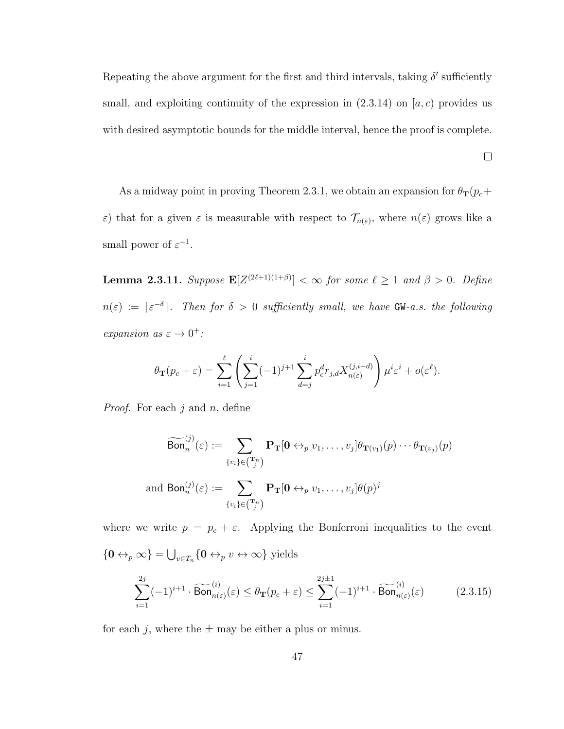Repeating the above argument for the first and third intervals, taking $\delta'$ sufficiently small, and exploiting continuity of the expression in (2.3.14) on $[a, c)$ provides us with desired asymptotic bounds for the middle interval, hence the proof is complete.

$\square$

As a midway point in proving Theorem 2.3.1, we obtain an expansion for $\theta_{\mathbf{T}}(p_c + \varepsilon)$ that for a given $\varepsilon$ is measurable with respect to $\mathcal{T}_{n(\varepsilon)}$, where $n(\varepsilon)$ grows like a small power of $\varepsilon^{-1}$.

**Lemma 2.3.11.** *Suppose $\mathbf{E}[Z^{(2\ell+1)(1+\beta)}] < \infty$ for some $\ell \geq 1$ and $\beta > 0$. Define $n(\varepsilon) := \lceil \varepsilon^{-\delta} \rceil$. Then for $\delta > 0$ sufficiently small, we have* GW*-a.s. the following expansion as $\varepsilon \to 0^+$:*

$$\theta_{\mathbf{T}}(p_c + \varepsilon) = \sum_{i=1}^{\ell} \left( \sum_{j=1}^{i} (-1)^{j+1} \sum_{d=j}^{i} p_c^d r_{j,d} X_{n(\varepsilon)}^{(j,i-d)} \right) \mu^i \varepsilon^i + o(\varepsilon^\ell).$$

*Proof.* For each $j$ and $n$, define

$$\widetilde{\mathsf{Bon}}_n^{(j)}(\varepsilon) := \sum_{\{v_i\} \in \binom{\mathbf{T}_n}{j}} \mathbf{P}_{\mathbf{T}}[\mathbf{0} \leftrightarrow_p v_1, \ldots, v_j] \theta_{\mathbf{T}(v_1)}(p) \cdots \theta_{\mathbf{T}(v_j)}(p)$$

$$\text{and } \mathsf{Bon}_n^{(j)}(\varepsilon) := \sum_{\{v_i\} \in \binom{\mathbf{T}_n}{j}} \mathbf{P}_{\mathbf{T}}[\mathbf{0} \leftrightarrow_p v_1, \ldots, v_j] \theta(p)^j$$

where we write $p = p_c + \varepsilon$. Applying the Bonferroni inequalities to the event $\{\mathbf{0} \leftrightarrow_p \infty\} = \bigcup_{v \in T_n} \{\mathbf{0} \leftrightarrow_p v \leftrightarrow \infty\}$ yields

$$\sum_{i=1}^{2j} (-1)^{i+1} \cdot \widetilde{\mathsf{Bon}}_{n(\varepsilon)}^{(i)}(\varepsilon) \leq \theta_{\mathbf{T}}(p_c + \varepsilon) \leq \sum_{i=1}^{2j \pm 1} (-1)^{i+1} \cdot \widetilde{\mathsf{Bon}}_{n(\varepsilon)}^{(i)}(\varepsilon) \tag{2.3.15}$$

for each $j$, where the $\pm$ may be either a plus or minus.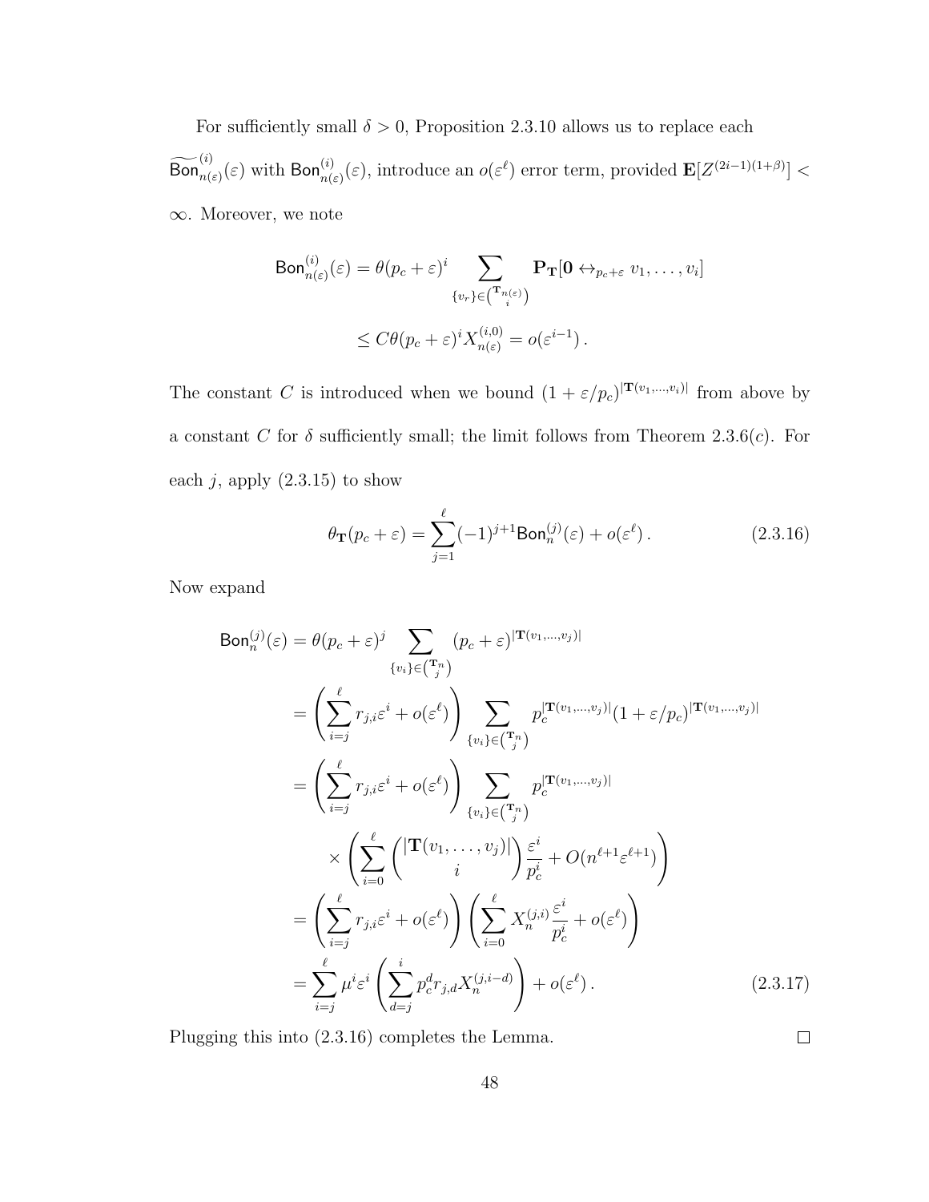For sufficiently small $\delta > 0$, Proposition 2.3.10 allows us to replace each $\widetilde{\mathsf{Bon}}^{(i)}_{n(\varepsilon)}(\varepsilon)$ with $\mathsf{Bon}^{(i)}_{n(\varepsilon)}(\varepsilon)$, introduce an $o(\varepsilon^\ell)$ error term, provided $\mathbf{E}[Z^{(2i-1)(1+\beta)}] < \infty$. Moreover, we note

$$\mathsf{Bon}^{(i)}_{n(\varepsilon)}(\varepsilon) = \theta(p_c+\varepsilon)^i \sum_{\{v_r\}\in\binom{\mathbf{T}_{n(\varepsilon)}}{i}} \mathbf{P}_{\mathbf{T}}[\mathbf{0} \leftrightarrow_{p_c+\varepsilon} v_1,\ldots,v_i]$$

$$\leq C\theta(p_c+\varepsilon)^i X^{(i,0)}_{n(\varepsilon)} = o(\varepsilon^{i-1})\,.$$

The constant $C$ is introduced when we bound $(1+\varepsilon/p_c)^{|\mathbf{T}(v_1,\ldots,v_i)|}$ from above by a constant $C$ for $\delta$ sufficiently small; the limit follows from Theorem 2.3.6($c$). For each $j$, apply (2.3.15) to show

$$\theta_{\mathbf{T}}(p_c+\varepsilon) = \sum_{j=1}^{\ell}(-1)^{j+1}\mathsf{Bon}^{(j)}_n(\varepsilon) + o(\varepsilon^\ell)\,. \tag{2.3.16}$$

Now expand

$$\begin{aligned}
\mathsf{Bon}^{(j)}_n(\varepsilon) &= \theta(p_c+\varepsilon)^j \sum_{\{v_i\}\in\binom{\mathbf{T}_n}{j}} (p_c+\varepsilon)^{|\mathbf{T}(v_1,\ldots,v_j)|} \\
&= \left(\sum_{i=j}^{\ell} r_{j,i}\varepsilon^i + o(\varepsilon^\ell)\right) \sum_{\{v_i\}\in\binom{\mathbf{T}_n}{j}} p_c^{|\mathbf{T}(v_1,\ldots,v_j)|}(1+\varepsilon/p_c)^{|\mathbf{T}(v_1,\ldots,v_j)|} \\
&= \left(\sum_{i=j}^{\ell} r_{j,i}\varepsilon^i + o(\varepsilon^\ell)\right) \sum_{\{v_i\}\in\binom{\mathbf{T}_n}{j}} p_c^{|\mathbf{T}(v_1,\ldots,v_j)|} \\
&\qquad \times \left(\sum_{i=0}^{\ell} \binom{|\mathbf{T}(v_1,\ldots,v_j)|}{i}\frac{\varepsilon^i}{p_c^i} + O(n^{\ell+1}\varepsilon^{\ell+1})\right) \\
&= \left(\sum_{i=j}^{\ell} r_{j,i}\varepsilon^i + o(\varepsilon^\ell)\right)\left(\sum_{i=0}^{\ell} X_n^{(j,i)}\frac{\varepsilon^i}{p_c^i} + o(\varepsilon^\ell)\right) \\
&= \sum_{i=j}^{\ell} \mu^i\varepsilon^i \left(\sum_{d=j}^{i} p_c^d r_{j,d} X_n^{(j,i-d)}\right) + o(\varepsilon^\ell)\,.
\end{aligned} \tag{2.3.17}$$

Plugging this into (2.3.16) completes the Lemma. $\square$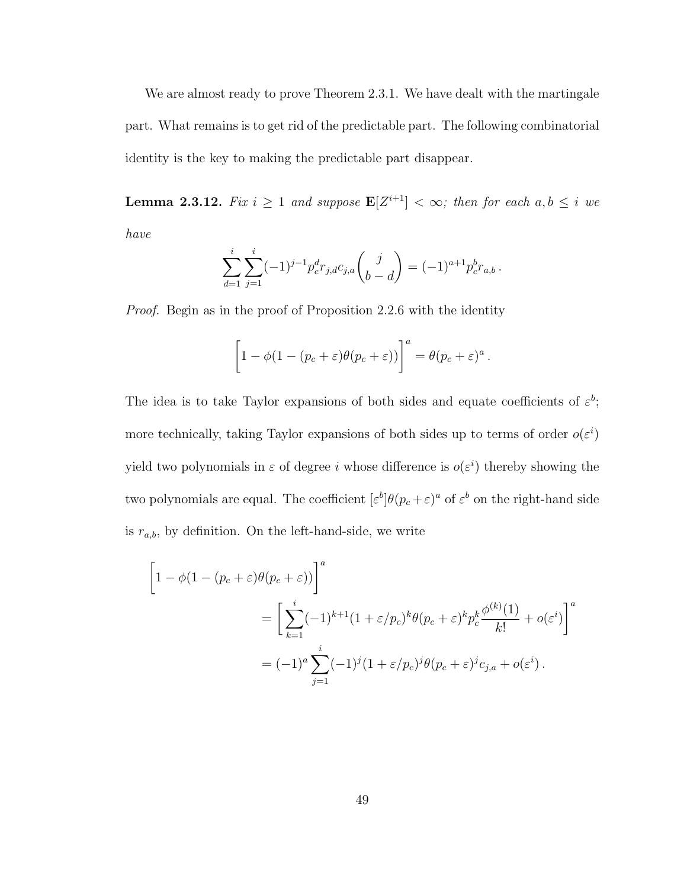We are almost ready to prove Theorem 2.3.1. We have dealt with the martingale part. What remains is to get rid of the predictable part. The following combinatorial identity is the key to making the predictable part disappear.

**Lemma 2.3.12.** *Fix $i \geq 1$ and suppose $\mathbf{E}[Z^{i+1}] < \infty$; then for each $a, b \leq i$ we have*

$$\sum_{d=1}^{i} \sum_{j=1}^{i} (-1)^{j-1} p_c^d r_{j,d} c_{j,a} \binom{j}{b-d} = (-1)^{a+1} p_c^b r_{a,b} \, .$$

*Proof.* Begin as in the proof of Proposition 2.2.6 with the identity

$$\left[ 1 - \phi(1 - (p_c + \varepsilon)\theta(p_c + \varepsilon)) \right]^a = \theta(p_c + \varepsilon)^a \, .$$

The idea is to take Taylor expansions of both sides and equate coefficients of $\varepsilon^b$; more technically, taking Taylor expansions of both sides up to terms of order $o(\varepsilon^i)$ yield two polynomials in $\varepsilon$ of degree $i$ whose difference is $o(\varepsilon^i)$ thereby showing the two polynomials are equal. The coefficient $[\varepsilon^b]\theta(p_c + \varepsilon)^a$ of $\varepsilon^b$ on the right-hand side is $r_{a,b}$, by definition. On the left-hand-side, we write

$$\begin{aligned}
\left[ 1 - \phi(1 - (p_c + \varepsilon)\theta(p_c + \varepsilon)) \right]^a & \\
&= \left[ \sum_{k=1}^{i} (-1)^{k+1} (1 + \varepsilon/p_c)^k \theta(p_c + \varepsilon)^k p_c^k \frac{\phi^{(k)}(1)}{k!} + o(\varepsilon^i) \right]^a \\
&= (-1)^a \sum_{j=1}^{i} (-1)^j (1 + \varepsilon/p_c)^j \theta(p_c + \varepsilon)^j c_{j,a} + o(\varepsilon^i) \, .
\end{aligned}$$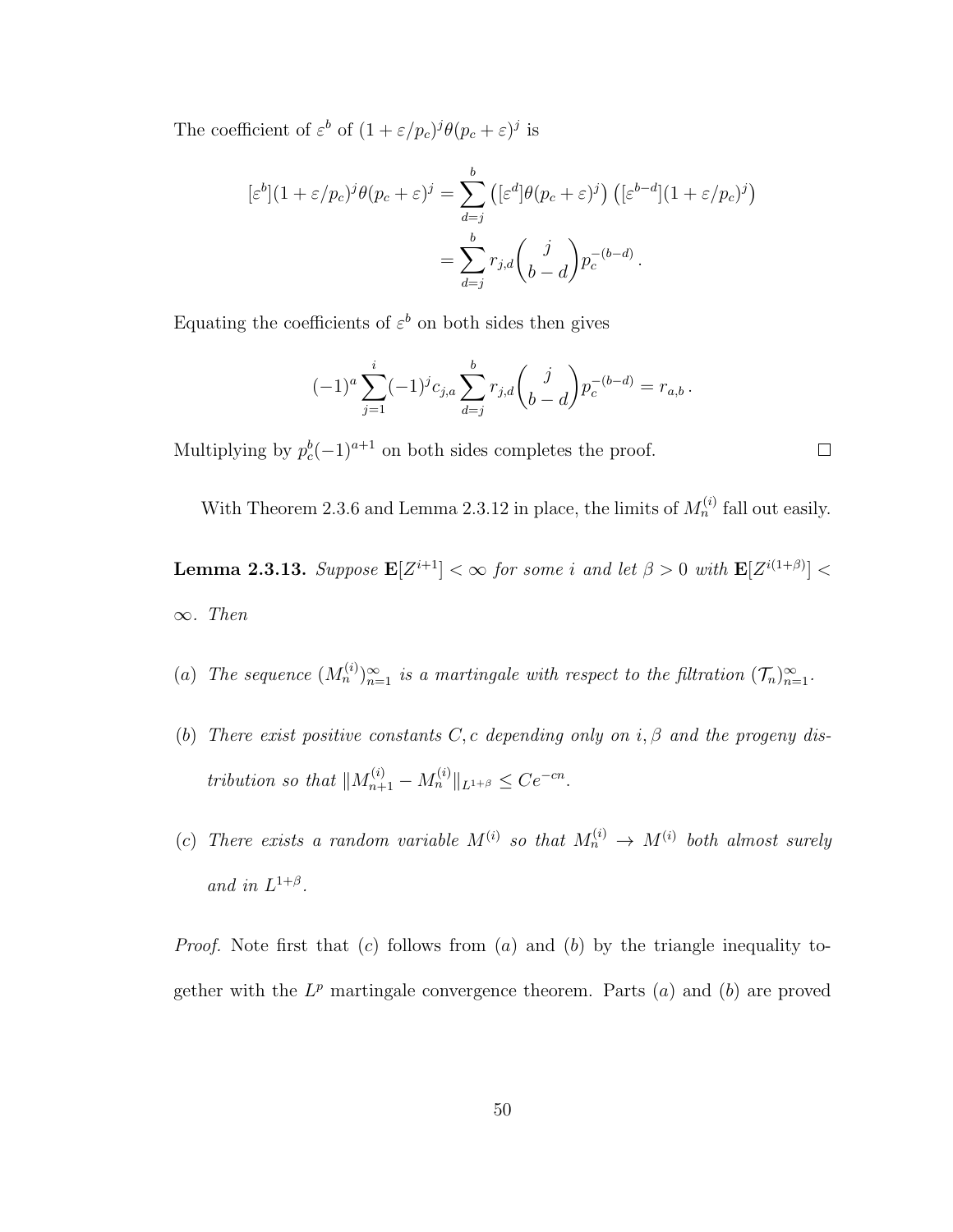The coefficient of $\varepsilon^b$ of $(1+\varepsilon/p_c)^j \theta(p_c+\varepsilon)^j$ is

$$
\begin{aligned}
[\varepsilon^b](1+\varepsilon/p_c)^j \theta(p_c+\varepsilon)^j &= \sum_{d=j}^{b} \left([\varepsilon^d]\theta(p_c+\varepsilon)^j\right)\left([\varepsilon^{b-d}](1+\varepsilon/p_c)^j\right) \\
&= \sum_{d=j}^{b} r_{j,d} \binom{j}{b-d} p_c^{-(b-d)} .
\end{aligned}
$$

Equating the coefficients of $\varepsilon^b$ on both sides then gives

$$
(-1)^a \sum_{j=1}^{i} (-1)^j c_{j,a} \sum_{d=j}^{b} r_{j,d} \binom{j}{b-d} p_c^{-(b-d)} = r_{a,b} .
$$

Multiplying by $p_c^b(-1)^{a+1}$ on both sides completes the proof. $\square$

With Theorem 2.3.6 and Lemma 2.3.12 in place, the limits of $M_n^{(i)}$ fall out easily.

**Lemma 2.3.13.** *Suppose $\mathbf{E}[Z^{i+1}] < \infty$ for some $i$ and let $\beta > 0$ with $\mathbf{E}[Z^{i(1+\beta)}] < \infty$. Then*

*(a) The sequence $(M_n^{(i)})_{n=1}^{\infty}$ is a martingale with respect to the filtration $(\mathcal{T}_n)_{n=1}^{\infty}$.*

*(b) There exist positive constants $C, c$ depending only on $i, \beta$ and the progeny distribution so that $\|M_{n+1}^{(i)} - M_n^{(i)}\|_{L^{1+\beta}} \le Ce^{-cn}$.*

*(c) There exists a random variable $M^{(i)}$ so that $M_n^{(i)} \to M^{(i)}$ both almost surely and in $L^{1+\beta}$.*

*Proof.* Note first that $(c)$ follows from $(a)$ and $(b)$ by the triangle inequality together with the $L^p$ martingale convergence theorem. Parts $(a)$ and $(b)$ are proved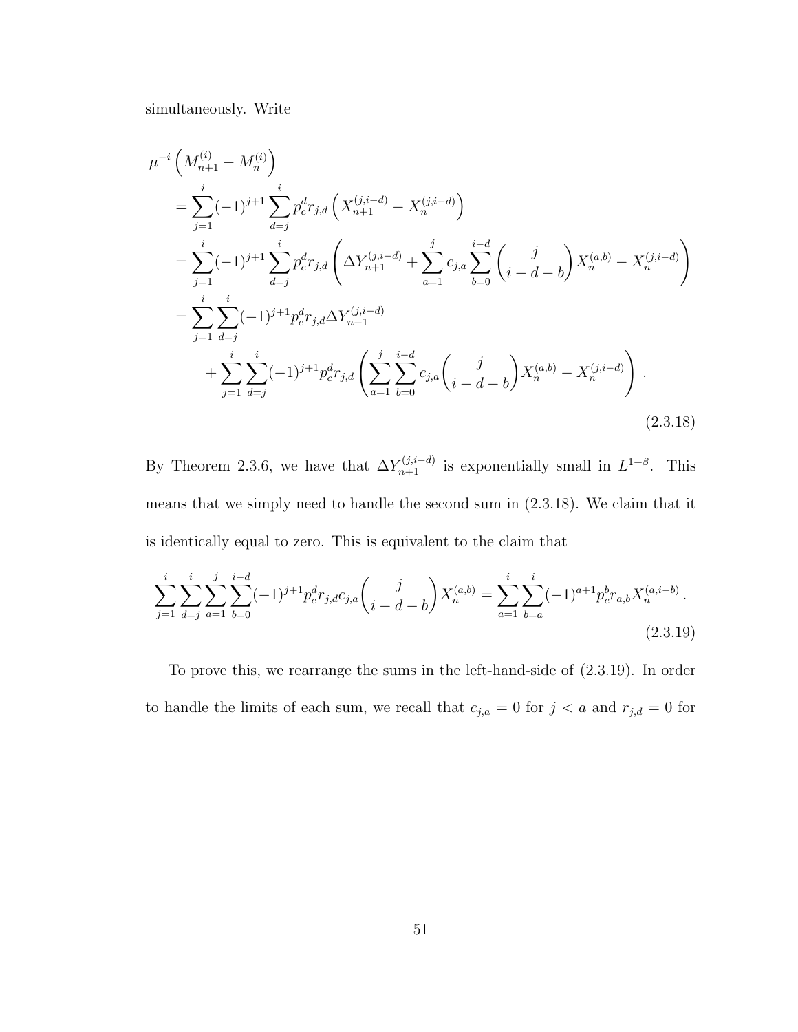simultaneously. Write

$$
\begin{aligned}
\mu^{-i}&\left(M_{n+1}^{(i)} - M_n^{(i)}\right) \\
&= \sum_{j=1}^{i} (-1)^{j+1} \sum_{d=j}^{i} p_c^d r_{j,d} \left(X_{n+1}^{(j,i-d)} - X_n^{(j,i-d)}\right) \\
&= \sum_{j=1}^{i} (-1)^{j+1} \sum_{d=j}^{i} p_c^d r_{j,d} \left(\Delta Y_{n+1}^{(j,i-d)} + \sum_{a=1}^{j} c_{j,a} \sum_{b=0}^{i-d} \binom{j}{i-d-b} X_n^{(a,b)} - X_n^{(j,i-d)}\right) \\
&= \sum_{j=1}^{i} \sum_{d=j}^{i} (-1)^{j+1} p_c^d r_{j,d} \Delta Y_{n+1}^{(j,i-d)} \\
&\qquad + \sum_{j=1}^{i} \sum_{d=j}^{i} (-1)^{j+1} p_c^d r_{j,d} \left( \sum_{a=1}^{j} \sum_{b=0}^{i-d} c_{j,a} \binom{j}{i-d-b} X_n^{(a,b)} - X_n^{(j,i-d)}\right) .
\end{aligned}
\tag{2.3.18}
$$

By Theorem 2.3.6, we have that $\Delta Y_{n+1}^{(j,i-d)}$ is exponentially small in $L^{1+\beta}$. This means that we simply need to handle the second sum in (2.3.18). We claim that it is identically equal to zero. This is equivalent to the claim that

$$
\sum_{j=1}^{i} \sum_{d=j}^{i} \sum_{a=1}^{j} \sum_{b=0}^{i-d} (-1)^{j+1} p_c^d r_{j,d} c_{j,a} \binom{j}{i-d-b} X_n^{(a,b)} = \sum_{a=1}^{i} \sum_{b=a}^{i} (-1)^{a+1} p_c^b r_{a,b} X_n^{(a,i-b)} .
\tag{2.3.19}
$$

To prove this, we rearrange the sums in the left-hand-side of (2.3.19). In order to handle the limits of each sum, we recall that $c_{j,a} = 0$ for $j < a$ and $r_{j,d} = 0$ for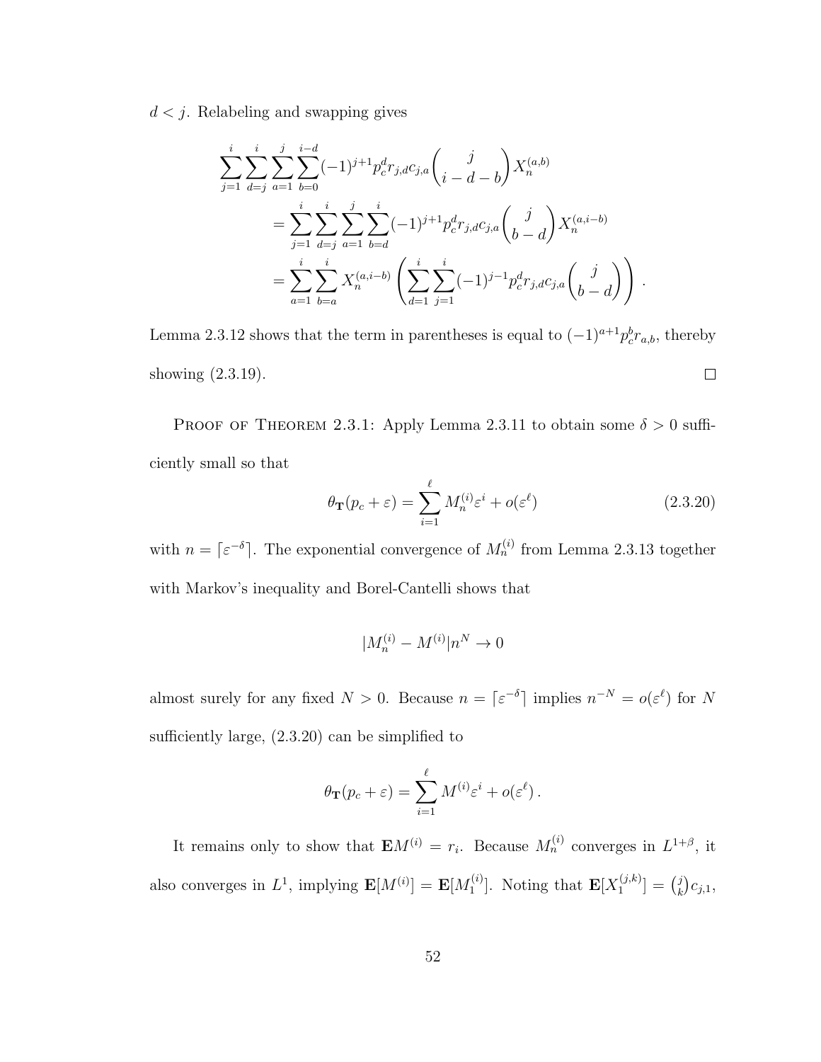$d < j$. Relabeling and swapping gives

$$\sum_{j=1}^{i} \sum_{d=j}^{i} \sum_{a=1}^{j} \sum_{b=0}^{i-d} (-1)^{j+1} p_c^d r_{j,d} c_{j,a} \binom{j}{i-d-b} X_n^{(a,b)}$$
$$= \sum_{j=1}^{i} \sum_{d=j}^{i} \sum_{a=1}^{j} \sum_{b=d}^{i} (-1)^{j+1} p_c^d r_{j,d} c_{j,a} \binom{j}{b-d} X_n^{(a,i-b)}$$
$$= \sum_{a=1}^{i} \sum_{b=a}^{i} X_n^{(a,i-b)} \left( \sum_{d=1}^{i} \sum_{j=1}^{i} (-1)^{j-1} p_c^d r_{j,d} c_{j,a} \binom{j}{b-d} \right) .$$

Lemma 2.3.12 shows that the term in parentheses is equal to $(-1)^{a+1} p_c^b r_{a,b}$, thereby showing (2.3.19). $\square$

PROOF OF THEOREM 2.3.1: Apply Lemma 2.3.11 to obtain some $\delta > 0$ sufficiently small so that

$$\theta_{\mathbf{T}}(p_c + \varepsilon) = \sum_{i=1}^{\ell} M_n^{(i)} \varepsilon^i + o(\varepsilon^\ell) \tag{2.3.20}$$

with $n = \lceil \varepsilon^{-\delta} \rceil$. The exponential convergence of $M_n^{(i)}$ from Lemma 2.3.13 together with Markov's inequality and Borel-Cantelli shows that

$$|M_n^{(i)} - M^{(i)}| n^N \to 0$$

almost surely for any fixed $N > 0$. Because $n = \lceil \varepsilon^{-\delta} \rceil$ implies $n^{-N} = o(\varepsilon^\ell)$ for $N$ sufficiently large, (2.3.20) can be simplified to

$$\theta_{\mathbf{T}}(p_c + \varepsilon) = \sum_{i=1}^{\ell} M^{(i)} \varepsilon^i + o(\varepsilon^\ell) .$$

It remains only to show that $\mathbf{E} M^{(i)} = r_i$. Because $M_n^{(i)}$ converges in $L^{1+\beta}$, it also converges in $L^1$, implying $\mathbf{E}[M^{(i)}] = \mathbf{E}[M_1^{(i)}]$. Noting that $\mathbf{E}[X_1^{(j,k)}] = \binom{j}{k} c_{j,1}$,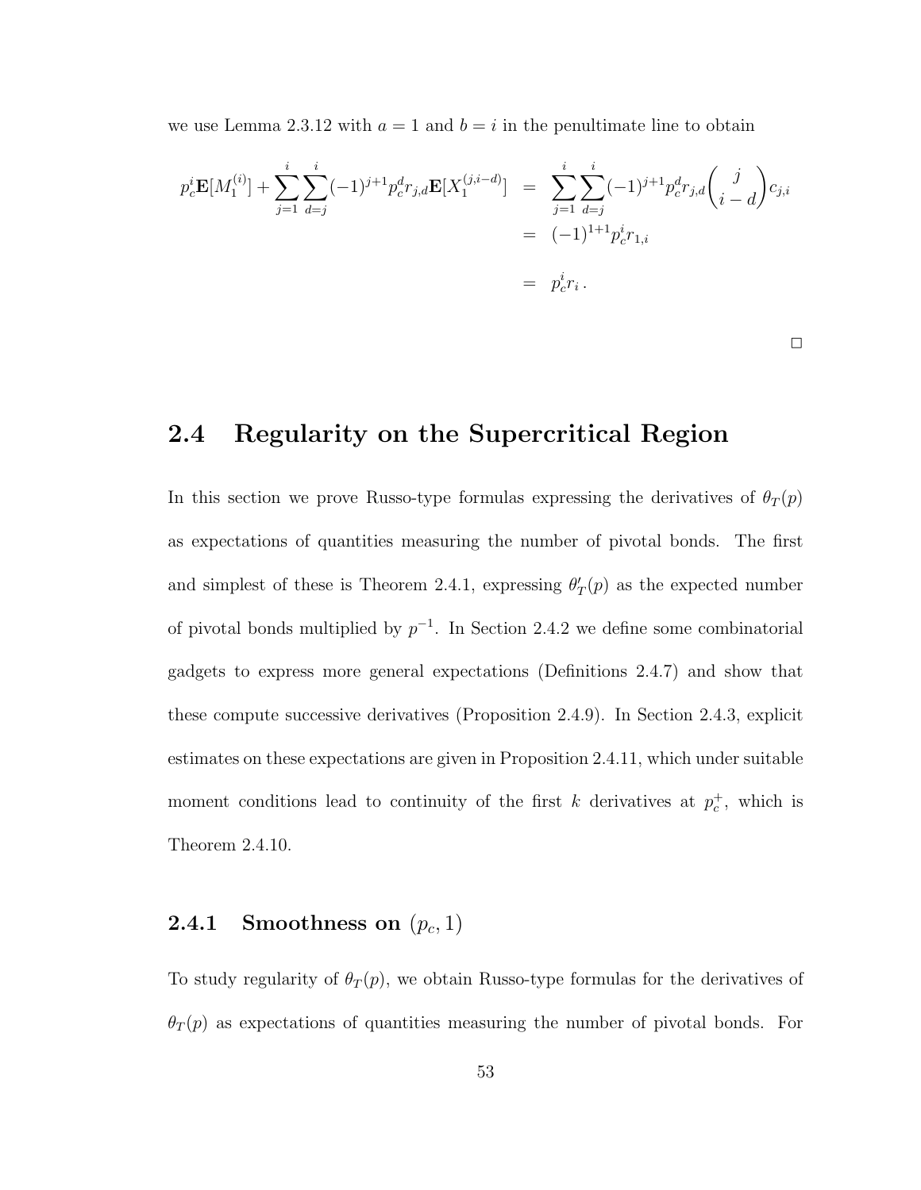we use Lemma 2.3.12 with $a = 1$ and $b = i$ in the penultimate line to obtain

$$
\begin{aligned}
p_c^i \mathbf{E}[M_1^{(i)}] + \sum_{j=1}^{i} \sum_{d=j}^{i} (-1)^{j+1} p_c^d r_{j,d} \mathbf{E}[X_1^{(j,i-d)}] &= \sum_{j=1}^{i} \sum_{d=j}^{i} (-1)^{j+1} p_c^d r_{j,d} \binom{j}{i-d} c_{j,i} \\
&= (-1)^{1+1} p_c^i r_{1,i} \\
&= p_c^i r_i \,.
\end{aligned}
$$

□

## 2.4 Regularity on the Supercritical Region

In this section we prove Russo-type formulas expressing the derivatives of $\theta_T(p)$ as expectations of quantities measuring the number of pivotal bonds. The first and simplest of these is Theorem 2.4.1, expressing $\theta_T'(p)$ as the expected number of pivotal bonds multiplied by $p^{-1}$. In Section 2.4.2 we define some combinatorial gadgets to express more general expectations (Definitions 2.4.7) and show that these compute successive derivatives (Proposition 2.4.9). In Section 2.4.3, explicit estimates on these expectations are given in Proposition 2.4.11, which under suitable moment conditions lead to continuity of the first $k$ derivatives at $p_c^+$, which is Theorem 2.4.10.

### 2.4.1 Smoothness on $(p_c, 1)$

To study regularity of $\theta_T(p)$, we obtain Russo-type formulas for the derivatives of $\theta_T(p)$ as expectations of quantities measuring the number of pivotal bonds. For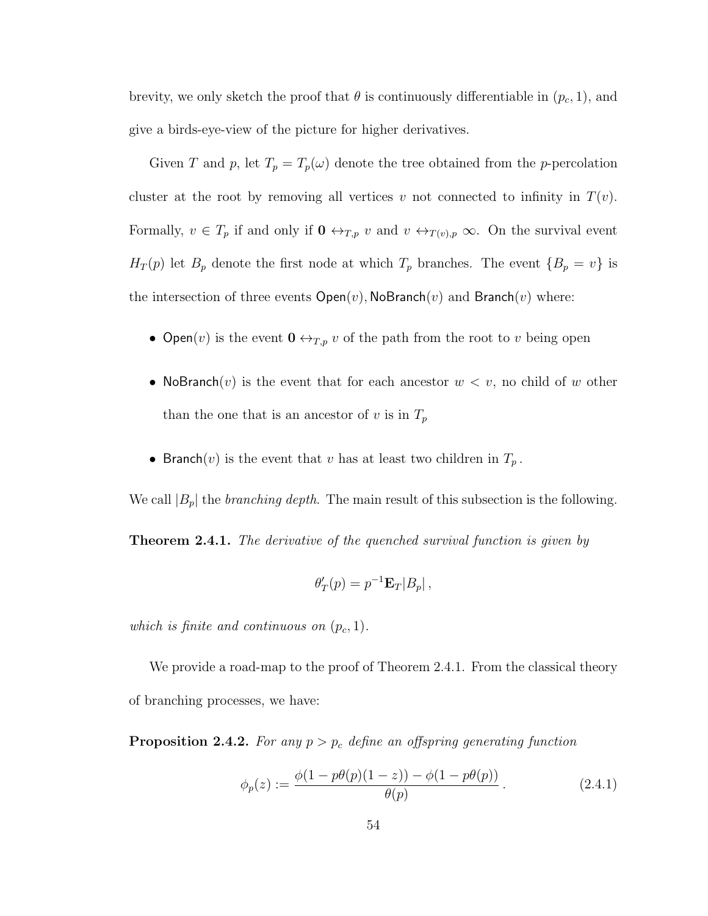brevity, we only sketch the proof that $\theta$ is continuously differentiable in $(p_c, 1)$, and give a birds-eye-view of the picture for higher derivatives.

Given $T$ and $p$, let $T_p = T_p(\omega)$ denote the tree obtained from the $p$-percolation cluster at the root by removing all vertices $v$ not connected to infinity in $T(v)$. Formally, $v \in T_p$ if and only if $\mathbf{0} \leftrightarrow_{T,p} v$ and $v \leftrightarrow_{T(v),p} \infty$. On the survival event $H_T(p)$ let $B_p$ denote the first node at which $T_p$ branches. The event $\{B_p = v\}$ is the intersection of three events $\mathsf{Open}(v), \mathsf{NoBranch}(v)$ and $\mathsf{Branch}(v)$ where:

- $\mathsf{Open}(v)$ is the event $\mathbf{0} \leftrightarrow_{T,p} v$ of the path from the root to $v$ being open
- $\mathsf{NoBranch}(v)$ is the event that for each ancestor $w < v$, no child of $w$ other than the one that is an ancestor of $v$ is in $T_p$
- $\mathsf{Branch}(v)$ is the event that $v$ has at least two children in $T_p$.

We call $|B_p|$ the *branching depth*. The main result of this subsection is the following.

**Theorem 2.4.1.** *The derivative of the quenched survival function is given by*

$$\theta_T'(p) = p^{-1}\mathbf{E}_T|B_p|\,,$$

*which is finite and continuous on $(p_c, 1)$.*

We provide a road-map to the proof of Theorem 2.4.1. From the classical theory of branching processes, we have:

**Proposition 2.4.2.** *For any $p > p_c$ define an offspring generating function*

$$\phi_p(z) := \frac{\phi(1 - p\theta(p)(1-z)) - \phi(1 - p\theta(p))}{\theta(p)}\,. \tag{2.4.1}$$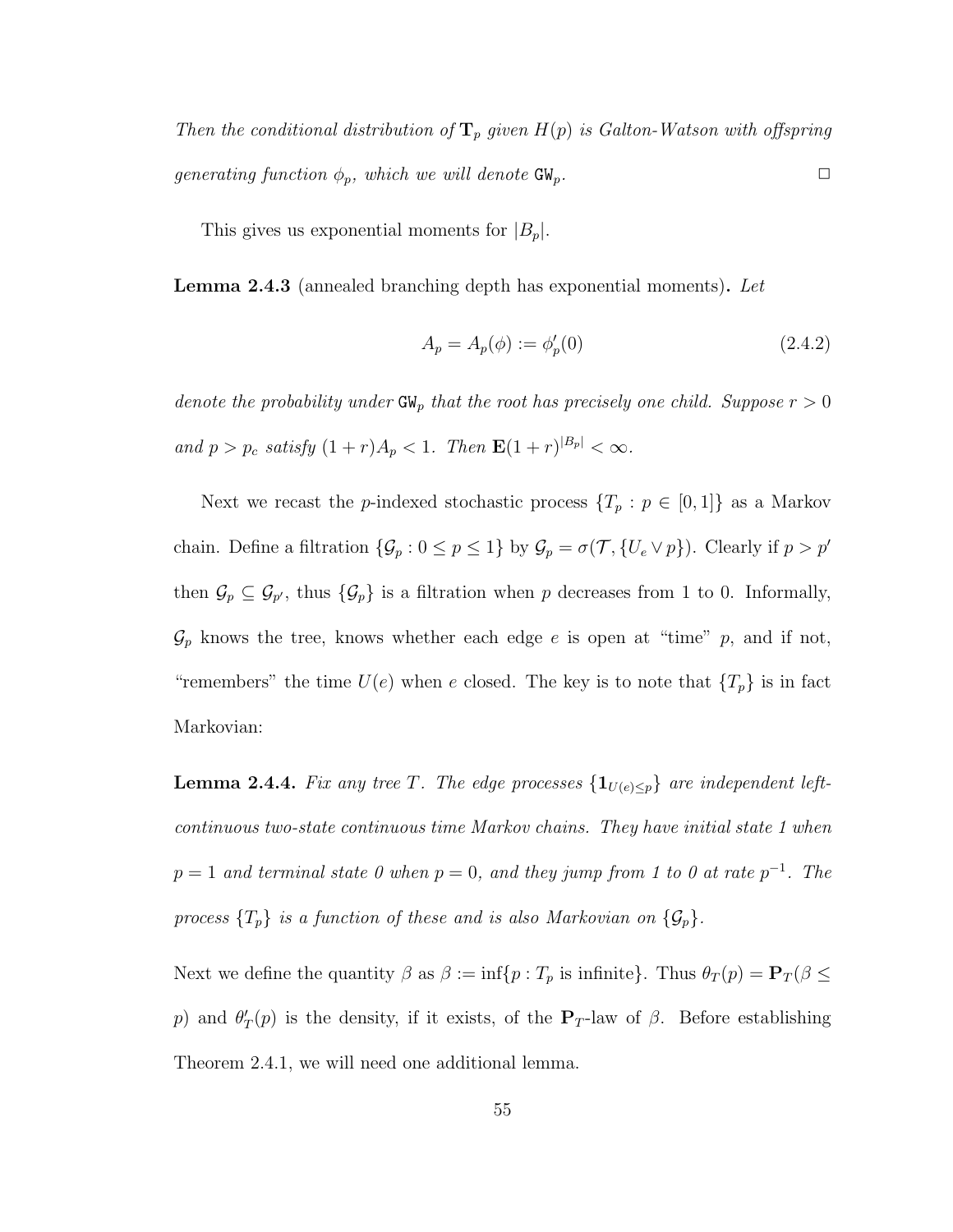*Then the conditional distribution of $\mathbf{T}_p$ given $H(p)$ is Galton-Watson with offspring generating function $\phi_p$, which we will denote $\mathtt{GW}_p$.* $\square$

This gives us exponential moments for $|B_p|$.

**Lemma 2.4.3** (annealed branching depth has exponential moments)**.** *Let*

$$A_p = A_p(\phi) := \phi_p'(0) \tag{2.4.2}$$

*denote the probability under $\mathtt{GW}_p$ that the root has precisely one child. Suppose $r > 0$ and $p > p_c$ satisfy $(1+r)A_p < 1$. Then $\mathbf{E}(1+r)^{|B_p|} < \infty$.*

Next we recast the $p$-indexed stochastic process $\{T_p : p \in [0,1]\}$ as a Markov chain. Define a filtration $\{\mathcal{G}_p : 0 \le p \le 1\}$ by $\mathcal{G}_p = \sigma(\mathcal{T}, \{U_e \vee p\})$. Clearly if $p > p'$ then $\mathcal{G}_p \subseteq \mathcal{G}_{p'}$, thus $\{\mathcal{G}_p\}$ is a filtration when $p$ decreases from 1 to 0. Informally, $\mathcal{G}_p$ knows the tree, knows whether each edge $e$ is open at "time" $p$, and if not, "remembers" the time $U(e)$ when $e$ closed. The key is to note that $\{T_p\}$ is in fact Markovian:

**Lemma 2.4.4.** *Fix any tree $T$. The edge processes $\{\mathbf{1}_{U(e)\le p}\}$ are independent left-continuous two-state continuous time Markov chains. They have initial state 1 when $p = 1$ and terminal state 0 when $p = 0$, and they jump from 1 to 0 at rate $p^{-1}$. The process $\{T_p\}$ is a function of these and is also Markovian on $\{\mathcal{G}_p\}$.*

Next we define the quantity $\beta$ as $\beta := \inf\{p : T_p \text{ is infinite}\}$. Thus $\theta_T(p) = \mathbf{P}_T(\beta \le p)$ and $\theta_T'(p)$ is the density, if it exists, of the $\mathbf{P}_T$-law of $\beta$. Before establishing Theorem 2.4.1, we will need one additional lemma.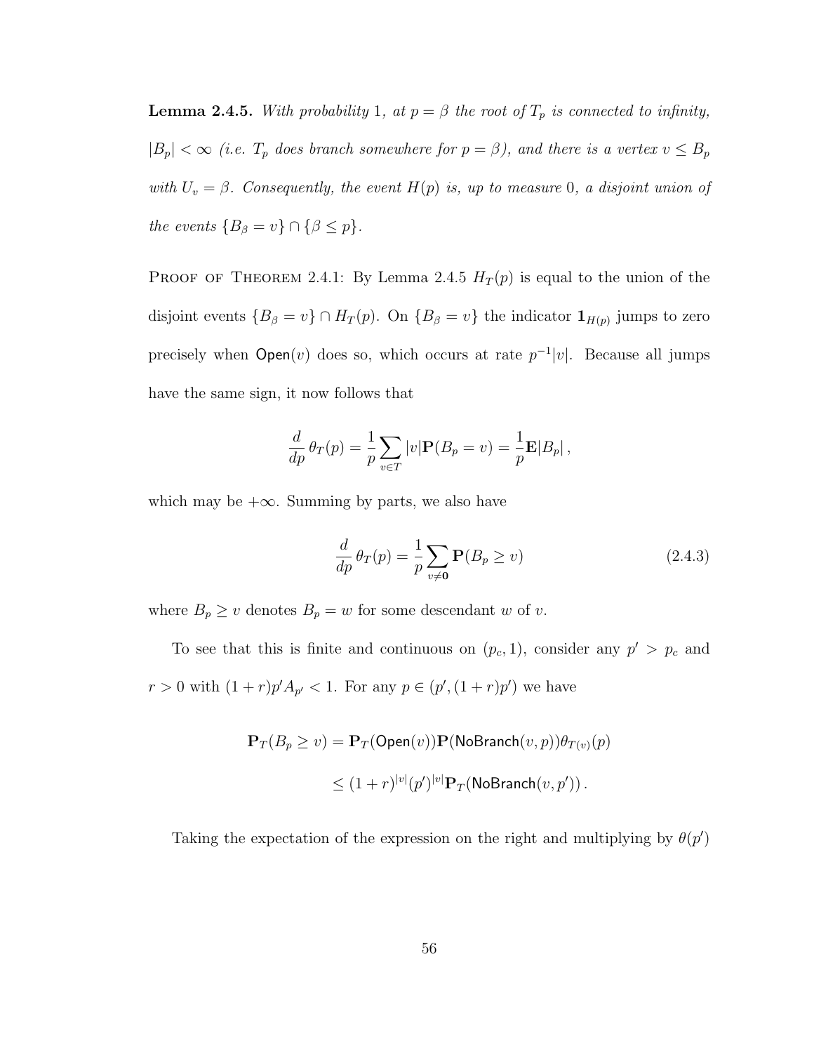**Lemma 2.4.5.** *With probability* 1*, at $p = \beta$ the root of $T_p$ is connected to infinity, $|B_p| < \infty$ (i.e. $T_p$ does branch somewhere for $p = \beta$), and there is a vertex $v \leq B_p$ with $U_v = \beta$. Consequently, the event $H(p)$ is, up to measure* 0*, a disjoint union of the events $\{B_\beta = v\} \cap \{\beta \leq p\}$.*

Proof of Theorem 2.4.1: By Lemma 2.4.5 $H_T(p)$ is equal to the union of the disjoint events $\{B_\beta = v\} \cap H_T(p)$. On $\{B_\beta = v\}$ the indicator $\mathbf{1}_{H(p)}$ jumps to zero precisely when $\mathsf{Open}(v)$ does so, which occurs at rate $p^{-1}|v|$. Because all jumps have the same sign, it now follows that

$$\frac{d}{dp}\,\theta_T(p) = \frac{1}{p}\sum_{v \in T} |v| \mathbf{P}(B_p = v) = \frac{1}{p}\mathbf{E}|B_p|\,,$$

which may be $+\infty$. Summing by parts, we also have

$$\frac{d}{dp}\,\theta_T(p) = \frac{1}{p}\sum_{v \neq \mathbf{0}} \mathbf{P}(B_p \geq v) \tag{2.4.3}$$

where $B_p \geq v$ denotes $B_p = w$ for some descendant $w$ of $v$.

To see that this is finite and continuous on $(p_c, 1)$, consider any $p' > p_c$ and $r > 0$ with $(1+r)p'A_{p'} < 1$. For any $p \in (p', (1+r)p')$ we have

$$\begin{aligned}
\mathbf{P}_T(B_p \geq v) &= \mathbf{P}_T(\mathsf{Open}(v))\mathbf{P}(\mathsf{NoBranch}(v,p))\theta_{T(v)}(p) \\
&\leq (1+r)^{|v|}(p')^{|v|}\mathbf{P}_T(\mathsf{NoBranch}(v,p'))\,.
\end{aligned}$$

Taking the expectation of the expression on the right and multiplying by $\theta(p')$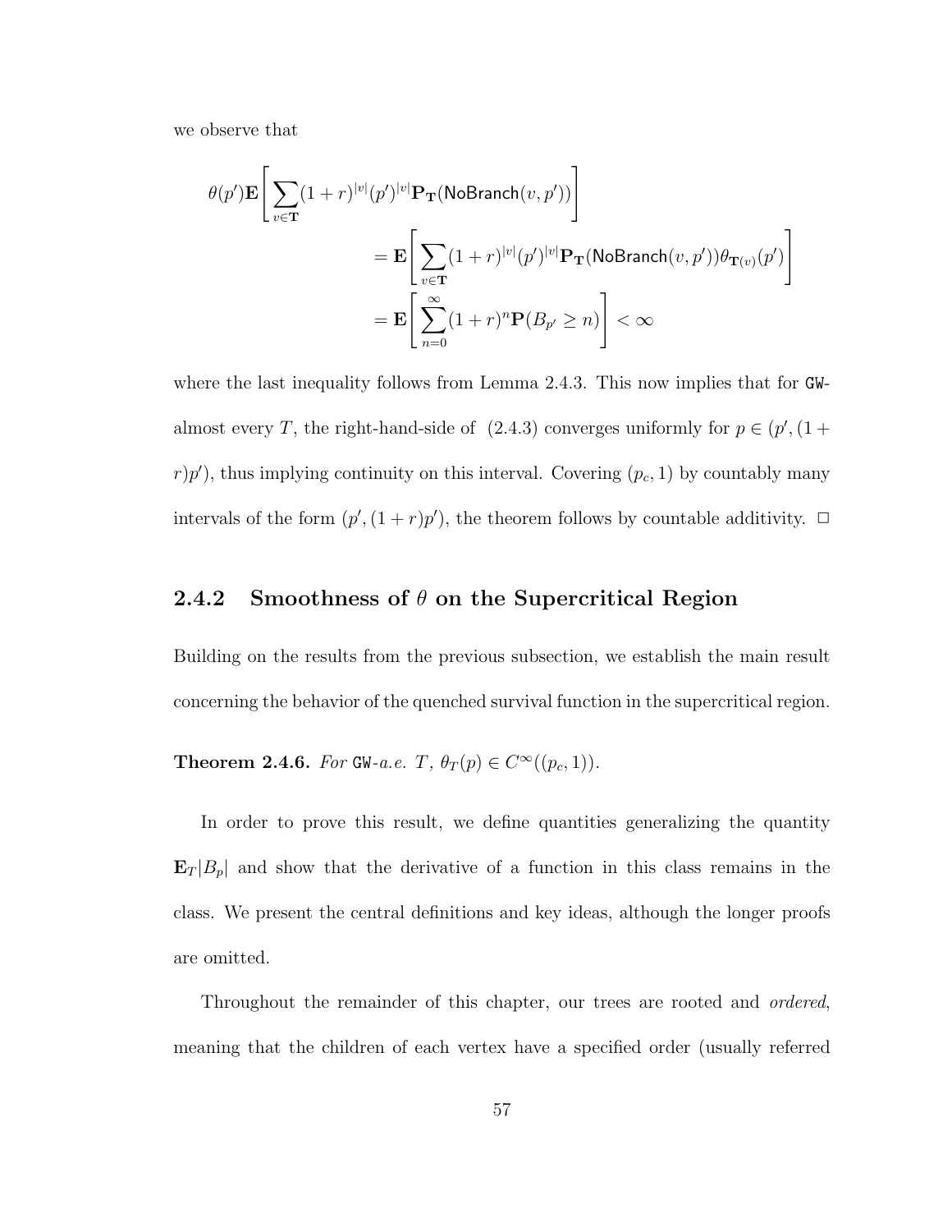we observe that

$$
\begin{aligned}
\theta(p')\mathbf{E}\Bigg[\sum_{v\in\mathbf{T}}(1+r)^{|v|}(p')^{|v|}\mathbf{P}_{\mathbf{T}}(\mathsf{NoBranch}(v,p'))\Bigg]& \\
&= \mathbf{E}\Bigg[\sum_{v\in\mathbf{T}}(1+r)^{|v|}(p')^{|v|}\mathbf{P}_{\mathbf{T}}(\mathsf{NoBranch}(v,p'))\theta_{\mathbf{T}(v)}(p')\Bigg] \\
&= \mathbf{E}\Bigg[\sum_{n=0}^{\infty}(1+r)^{n}\mathbf{P}(B_{p'}\geq n)\Bigg] < \infty
\end{aligned}
$$

where the last inequality follows from Lemma 2.4.3. This now implies that for GW-almost every $T$, the right-hand-side of (2.4.3) converges uniformly for $p \in (p',(1+r)p')$, thus implying continuity on this interval. Covering $(p_c,1)$ by countably many intervals of the form $(p',(1+r)p')$, the theorem follows by countable additivity. $\square$

### 2.4.2 Smoothness of $\theta$ on the Supercritical Region

Building on the results from the previous subsection, we establish the main result concerning the behavior of the quenched survival function in the supercritical region.

**Theorem 2.4.6.** *For* GW*-a.e. $T$, $\theta_T(p) \in C^\infty((p_c,1))$.*

In order to prove this result, we define quantities generalizing the quantity $\mathbf{E}_T|B_p|$ and show that the derivative of a function in this class remains in the class. We present the central definitions and key ideas, although the longer proofs are omitted.

Throughout the remainder of this chapter, our trees are rooted and *ordered*, meaning that the children of each vertex have a specified order (usually referred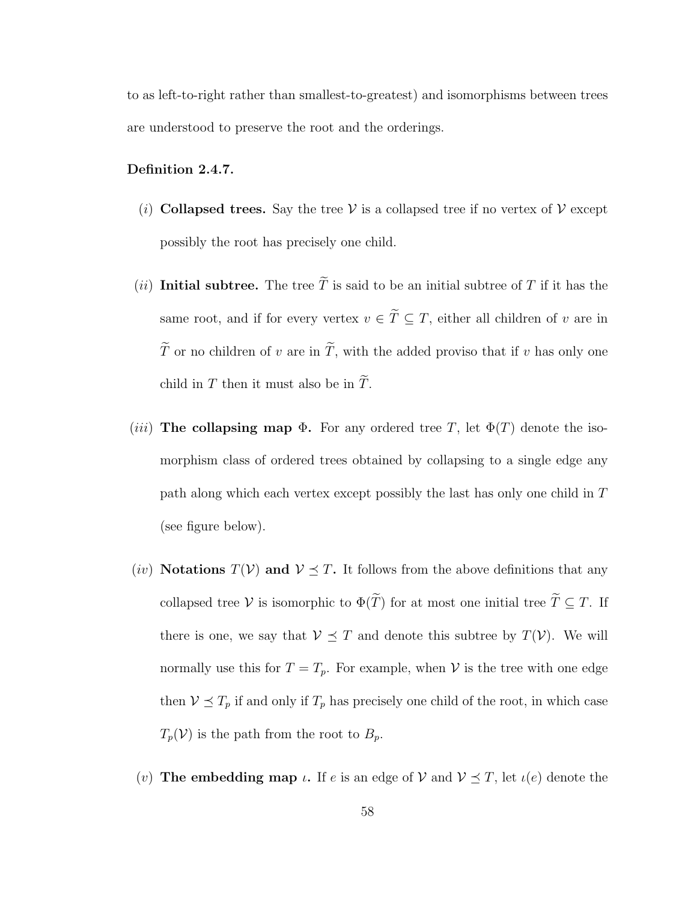to as left-to-right rather than smallest-to-greatest) and isomorphisms between trees are understood to preserve the root and the orderings.

**Definition 2.4.7.**

- (*i*) **Collapsed trees.** Say the tree $\mathcal{V}$ is a collapsed tree if no vertex of $\mathcal{V}$ except possibly the root has precisely one child.

- (*ii*) **Initial subtree.** The tree $\widetilde{T}$ is said to be an initial subtree of $T$ if it has the same root, and if for every vertex $v \in \widetilde{T} \subseteq T$, either all children of $v$ are in $\widetilde{T}$ or no children of $v$ are in $\widetilde{T}$, with the added proviso that if $v$ has only one child in $T$ then it must also be in $\widetilde{T}$.

- (*iii*) **The collapsing map $\Phi$.** For any ordered tree $T$, let $\Phi(T)$ denote the isomorphism class of ordered trees obtained by collapsing to a single edge any path along which each vertex except possibly the last has only one child in $T$ (see figure below).

- (*iv*) **Notations $T(\mathcal{V})$ and $\mathcal{V} \preceq T$.** It follows from the above definitions that any collapsed tree $\mathcal{V}$ is isomorphic to $\Phi(\widetilde{T})$ for at most one initial tree $\widetilde{T} \subseteq T$. If there is one, we say that $\mathcal{V} \preceq T$ and denote this subtree by $T(\mathcal{V})$. We will normally use this for $T = T_p$. For example, when $\mathcal{V}$ is the tree with one edge then $\mathcal{V} \preceq T_p$ if and only if $T_p$ has precisely one child of the root, in which case $T_p(\mathcal{V})$ is the path from the root to $B_p$.

- (*v*) **The embedding map $\iota$.** If $e$ is an edge of $\mathcal{V}$ and $\mathcal{V} \preceq T$, let $\iota(e)$ denote the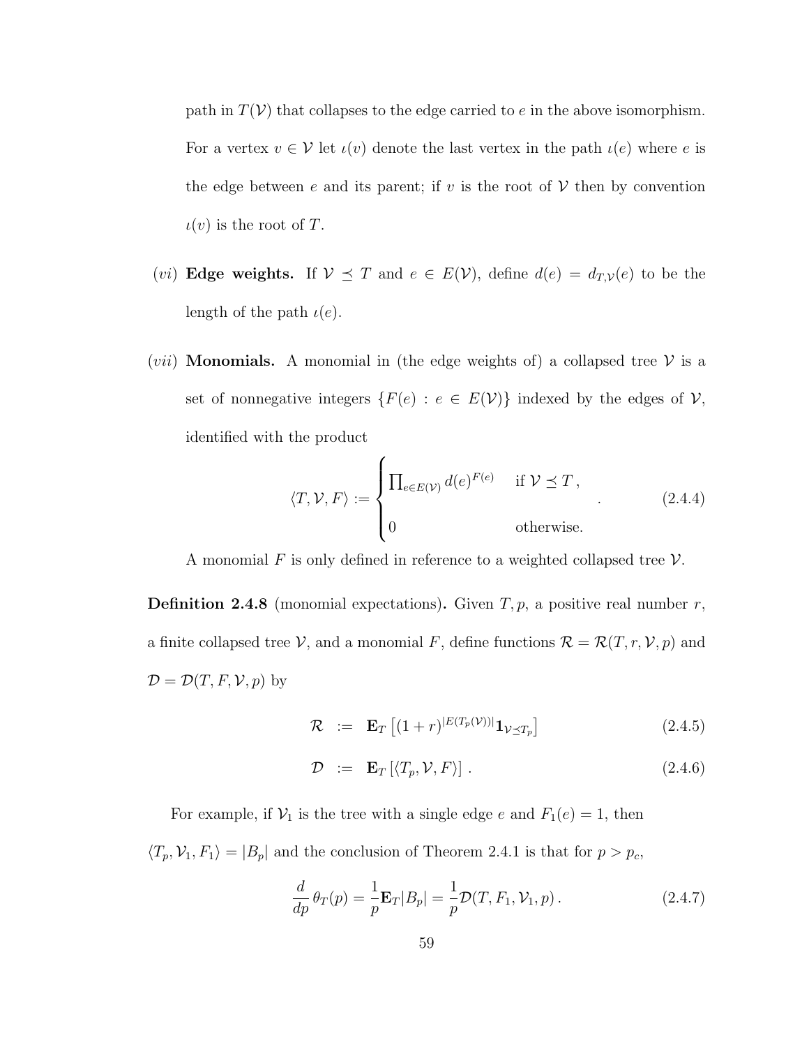path in $T(\mathcal{V})$ that collapses to the edge carried to $e$ in the above isomorphism. For a vertex $v \in \mathcal{V}$ let $\iota(v)$ denote the last vertex in the path $\iota(e)$ where $e$ is the edge between $e$ and its parent; if $v$ is the root of $\mathcal{V}$ then by convention $\iota(v)$ is the root of $T$.

$(vi)$ **Edge weights.** If $\mathcal{V} \preceq T$ and $e \in E(\mathcal{V})$, define $d(e) = d_{T,\mathcal{V}}(e)$ to be the length of the path $\iota(e)$.

$(vii)$ **Monomials.** A monomial in (the edge weights of) a collapsed tree $\mathcal{V}$ is a set of nonnegative integers $\{F(e) : e \in E(\mathcal{V})\}$ indexed by the edges of $\mathcal{V}$, identified with the product

$$\langle T, \mathcal{V}, F\rangle := \begin{cases} \prod_{e \in E(\mathcal{V})} d(e)^{F(e)} & \text{if } \mathcal{V} \preceq T\,, \\ 0 & \text{otherwise.} \end{cases} \quad . \tag{2.4.4}$$

A monomial $F$ is only defined in reference to a weighted collapsed tree $\mathcal{V}$.

**Definition 2.4.8** (monomial expectations)**.** Given $T, p$, a positive real number $r$, a finite collapsed tree $\mathcal{V}$, and a monomial $F$, define functions $\mathcal{R} = \mathcal{R}(T, r, \mathcal{V}, p)$ and $\mathcal{D} = \mathcal{D}(T, F, \mathcal{V}, p)$ by

$$\mathcal{R} \;:=\; \mathbf{E}_T\left[(1+r)^{|E(T_p(\mathcal{V}))|}\mathbf{1}_{\mathcal{V} \preceq T_p}\right] \tag{2.4.5}$$

$$\mathcal{D} \;:=\; \mathbf{E}_T\left[\langle T_p, \mathcal{V}, F\rangle\right]. \tag{2.4.6}$$

For example, if $\mathcal{V}_1$ is the tree with a single edge $e$ and $F_1(e) = 1$, then $\langle T_p, \mathcal{V}_1, F_1\rangle = |B_p|$ and the conclusion of Theorem 2.4.1 is that for $p > p_c$,

$$\frac{d}{dp}\,\theta_T(p) = \frac{1}{p}\mathbf{E}_T|B_p| = \frac{1}{p}\mathcal{D}(T, F_1, \mathcal{V}_1, p)\,. \tag{2.4.7}$$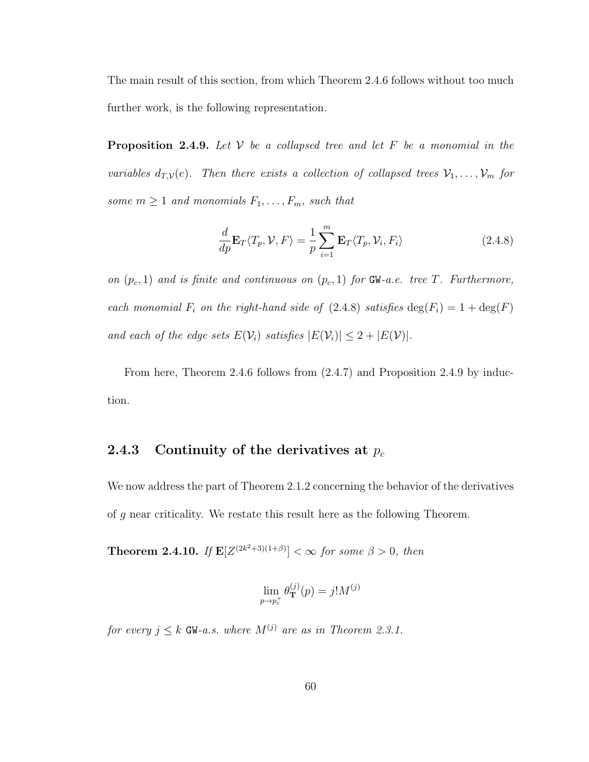The main result of this section, from which Theorem 2.4.6 follows without too much further work, is the following representation.

**Proposition 2.4.9.** *Let $\mathcal{V}$ be a collapsed tree and let $F$ be a monomial in the variables $d_{T,\mathcal{V}}(e)$. Then there exists a collection of collapsed trees $\mathcal{V}_1, \ldots, \mathcal{V}_m$ for some $m \geq 1$ and monomials $F_1, \ldots, F_m$, such that*

$$\frac{d}{dp}\mathbf{E}_T\langle T_p, \mathcal{V}, F\rangle = \frac{1}{p}\sum_{i=1}^{m} \mathbf{E}_T\langle T_p, \mathcal{V}_i, F_i\rangle \tag{2.4.8}$$

*on $(p_c, 1)$ and is finite and continuous on $(p_c, 1)$ for* GW*-a.e. tree $T$. Furthermore, each monomial $F_i$ on the right-hand side of (2.4.8) satisfies $\deg(F_i) = 1 + \deg(F)$ and each of the edge sets $E(\mathcal{V}_i)$ satisfies $|E(\mathcal{V}_i)| \leq 2 + |E(\mathcal{V})|$.*

From here, Theorem 2.4.6 follows from (2.4.7) and Proposition 2.4.9 by induction.

### 2.4.3 Continuity of the derivatives at $p_c$

We now address the part of Theorem 2.1.2 concerning the behavior of the derivatives of $g$ near criticality. We restate this result here as the following Theorem.

**Theorem 2.4.10.** *If $\mathbf{E}[Z^{(2k^2+3)(1+\beta)}] < \infty$ for some $\beta > 0$, then*

$$\lim_{p \to p_c^+} \theta_{\mathbf{T}}^{(j)}(p) = j! M^{(j)}$$

*for every $j \leq k$* GW*-a.s. where $M^{(j)}$ are as in Theorem 2.3.1.*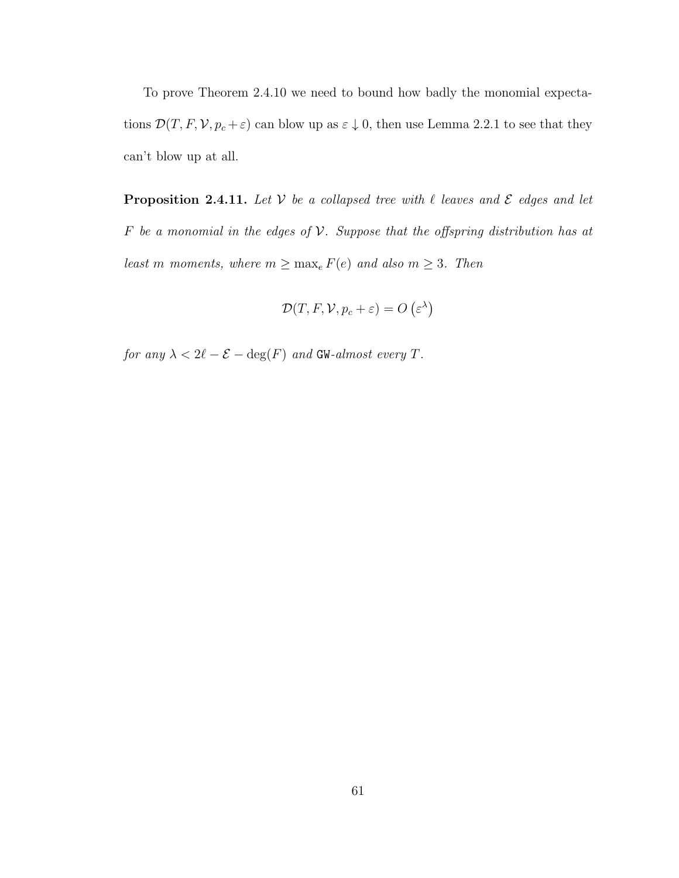To prove Theorem 2.4.10 we need to bound how badly the monomial expectations $\mathcal{D}(T, F, \mathcal{V}, p_c + \varepsilon)$ can blow up as $\varepsilon \downarrow 0$, then use Lemma 2.2.1 to see that they can't blow up at all.

**Proposition 2.4.11.** *Let $\mathcal{V}$ be a collapsed tree with $\ell$ leaves and $\mathcal{E}$ edges and let $F$ be a monomial in the edges of $\mathcal{V}$. Suppose that the offspring distribution has at least $m$ moments, where $m \geq \max_e F(e)$ and also $m \geq 3$. Then*

$$\mathcal{D}(T, F, \mathcal{V}, p_c + \varepsilon) = O\left(\varepsilon^{\lambda}\right)$$

*for any $\lambda < 2\ell - \mathcal{E} - \deg(F)$ and* `GW`*-almost every $T$.*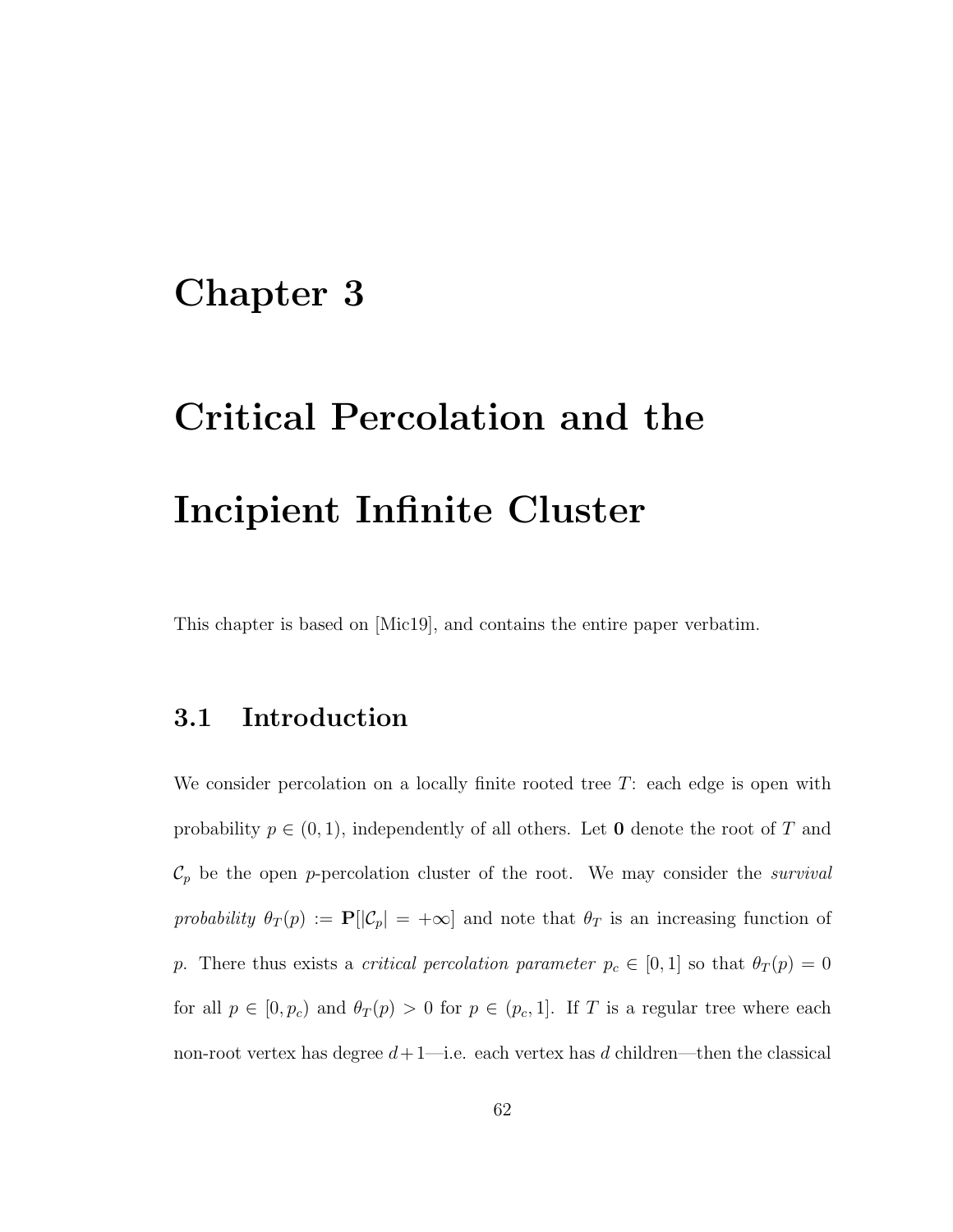# Chapter 3

# Critical Percolation and the Incipient Infinite Cluster

This chapter is based on [Mic19], and contains the entire paper verbatim.

## 3.1 Introduction

We consider percolation on a locally finite rooted tree $T$: each edge is open with probability $p \in (0,1)$, independently of all others. Let $\mathbf{0}$ denote the root of $T$ and $\mathcal{C}_p$ be the open $p$-percolation cluster of the root. We may consider the *survival probability* $\theta_T(p) := \mathbf{P}[|\mathcal{C}_p| = +\infty]$ and note that $\theta_T$ is an increasing function of $p$. There thus exists a *critical percolation parameter* $p_c \in [0,1]$ so that $\theta_T(p) = 0$ for all $p \in [0, p_c)$ and $\theta_T(p) > 0$ for $p \in (p_c, 1]$. If $T$ is a regular tree where each non-root vertex has degree $d+1$—i.e. each vertex has $d$ children—then the classical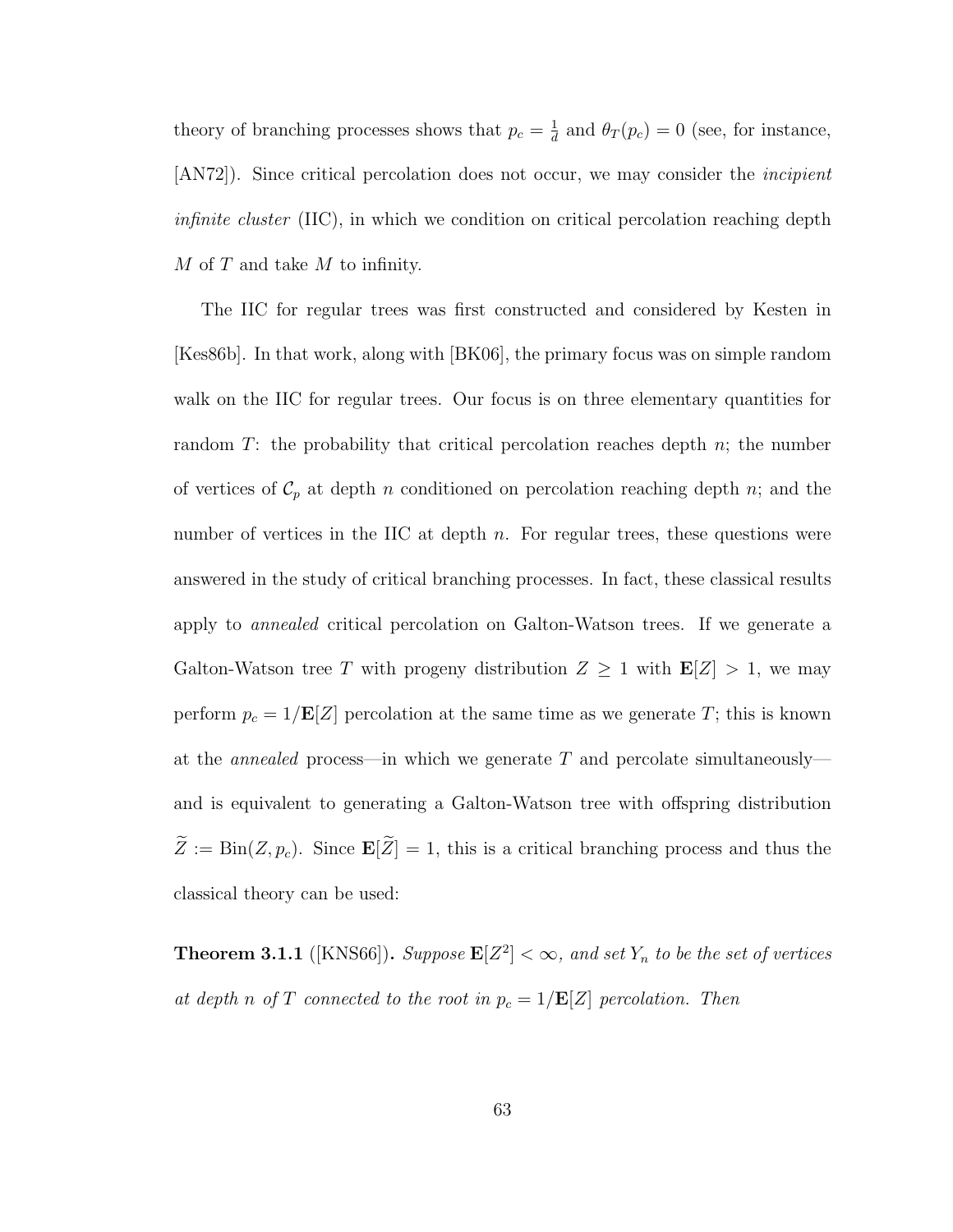theory of branching processes shows that $p_c = \frac{1}{d}$ and $\theta_T(p_c) = 0$ (see, for instance, [AN72]). Since critical percolation does not occur, we may consider the *incipient infinite cluster* (IIC), in which we condition on critical percolation reaching depth $M$ of $T$ and take $M$ to infinity.

The IIC for regular trees was first constructed and considered by Kesten in [Kes86b]. In that work, along with [BK06], the primary focus was on simple random walk on the IIC for regular trees. Our focus is on three elementary quantities for random $T$: the probability that critical percolation reaches depth $n$; the number of vertices of $\mathcal{C}_p$ at depth $n$ conditioned on percolation reaching depth $n$; and the number of vertices in the IIC at depth $n$. For regular trees, these questions were answered in the study of critical branching processes. In fact, these classical results apply to *annealed* critical percolation on Galton-Watson trees. If we generate a Galton-Watson tree $T$ with progeny distribution $Z \geq 1$ with $\mathbf{E}[Z] > 1$, we may perform $p_c = 1/\mathbf{E}[Z]$ percolation at the same time as we generate $T$; this is known at the *annealed* process—in which we generate $T$ and percolate simultaneously—and is equivalent to generating a Galton-Watson tree with offspring distribution $\widetilde{Z} := \mathrm{Bin}(Z, p_c)$. Since $\mathbf{E}[\widetilde{Z}] = 1$, this is a critical branching process and thus the classical theory can be used:

**Theorem 3.1.1** ([KNS66])**.** *Suppose $\mathbf{E}[Z^2] < \infty$, and set $Y_n$ to be the set of vertices at depth $n$ of $T$ connected to the root in $p_c = 1/\mathbf{E}[Z]$ percolation. Then*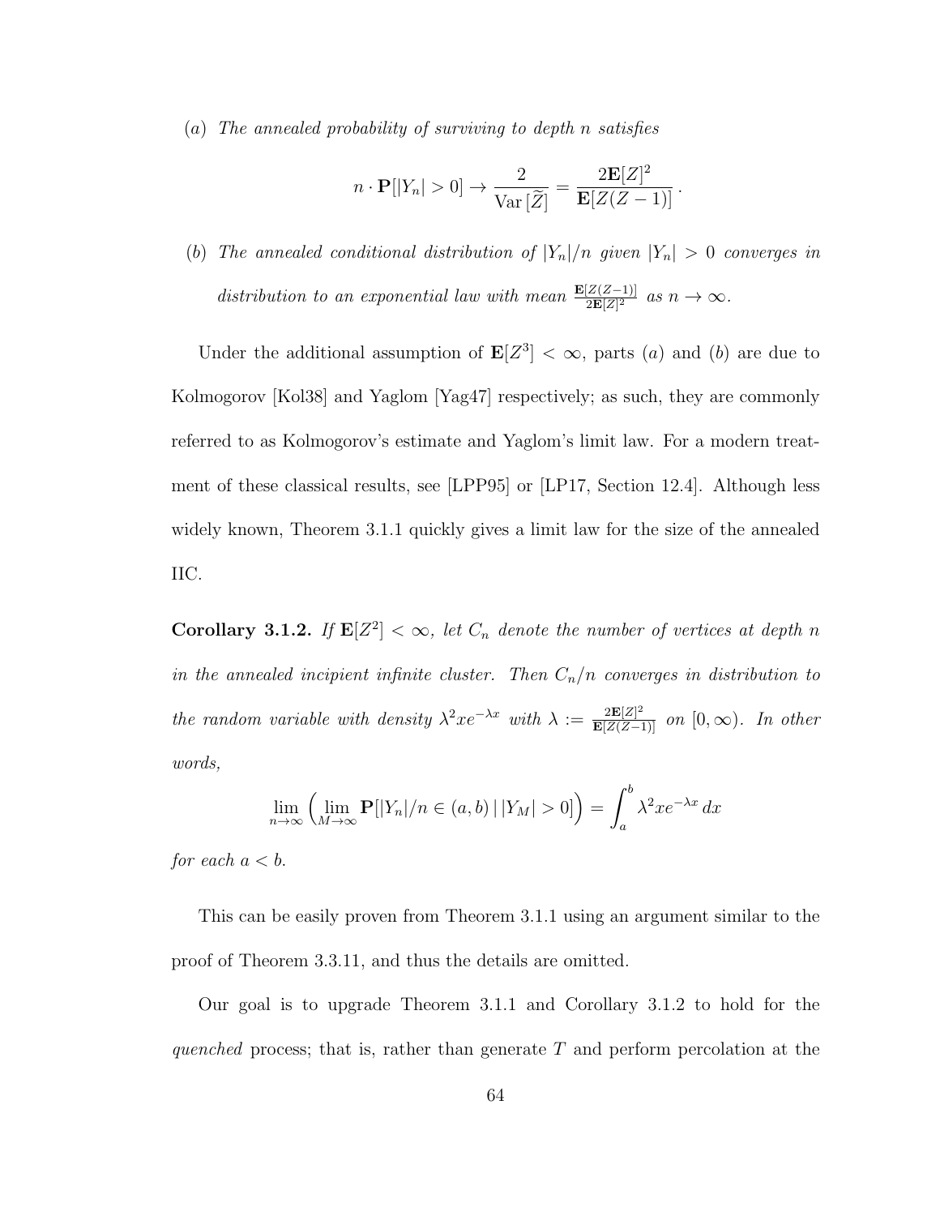(*a*) *The annealed probability of surviving to depth $n$ satisfies*

$$n \cdot \mathbf{P}[|Y_n| > 0] \to \frac{2}{\mathrm{Var}\,[\widetilde{Z}]} = \frac{2\mathbf{E}[Z]^2}{\mathbf{E}[Z(Z-1)]}\,.$$

(*b*) *The annealed conditional distribution of $|Y_n|/n$ given $|Y_n| > 0$ converges in distribution to an exponential law with mean $\frac{\mathbf{E}[Z(Z-1)]}{2\mathbf{E}[Z]^2}$ as $n \to \infty$.*

Under the additional assumption of $\mathbf{E}[Z^3] < \infty$, parts (*a*) and (*b*) are due to Kolmogorov [Kol38] and Yaglom [Yag47] respectively; as such, they are commonly referred to as Kolmogorov's estimate and Yaglom's limit law. For a modern treatment of these classical results, see [LPP95] or [LP17, Section 12.4]. Although less widely known, Theorem 3.1.1 quickly gives a limit law for the size of the annealed IIC.

**Corollary 3.1.2.** *If $\mathbf{E}[Z^2] < \infty$, let $C_n$ denote the number of vertices at depth $n$ in the annealed incipient infinite cluster. Then $C_n/n$ converges in distribution to the random variable with density $\lambda^2 x e^{-\lambda x}$ with $\lambda := \frac{2\mathbf{E}[Z]^2}{\mathbf{E}[Z(Z-1)]}$ on $[0, \infty)$. In other words,*

$$\lim_{n\to\infty} \left( \lim_{M\to\infty} \mathbf{P}[|Y_n|/n \in (a,b) \,|\, |Y_M| > 0] \right) = \int_a^b \lambda^2 x e^{-\lambda x}\, dx$$

*for each $a < b$.*

This can be easily proven from Theorem 3.1.1 using an argument similar to the proof of Theorem 3.3.11, and thus the details are omitted.

Our goal is to upgrade Theorem 3.1.1 and Corollary 3.1.2 to hold for the *quenched* process; that is, rather than generate $T$ and perform percolation at the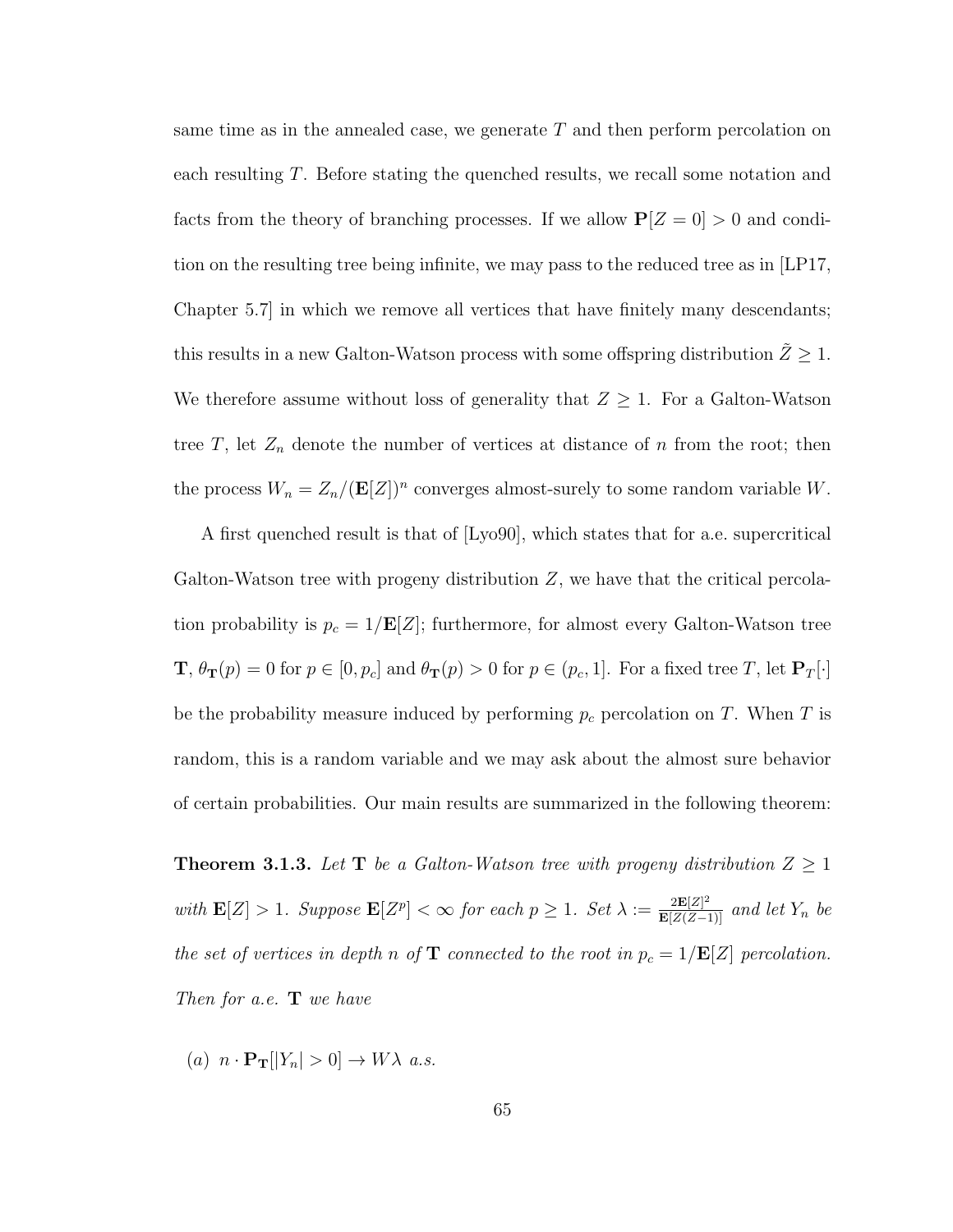same time as in the annealed case, we generate $T$ and then perform percolation on each resulting $T$. Before stating the quenched results, we recall some notation and facts from the theory of branching processes. If we allow $\mathbf{P}[Z = 0] > 0$ and condition on the resulting tree being infinite, we may pass to the reduced tree as in [LP17, Chapter 5.7] in which we remove all vertices that have finitely many descendants; this results in a new Galton-Watson process with some offspring distribution $\tilde{Z} \geq 1$. We therefore assume without loss of generality that $Z \geq 1$. For a Galton-Watson tree $T$, let $Z_n$ denote the number of vertices at distance of $n$ from the root; then the process $W_n = Z_n/(\mathbf{E}[Z])^n$ converges almost-surely to some random variable $W$.

A first quenched result is that of [Lyo90], which states that for a.e. supercritical Galton-Watson tree with progeny distribution $Z$, we have that the critical percolation probability is $p_c = 1/\mathbf{E}[Z]$; furthermore, for almost every Galton-Watson tree $\mathbf{T}$, $\theta_{\mathbf{T}}(p) = 0$ for $p \in [0, p_c]$ and $\theta_{\mathbf{T}}(p) > 0$ for $p \in (p_c, 1]$. For a fixed tree $T$, let $\mathbf{P}_T[\cdot]$ be the probability measure induced by performing $p_c$ percolation on $T$. When $T$ is random, this is a random variable and we may ask about the almost sure behavior of certain probabilities. Our main results are summarized in the following theorem:

**Theorem 3.1.3.** *Let $\mathbf{T}$ be a Galton-Watson tree with progeny distribution $Z \geq 1$ with $\mathbf{E}[Z] > 1$. Suppose $\mathbf{E}[Z^p] < \infty$ for each $p \geq 1$. Set $\lambda := \frac{2\mathbf{E}[Z]^2}{\mathbf{E}[Z(Z-1)]}$ and let $Y_n$ be the set of vertices in depth $n$ of $\mathbf{T}$ connected to the root in $p_c = 1/\mathbf{E}[Z]$ percolation. Then for a.e. $\mathbf{T}$ we have*

(a) $n \cdot \mathbf{P}_{\mathbf{T}}[|Y_n| > 0] \to W\lambda$ *a.s.*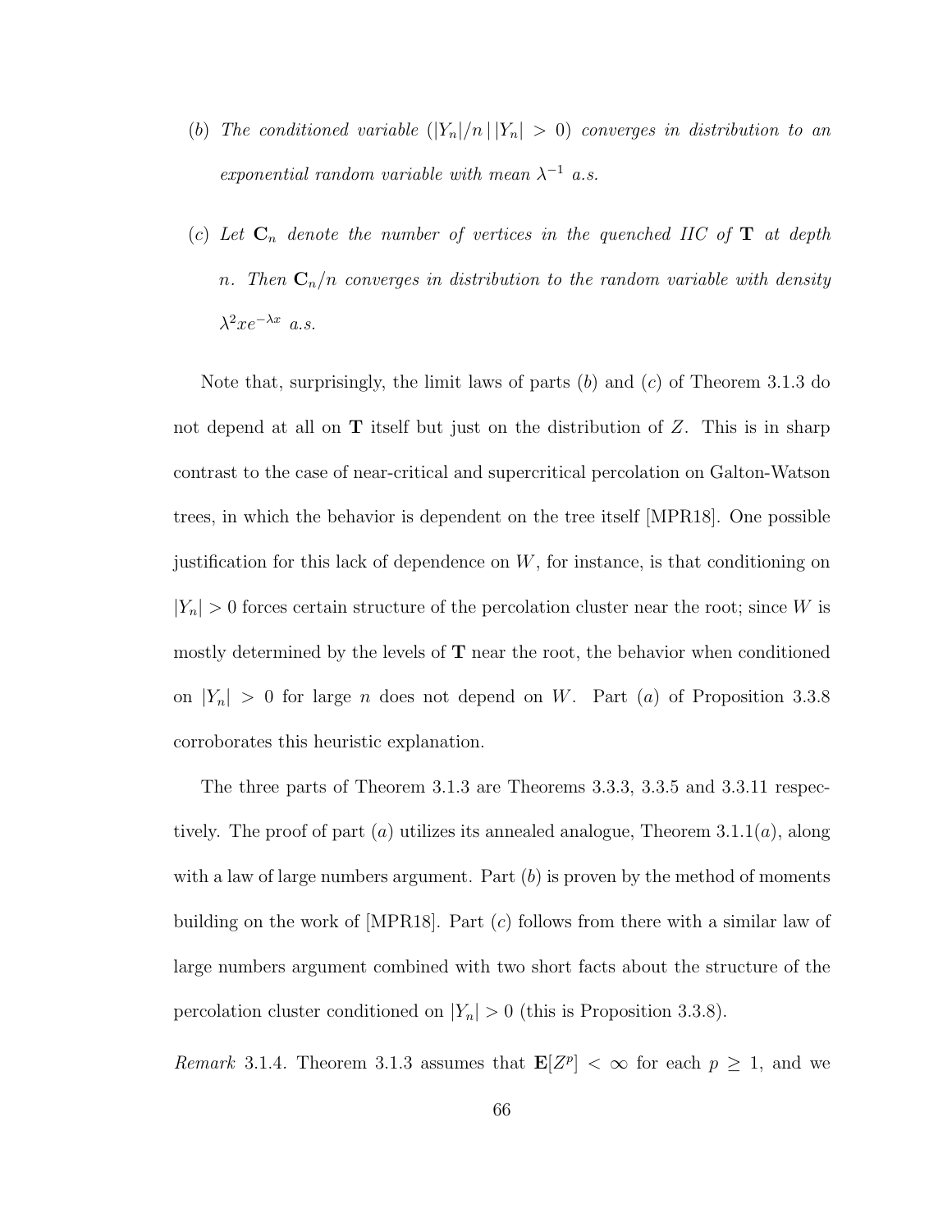(*b*) *The conditioned variable* $(|Y_n|/n \,|\, |Y_n| > 0)$ *converges in distribution to an exponential random variable with mean* $\lambda^{-1}$ *a.s.*

(*c*) *Let* $\mathbf{C}_n$ *denote the number of vertices in the quenched IIC of* $\mathbf{T}$ *at depth* $n$*. Then* $\mathbf{C}_n/n$ *converges in distribution to the random variable with density* $\lambda^2 x e^{-\lambda x}$ *a.s.*

Note that, surprisingly, the limit laws of parts (*b*) and (*c*) of Theorem 3.1.3 do not depend at all on $\mathbf{T}$ itself but just on the distribution of $Z$. This is in sharp contrast to the case of near-critical and supercritical percolation on Galton-Watson trees, in which the behavior is dependent on the tree itself [MPR18]. One possible justification for this lack of dependence on $W$, for instance, is that conditioning on $|Y_n| > 0$ forces certain structure of the percolation cluster near the root; since $W$ is mostly determined by the levels of $\mathbf{T}$ near the root, the behavior when conditioned on $|Y_n| > 0$ for large $n$ does not depend on $W$. Part (*a*) of Proposition 3.3.8 corroborates this heuristic explanation.

The three parts of Theorem 3.1.3 are Theorems 3.3.3, 3.3.5 and 3.3.11 respectively. The proof of part (*a*) utilizes its annealed analogue, Theorem 3.1.1(*a*), along with a law of large numbers argument. Part (*b*) is proven by the method of moments building on the work of [MPR18]. Part (*c*) follows from there with a similar law of large numbers argument combined with two short facts about the structure of the percolation cluster conditioned on $|Y_n| > 0$ (this is Proposition 3.3.8).

*Remark* 3.1.4. Theorem 3.1.3 assumes that $\mathbf{E}[Z^p] < \infty$ for each $p \geq 1$, and we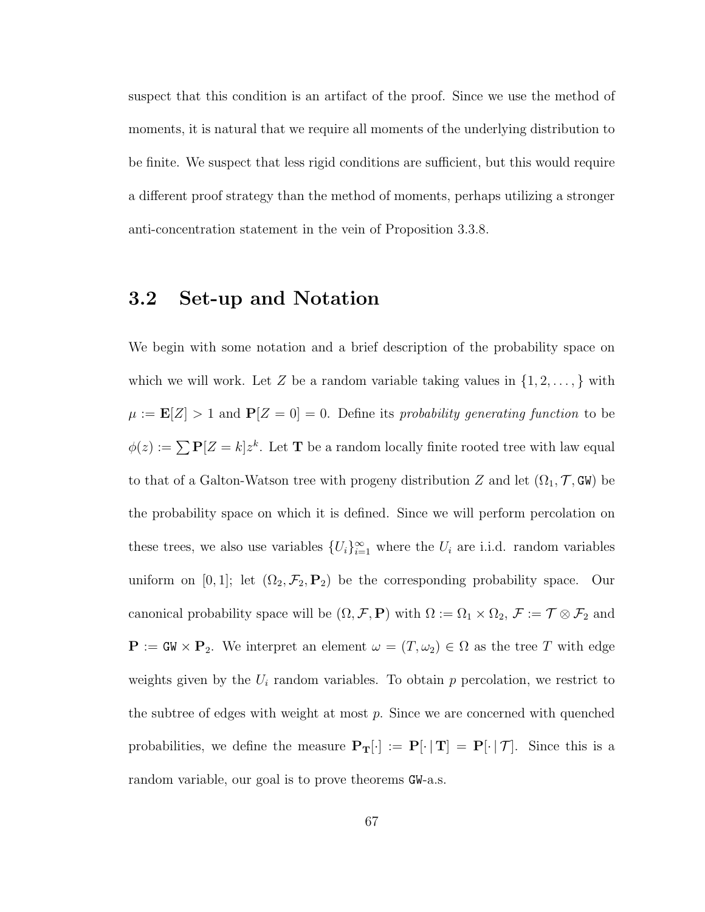suspect that this condition is an artifact of the proof. Since we use the method of moments, it is natural that we require all moments of the underlying distribution to be finite. We suspect that less rigid conditions are sufficient, but this would require a different proof strategy than the method of moments, perhaps utilizing a stronger anti-concentration statement in the vein of Proposition 3.3.8.

## 3.2 Set-up and Notation

We begin with some notation and a brief description of the probability space on which we will work. Let $Z$ be a random variable taking values in $\{1, 2, \ldots, \}$ with $\mu := \mathbf{E}[Z] > 1$ and $\mathbf{P}[Z = 0] = 0$. Define its *probability generating function* to be $\phi(z) := \sum \mathbf{P}[Z = k] z^k$. Let $\mathbf{T}$ be a random locally finite rooted tree with law equal to that of a Galton-Watson tree with progeny distribution $Z$ and let $(\Omega_1, \mathcal{T}, \mathtt{GW})$ be the probability space on which it is defined. Since we will perform percolation on these trees, we also use variables $\{U_i\}_{i=1}^\infty$ where the $U_i$ are i.i.d. random variables uniform on $[0, 1]$; let $(\Omega_2, \mathcal{F}_2, \mathbf{P}_2)$ be the corresponding probability space. Our canonical probability space will be $(\Omega, \mathcal{F}, \mathbf{P})$ with $\Omega := \Omega_1 \times \Omega_2$, $\mathcal{F} := \mathcal{T} \otimes \mathcal{F}_2$ and $\mathbf{P} := \mathtt{GW} \times \mathbf{P}_2$. We interpret an element $\omega = (T, \omega_2) \in \Omega$ as the tree $T$ with edge weights given by the $U_i$ random variables. To obtain $p$ percolation, we restrict to the subtree of edges with weight at most $p$. Since we are concerned with quenched probabilities, we define the measure $\mathbf{P}_{\mathbf{T}}[\cdot] := \mathbf{P}[\cdot \,|\, \mathbf{T}] = \mathbf{P}[\cdot \,|\, \mathcal{T}]$. Since this is a random variable, our goal is to prove theorems $\mathtt{GW}$-a.s.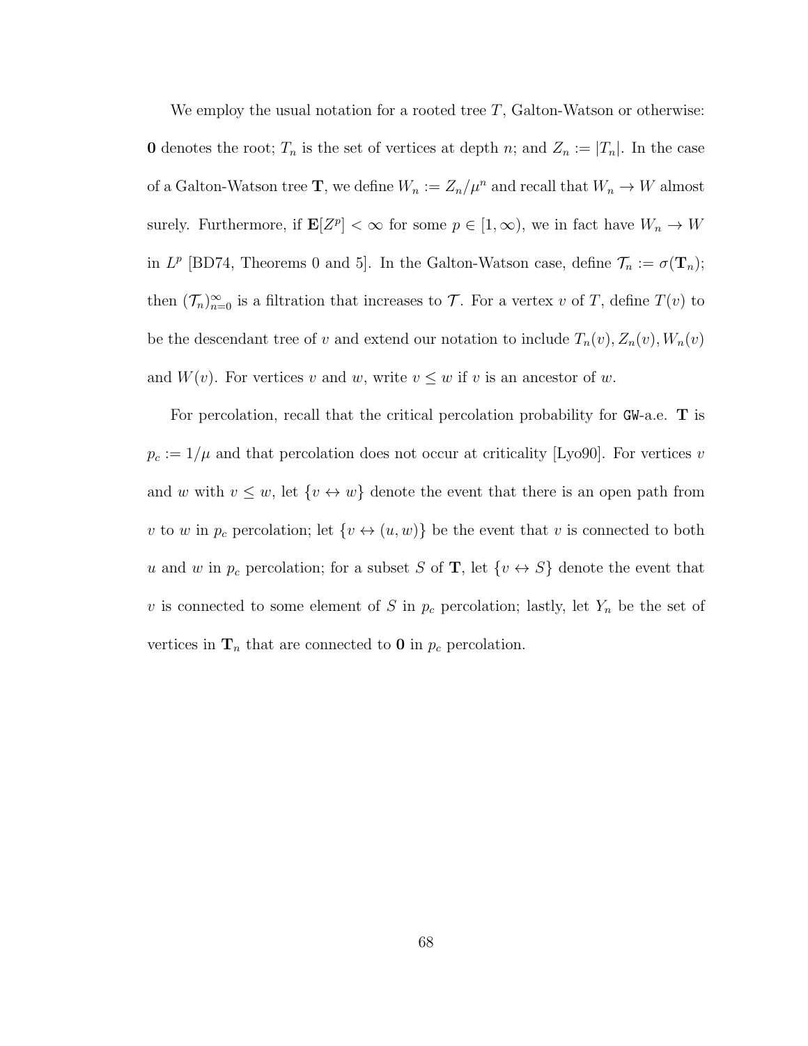We employ the usual notation for a rooted tree $T$, Galton-Watson or otherwise: $\mathbf{0}$ denotes the root; $T_n$ is the set of vertices at depth $n$; and $Z_n := |T_n|$. In the case of a Galton-Watson tree $\mathbf{T}$, we define $W_n := Z_n/\mu^n$ and recall that $W_n \to W$ almost surely. Furthermore, if $\mathbf{E}[Z^p] < \infty$ for some $p \in [1, \infty)$, we in fact have $W_n \to W$ in $L^p$ [BD74, Theorems 0 and 5]. In the Galton-Watson case, define $\mathcal{T}_n := \sigma(\mathbf{T}_n)$; then $(\mathcal{T}_n)_{n=0}^{\infty}$ is a filtration that increases to $\mathcal{T}$. For a vertex $v$ of $T$, define $T(v)$ to be the descendant tree of $v$ and extend our notation to include $T_n(v), Z_n(v), W_n(v)$ and $W(v)$. For vertices $v$ and $w$, write $v \leq w$ if $v$ is an ancestor of $w$.

For percolation, recall that the critical percolation probability for GW-a.e. $\mathbf{T}$ is $p_c := 1/\mu$ and that percolation does not occur at criticality [Lyo90]. For vertices $v$ and $w$ with $v \leq w$, let $\{v \leftrightarrow w\}$ denote the event that there is an open path from $v$ to $w$ in $p_c$ percolation; let $\{v \leftrightarrow (u, w)\}$ be the event that $v$ is connected to both $u$ and $w$ in $p_c$ percolation; for a subset $S$ of $\mathbf{T}$, let $\{v \leftrightarrow S\}$ denote the event that $v$ is connected to some element of $S$ in $p_c$ percolation; lastly, let $Y_n$ be the set of vertices in $\mathbf{T}_n$ that are connected to $\mathbf{0}$ in $p_c$ percolation.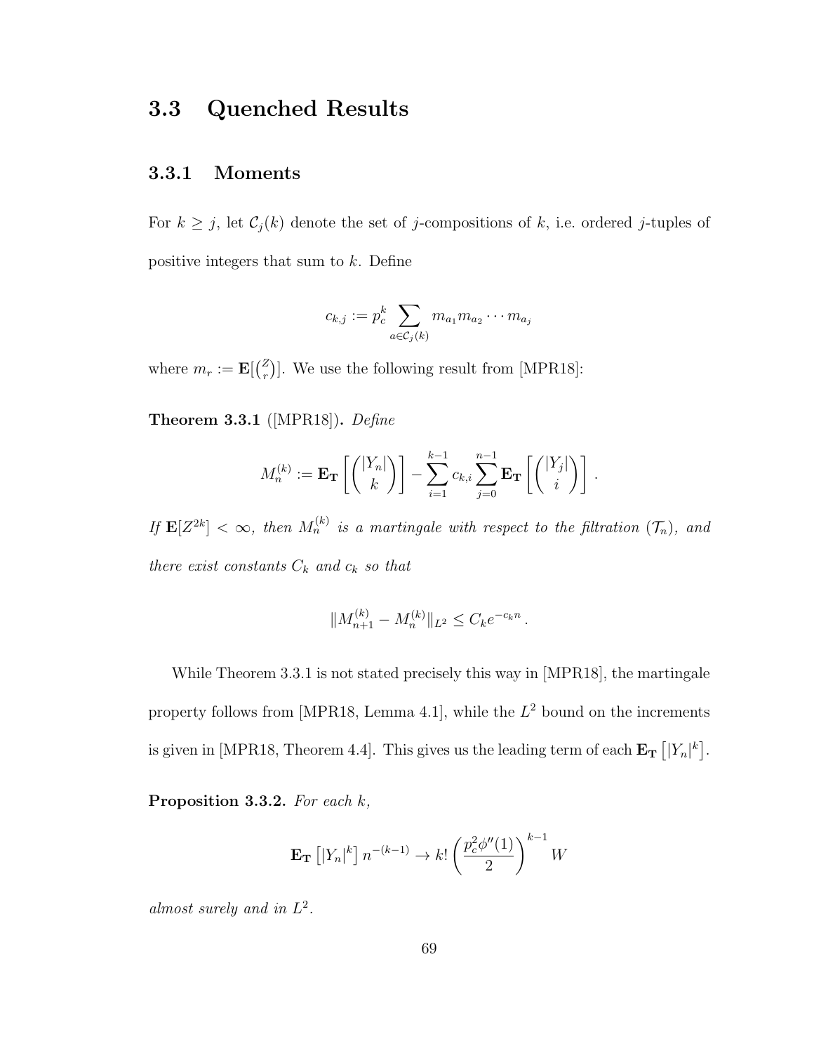## 3.3 Quenched Results

### 3.3.1 Moments

For $k \geq j$, let $\mathcal{C}_j(k)$ denote the set of $j$-compositions of $k$, i.e. ordered $j$-tuples of positive integers that sum to $k$. Define

$$c_{k,j} := p_c^k \sum_{a \in \mathcal{C}_j(k)} m_{a_1} m_{a_2} \cdots m_{a_j}$$

where $m_r := \mathbf{E}[\binom{Z}{r}]$. We use the following result from [MPR18]:

**Theorem 3.3.1** ([MPR18])**.** *Define*

$$M_n^{(k)} := \mathbf{E}_{\mathbf{T}}\left[\binom{|Y_n|}{k}\right] - \sum_{i=1}^{k-1} c_{k,i} \sum_{j=0}^{n-1} \mathbf{E}_{\mathbf{T}}\left[\binom{|Y_j|}{i}\right].$$

*If $\mathbf{E}[Z^{2k}] < \infty$, then $M_n^{(k)}$ is a martingale with respect to the filtration $(\mathcal{T}_n)$, and there exist constants $C_k$ and $c_k$ so that*

$$\|M_{n+1}^{(k)} - M_n^{(k)}\|_{L^2} \leq C_k e^{-c_k n}.$$

While Theorem 3.3.1 is not stated precisely this way in [MPR18], the martingale property follows from [MPR18, Lemma 4.1], while the $L^2$ bound on the increments is given in [MPR18, Theorem 4.4]. This gives us the leading term of each $\mathbf{E}_{\mathbf{T}}\left[|Y_n|^k\right]$.

**Proposition 3.3.2.** *For each $k$,*

$$\mathbf{E}_{\mathbf{T}}\left[|Y_n|^k\right] n^{-(k-1)} \to k! \left(\frac{p_c^2 \phi''(1)}{2}\right)^{k-1} W$$

*almost surely and in $L^2$.*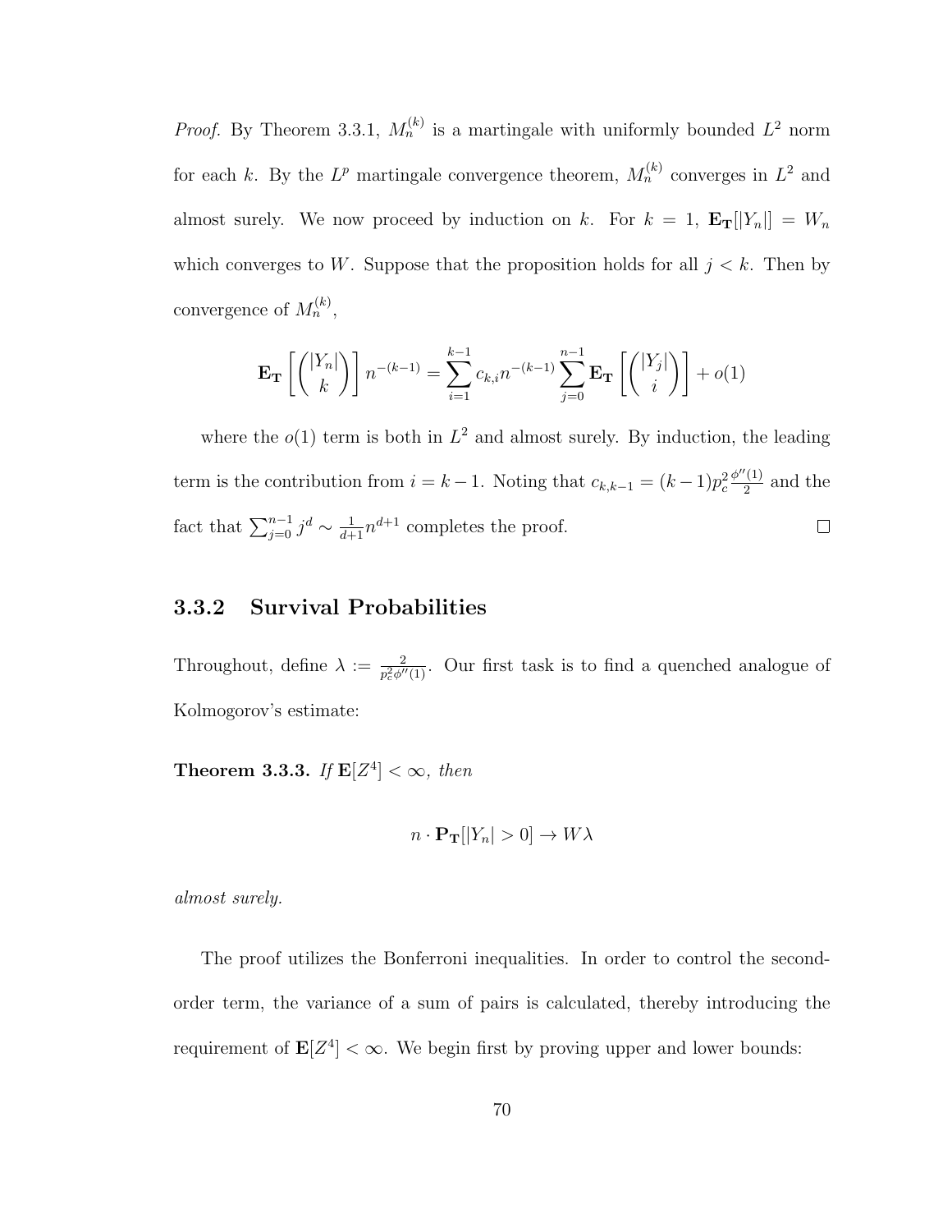*Proof.* By Theorem 3.3.1, $M_n^{(k)}$ is a martingale with uniformly bounded $L^2$ norm for each $k$. By the $L^p$ martingale convergence theorem, $M_n^{(k)}$ converges in $L^2$ and almost surely. We now proceed by induction on $k$. For $k = 1$, $\mathbf{E_T}[|Y_n|] = W_n$ which converges to $W$. Suppose that the proposition holds for all $j < k$. Then by convergence of $M_n^{(k)}$,

$$\mathbf{E_T}\left[\binom{|Y_n|}{k}\right] n^{-(k-1)} = \sum_{i=1}^{k-1} c_{k,i} n^{-(k-1)} \sum_{j=0}^{n-1} \mathbf{E_T}\left[\binom{|Y_j|}{i}\right] + o(1)$$

where the $o(1)$ term is both in $L^2$ and almost surely. By induction, the leading term is the contribution from $i = k-1$. Noting that $c_{k,k-1} = (k-1)p_c^2 \frac{\phi''(1)}{2}$ and the fact that $\sum_{j=0}^{n-1} j^d \sim \frac{1}{d+1} n^{d+1}$ completes the proof. $\square$

### 3.3.2 Survival Probabilities

Throughout, define $\lambda := \frac{2}{p_c^2 \phi''(1)}$. Our first task is to find a quenched analogue of Kolmogorov's estimate:

**Theorem 3.3.3.** *If* $\mathbf{E}[Z^4] < \infty$*, then*

$$n \cdot \mathbf{P_T}[|Y_n| > 0] \to W\lambda$$

*almost surely.*

The proof utilizes the Bonferroni inequalities. In order to control the second-order term, the variance of a sum of pairs is calculated, thereby introducing the requirement of $\mathbf{E}[Z^4] < \infty$. We begin first by proving upper and lower bounds: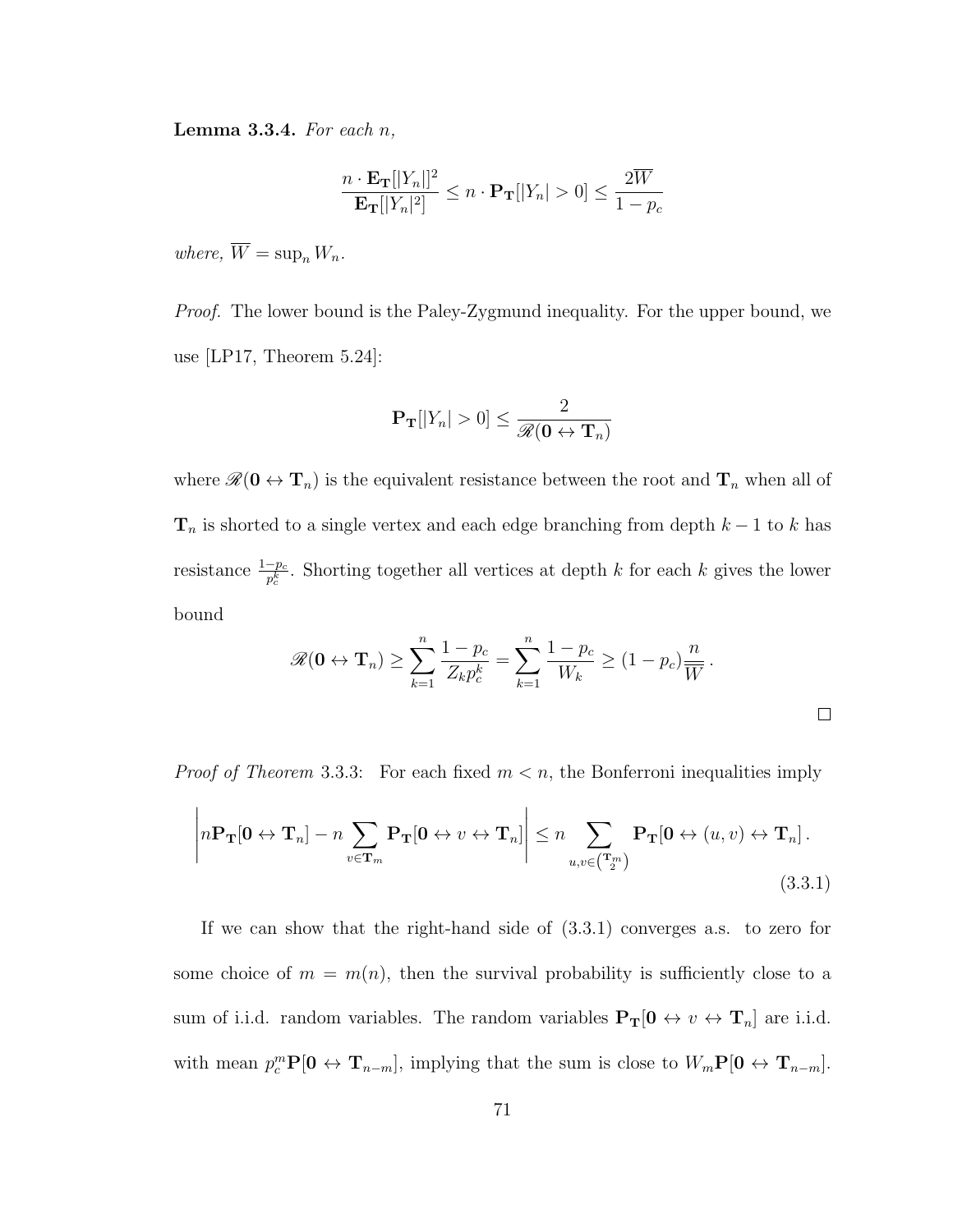**Lemma 3.3.4.** *For each $n$,*

$$\frac{n \cdot \mathbf{E}_{\mathbf{T}}[|Y_n|]^2}{\mathbf{E}_{\mathbf{T}}[|Y_n|^2]} \le n \cdot \mathbf{P}_{\mathbf{T}}[|Y_n| > 0] \le \frac{2\overline{W}}{1 - p_c}$$

*where, $\overline{W} = \sup_n W_n$.*

*Proof.* The lower bound is the Paley-Zygmund inequality. For the upper bound, we use [LP17, Theorem 5.24]:

$$\mathbf{P}_{\mathbf{T}}[|Y_n| > 0] \le \frac{2}{\mathscr{R}(\mathbf{0} \leftrightarrow \mathbf{T}_n)}$$

where $\mathscr{R}(\mathbf{0} \leftrightarrow \mathbf{T}_n)$ is the equivalent resistance between the root and $\mathbf{T}_n$ when all of $\mathbf{T}_n$ is shorted to a single vertex and each edge branching from depth $k-1$ to $k$ has resistance $\frac{1-p_c}{p_c^k}$. Shorting together all vertices at depth $k$ for each $k$ gives the lower bound

$$\mathscr{R}(\mathbf{0} \leftrightarrow \mathbf{T}_n) \ge \sum_{k=1}^{n} \frac{1-p_c}{Z_k p_c^k} = \sum_{k=1}^{n} \frac{1-p_c}{W_k} \ge (1-p_c)\frac{n}{\overline{W}} .$$

$\square$

*Proof of Theorem* 3.3.3: For each fixed $m < n$, the Bonferroni inequalities imply

$$\left| n\mathbf{P}_{\mathbf{T}}[\mathbf{0} \leftrightarrow \mathbf{T}_n] - n \sum_{v \in \mathbf{T}_m} \mathbf{P}_{\mathbf{T}}[\mathbf{0} \leftrightarrow v \leftrightarrow \mathbf{T}_n] \right| \le n \sum_{u,v \in \binom{\mathbf{T}_m}{2}} \mathbf{P}_{\mathbf{T}}[\mathbf{0} \leftrightarrow (u,v) \leftrightarrow \mathbf{T}_n] . \tag{3.3.1}$$

If we can show that the right-hand side of (3.3.1) converges a.s. to zero for some choice of $m = m(n)$, then the survival probability is sufficiently close to a sum of i.i.d. random variables. The random variables $\mathbf{P}_{\mathbf{T}}[\mathbf{0} \leftrightarrow v \leftrightarrow \mathbf{T}_n]$ are i.i.d. with mean $p_c^m \mathbf{P}[\mathbf{0} \leftrightarrow \mathbf{T}_{n-m}]$, implying that the sum is close to $W_m \mathbf{P}[\mathbf{0} \leftrightarrow \mathbf{T}_{n-m}]$.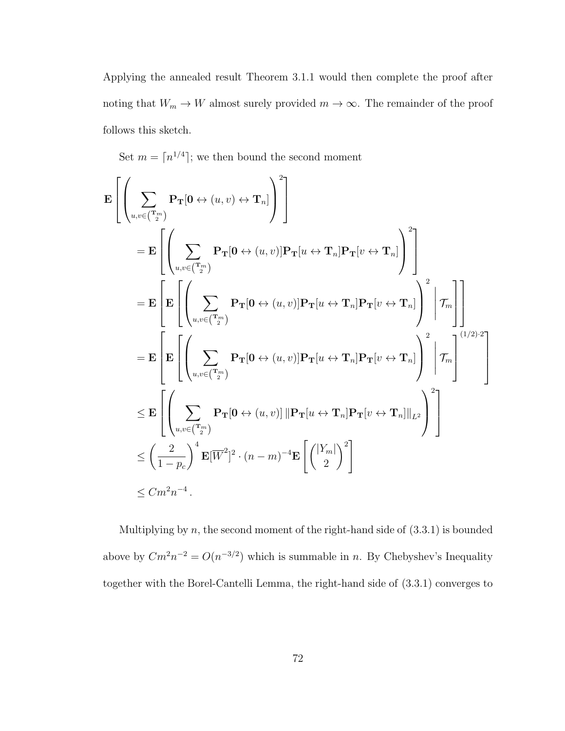Applying the annealed result Theorem 3.1.1 would then complete the proof after noting that $W_m \to W$ almost surely provided $m \to \infty$. The remainder of the proof follows this sketch.

Set $m = \lceil n^{1/4} \rceil$; we then bound the second moment

$$
\begin{aligned}
&\mathbf{E}\left[\left(\sum_{u,v \in \binom{\mathbf{T}_m}{2}} \mathbf{P}_{\mathbf{T}}[\mathbf{0} \leftrightarrow (u,v) \leftrightarrow \mathbf{T}_n]\right)^2\right] \\
&\quad = \mathbf{E}\left[\left(\sum_{u,v \in \binom{\mathbf{T}_m}{2}} \mathbf{P}_{\mathbf{T}}[\mathbf{0} \leftrightarrow (u,v)] \mathbf{P}_{\mathbf{T}}[u \leftrightarrow \mathbf{T}_n] \mathbf{P}_{\mathbf{T}}[v \leftrightarrow \mathbf{T}_n]\right)^2\right] \\
&\quad = \mathbf{E}\left[\mathbf{E}\left[\left(\sum_{u,v \in \binom{\mathbf{T}_m}{2}} \mathbf{P}_{\mathbf{T}}[\mathbf{0} \leftrightarrow (u,v)] \mathbf{P}_{\mathbf{T}}[u \leftrightarrow \mathbf{T}_n] \mathbf{P}_{\mathbf{T}}[v \leftrightarrow \mathbf{T}_n]\right)^2 \,\middle|\, \mathcal{T}_m\right]\right] \\
&\quad = \mathbf{E}\left[\mathbf{E}\left[\left(\sum_{u,v \in \binom{\mathbf{T}_m}{2}} \mathbf{P}_{\mathbf{T}}[\mathbf{0} \leftrightarrow (u,v)] \mathbf{P}_{\mathbf{T}}[u \leftrightarrow \mathbf{T}_n] \mathbf{P}_{\mathbf{T}}[v \leftrightarrow \mathbf{T}_n]\right)^2 \,\middle|\, \mathcal{T}_m\right]^{(1/2)\cdot 2}\right] \\
&\quad \leq \mathbf{E}\left[\left(\sum_{u,v \in \binom{\mathbf{T}_m}{2}} \mathbf{P}_{\mathbf{T}}[\mathbf{0} \leftrightarrow (u,v)] \left\| \mathbf{P}_{\mathbf{T}}[u \leftrightarrow \mathbf{T}_n] \mathbf{P}_{\mathbf{T}}[v \leftrightarrow \mathbf{T}_n] \right\|_{L^2}\right)^2\right] \\
&\quad \leq \left(\frac{2}{1-p_c}\right)^4 \mathbf{E}[\overline{W}^2]^2 \cdot (n-m)^{-4} \mathbf{E}\left[\binom{|Y_m|}{2}^2\right] \\
&\quad \leq C m^2 n^{-4}\,.
\end{aligned}
$$

Multiplying by $n$, the second moment of the right-hand side of (3.3.1) is bounded above by $Cm^2 n^{-2} = O(n^{-3/2})$ which is summable in $n$. By Chebyshev's Inequality together with the Borel-Cantelli Lemma, the right-hand side of (3.3.1) converges to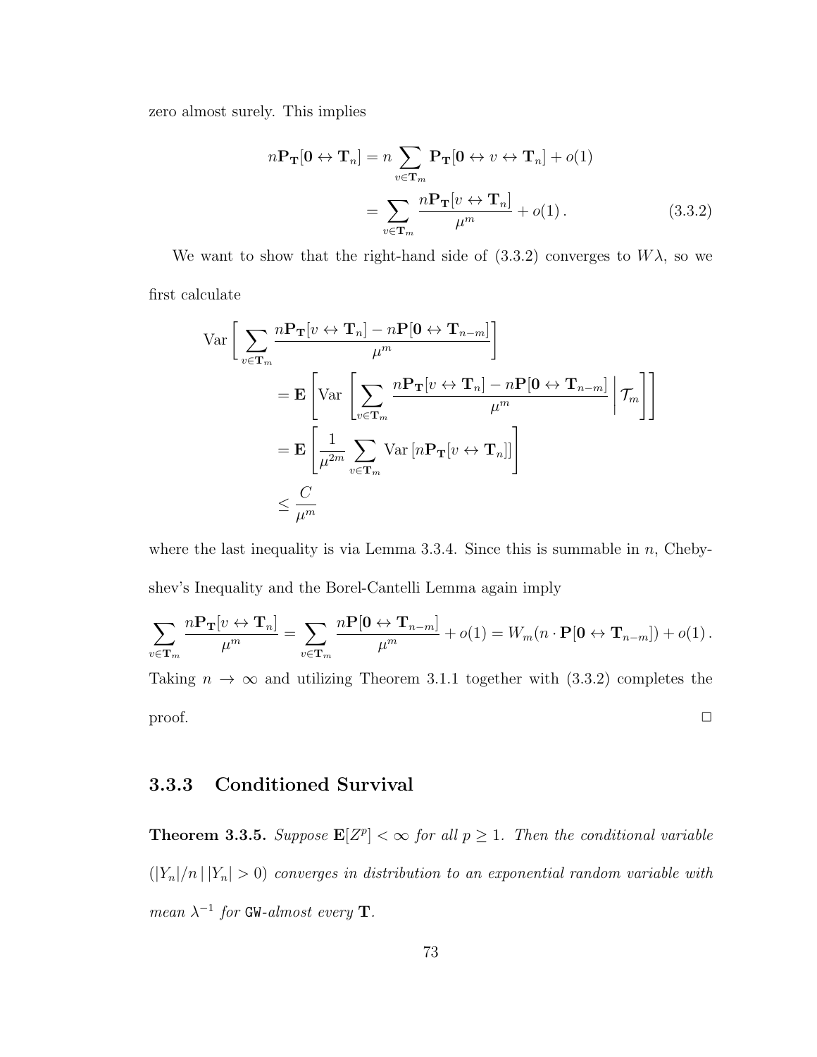zero almost surely. This implies

$$
\begin{aligned}
n\mathbf{P}_{\mathbf{T}}[\mathbf{0} \leftrightarrow \mathbf{T}_n] &= n \sum_{v \in \mathbf{T}_m} \mathbf{P}_{\mathbf{T}}[\mathbf{0} \leftrightarrow v \leftrightarrow \mathbf{T}_n] + o(1) \\
&= \sum_{v \in \mathbf{T}_m} \frac{n\mathbf{P}_{\mathbf{T}}[v \leftrightarrow \mathbf{T}_n]}{\mu^m} + o(1) \,.
\end{aligned}
\tag{3.3.2}
$$

We want to show that the right-hand side of (3.3.2) converges to $W\lambda$, so we first calculate

$$
\begin{aligned}
\operatorname{Var}&\left[ \sum_{v \in \mathbf{T}_m} \frac{n\mathbf{P}_{\mathbf{T}}[v \leftrightarrow \mathbf{T}_n] - n\mathbf{P}[\mathbf{0} \leftrightarrow \mathbf{T}_{n-m}]}{\mu^m} \right] \\
&= \mathbf{E}\left[ \operatorname{Var}\left[ \sum_{v \in \mathbf{T}_m} \frac{n\mathbf{P}_{\mathbf{T}}[v \leftrightarrow \mathbf{T}_n] - n\mathbf{P}[\mathbf{0} \leftrightarrow \mathbf{T}_{n-m}]}{\mu^m} \,\middle|\, \mathcal{T}_m \right] \right] \\
&= \mathbf{E}\left[ \frac{1}{\mu^{2m}} \sum_{v \in \mathbf{T}_m} \operatorname{Var}\left[ n\mathbf{P}_{\mathbf{T}}[v \leftrightarrow \mathbf{T}_n] \right] \right] \\
&\leq \frac{C}{\mu^m}
\end{aligned}
$$

where the last inequality is via Lemma 3.3.4. Since this is summable in $n$, Chebyshev's Inequality and the Borel-Cantelli Lemma again imply

$$
\sum_{v \in \mathbf{T}_m} \frac{n\mathbf{P}_{\mathbf{T}}[v \leftrightarrow \mathbf{T}_n]}{\mu^m} = \sum_{v \in \mathbf{T}_m} \frac{n\mathbf{P}[\mathbf{0} \leftrightarrow \mathbf{T}_{n-m}]}{\mu^m} + o(1) = W_m(n \cdot \mathbf{P}[\mathbf{0} \leftrightarrow \mathbf{T}_{n-m}]) + o(1) \,.
$$

Taking $n \to \infty$ and utilizing Theorem 3.1.1 together with (3.3.2) completes the proof. $\square$

### 3.3.3 Conditioned Survival

**Theorem 3.3.5.** *Suppose $\mathbf{E}[Z^p] < \infty$ for all $p \geq 1$. Then the conditional variable $(|Y_n|/n \,|\, |Y_n| > 0)$ converges in distribution to an exponential random variable with mean $\lambda^{-1}$ for* $\mathtt{GW}$*-almost every $\mathbf{T}$.*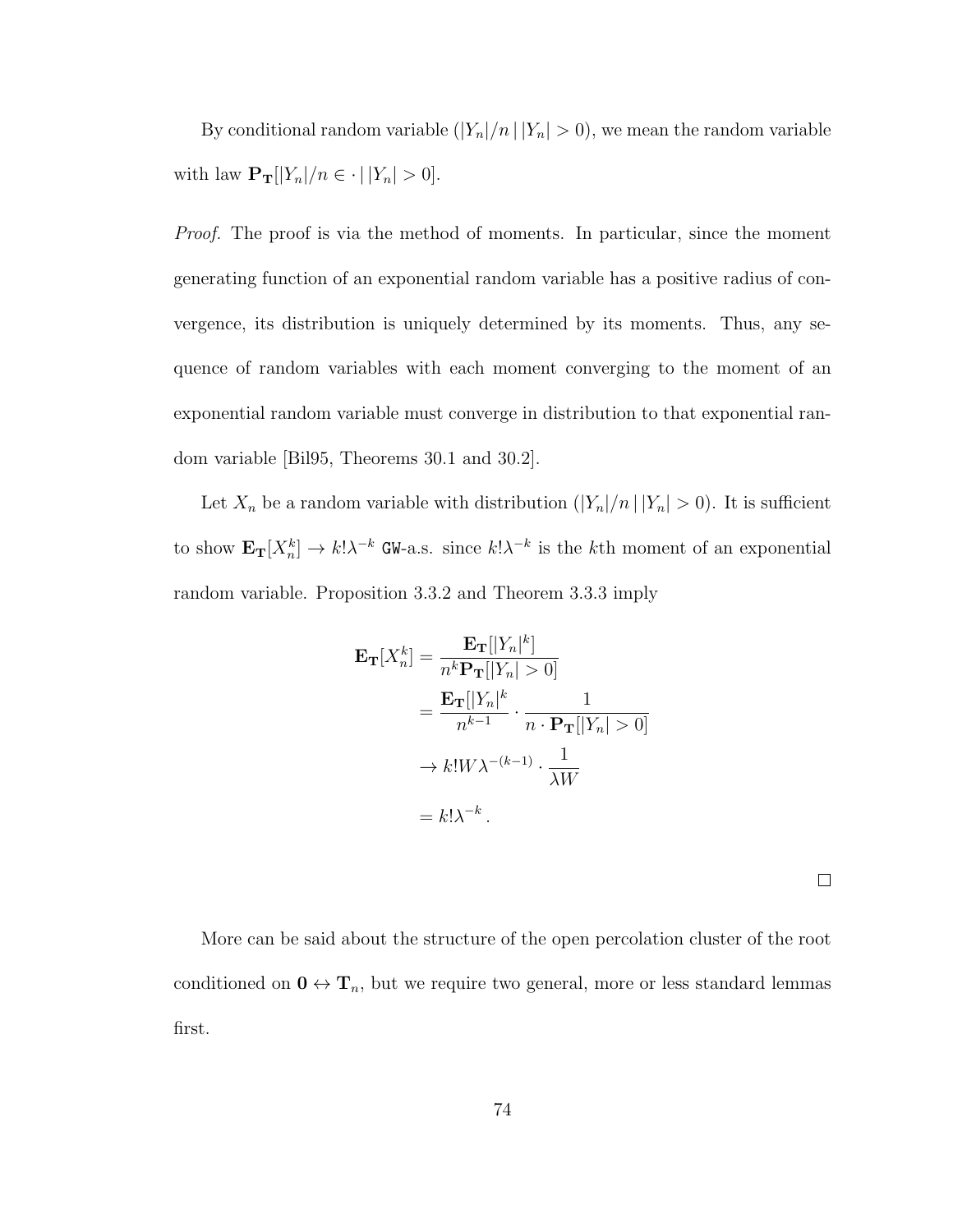By conditional random variable $(|Y_n|/n \,|\, |Y_n| > 0)$, we mean the random variable with law $\mathbf{P_T}[|Y_n|/n \in \cdot \,|\, |Y_n| > 0]$.

*Proof.* The proof is via the method of moments. In particular, since the moment generating function of an exponential random variable has a positive radius of convergence, its distribution is uniquely determined by its moments. Thus, any sequence of random variables with each moment converging to the moment of an exponential random variable must converge in distribution to that exponential random variable [Bil95, Theorems 30.1 and 30.2].

Let $X_n$ be a random variable with distribution $(|Y_n|/n \,|\, |Y_n| > 0)$. It is sufficient to show $\mathbf{E_T}[X_n^k] \to k!\lambda^{-k}$ $\texttt{GW}$-a.s. since $k!\lambda^{-k}$ is the $k$th moment of an exponential random variable. Proposition 3.3.2 and Theorem 3.3.3 imply

$$
\begin{aligned}
\mathbf{E_T}[X_n^k] &= \frac{\mathbf{E_T}[|Y_n|^k]}{n^k \mathbf{P_T}[|Y_n| > 0]} \\
&= \frac{\mathbf{E_T}[|Y_n|^k}{n^{k-1}} \cdot \frac{1}{n \cdot \mathbf{P_T}[|Y_n| > 0]} \\
&\to k! W \lambda^{-(k-1)} \cdot \frac{1}{\lambda W} \\
&= k! \lambda^{-k} .
\end{aligned}
$$

□

More can be said about the structure of the open percolation cluster of the root conditioned on $\mathbf{0} \leftrightarrow \mathbf{T}_n$, but we require two general, more or less standard lemmas first.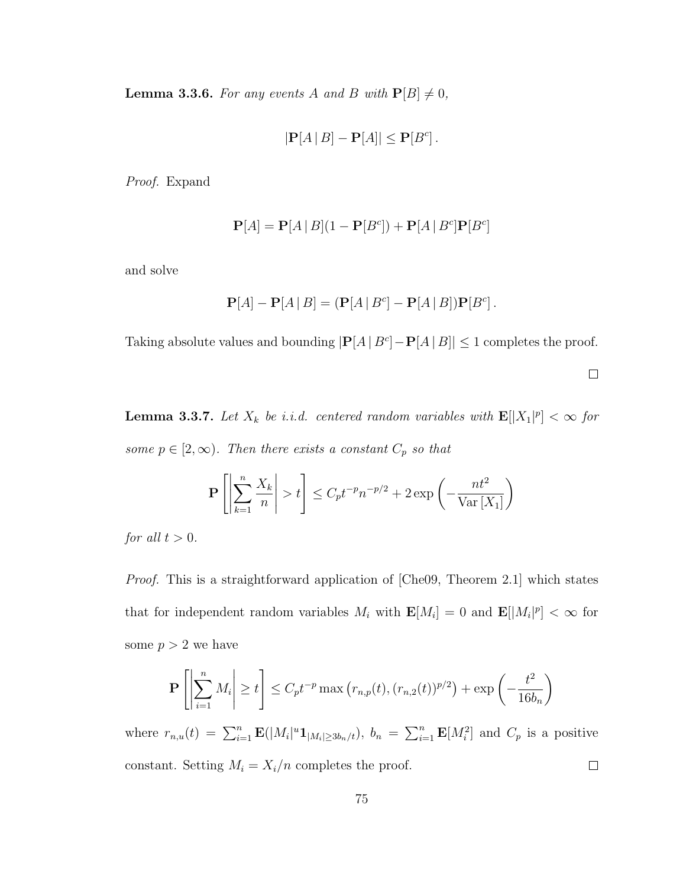**Lemma 3.3.6.** *For any events $A$ and $B$ with $\mathbf{P}[B] \neq 0$,*

$$|\mathbf{P}[A \,|\, B] - \mathbf{P}[A]| \leq \mathbf{P}[B^c] \,.$$

*Proof.* Expand

$$\mathbf{P}[A] = \mathbf{P}[A \,|\, B](1 - \mathbf{P}[B^c]) + \mathbf{P}[A \,|\, B^c]\mathbf{P}[B^c]$$

and solve

$$\mathbf{P}[A] - \mathbf{P}[A \,|\, B] = (\mathbf{P}[A \,|\, B^c] - \mathbf{P}[A \,|\, B])\mathbf{P}[B^c] \,.$$

Taking absolute values and bounding $|\mathbf{P}[A \,|\, B^c] - \mathbf{P}[A \,|\, B]| \leq 1$ completes the proof. $\square$

**Lemma 3.3.7.** *Let $X_k$ be i.i.d. centered random variables with $\mathbf{E}[|X_1|^p] < \infty$ for some $p \in [2, \infty)$. Then there exists a constant $C_p$ so that*

$$\mathbf{P}\left[\left|\sum_{k=1}^{n} \frac{X_k}{n}\right| > t\right] \leq C_p t^{-p} n^{-p/2} + 2\exp\left(-\frac{nt^2}{\mathrm{Var}\,[X_1]}\right)$$

*for all $t > 0$.*

*Proof.* This is a straightforward application of [Che09, Theorem 2.1] which states that for independent random variables $M_i$ with $\mathbf{E}[M_i] = 0$ and $\mathbf{E}[|M_i|^p] < \infty$ for some $p > 2$ we have

$$\mathbf{P}\left[\left|\sum_{i=1}^{n} M_i\right| \geq t\right] \leq C_p t^{-p} \max\left(r_{n,p}(t), (r_{n,2}(t))^{p/2}\right) + \exp\left(-\frac{t^2}{16 b_n}\right)$$

where $r_{n,u}(t) = \sum_{i=1}^{n} \mathbf{E}(|M_i|^u \mathbf{1}_{|M_i| \geq 3b_n/t})$, $b_n = \sum_{i=1}^{n} \mathbf{E}[M_i^2]$ and $C_p$ is a positive constant. Setting $M_i = X_i/n$ completes the proof. $\square$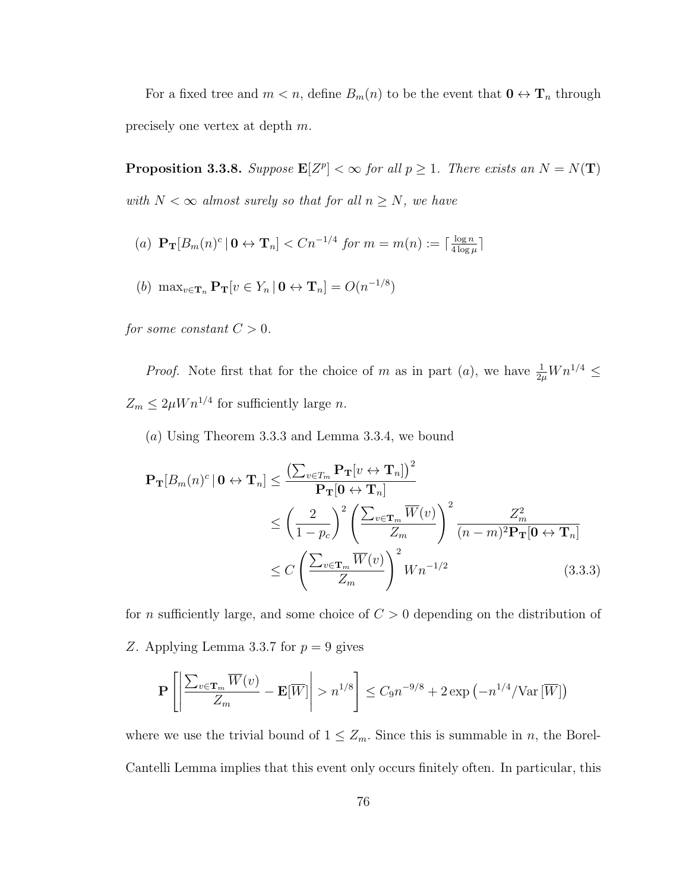For a fixed tree and $m < n$, define $B_m(n)$ to be the event that $\mathbf{0} \leftrightarrow \mathbf{T}_n$ through precisely one vertex at depth $m$.

**Proposition 3.3.8.** *Suppose $\mathbf{E}[Z^p] < \infty$ for all $p \geq 1$. There exists an $N = N(\mathbf{T})$ with $N < \infty$ almost surely so that for all $n \geq N$, we have*

(a) $\mathbf{P_T}[B_m(n)^c \,|\, \mathbf{0} \leftrightarrow \mathbf{T}_n] < Cn^{-1/4}$ *for* $m = m(n) := \lceil \frac{\log n}{4 \log \mu} \rceil$

(b) $\max_{v \in \mathbf{T}_n} \mathbf{P_T}[v \in Y_n \,|\, \mathbf{0} \leftrightarrow \mathbf{T}_n] = O(n^{-1/8})$

*for some constant $C > 0$.*

*Proof.* Note first that for the choice of $m$ as in part $(a)$, we have $\frac{1}{2\mu} W n^{1/4} \leq Z_m \leq 2\mu W n^{1/4}$ for sufficiently large $n$.

$(a)$ Using Theorem 3.3.3 and Lemma 3.3.4, we bound

$$
\begin{aligned}
\mathbf{P_T}[B_m(n)^c \,|\, \mathbf{0} \leftrightarrow \mathbf{T}_n] &\leq \frac{\left(\sum_{v \in T_m} \mathbf{P_T}[v \leftrightarrow \mathbf{T}_n]\right)^2}{\mathbf{P_T}[\mathbf{0} \leftrightarrow \mathbf{T}_n]} \\
&\leq \left(\frac{2}{1-p_c}\right)^2 \left(\frac{\sum_{v \in \mathbf{T}_m} \overline{W}(v)}{Z_m}\right)^2 \frac{Z_m^2}{(n-m)^2 \mathbf{P_T}[\mathbf{0} \leftrightarrow \mathbf{T}_n]} \\
&\leq C \left(\frac{\sum_{v \in \mathbf{T}_m} \overline{W}(v)}{Z_m}\right)^2 W n^{-1/2} \qquad (3.3.3)
\end{aligned}
$$

for $n$ sufficiently large, and some choice of $C > 0$ depending on the distribution of $Z$. Applying Lemma 3.3.7 for $p = 9$ gives

$$
\mathbf{P}\left[\left|\frac{\sum_{v \in \mathbf{T}_m} \overline{W}(v)}{Z_m} - \mathbf{E}[\overline{W}]\right| > n^{1/8}\right] \leq C_9 n^{-9/8} + 2\exp\left(-n^{1/4}/\text{Var}\,[\overline{W}]\right)
$$

where we use the trivial bound of $1 \leq Z_m$. Since this is summable in $n$, the Borel-Cantelli Lemma implies that this event only occurs finitely often. In particular, this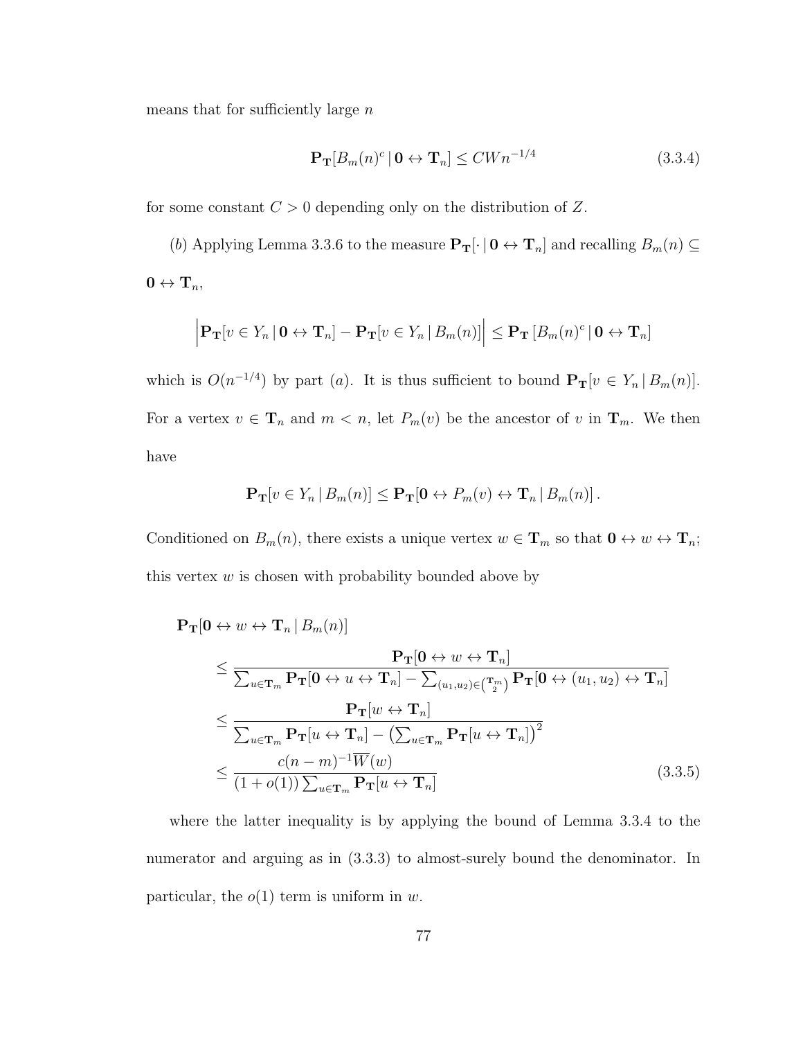means that for sufficiently large $n$

$$\mathbf{P_T}[B_m(n)^c \,|\, \mathbf{0} \leftrightarrow \mathbf{T}_n] \leq CWn^{-1/4} \tag{3.3.4}$$

for some constant $C > 0$ depending only on the distribution of $Z$.

($b$) Applying Lemma 3.3.6 to the measure $\mathbf{P_T}[\cdot \,|\, \mathbf{0} \leftrightarrow \mathbf{T}_n]$ and recalling $B_m(n) \subseteq \mathbf{0} \leftrightarrow \mathbf{T}_n$,

$$\Big|\mathbf{P_T}[v \in Y_n \,|\, \mathbf{0} \leftrightarrow \mathbf{T}_n] - \mathbf{P_T}[v \in Y_n \,|\, B_m(n)]\Big| \leq \mathbf{P_T}\left[B_m(n)^c \,|\, \mathbf{0} \leftrightarrow \mathbf{T}_n\right]$$

which is $O(n^{-1/4})$ by part ($a$). It is thus sufficient to bound $\mathbf{P_T}[v \in Y_n \,|\, B_m(n)]$. For a vertex $v \in \mathbf{T}_n$ and $m < n$, let $P_m(v)$ be the ancestor of $v$ in $\mathbf{T}_m$. We then have

$$\mathbf{P_T}[v \in Y_n \,|\, B_m(n)] \leq \mathbf{P_T}[\mathbf{0} \leftrightarrow P_m(v) \leftrightarrow \mathbf{T}_n \,|\, B_m(n)]\,.$$

Conditioned on $B_m(n)$, there exists a unique vertex $w \in \mathbf{T}_m$ so that $\mathbf{0} \leftrightarrow w \leftrightarrow \mathbf{T}_n$; this vertex $w$ is chosen with probability bounded above by

$$\begin{aligned}
&\mathbf{P_T}[\mathbf{0} \leftrightarrow w \leftrightarrow \mathbf{T}_n \,|\, B_m(n)] \\
&\quad\leq \frac{\mathbf{P_T}[\mathbf{0} \leftrightarrow w \leftrightarrow \mathbf{T}_n]}{\sum_{u \in \mathbf{T}_m} \mathbf{P_T}[\mathbf{0} \leftrightarrow u \leftrightarrow \mathbf{T}_n] - \sum_{(u_1,u_2) \in \binom{\mathbf{T}_m}{2}} \mathbf{P_T}[\mathbf{0} \leftrightarrow (u_1,u_2) \leftrightarrow \mathbf{T}_n]} \\
&\quad\leq \frac{\mathbf{P_T}[w \leftrightarrow \mathbf{T}_n]}{\sum_{u \in \mathbf{T}_m} \mathbf{P_T}[u \leftrightarrow \mathbf{T}_n] - \left(\sum_{u \in \mathbf{T}_m} \mathbf{P_T}[u \leftrightarrow \mathbf{T}_n]\right)^2} \\
&\quad\leq \frac{c(n-m)^{-1}\overline{W}(w)}{(1+o(1))\sum_{u \in \mathbf{T}_m} \mathbf{P_T}[u \leftrightarrow \mathbf{T}_n]}
\end{aligned} \tag{3.3.5}$$

where the latter inequality is by applying the bound of Lemma 3.3.4 to the numerator and arguing as in (3.3.3) to almost-surely bound the denominator. In particular, the $o(1)$ term is uniform in $w$.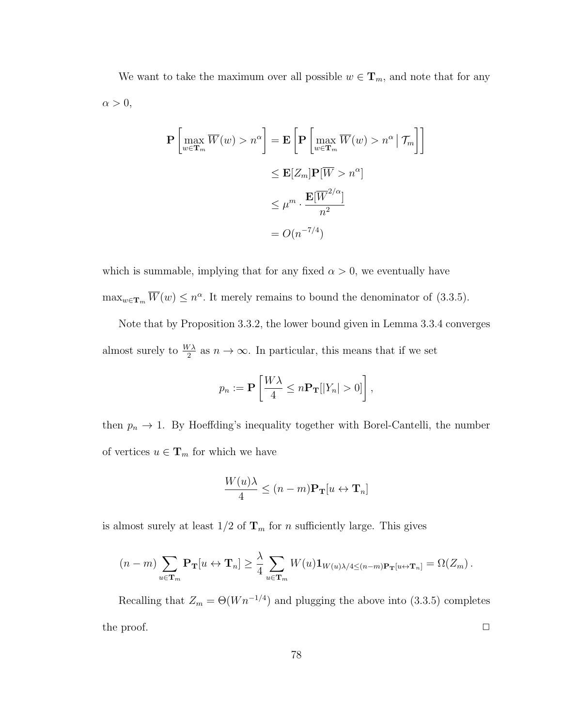We want to take the maximum over all possible $w \in \mathbf{T}_m$, and note that for any $\alpha > 0$,

$$
\begin{aligned}
\mathbf{P}\left[\max_{w \in \mathbf{T}_m} \overline{W}(w) > n^\alpha\right] &= \mathbf{E}\left[\mathbf{P}\left[\max_{w \in \mathbf{T}_m} \overline{W}(w) > n^\alpha \,\Big|\, \mathcal{T}_m\right]\right] \\
&\leq \mathbf{E}[Z_m]\mathbf{P}[\overline{W} > n^\alpha] \\
&\leq \mu^m \cdot \frac{\mathbf{E}[\overline{W}^{2/\alpha}]}{n^2} \\
&= O(n^{-7/4})
\end{aligned}
$$

which is summable, implying that for any fixed $\alpha > 0$, we eventually have $\max_{w \in \mathbf{T}_m} \overline{W}(w) \leq n^\alpha$. It merely remains to bound the denominator of (3.3.5).

Note that by Proposition 3.3.2, the lower bound given in Lemma 3.3.4 converges almost surely to $\frac{W\lambda}{2}$ as $n \to \infty$. In particular, this means that if we set

$$
p_n := \mathbf{P}\left[\frac{W\lambda}{4} \leq n\mathbf{P}_{\mathbf{T}}[|Y_n| > 0]\right],
$$

then $p_n \to 1$. By Hoeffding's inequality together with Borel-Cantelli, the number of vertices $u \in \mathbf{T}_m$ for which we have

$$
\frac{W(u)\lambda}{4} \leq (n-m)\mathbf{P}_{\mathbf{T}}[u \leftrightarrow \mathbf{T}_n]
$$

is almost surely at least 1/2 of $\mathbf{T}_m$ for $n$ sufficiently large. This gives

$$
(n-m)\sum_{u \in \mathbf{T}_m} \mathbf{P}_{\mathbf{T}}[u \leftrightarrow \mathbf{T}_n] \geq \frac{\lambda}{4}\sum_{u \in \mathbf{T}_m} W(u)\mathbf{1}_{W(u)\lambda/4 \leq (n-m)\mathbf{P}_{\mathbf{T}}[u \leftrightarrow \mathbf{T}_n]} = \Omega(Z_m)\,.
$$

Recalling that $Z_m = \Theta(Wn^{-1/4})$ and plugging the above into (3.3.5) completes the proof. $\square$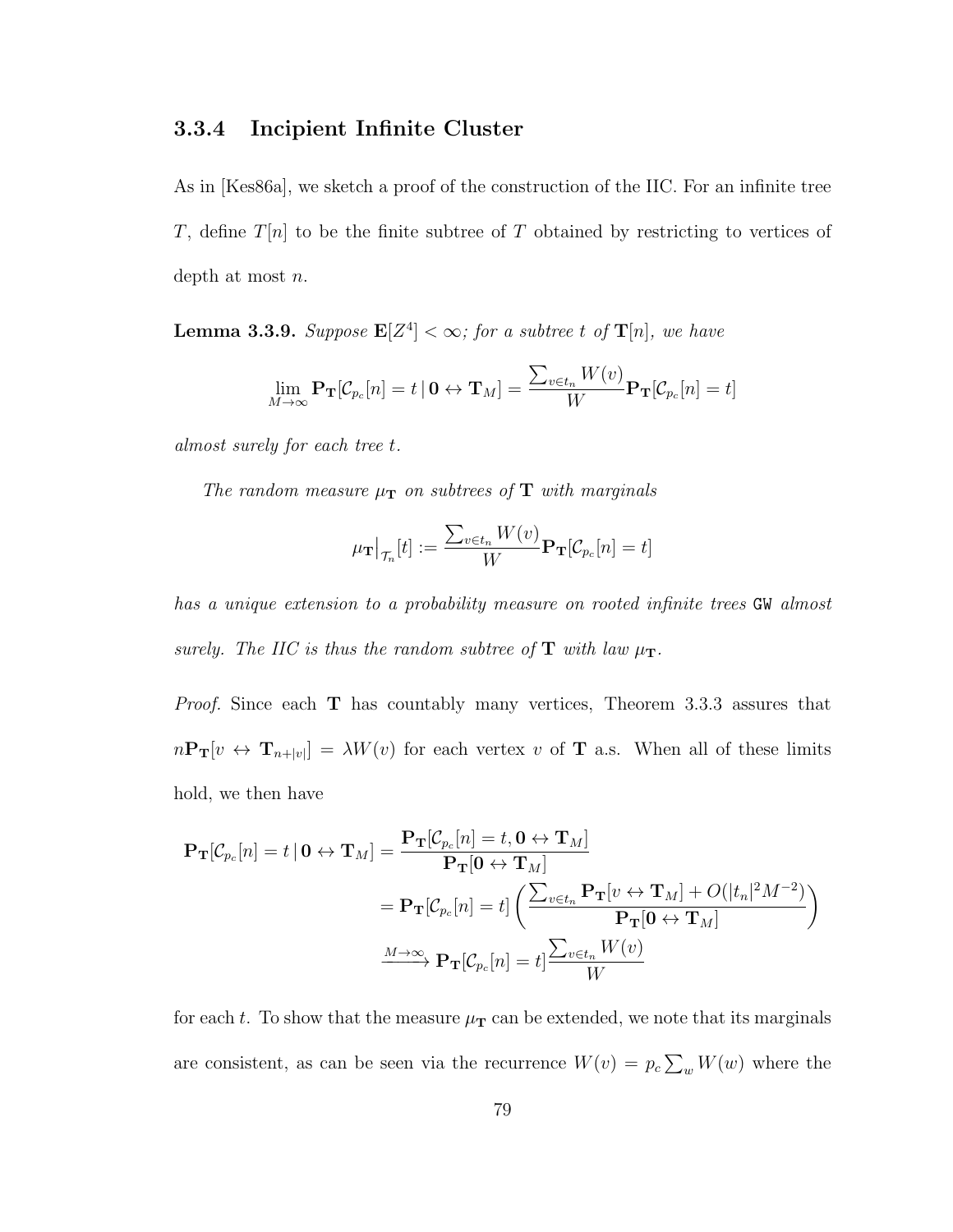### 3.3.4 Incipient Infinite Cluster

As in [Kes86a], we sketch a proof of the construction of the IIC. For an infinite tree $T$, define $T[n]$ to be the finite subtree of $T$ obtained by restricting to vertices of depth at most $n$.

**Lemma 3.3.9.** *Suppose* $\mathbf{E}[Z^4] < \infty$*; for a subtree* $t$ *of* $\mathbf{T}[n]$*, we have*

$$\lim_{M\to\infty} \mathbf{P_T}[\mathcal{C}_{p_c}[n] = t \,|\, \mathbf{0} \leftrightarrow \mathbf{T}_M] = \frac{\sum_{v\in t_n} W(v)}{W} \mathbf{P_T}[\mathcal{C}_{p_c}[n] = t]$$

*almost surely for each tree* $t$.

*The random measure* $\mu_{\mathbf{T}}$ *on subtrees of* $\mathbf{T}$ *with marginals*

$$\mu_{\mathbf{T}}\big|_{\mathcal{T}_n}[t] := \frac{\sum_{v\in t_n} W(v)}{W} \mathbf{P_T}[\mathcal{C}_{p_c}[n] = t]$$

*has a unique extension to a probability measure on rooted infinite trees* GW *almost surely. The IIC is thus the random subtree of* $\mathbf{T}$ *with law* $\mu_{\mathbf{T}}$.

*Proof.* Since each $\mathbf{T}$ has countably many vertices, Theorem 3.3.3 assures that $n\mathbf{P_T}[v \leftrightarrow \mathbf{T}_{n+|v|}] = \lambda W(v)$ for each vertex $v$ of $\mathbf{T}$ a.s. When all of these limits hold, we then have

$$\begin{aligned}
\mathbf{P_T}[\mathcal{C}_{p_c}[n] = t \,|\, \mathbf{0} \leftrightarrow \mathbf{T}_M] &= \frac{\mathbf{P_T}[\mathcal{C}_{p_c}[n] = t, \mathbf{0} \leftrightarrow \mathbf{T}_M]}{\mathbf{P_T}[\mathbf{0} \leftrightarrow \mathbf{T}_M]} \\
&= \mathbf{P_T}[\mathcal{C}_{p_c}[n] = t] \left( \frac{\sum_{v\in t_n} \mathbf{P_T}[v \leftrightarrow \mathbf{T}_M] + O(|t_n|^2 M^{-2})}{\mathbf{P_T}[\mathbf{0} \leftrightarrow \mathbf{T}_M]} \right) \\
&\xrightarrow{M\to\infty} \mathbf{P_T}[\mathcal{C}_{p_c}[n] = t] \frac{\sum_{v\in t_n} W(v)}{W}
\end{aligned}$$

for each $t$. To show that the measure $\mu_{\mathbf{T}}$ can be extended, we note that its marginals are consistent, as can be seen via the recurrence $W(v) = p_c \sum_w W(w)$ where the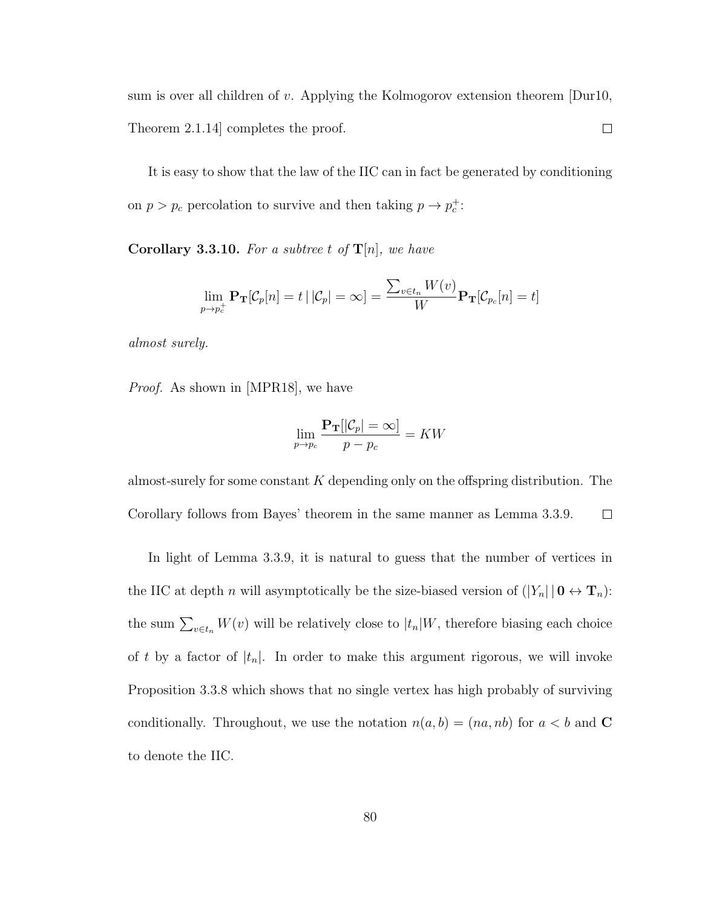sum is over all children of $v$. Applying the Kolmogorov extension theorem [Dur10, Theorem 2.1.14] completes the proof. $\square$

It is easy to show that the law of the IIC can in fact be generated by conditioning on $p > p_c$ percolation to survive and then taking $p \to p_c^+$:

**Corollary 3.3.10.** *For a subtree $t$ of $\mathbf{T}[n]$, we have*

$$\lim_{p \to p_c^+} \mathbf{P}_\mathbf{T}[\mathcal{C}_p[n] = t \,|\, |\mathcal{C}_p| = \infty] = \frac{\sum_{v \in t_n} W(v)}{W} \mathbf{P}_\mathbf{T}[\mathcal{C}_{p_c}[n] = t]$$

*almost surely.*

*Proof.* As shown in [MPR18], we have

$$\lim_{p \to p_c} \frac{\mathbf{P}_\mathbf{T}[|\mathcal{C}_p| = \infty]}{p - p_c} = KW$$

almost-surely for some constant $K$ depending only on the offspring distribution. The Corollary follows from Bayes' theorem in the same manner as Lemma 3.3.9. $\square$

In light of Lemma 3.3.9, it is natural to guess that the number of vertices in the IIC at depth $n$ will asymptotically be the size-biased version of $(|Y_n| \,|\, \mathbf{0} \leftrightarrow \mathbf{T}_n)$: the sum $\sum_{v \in t_n} W(v)$ will be relatively close to $|t_n|W$, therefore biasing each choice of $t$ by a factor of $|t_n|$. In order to make this argument rigorous, we will invoke Proposition 3.3.8 which shows that no single vertex has high probably of surviving conditionally. Throughout, we use the notation $n(a,b) = (na, nb)$ for $a < b$ and $\mathbf{C}$ to denote the IIC.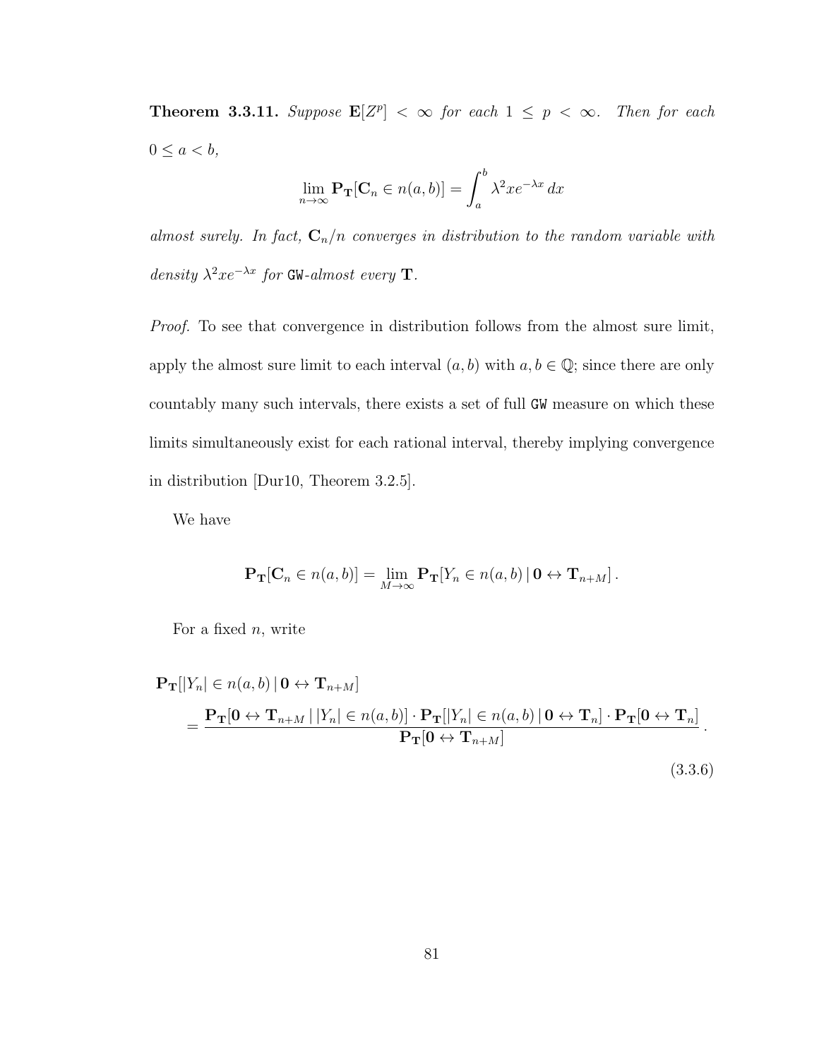**Theorem 3.3.11.** *Suppose* $\mathbf{E}[Z^p] < \infty$ *for each* $1 \le p < \infty$. *Then for each* $0 \le a < b$,

$$\lim_{n \to \infty} \mathbf{P_T}[\mathbf{C}_n \in n(a,b)] = \int_a^b \lambda^2 x e^{-\lambda x} \, dx$$

*almost surely. In fact,* $\mathbf{C}_n / n$ *converges in distribution to the random variable with density* $\lambda^2 x e^{-\lambda x}$ *for* `GW`*-almost every* $\mathbf{T}$.

*Proof.* To see that convergence in distribution follows from the almost sure limit, apply the almost sure limit to each interval $(a,b)$ with $a, b \in \mathbb{Q}$; since there are only countably many such intervals, there exists a set of full `GW` measure on which these limits simultaneously exist for each rational interval, thereby implying convergence in distribution [Dur10, Theorem 3.2.5].

We have

$$\mathbf{P_T}[\mathbf{C}_n \in n(a,b)] = \lim_{M \to \infty} \mathbf{P_T}[Y_n \in n(a,b) \, | \, \mathbf{0} \leftrightarrow \mathbf{T}_{n+M}] \, .$$

For a fixed $n$, write

$$\begin{aligned} &\mathbf{P_T}[|Y_n| \in n(a,b) \, | \, \mathbf{0} \leftrightarrow \mathbf{T}_{n+M}] \\ &\quad = \frac{\mathbf{P_T}[\mathbf{0} \leftrightarrow \mathbf{T}_{n+M} \, | \, |Y_n| \in n(a,b)] \cdot \mathbf{P_T}[|Y_n| \in n(a,b) \, | \, \mathbf{0} \leftrightarrow \mathbf{T}_n] \cdot \mathbf{P_T}[\mathbf{0} \leftrightarrow \mathbf{T}_n]}{\mathbf{P_T}[\mathbf{0} \leftrightarrow \mathbf{T}_{n+M}]} \, . \end{aligned} \tag{3.3.6}$$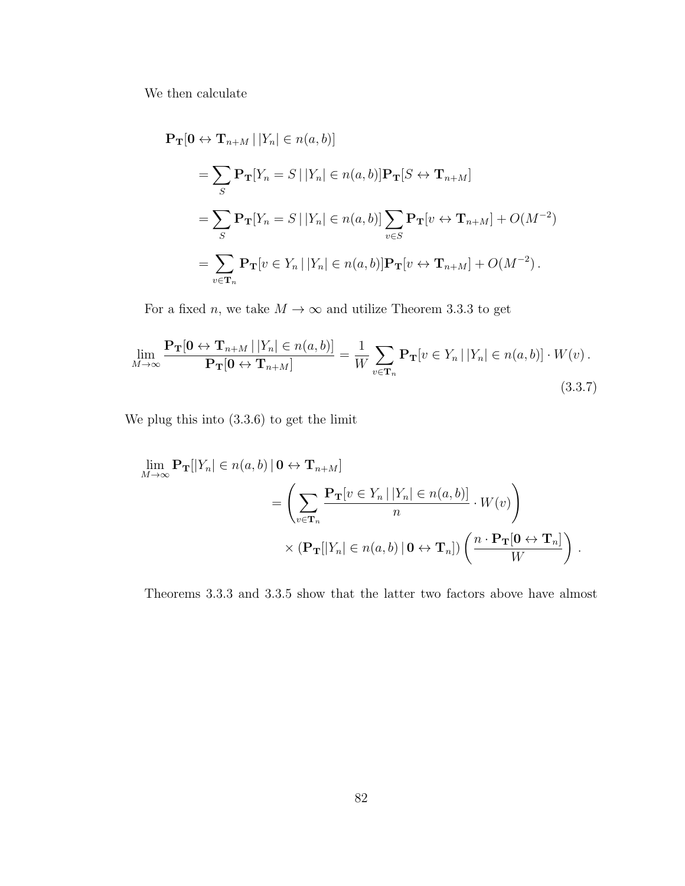We then calculate

$$
\begin{aligned}
&\mathbf{P_T}[\mathbf{0} \leftrightarrow \mathbf{T}_{n+M} \,|\, |Y_n| \in n(a,b)] \\
&\qquad = \sum_S \mathbf{P_T}[Y_n = S \,|\, |Y_n| \in n(a,b)] \mathbf{P_T}[S \leftrightarrow \mathbf{T}_{n+M}] \\
&\qquad = \sum_S \mathbf{P_T}[Y_n = S \,|\, |Y_n| \in n(a,b)] \sum_{v \in S} \mathbf{P_T}[v \leftrightarrow \mathbf{T}_{n+M}] + O(M^{-2}) \\
&\qquad = \sum_{v \in \mathbf{T}_n} \mathbf{P_T}[v \in Y_n \,|\, |Y_n| \in n(a,b)] \mathbf{P_T}[v \leftrightarrow \mathbf{T}_{n+M}] + O(M^{-2})\,.
\end{aligned}
$$

For a fixed $n$, we take $M \to \infty$ and utilize Theorem 3.3.3 to get

$$
\lim_{M \to \infty} \frac{\mathbf{P_T}[\mathbf{0} \leftrightarrow \mathbf{T}_{n+M} \,|\, |Y_n| \in n(a,b)]}{\mathbf{P_T}[\mathbf{0} \leftrightarrow \mathbf{T}_{n+M}]} = \frac{1}{W} \sum_{v \in \mathbf{T}_n} \mathbf{P_T}[v \in Y_n \,|\, |Y_n| \in n(a,b)] \cdot W(v)\,. \tag{3.3.7}
$$

We plug this into (3.3.6) to get the limit

$$
\begin{aligned}
&\lim_{M \to \infty} \mathbf{P_T}[|Y_n| \in n(a,b) \,|\, \mathbf{0} \leftrightarrow \mathbf{T}_{n+M}] \\
&\qquad\qquad = \left( \sum_{v \in \mathbf{T}_n} \frac{\mathbf{P_T}[v \in Y_n \,|\, |Y_n| \in n(a,b)]}{n} \cdot W(v) \right) \\
&\qquad\qquad\quad \times \left( \mathbf{P_T}[|Y_n| \in n(a,b) \,|\, \mathbf{0} \leftrightarrow \mathbf{T}_n] \right) \left( \frac{n \cdot \mathbf{P_T}[\mathbf{0} \leftrightarrow \mathbf{T}_n]}{W} \right)\,.
\end{aligned}
$$

Theorems 3.3.3 and 3.3.5 show that the latter two factors above have almost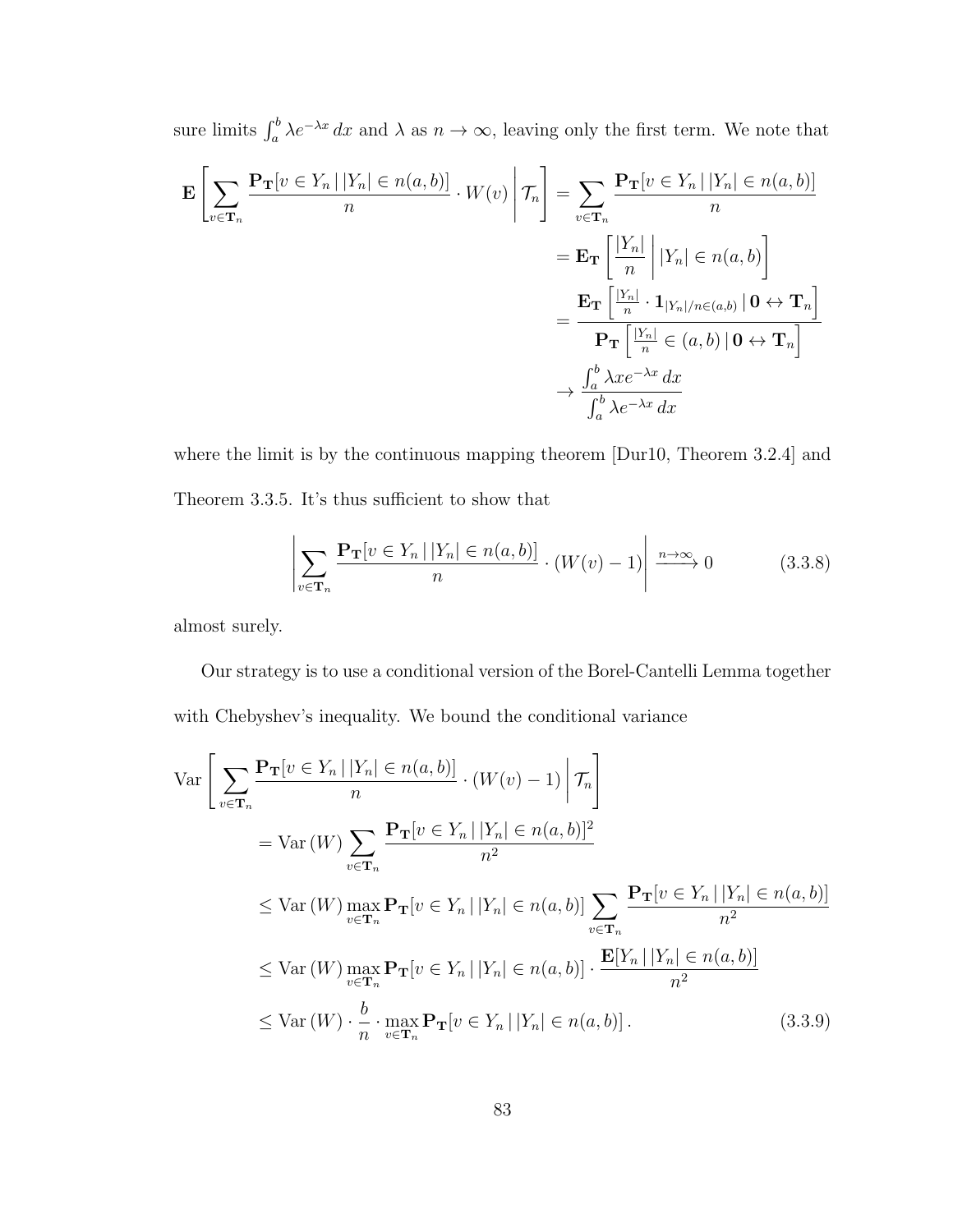sure limits $\int_a^b \lambda e^{-\lambda x}\,dx$ and $\lambda$ as $n \to \infty$, leaving only the first term. We note that

$$
\begin{aligned}
\mathbf{E}\left[\sum_{v\in\mathbf{T}_n} \frac{\mathbf{P_T}[v \in Y_n \,|\, |Y_n| \in n(a,b)]}{n} \cdot W(v) \,\middle|\, \mathcal{T}_n\right] &= \sum_{v\in\mathbf{T}_n} \frac{\mathbf{P_T}[v \in Y_n \,|\, |Y_n| \in n(a,b)]}{n} \\
&= \mathbf{E_T}\left[\frac{|Y_n|}{n} \,\middle|\, |Y_n| \in n(a,b)\right] \\
&= \frac{\mathbf{E_T}\left[\frac{|Y_n|}{n} \cdot \mathbf{1}_{|Y_n|/n \in (a,b)} \,|\, \mathbf{0} \leftrightarrow \mathbf{T}_n\right]}{\mathbf{P_T}\left[\frac{|Y_n|}{n} \in (a,b) \,|\, \mathbf{0} \leftrightarrow \mathbf{T}_n\right]} \\
&\to \frac{\int_a^b \lambda x e^{-\lambda x}\,dx}{\int_a^b \lambda e^{-\lambda x}\,dx}
\end{aligned}
$$

where the limit is by the continuous mapping theorem [Dur10, Theorem 3.2.4] and Theorem 3.3.5. It's thus sufficient to show that

$$
\left|\sum_{v\in\mathbf{T}_n} \frac{\mathbf{P_T}[v \in Y_n \,|\, |Y_n| \in n(a,b)]}{n} \cdot (W(v) - 1)\right| \xrightarrow{n\to\infty} 0 \tag{3.3.8}
$$

almost surely.

Our strategy is to use a conditional version of the Borel-Cantelli Lemma together with Chebyshev's inequality. We bound the conditional variance

$$
\begin{aligned}
\operatorname{Var}&\left[\sum_{v\in\mathbf{T}_n} \frac{\mathbf{P_T}[v \in Y_n \,|\, |Y_n| \in n(a,b)]}{n} \cdot (W(v) - 1) \,\middle|\, \mathcal{T}_n\right] \\
&= \operatorname{Var}(W) \sum_{v\in\mathbf{T}_n} \frac{\mathbf{P_T}[v \in Y_n \,|\, |Y_n| \in n(a,b)]^2}{n^2} \\
&\le \operatorname{Var}(W) \max_{v\in\mathbf{T}_n} \mathbf{P_T}[v \in Y_n \,|\, |Y_n| \in n(a,b)] \sum_{v\in\mathbf{T}_n} \frac{\mathbf{P_T}[v \in Y_n \,|\, |Y_n| \in n(a,b)]}{n^2} \\
&\le \operatorname{Var}(W) \max_{v\in\mathbf{T}_n} \mathbf{P_T}[v \in Y_n \,|\, |Y_n| \in n(a,b)] \cdot \frac{\mathbf{E}[Y_n \,|\, |Y_n| \in n(a,b)]}{n^2} \\
&\le \operatorname{Var}(W) \cdot \frac{b}{n} \cdot \max_{v\in\mathbf{T}_n} \mathbf{P_T}[v \in Y_n \,|\, |Y_n| \in n(a,b)] \,.
\end{aligned} \tag{3.3.9}
$$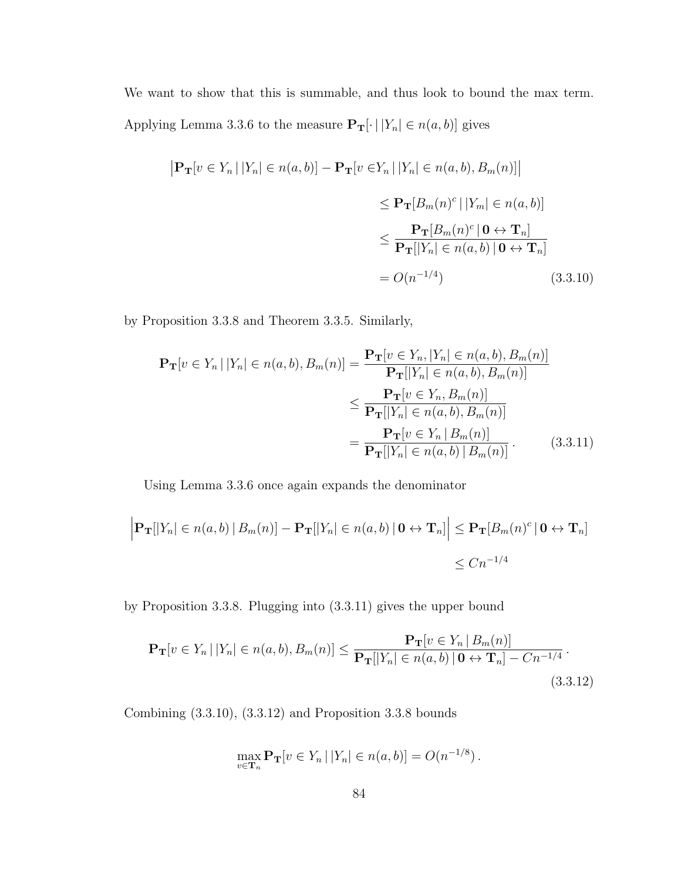We want to show that this is summable, and thus look to bound the max term. Applying Lemma 3.3.6 to the measure $\mathbf{P}_{\mathbf{T}}[\cdot \,|\, |Y_n| \in n(a,b)]$ gives

$$
\begin{aligned}
\big|\mathbf{P}_{\mathbf{T}}[v \in Y_n \,|\, |Y_n| \in n(a,b)] - \mathbf{P}_{\mathbf{T}}[v \in Y_n \,|\, |Y_n| \in n(a,b), B_m(n)]\big| \\
&\leq \mathbf{P}_{\mathbf{T}}[B_m(n)^c \,|\, |Y_m| \in n(a,b)] \\
&\leq \frac{\mathbf{P}_{\mathbf{T}}[B_m(n)^c \,|\, \mathbf{0} \leftrightarrow \mathbf{T}_n]}{\mathbf{P}_{\mathbf{T}}[|Y_n| \in n(a,b) \,|\, \mathbf{0} \leftrightarrow \mathbf{T}_n]} \\
&= O(n^{-1/4}) \qquad (3.3.10)
\end{aligned}
$$

by Proposition 3.3.8 and Theorem 3.3.5. Similarly,

$$
\begin{aligned}
\mathbf{P}_{\mathbf{T}}[v \in Y_n \,|\, |Y_n| \in n(a,b), B_m(n)] &= \frac{\mathbf{P}_{\mathbf{T}}[v \in Y_n, |Y_n| \in n(a,b), B_m(n)]}{\mathbf{P}_{\mathbf{T}}[|Y_n| \in n(a,b), B_m(n)]} \\
&\leq \frac{\mathbf{P}_{\mathbf{T}}[v \in Y_n, B_m(n)]}{\mathbf{P}_{\mathbf{T}}[|Y_n| \in n(a,b), B_m(n)]} \\
&= \frac{\mathbf{P}_{\mathbf{T}}[v \in Y_n \,|\, B_m(n)]}{\mathbf{P}_{\mathbf{T}}[|Y_n| \in n(a,b) \,|\, B_m(n)]}\,. \qquad (3.3.11)
\end{aligned}
$$

Using Lemma 3.3.6 once again expands the denominator

$$
\begin{aligned}
\Big|\mathbf{P}_{\mathbf{T}}[|Y_n| \in n(a,b) \,|\, B_m(n)] - \mathbf{P}_{\mathbf{T}}[|Y_n| \in n(a,b) \,|\, \mathbf{0} \leftrightarrow \mathbf{T}_n]\Big| &\leq \mathbf{P}_{\mathbf{T}}[B_m(n)^c \,|\, \mathbf{0} \leftrightarrow \mathbf{T}_n] \\
&\leq C n^{-1/4}
\end{aligned}
$$

by Proposition 3.3.8. Plugging into (3.3.11) gives the upper bound

$$
\mathbf{P}_{\mathbf{T}}[v \in Y_n \,|\, |Y_n| \in n(a,b), B_m(n)] \leq \frac{\mathbf{P}_{\mathbf{T}}[v \in Y_n \,|\, B_m(n)]}{\mathbf{P}_{\mathbf{T}}[|Y_n| \in n(a,b) \,|\, \mathbf{0} \leftrightarrow \mathbf{T}_n] - C n^{-1/4}}\,. \qquad (3.3.12)
$$

Combining (3.3.10), (3.3.12) and Proposition 3.3.8 bounds

$$
\max_{v \in \mathbf{T}_n} \mathbf{P}_{\mathbf{T}}[v \in Y_n \,|\, |Y_n| \in n(a,b)] = O(n^{-1/8})\,.
$$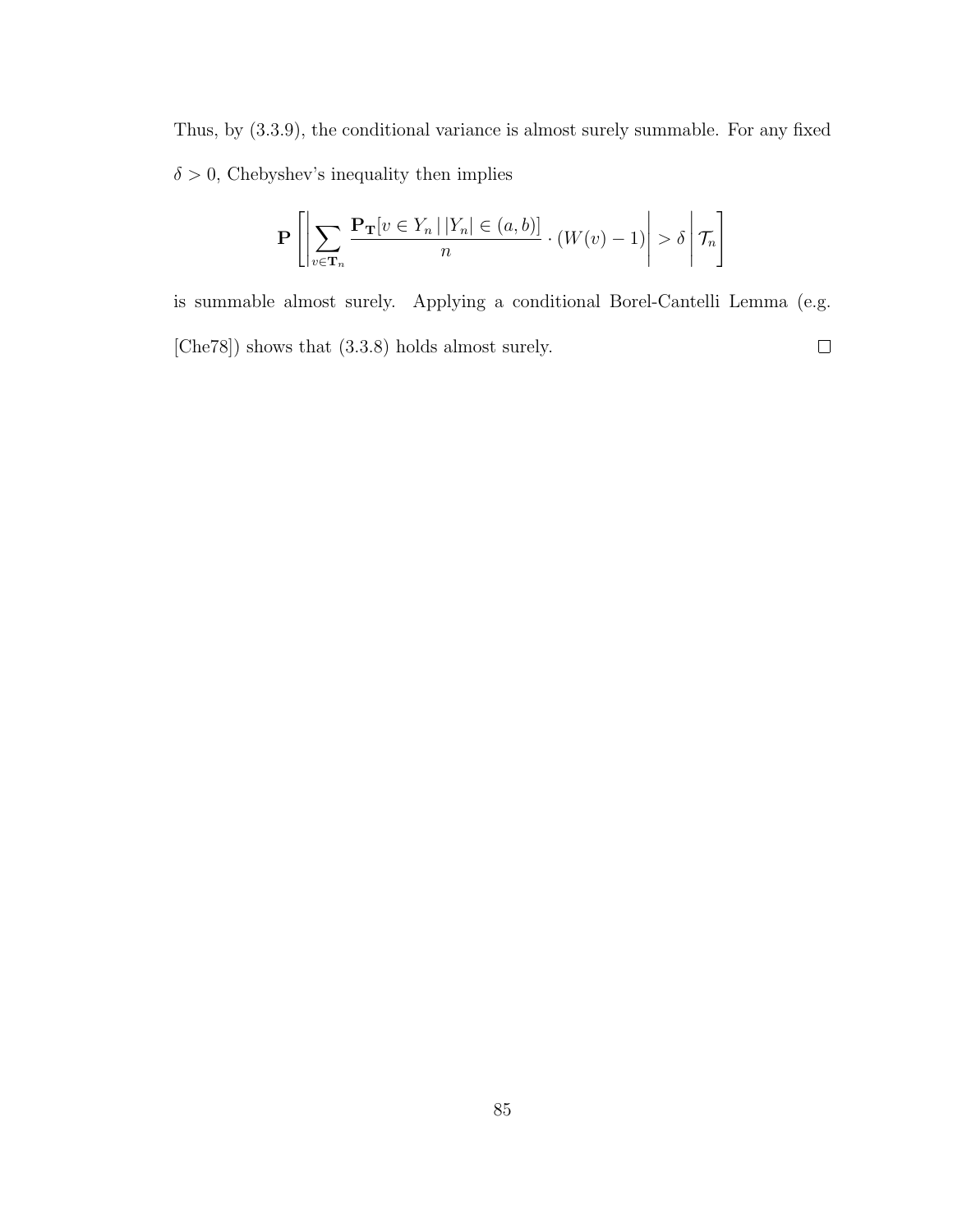Thus, by (3.3.9), the conditional variance is almost surely summable. For any fixed $\delta > 0$, Chebyshev's inequality then implies

$$\mathbf{P}\left[\left|\sum_{v \in \mathbf{T}_n} \frac{\mathbf{P}_{\mathbf{T}}[v \in Y_n \,|\, |Y_n| \in (a,b)]}{n} \cdot (W(v) - 1)\right| > \delta \,\middle|\, \mathcal{T}_n\right]$$

is summable almost surely. Applying a conditional Borel-Cantelli Lemma (e.g. [Che78]) shows that (3.3.8) holds almost surely. □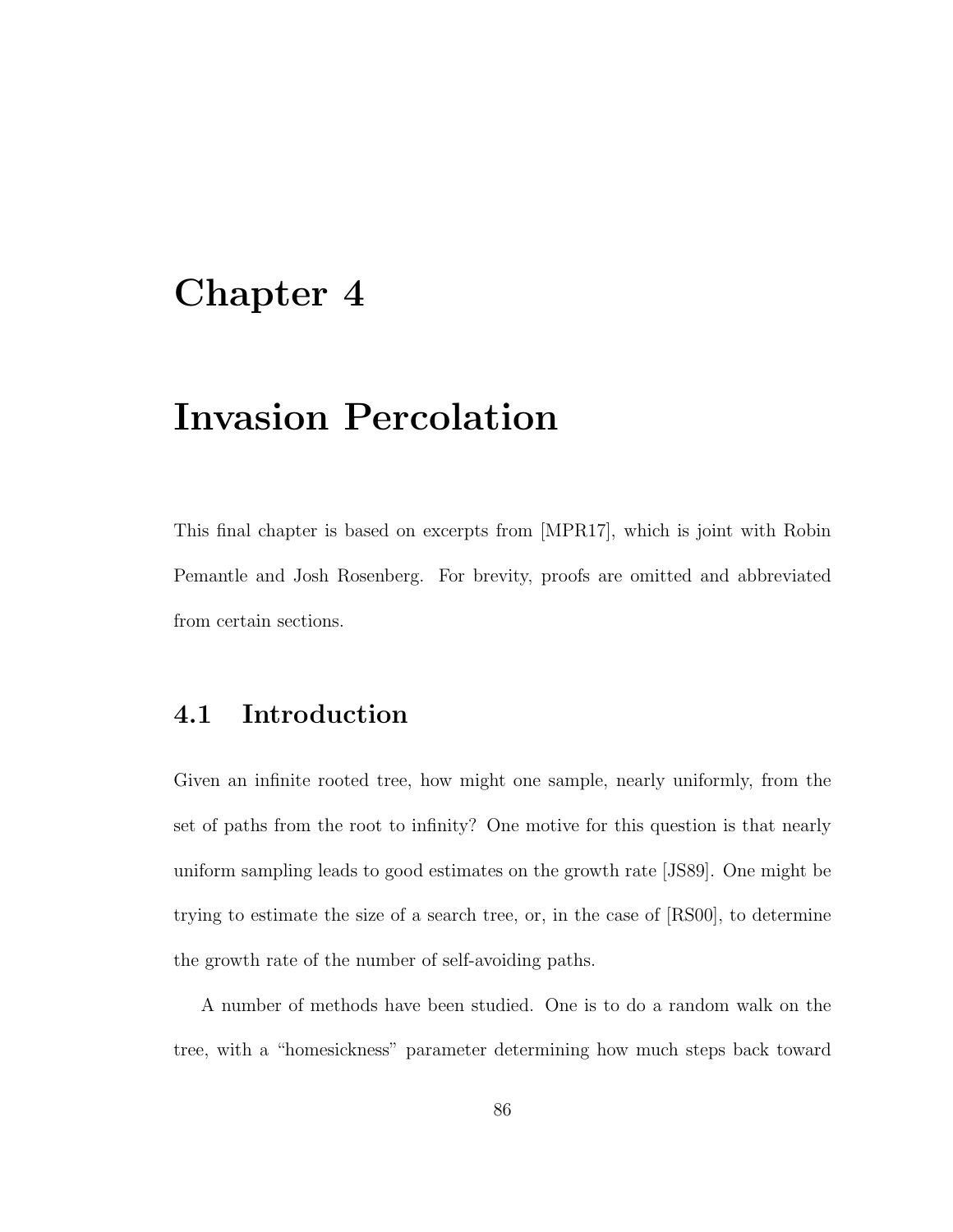# Chapter 4

# Invasion Percolation

This final chapter is based on excerpts from [MPR17], which is joint with Robin Pemantle and Josh Rosenberg. For brevity, proofs are omitted and abbreviated from certain sections.

## 4.1 Introduction

Given an infinite rooted tree, how might one sample, nearly uniformly, from the set of paths from the root to infinity? One motive for this question is that nearly uniform sampling leads to good estimates on the growth rate [JS89]. One might be trying to estimate the size of a search tree, or, in the case of [RS00], to determine the growth rate of the number of self-avoiding paths.

A number of methods have been studied. One is to do a random walk on the tree, with a "homesickness" parameter determining how much steps back toward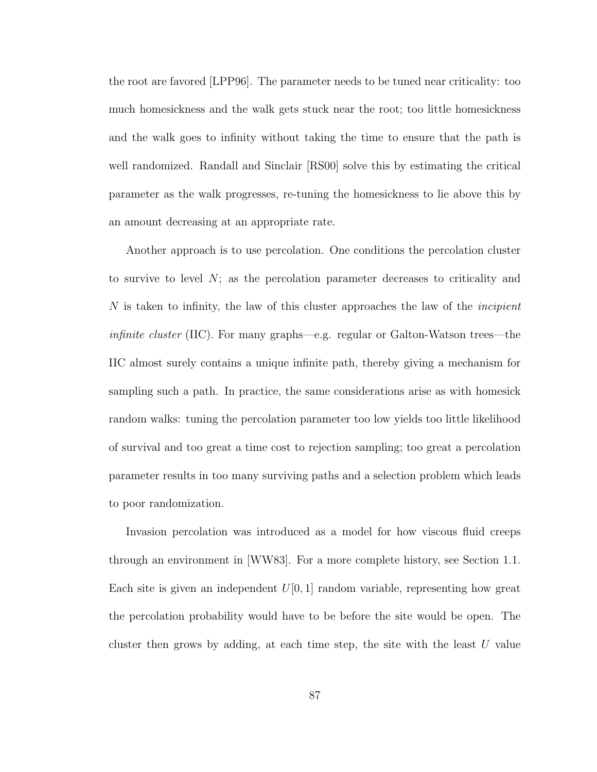the root are favored [LPP96]. The parameter needs to be tuned near criticality: too much homesickness and the walk gets stuck near the root; too little homesickness and the walk goes to infinity without taking the time to ensure that the path is well randomized. Randall and Sinclair [RS00] solve this by estimating the critical parameter as the walk progresses, re-tuning the homesickness to lie above this by an amount decreasing at an appropriate rate.

Another approach is to use percolation. One conditions the percolation cluster to survive to level $N$; as the percolation parameter decreases to criticality and $N$ is taken to infinity, the law of this cluster approaches the law of the *incipient infinite cluster* (IIC). For many graphs—e.g. regular or Galton-Watson trees—the IIC almost surely contains a unique infinite path, thereby giving a mechanism for sampling such a path. In practice, the same considerations arise as with homesick random walks: tuning the percolation parameter too low yields too little likelihood of survival and too great a time cost to rejection sampling; too great a percolation parameter results in too many surviving paths and a selection problem which leads to poor randomization.

Invasion percolation was introduced as a model for how viscous fluid creeps through an environment in [WW83]. For a more complete history, see Section 1.1. Each site is given an independent $U[0,1]$ random variable, representing how great the percolation probability would have to be before the site would be open. The cluster then grows by adding, at each time step, the site with the least $U$ value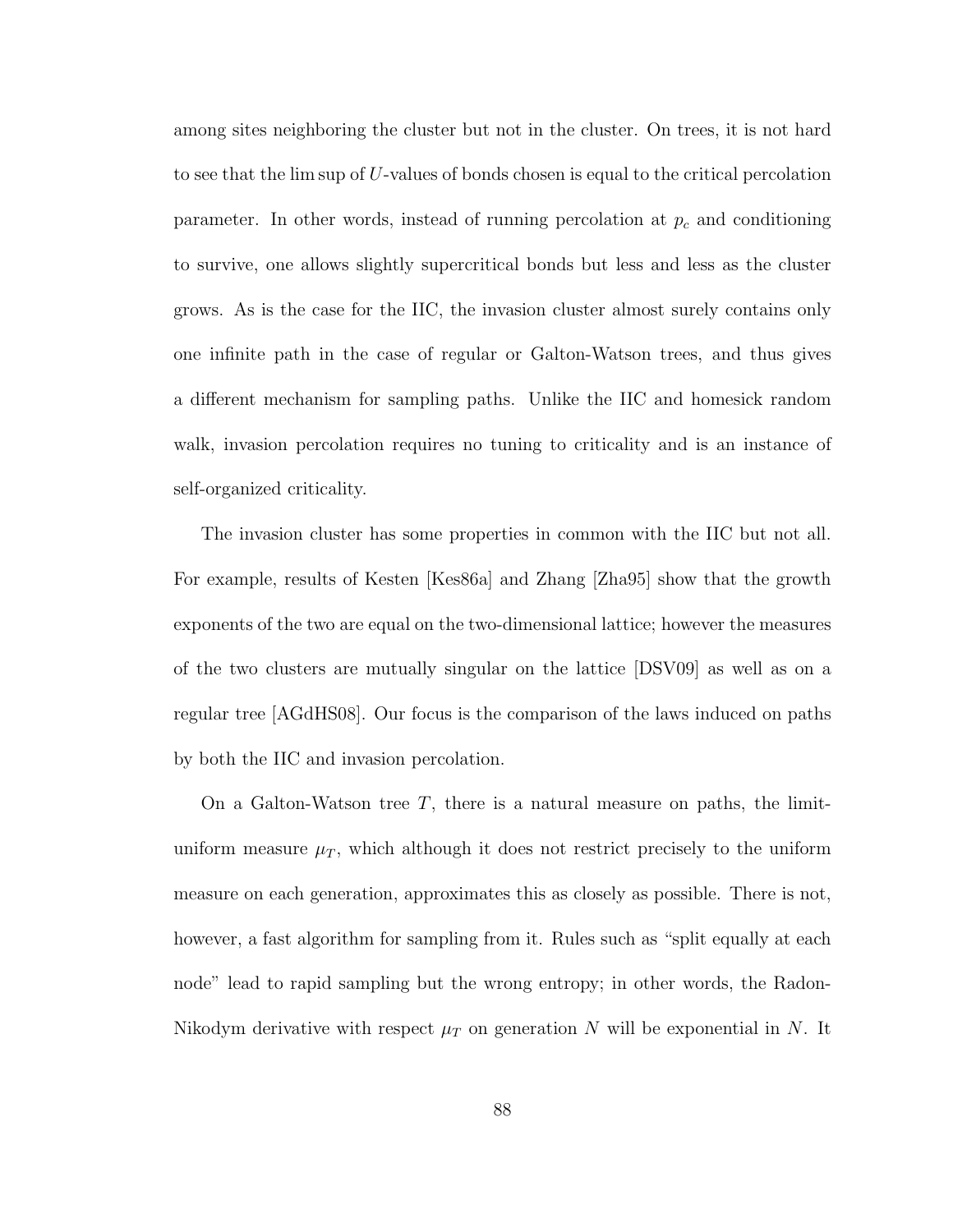among sites neighboring the cluster but not in the cluster. On trees, it is not hard to see that the lim sup of $U$-values of bonds chosen is equal to the critical percolation parameter. In other words, instead of running percolation at $p_c$ and conditioning to survive, one allows slightly supercritical bonds but less and less as the cluster grows. As is the case for the IIC, the invasion cluster almost surely contains only one infinite path in the case of regular or Galton-Watson trees, and thus gives a different mechanism for sampling paths. Unlike the IIC and homesick random walk, invasion percolation requires no tuning to criticality and is an instance of self-organized criticality.

The invasion cluster has some properties in common with the IIC but not all. For example, results of Kesten [Kes86a] and Zhang [Zha95] show that the growth exponents of the two are equal on the two-dimensional lattice; however the measures of the two clusters are mutually singular on the lattice [DSV09] as well as on a regular tree [AGdHS08]. Our focus is the comparison of the laws induced on paths by both the IIC and invasion percolation.

On a Galton-Watson tree $T$, there is a natural measure on paths, the limit-uniform measure $\mu_T$, which although it does not restrict precisely to the uniform measure on each generation, approximates this as closely as possible. There is not, however, a fast algorithm for sampling from it. Rules such as "split equally at each node" lead to rapid sampling but the wrong entropy; in other words, the Radon-Nikodym derivative with respect $\mu_T$ on generation $N$ will be exponential in $N$. It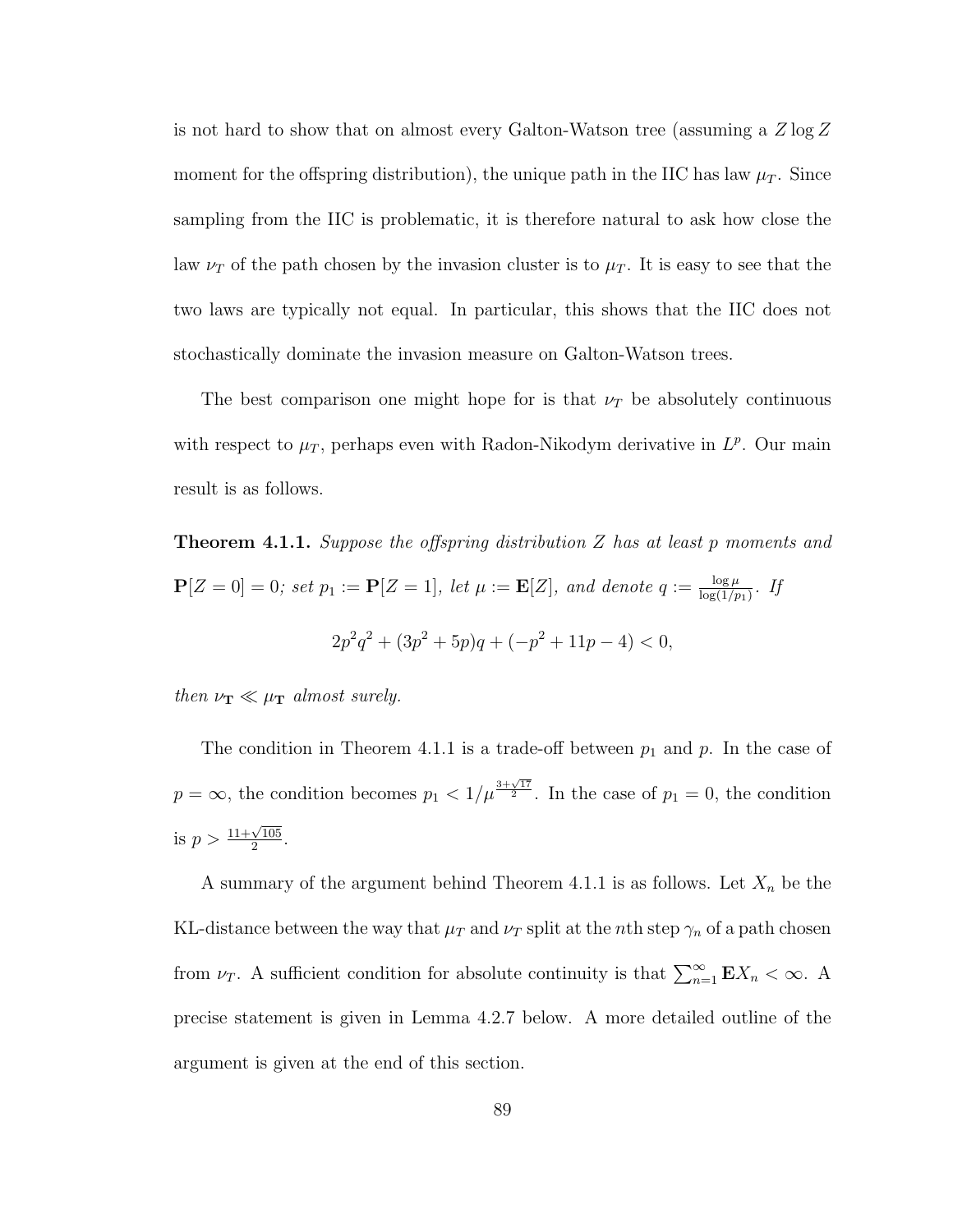is not hard to show that on almost every Galton-Watson tree (assuming a $Z \log Z$ moment for the offspring distribution), the unique path in the IIC has law $\mu_T$. Since sampling from the IIC is problematic, it is therefore natural to ask how close the law $\nu_T$ of the path chosen by the invasion cluster is to $\mu_T$. It is easy to see that the two laws are typically not equal. In particular, this shows that the IIC does not stochastically dominate the invasion measure on Galton-Watson trees.

The best comparison one might hope for is that $\nu_T$ be absolutely continuous with respect to $\mu_T$, perhaps even with Radon-Nikodym derivative in $L^p$. Our main result is as follows.

**Theorem 4.1.1.** *Suppose the offspring distribution $Z$ has at least $p$ moments and $\mathbf{P}[Z=0]=0$; set $p_1 := \mathbf{P}[Z=1]$, let $\mu := \mathbf{E}[Z]$, and denote $q := \frac{\log \mu}{\log(1/p_1)}$. If*

$$2p^2q^2 + (3p^2+5p)q + (-p^2+11p-4) < 0,$$

*then $\nu_{\mathbf{T}} \ll \mu_{\mathbf{T}}$ almost surely.*

The condition in Theorem 4.1.1 is a trade-off between $p_1$ and $p$. In the case of $p = \infty$, the condition becomes $p_1 < 1/\mu^{\frac{3+\sqrt{17}}{2}}$. In the case of $p_1 = 0$, the condition is $p > \frac{11+\sqrt{105}}{2}$.

A summary of the argument behind Theorem 4.1.1 is as follows. Let $X_n$ be the KL-distance between the way that $\mu_T$ and $\nu_T$ split at the $n$th step $\gamma_n$ of a path chosen from $\nu_T$. A sufficient condition for absolute continuity is that $\sum_{n=1}^{\infty} \mathbf{E} X_n < \infty$. A precise statement is given in Lemma 4.2.7 below. A more detailed outline of the argument is given at the end of this section.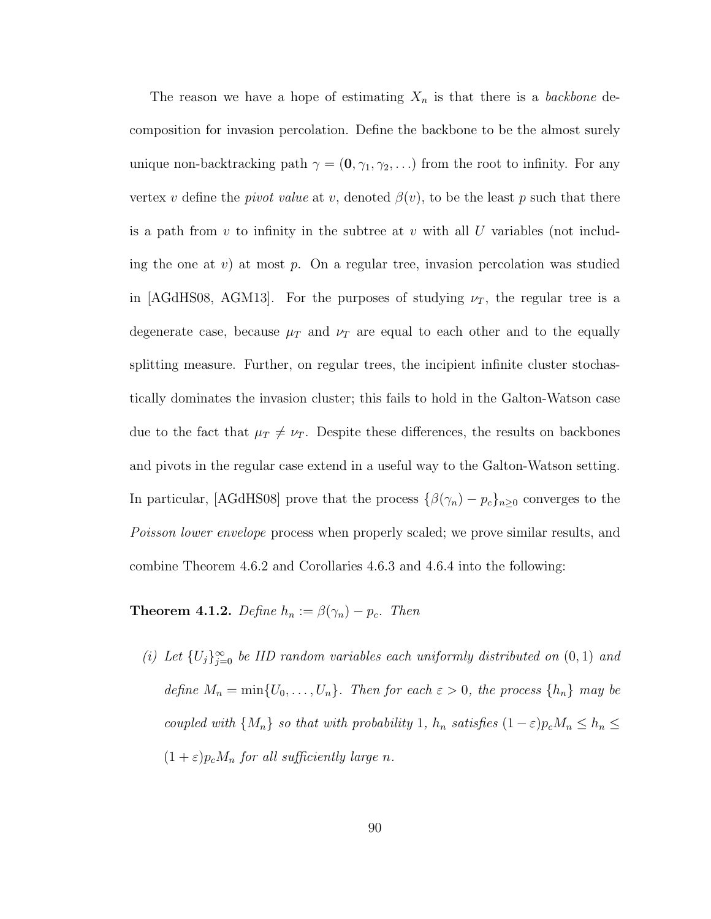The reason we have a hope of estimating $X_n$ is that there is a *backbone* decomposition for invasion percolation. Define the backbone to be the almost surely unique non-backtracking path $\gamma = (\mathbf{0}, \gamma_1, \gamma_2, \ldots)$ from the root to infinity. For any vertex $v$ define the *pivot value* at $v$, denoted $\beta(v)$, to be the least $p$ such that there is a path from $v$ to infinity in the subtree at $v$ with all $U$ variables (not including the one at $v$) at most $p$. On a regular tree, invasion percolation was studied in [AGdHS08, AGM13]. For the purposes of studying $\nu_T$, the regular tree is a degenerate case, because $\mu_T$ and $\nu_T$ are equal to each other and to the equally splitting measure. Further, on regular trees, the incipient infinite cluster stochastically dominates the invasion cluster; this fails to hold in the Galton-Watson case due to the fact that $\mu_T \neq \nu_T$. Despite these differences, the results on backbones and pivots in the regular case extend in a useful way to the Galton-Watson setting. In particular, [AGdHS08] prove that the process $\{\beta(\gamma_n) - p_c\}_{n \geq 0}$ converges to the *Poisson lower envelope* process when properly scaled; we prove similar results, and combine Theorem 4.6.2 and Corollaries 4.6.3 and 4.6.4 into the following:

**Theorem 4.1.2.** *Define $h_n := \beta(\gamma_n) - p_c$. Then*

*(i) Let $\{U_j\}_{j=0}^{\infty}$ be IID random variables each uniformly distributed on $(0, 1)$ and define $M_n = \min\{U_0, \ldots, U_n\}$. Then for each $\varepsilon > 0$, the process $\{h_n\}$ may be coupled with $\{M_n\}$ so that with probability 1, $h_n$ satisfies $(1 - \varepsilon)p_c M_n \leq h_n \leq (1 + \varepsilon)p_c M_n$ for all sufficiently large $n$.*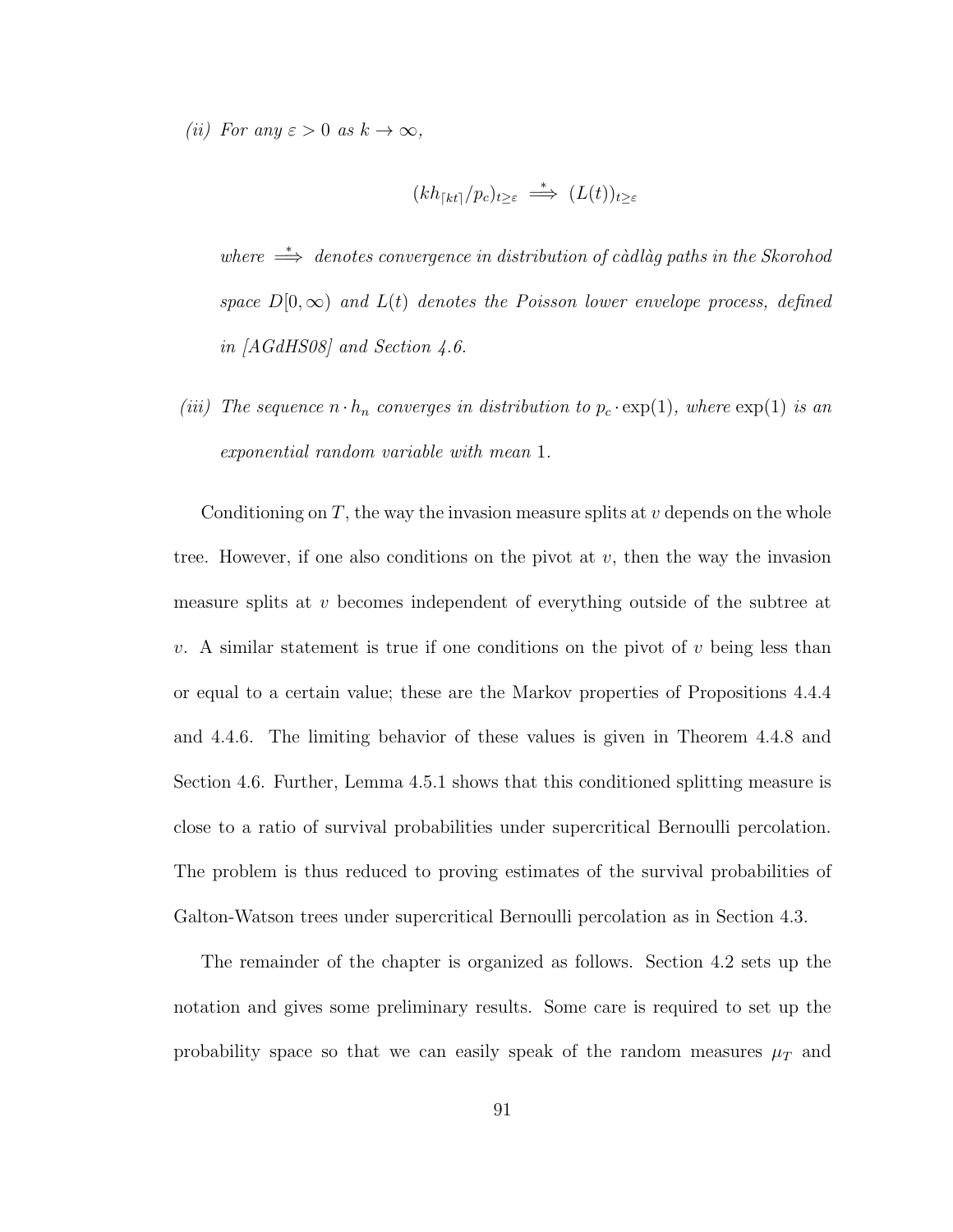*(ii) For any $\varepsilon > 0$ as $k \to \infty$,*

$$(kh_{\lceil kt \rceil}/p_c)_{t \geq \varepsilon} \overset{*}{\Longrightarrow} (L(t))_{t \geq \varepsilon}$$

*where $\overset{*}{\Longrightarrow}$ denotes convergence in distribution of càdlàg paths in the Skorohod space $D[0, \infty)$ and $L(t)$ denotes the Poisson lower envelope process, defined in [AGdHS08] and Section 4.6.*

*(iii) The sequence $n \cdot h_n$ converges in distribution to $p_c \cdot \exp(1)$, where $\exp(1)$ is an exponential random variable with mean 1.*

Conditioning on $T$, the way the invasion measure splits at $v$ depends on the whole tree. However, if one also conditions on the pivot at $v$, then the way the invasion measure splits at $v$ becomes independent of everything outside of the subtree at $v$. A similar statement is true if one conditions on the pivot of $v$ being less than or equal to a certain value; these are the Markov properties of Propositions 4.4.4 and 4.4.6. The limiting behavior of these values is given in Theorem 4.4.8 and Section 4.6. Further, Lemma 4.5.1 shows that this conditioned splitting measure is close to a ratio of survival probabilities under supercritical Bernoulli percolation. The problem is thus reduced to proving estimates of the survival probabilities of Galton-Watson trees under supercritical Bernoulli percolation as in Section 4.3.

The remainder of the chapter is organized as follows. Section 4.2 sets up the notation and gives some preliminary results. Some care is required to set up the probability space so that we can easily speak of the random measures $\mu_T$ and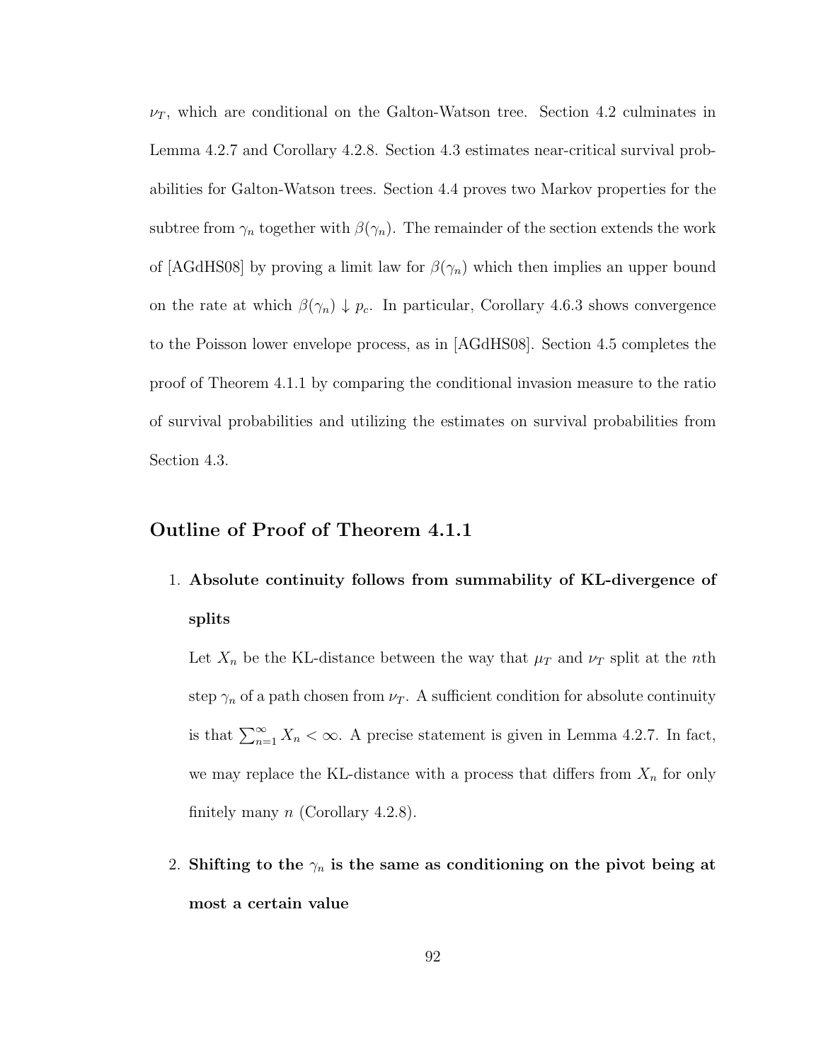$\nu_T$, which are conditional on the Galton-Watson tree. Section 4.2 culminates in Lemma 4.2.7 and Corollary 4.2.8. Section 4.3 estimates near-critical survival probabilities for Galton-Watson trees. Section 4.4 proves two Markov properties for the subtree from $\gamma_n$ together with $\beta(\gamma_n)$. The remainder of the section extends the work of [AGdHS08] by proving a limit law for $\beta(\gamma_n)$ which then implies an upper bound on the rate at which $\beta(\gamma_n) \downarrow p_c$. In particular, Corollary 4.6.3 shows convergence to the Poisson lower envelope process, as in [AGdHS08]. Section 4.5 completes the proof of Theorem 4.1.1 by comparing the conditional invasion measure to the ratio of survival probabilities and utilizing the estimates on survival probabilities from Section 4.3.

### Outline of Proof of Theorem 4.1.1

1. **Absolute continuity follows from summability of KL-divergence of splits**

   Let $X_n$ be the KL-distance between the way that $\mu_T$ and $\nu_T$ split at the $n$th step $\gamma_n$ of a path chosen from $\nu_T$. A sufficient condition for absolute continuity is that $\sum_{n=1}^{\infty} X_n < \infty$. A precise statement is given in Lemma 4.2.7. In fact, we may replace the KL-distance with a process that differs from $X_n$ for only finitely many $n$ (Corollary 4.2.8).

2. **Shifting to the $\gamma_n$ is the same as conditioning on the pivot being at most a certain value**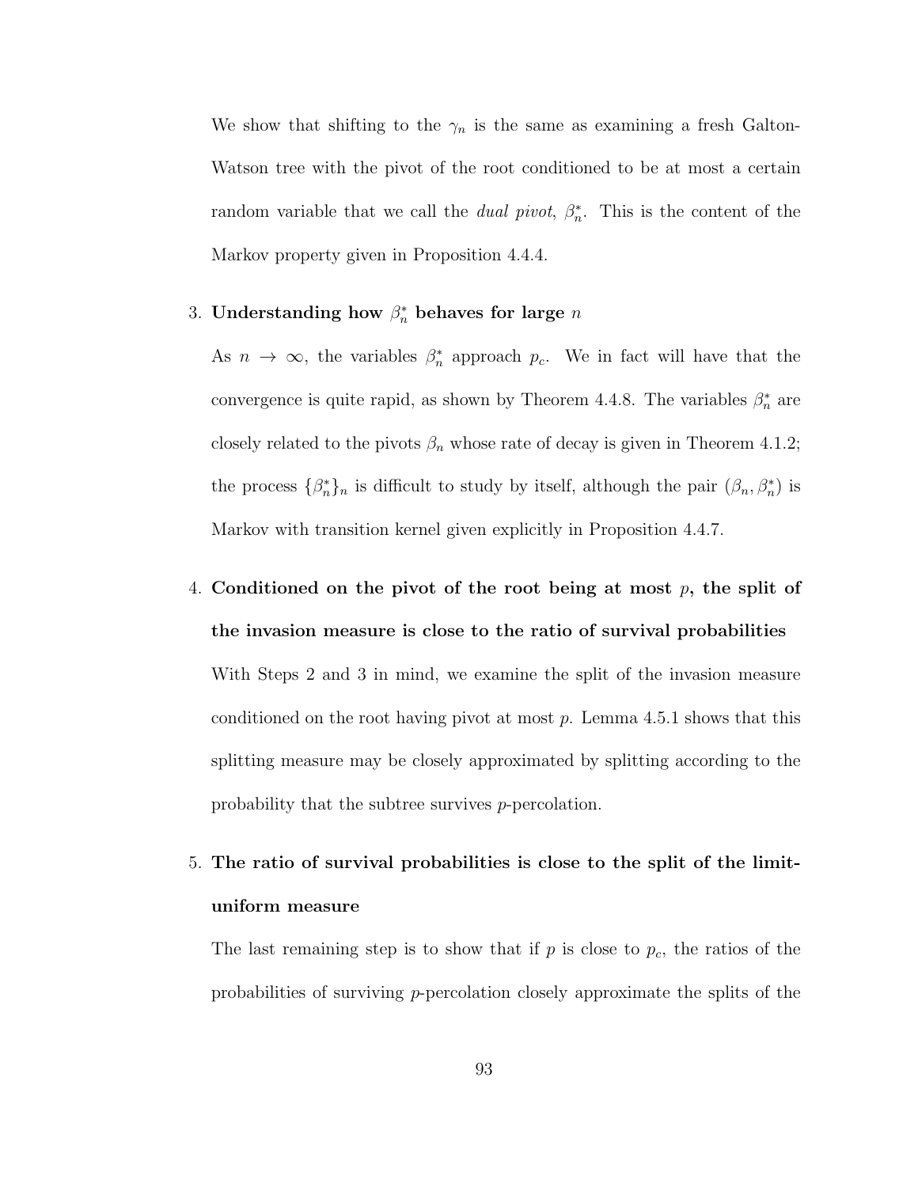We show that shifting to the $\gamma_n$ is the same as examining a fresh Galton-Watson tree with the pivot of the root conditioned to be at most a certain random variable that we call the *dual pivot*, $\beta_n^*$. This is the content of the Markov property given in Proposition 4.4.4.

3. **Understanding how $\beta_n^*$ behaves for large $n$**

   As $n \to \infty$, the variables $\beta_n^*$ approach $p_c$. We in fact will have that the convergence is quite rapid, as shown by Theorem 4.4.8. The variables $\beta_n^*$ are closely related to the pivots $\beta_n$ whose rate of decay is given in Theorem 4.1.2; the process $\{\beta_n^*\}_n$ is difficult to study by itself, although the pair $(\beta_n, \beta_n^*)$ is Markov with transition kernel given explicitly in Proposition 4.4.7.

4. **Conditioned on the pivot of the root being at most $p$, the split of the invasion measure is close to the ratio of survival probabilities**

   With Steps 2 and 3 in mind, we examine the split of the invasion measure conditioned on the root having pivot at most $p$. Lemma 4.5.1 shows that this splitting measure may be closely approximated by splitting according to the probability that the subtree survives $p$-percolation.

5. **The ratio of survival probabilities is close to the split of the limit-uniform measure**

   The last remaining step is to show that if $p$ is close to $p_c$, the ratios of the probabilities of surviving $p$-percolation closely approximate the splits of the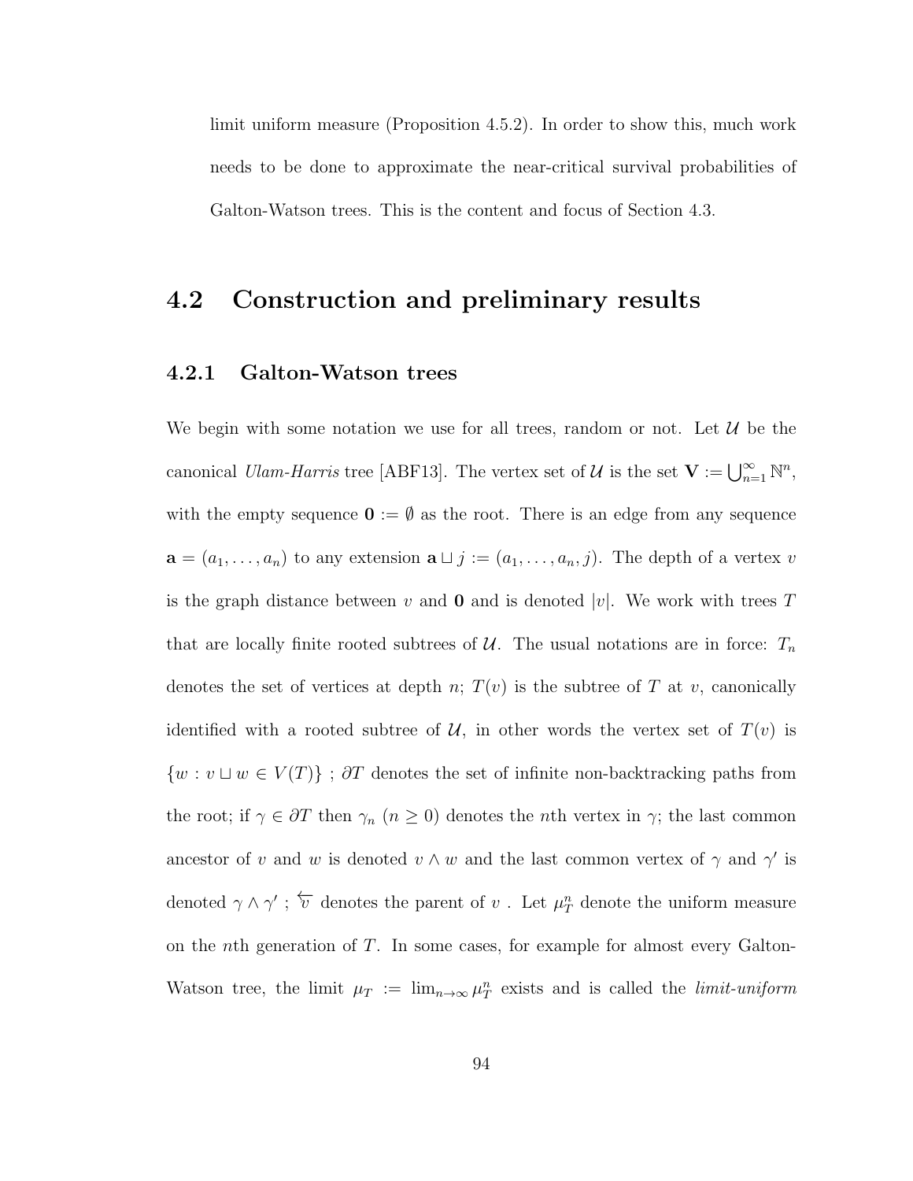limit uniform measure (Proposition 4.5.2). In order to show this, much work needs to be done to approximate the near-critical survival probabilities of Galton-Watson trees. This is the content and focus of Section 4.3.

## 4.2 Construction and preliminary results

### 4.2.1 Galton-Watson trees

We begin with some notation we use for all trees, random or not. Let $\mathcal{U}$ be the canonical *Ulam-Harris* tree [ABF13]. The vertex set of $\mathcal{U}$ is the set $\mathbf{V} := \bigcup_{n=1}^{\infty} \mathbb{N}^n$, with the empty sequence $\mathbf{0} := \emptyset$ as the root. There is an edge from any sequence $\mathbf{a} = (a_1, \ldots, a_n)$ to any extension $\mathbf{a} \sqcup j := (a_1, \ldots, a_n, j)$. The depth of a vertex $v$ is the graph distance between $v$ and $\mathbf{0}$ and is denoted $|v|$. We work with trees $T$ that are locally finite rooted subtrees of $\mathcal{U}$. The usual notations are in force: $T_n$ denotes the set of vertices at depth $n$; $T(v)$ is the subtree of $T$ at $v$, canonically identified with a rooted subtree of $\mathcal{U}$, in other words the vertex set of $T(v)$ is $\{w : v \sqcup w \in V(T)\}$ ; $\partial T$ denotes the set of infinite non-backtracking paths from the root; if $\gamma \in \partial T$ then $\gamma_n$ ($n \geq 0$) denotes the $n$th vertex in $\gamma$; the last common ancestor of $v$ and $w$ is denoted $v \wedge w$ and the last common vertex of $\gamma$ and $\gamma'$ is denoted $\gamma \wedge \gamma'$ ; $\overleftarrow{v}$ denotes the parent of $v$ . Let $\mu_T^n$ denote the uniform measure on the $n$th generation of $T$. In some cases, for example for almost every Galton-Watson tree, the limit $\mu_T := \lim_{n \to \infty} \mu_T^n$ exists and is called the *limit-uniform*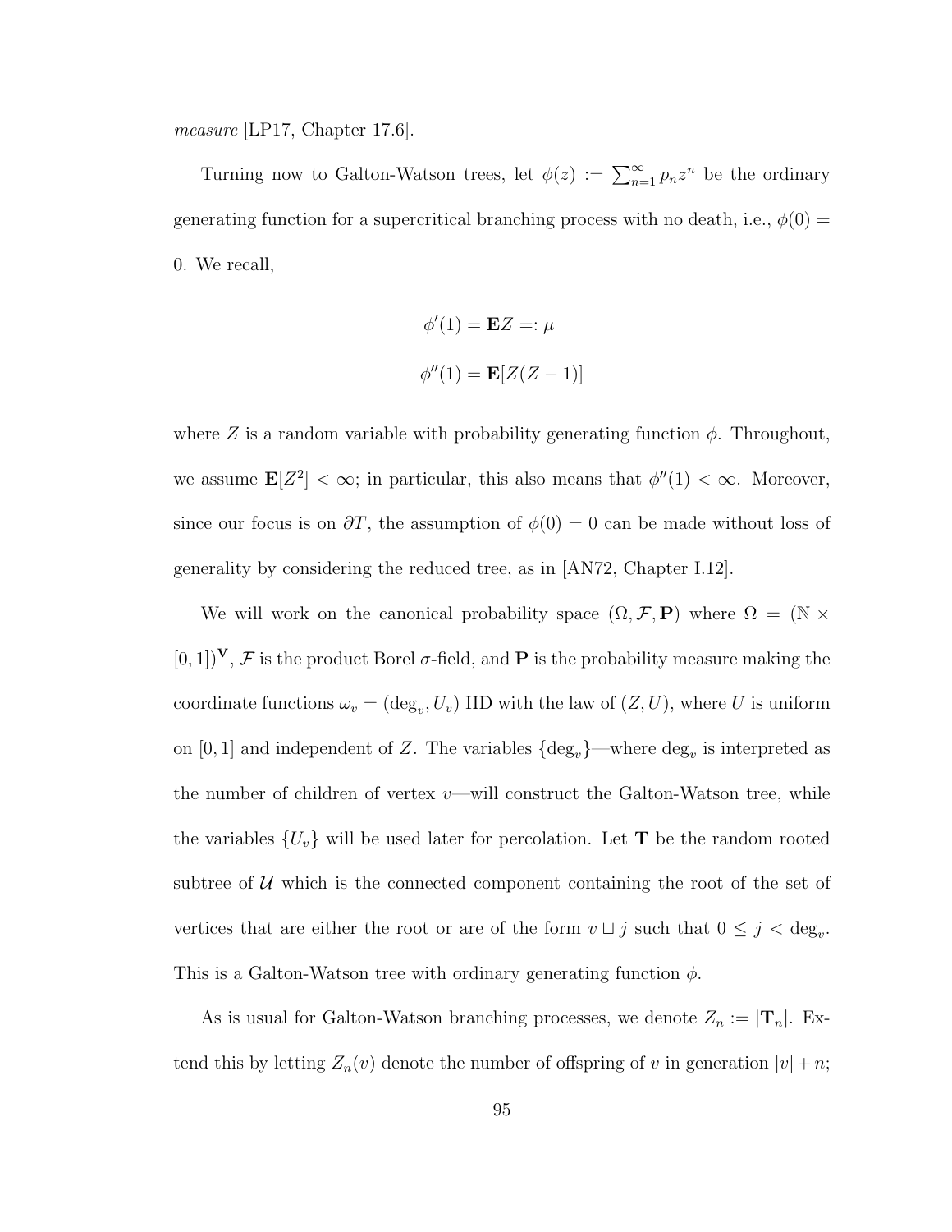*measure* [LP17, Chapter 17.6].

Turning now to Galton-Watson trees, let $\phi(z) := \sum_{n=1}^{\infty} p_n z^n$ be the ordinary generating function for a supercritical branching process with no death, i.e., $\phi(0) = 0$. We recall,

$$\phi'(1) = \mathbf{E}Z =: \mu$$

$$\phi''(1) = \mathbf{E}[Z(Z-1)]$$

where $Z$ is a random variable with probability generating function $\phi$. Throughout, we assume $\mathbf{E}[Z^2] < \infty$; in particular, this also means that $\phi''(1) < \infty$. Moreover, since our focus is on $\partial T$, the assumption of $\phi(0) = 0$ can be made without loss of generality by considering the reduced tree, as in [AN72, Chapter I.12].

We will work on the canonical probability space $(\Omega, \mathcal{F}, \mathbf{P})$ where $\Omega = (\mathbb{N} \times [0,1])^{\mathbf{V}}$, $\mathcal{F}$ is the product Borel $\sigma$-field, and $\mathbf{P}$ is the probability measure making the coordinate functions $\omega_v = (\deg_v, U_v)$ IID with the law of $(Z, U)$, where $U$ is uniform on $[0,1]$ and independent of $Z$. The variables $\{\deg_v\}$—where $\deg_v$ is interpreted as the number of children of vertex $v$—will construct the Galton-Watson tree, while the variables $\{U_v\}$ will be used later for percolation. Let $\mathbf{T}$ be the random rooted subtree of $\mathcal{U}$ which is the connected component containing the root of the set of vertices that are either the root or are of the form $v \sqcup j$ such that $0 \leq j < \deg_v$. This is a Galton-Watson tree with ordinary generating function $\phi$.

As is usual for Galton-Watson branching processes, we denote $Z_n := |\mathbf{T}_n|$. Extend this by letting $Z_n(v)$ denote the number of offspring of $v$ in generation $|v| + n$;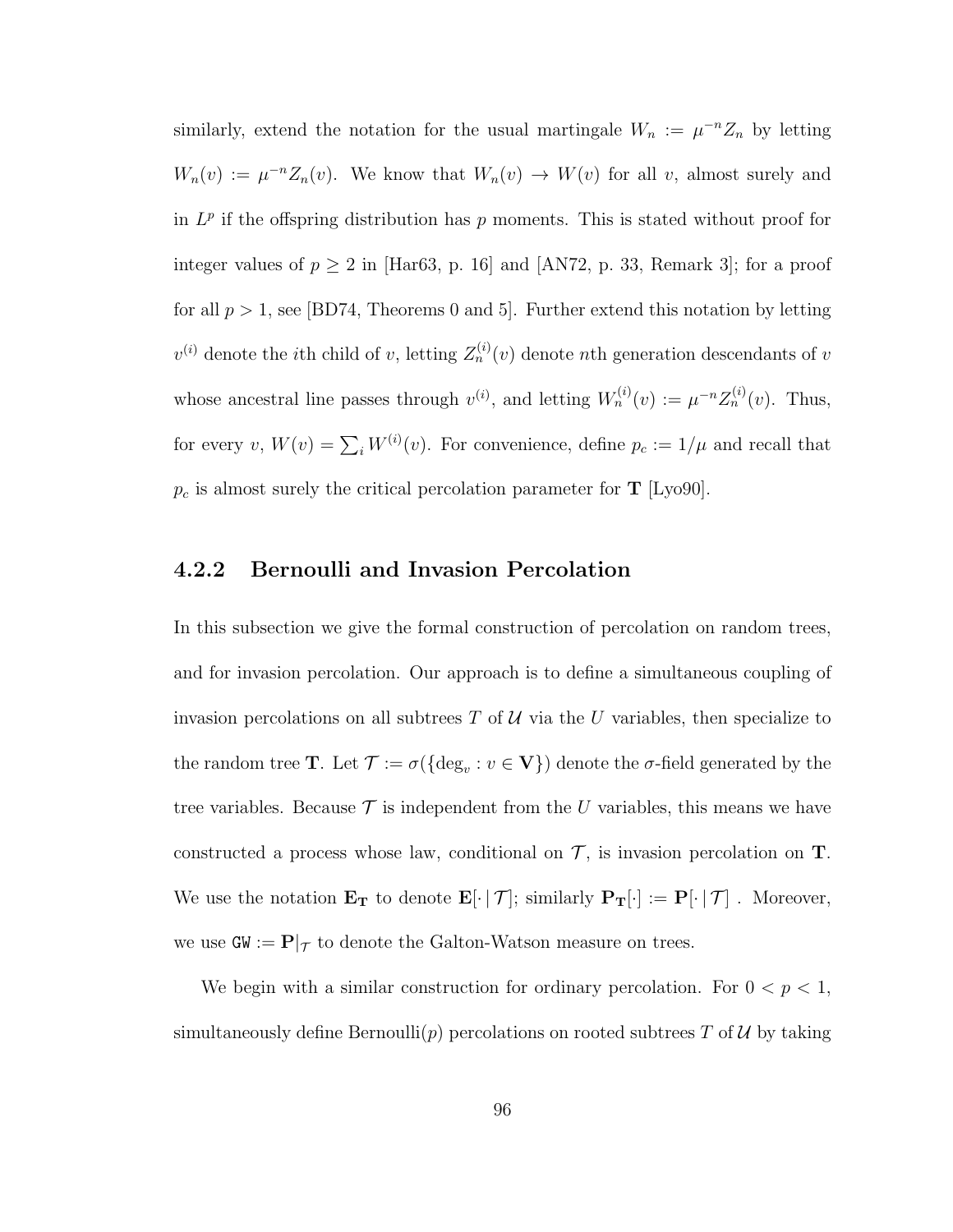similarly, extend the notation for the usual martingale $W_n := \mu^{-n} Z_n$ by letting $W_n(v) := \mu^{-n} Z_n(v)$. We know that $W_n(v) \to W(v)$ for all $v$, almost surely and in $L^p$ if the offspring distribution has $p$ moments. This is stated without proof for integer values of $p \geq 2$ in [Har63, p. 16] and [AN72, p. 33, Remark 3]; for a proof for all $p > 1$, see [BD74, Theorems 0 and 5]. Further extend this notation by letting $v^{(i)}$ denote the $i$th child of $v$, letting $Z_n^{(i)}(v)$ denote $n$th generation descendants of $v$ whose ancestral line passes through $v^{(i)}$, and letting $W_n^{(i)}(v) := \mu^{-n} Z_n^{(i)}(v)$. Thus, for every $v$, $W(v) = \sum_i W^{(i)}(v)$. For convenience, define $p_c := 1/\mu$ and recall that $p_c$ is almost surely the critical percolation parameter for $\mathbf{T}$ [Lyo90].

### 4.2.2 Bernoulli and Invasion Percolation

In this subsection we give the formal construction of percolation on random trees, and for invasion percolation. Our approach is to define a simultaneous coupling of invasion percolations on all subtrees $T$ of $\mathcal{U}$ via the $U$ variables, then specialize to the random tree $\mathbf{T}$. Let $\mathcal{T} := \sigma(\{\deg_v : v \in \mathbf{V}\})$ denote the $\sigma$-field generated by the tree variables. Because $\mathcal{T}$ is independent from the $U$ variables, this means we have constructed a process whose law, conditional on $\mathcal{T}$, is invasion percolation on $\mathbf{T}$. We use the notation $\mathbf{E_T}$ to denote $\mathbf{E}[\cdot \,|\, \mathcal{T}]$; similarly $\mathbf{P_T}[\cdot] := \mathbf{P}[\cdot \,|\, \mathcal{T}]$ . Moreover, we use $\texttt{GW} := \mathbf{P}|_{\mathcal{T}}$ to denote the Galton-Watson measure on trees.

We begin with a similar construction for ordinary percolation. For $0 < p < 1$, simultaneously define Bernoulli($p$) percolations on rooted subtrees $T$ of $\mathcal{U}$ by taking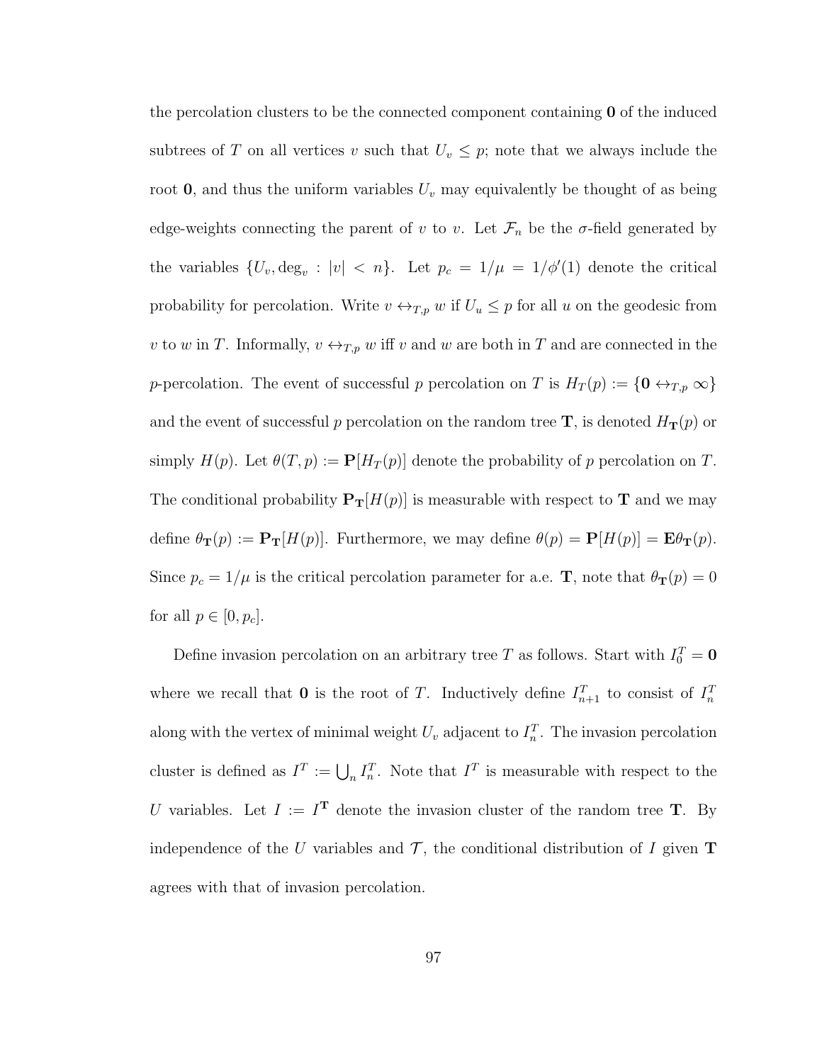the percolation clusters to be the connected component containing $\mathbf{0}$ of the induced subtrees of $T$ on all vertices $v$ such that $U_v \leq p$; note that we always include the root $\mathbf{0}$, and thus the uniform variables $U_v$ may equivalently be thought of as being edge-weights connecting the parent of $v$ to $v$. Let $\mathcal{F}_n$ be the $\sigma$-field generated by the variables $\{U_v, \deg_v : |v| < n\}$. Let $p_c = 1/\mu = 1/\phi'(1)$ denote the critical probability for percolation. Write $v \leftrightarrow_{T,p} w$ if $U_u \leq p$ for all $u$ on the geodesic from $v$ to $w$ in $T$. Informally, $v \leftrightarrow_{T,p} w$ iff $v$ and $w$ are both in $T$ and are connected in the $p$-percolation. The event of successful $p$ percolation on $T$ is $H_T(p) := \{\mathbf{0} \leftrightarrow_{T,p} \infty\}$ and the event of successful $p$ percolation on the random tree $\mathbf{T}$, is denoted $H_{\mathbf{T}}(p)$ or simply $H(p)$. Let $\theta(T, p) := \mathbf{P}[H_T(p)]$ denote the probability of $p$ percolation on $T$. The conditional probability $\mathbf{P}_{\mathbf{T}}[H(p)]$ is measurable with respect to $\mathbf{T}$ and we may define $\theta_{\mathbf{T}}(p) := \mathbf{P}_{\mathbf{T}}[H(p)]$. Furthermore, we may define $\theta(p) = \mathbf{P}[H(p)] = \mathbf{E}\theta_{\mathbf{T}}(p)$. Since $p_c = 1/\mu$ is the critical percolation parameter for a.e. $\mathbf{T}$, note that $\theta_{\mathbf{T}}(p) = 0$ for all $p \in [0, p_c]$.

Define invasion percolation on an arbitrary tree $T$ as follows. Start with $I_0^T = \mathbf{0}$ where we recall that $\mathbf{0}$ is the root of $T$. Inductively define $I_{n+1}^T$ to consist of $I_n^T$ along with the vertex of minimal weight $U_v$ adjacent to $I_n^T$. The invasion percolation cluster is defined as $I^T := \bigcup_n I_n^T$. Note that $I^T$ is measurable with respect to the $U$ variables. Let $I := I^{\mathbf{T}}$ denote the invasion cluster of the random tree $\mathbf{T}$. By independence of the $U$ variables and $\mathcal{T}$, the conditional distribution of $I$ given $\mathbf{T}$ agrees with that of invasion percolation.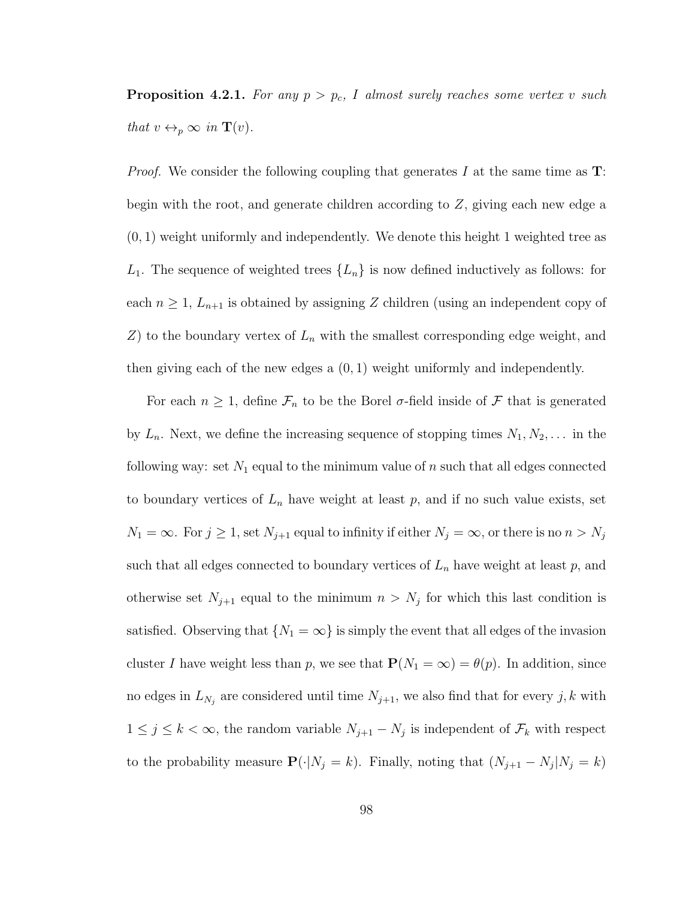**Proposition 4.2.1.** *For any $p > p_c$, $I$ almost surely reaches some vertex $v$ such that $v \leftrightarrow_p \infty$ in $\mathbf{T}(v)$.*

*Proof.* We consider the following coupling that generates $I$ at the same time as $\mathbf{T}$: begin with the root, and generate children according to $Z$, giving each new edge a $(0, 1)$ weight uniformly and independently. We denote this height 1 weighted tree as $L_1$. The sequence of weighted trees $\{L_n\}$ is now defined inductively as follows: for each $n \geq 1$, $L_{n+1}$ is obtained by assigning $Z$ children (using an independent copy of $Z$) to the boundary vertex of $L_n$ with the smallest corresponding edge weight, and then giving each of the new edges a $(0, 1)$ weight uniformly and independently.

For each $n \geq 1$, define $\mathcal{F}_n$ to be the Borel $\sigma$-field inside of $\mathcal{F}$ that is generated by $L_n$. Next, we define the increasing sequence of stopping times $N_1, N_2, \ldots$ in the following way: set $N_1$ equal to the minimum value of $n$ such that all edges connected to boundary vertices of $L_n$ have weight at least $p$, and if no such value exists, set $N_1 = \infty$. For $j \geq 1$, set $N_{j+1}$ equal to infinity if either $N_j = \infty$, or there is no $n > N_j$ such that all edges connected to boundary vertices of $L_n$ have weight at least $p$, and otherwise set $N_{j+1}$ equal to the minimum $n > N_j$ for which this last condition is satisfied. Observing that $\{N_1 = \infty\}$ is simply the event that all edges of the invasion cluster $I$ have weight less than $p$, we see that $\mathbf{P}(N_1 = \infty) = \theta(p)$. In addition, since no edges in $L_{N_j}$ are considered until time $N_{j+1}$, we also find that for every $j, k$ with $1 \leq j \leq k < \infty$, the random variable $N_{j+1} - N_j$ is independent of $\mathcal{F}_k$ with respect to the probability measure $\mathbf{P}(\cdot | N_j = k)$. Finally, noting that $(N_{j+1} - N_j | N_j = k)$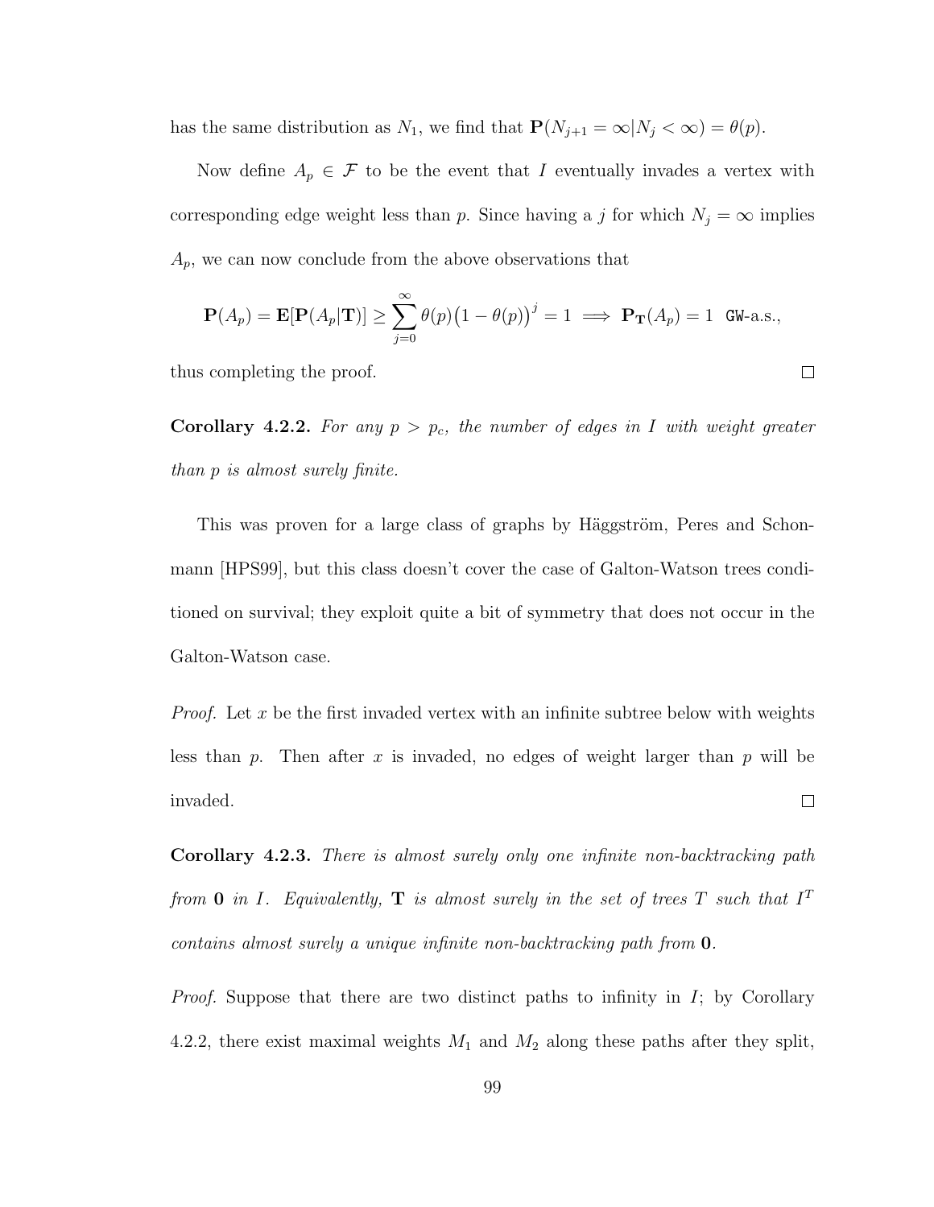has the same distribution as $N_1$, we find that $\mathbf{P}(N_{j+1} = \infty | N_j < \infty) = \theta(p)$.

Now define $A_p \in \mathcal{F}$ to be the event that $I$ eventually invades a vertex with corresponding edge weight less than $p$. Since having a $j$ for which $N_j = \infty$ implies $A_p$, we can now conclude from the above observations that

$$\mathbf{P}(A_p) = \mathbf{E}[\mathbf{P}(A_p|\mathbf{T})] \geq \sum_{j=0}^{\infty} \theta(p)\big(1 - \theta(p)\big)^j = 1 \implies \mathbf{P}_{\mathbf{T}}(A_p) = 1 \ \ \texttt{GW}\text{-a.s.},$$

thus completing the proof. □

**Corollary 4.2.2.** *For any $p > p_c$, the number of edges in $I$ with weight greater than $p$ is almost surely finite.*

This was proven for a large class of graphs by Häggström, Peres and Schonmann [HPS99], but this class doesn't cover the case of Galton-Watson trees conditioned on survival; they exploit quite a bit of symmetry that does not occur in the Galton-Watson case.

*Proof.* Let $x$ be the first invaded vertex with an infinite subtree below with weights less than $p$. Then after $x$ is invaded, no edges of weight larger than $p$ will be invaded. □

**Corollary 4.2.3.** *There is almost surely only one infinite non-backtracking path from $\mathbf{0}$ in $I$. Equivalently, $\mathbf{T}$ is almost surely in the set of trees $T$ such that $I^T$ contains almost surely a unique infinite non-backtracking path from $\mathbf{0}$.*

*Proof.* Suppose that there are two distinct paths to infinity in $I$; by Corollary 4.2.2, there exist maximal weights $M_1$ and $M_2$ along these paths after they split,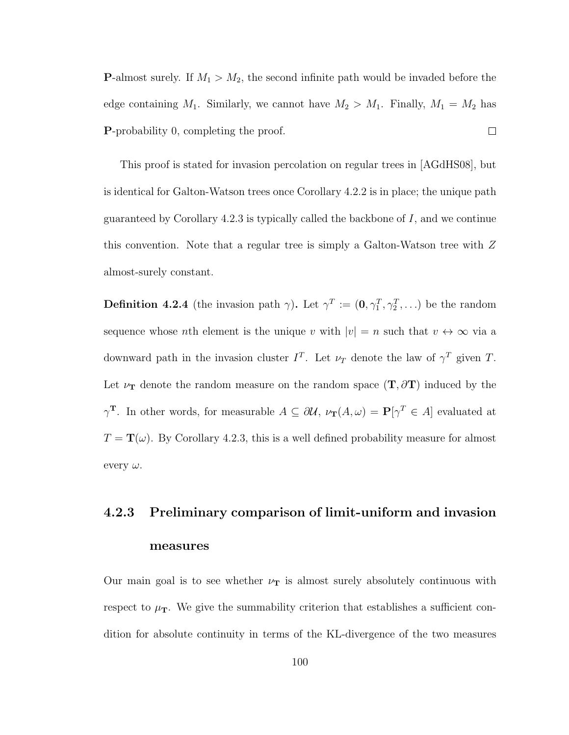**P**-almost surely. If $M_1 > M_2$, the second infinite path would be invaded before the edge containing $M_1$. Similarly, we cannot have $M_2 > M_1$. Finally, $M_1 = M_2$ has **P**-probability 0, completing the proof. $\square$

This proof is stated for invasion percolation on regular trees in [AGdHS08], but is identical for Galton-Watson trees once Corollary 4.2.2 is in place; the unique path guaranteed by Corollary 4.2.3 is typically called the backbone of $I$, and we continue this convention. Note that a regular tree is simply a Galton-Watson tree with $Z$ almost-surely constant.

**Definition 4.2.4** (the invasion path $\gamma$)**.** Let $\gamma^T := (\mathbf{0}, \gamma_1^T, \gamma_2^T, \ldots)$ be the random sequence whose $n$th element is the unique $v$ with $|v| = n$ such that $v \leftrightarrow \infty$ via a downward path in the invasion cluster $I^T$. Let $\nu_T$ denote the law of $\gamma^T$ given $T$. Let $\nu_{\mathbf{T}}$ denote the random measure on the random space $(\mathbf{T}, \partial\mathbf{T})$ induced by the $\gamma^{\mathbf{T}}$. In other words, for measurable $A \subseteq \partial\mathcal{U}$, $\nu_{\mathbf{T}}(A, \omega) = \mathbf{P}[\gamma^T \in A]$ evaluated at $T = \mathbf{T}(\omega)$. By Corollary 4.2.3, this is a well defined probability measure for almost every $\omega$.

### 4.2.3 Preliminary comparison of limit-uniform and invasion measures

Our main goal is to see whether $\nu_{\mathbf{T}}$ is almost surely absolutely continuous with respect to $\mu_{\mathbf{T}}$. We give the summability criterion that establishes a sufficient condition for absolute continuity in terms of the KL-divergence of the two measures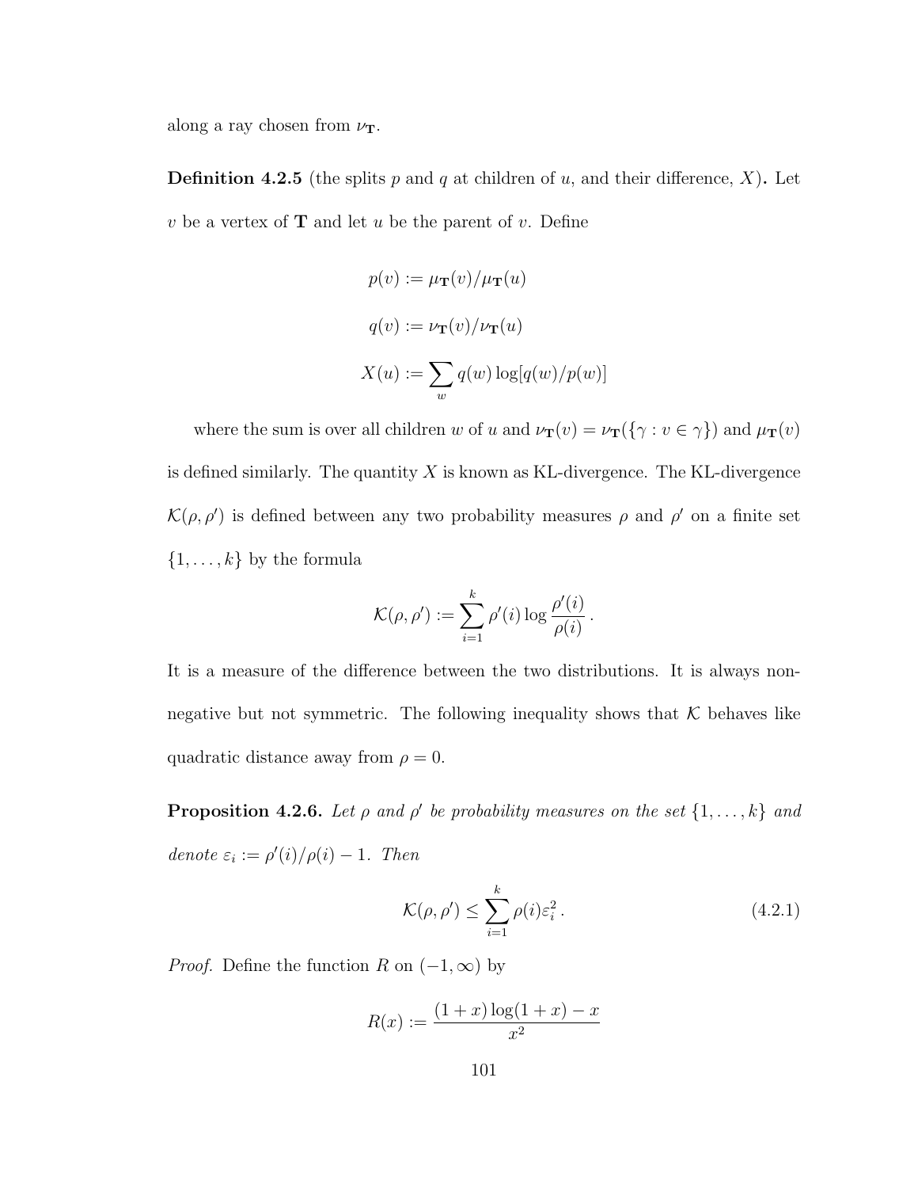along a ray chosen from $\nu_{\mathbf{T}}$.

**Definition 4.2.5** (the splits $p$ and $q$ at children of $u$, and their difference, $X$)**.** Let $v$ be a vertex of $\mathbf{T}$ and let $u$ be the parent of $v$. Define

$$p(v) := \mu_{\mathbf{T}}(v)/\mu_{\mathbf{T}}(u)$$

$$q(v) := \nu_{\mathbf{T}}(v)/\nu_{\mathbf{T}}(u)$$

$$X(u) := \sum_{w} q(w)\log[q(w)/p(w)]$$

where the sum is over all children $w$ of $u$ and $\nu_{\mathbf{T}}(v) = \nu_{\mathbf{T}}(\{\gamma : v \in \gamma\})$ and $\mu_{\mathbf{T}}(v)$ is defined similarly. The quantity $X$ is known as KL-divergence. The KL-divergence $\mathcal{K}(\rho, \rho')$ is defined between any two probability measures $\rho$ and $\rho'$ on a finite set $\{1, \ldots, k\}$ by the formula

$$\mathcal{K}(\rho, \rho') := \sum_{i=1}^{k} \rho'(i) \log \frac{\rho'(i)}{\rho(i)} .$$

It is a measure of the difference between the two distributions. It is always non-negative but not symmetric. The following inequality shows that $\mathcal{K}$ behaves like quadratic distance away from $\rho = 0$.

**Proposition 4.2.6.** *Let $\rho$ and $\rho'$ be probability measures on the set $\{1, \ldots, k\}$ and denote $\varepsilon_i := \rho'(i)/\rho(i) - 1$. Then*

$$\mathcal{K}(\rho, \rho') \leq \sum_{i=1}^{k} \rho(i)\varepsilon_i^2 . \tag{4.2.1}$$

*Proof.* Define the function $R$ on $(-1, \infty)$ by

$$R(x) := \frac{(1+x)\log(1+x) - x}{x^2}$$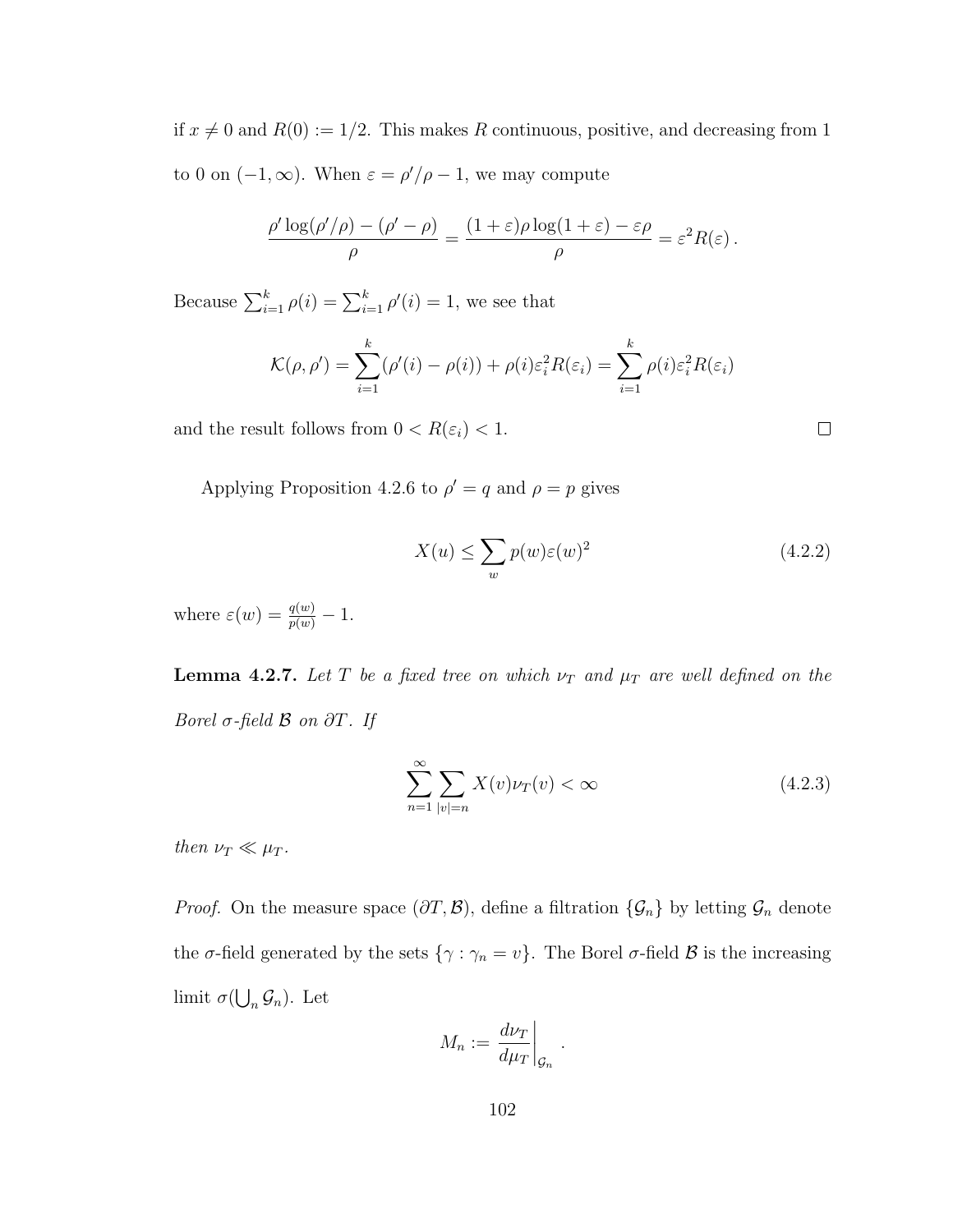if $x \neq 0$ and $R(0) := 1/2$. This makes $R$ continuous, positive, and decreasing from 1 to 0 on $(-1, \infty)$. When $\varepsilon = \rho'/\rho - 1$, we may compute

$$\frac{\rho' \log(\rho'/\rho) - (\rho' - \rho)}{\rho} = \frac{(1+\varepsilon)\rho \log(1+\varepsilon) - \varepsilon\rho}{\rho} = \varepsilon^2 R(\varepsilon)\,.$$

Because $\sum_{i=1}^k \rho(i) = \sum_{i=1}^k \rho'(i) = 1$, we see that

$$\mathcal{K}(\rho, \rho') = \sum_{i=1}^k (\rho'(i) - \rho(i)) + \rho(i)\varepsilon_i^2 R(\varepsilon_i) = \sum_{i=1}^k \rho(i)\varepsilon_i^2 R(\varepsilon_i)$$

and the result follows from $0 < R(\varepsilon_i) < 1$. $\square$

Applying Proposition 4.2.6 to $\rho' = q$ and $\rho = p$ gives

$$X(u) \leq \sum_w p(w)\varepsilon(w)^2 \tag{4.2.2}$$

where $\varepsilon(w) = \frac{q(w)}{p(w)} - 1$.

**Lemma 4.2.7.** *Let $T$ be a fixed tree on which $\nu_T$ and $\mu_T$ are well defined on the Borel $\sigma$-field $\mathcal{B}$ on $\partial T$. If*

$$\sum_{n=1}^{\infty} \sum_{|v|=n} X(v)\nu_T(v) < \infty \tag{4.2.3}$$

*then $\nu_T \ll \mu_T$.*

*Proof.* On the measure space $(\partial T, \mathcal{B})$, define a filtration $\{\mathcal{G}_n\}$ by letting $\mathcal{G}_n$ denote the $\sigma$-field generated by the sets $\{\gamma : \gamma_n = v\}$. The Borel $\sigma$-field $\mathcal{B}$ is the increasing limit $\sigma(\bigcup_n \mathcal{G}_n)$. Let

$$M_n := \left.\frac{d\nu_T}{d\mu_T}\right|_{\mathcal{G}_n}.$$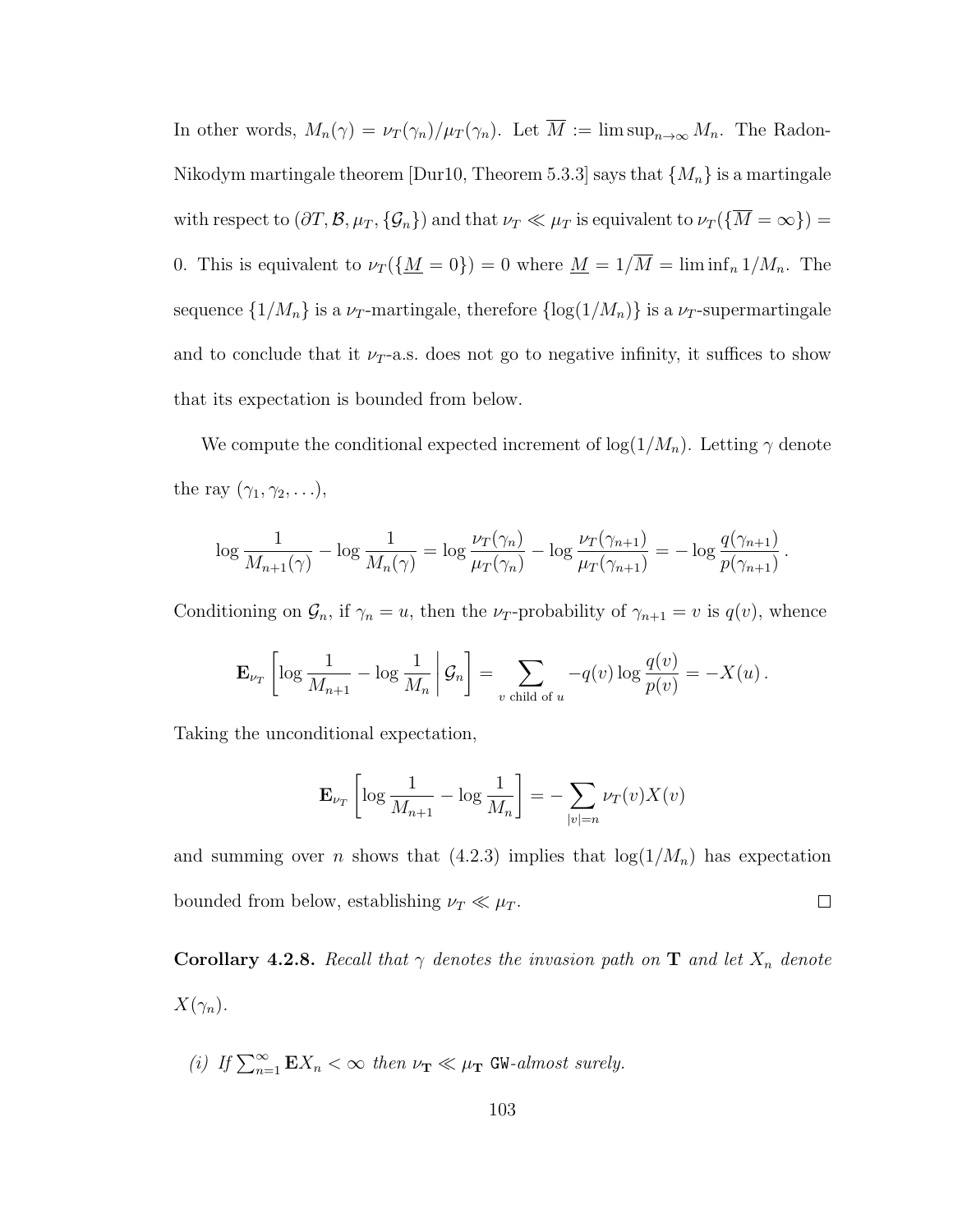In other words, $M_n(\gamma) = \nu_T(\gamma_n)/\mu_T(\gamma_n)$. Let $\overline{M} := \limsup_{n\to\infty} M_n$. The Radon-Nikodym martingale theorem [Dur10, Theorem 5.3.3] says that $\{M_n\}$ is a martingale with respect to $(\partial T, \mathcal{B}, \mu_T, \{\mathcal{G}_n\})$ and that $\nu_T \ll \mu_T$ is equivalent to $\nu_T(\{\overline{M} = \infty\}) = 0$. This is equivalent to $\nu_T(\{\underline{M} = 0\}) = 0$ where $\underline{M} = 1/\overline{M} = \liminf_n 1/M_n$. The sequence $\{1/M_n\}$ is a $\nu_T$-martingale, therefore $\{\log(1/M_n)\}$ is a $\nu_T$-supermartingale and to conclude that it $\nu_T$-a.s. does not go to negative infinity, it suffices to show that its expectation is bounded from below.

We compute the conditional expected increment of $\log(1/M_n)$. Letting $\gamma$ denote the ray $(\gamma_1, \gamma_2, \ldots)$,

$$\log \frac{1}{M_{n+1}(\gamma)} - \log \frac{1}{M_n(\gamma)} = \log \frac{\nu_T(\gamma_n)}{\mu_T(\gamma_n)} - \log \frac{\nu_T(\gamma_{n+1})}{\mu_T(\gamma_{n+1})} = -\log \frac{q(\gamma_{n+1})}{p(\gamma_{n+1})}\,.$$

Conditioning on $\mathcal{G}_n$, if $\gamma_n = u$, then the $\nu_T$-probability of $\gamma_{n+1} = v$ is $q(v)$, whence

$$\mathbf{E}_{\nu_T}\left[\log \frac{1}{M_{n+1}} - \log \frac{1}{M_n} \,\middle|\, \mathcal{G}_n\right] = \sum_{v \text{ child of } u} -q(v) \log \frac{q(v)}{p(v)} = -X(u)\,.$$

Taking the unconditional expectation,

$$\mathbf{E}_{\nu_T}\left[\log \frac{1}{M_{n+1}} - \log \frac{1}{M_n}\right] = -\sum_{|v|=n} \nu_T(v) X(v)$$

and summing over $n$ shows that (4.2.3) implies that $\log(1/M_n)$ has expectation bounded from below, establishing $\nu_T \ll \mu_T$. $\square$

**Corollary 4.2.8.** *Recall that $\gamma$ denotes the invasion path on $\mathbf{T}$ and let $X_n$ denote $X(\gamma_n)$.*

*(i) If $\sum_{n=1}^{\infty} \mathbf{E} X_n < \infty$ then $\nu_{\mathbf{T}} \ll \mu_{\mathbf{T}}$ $\mathtt{GW}$-almost surely.*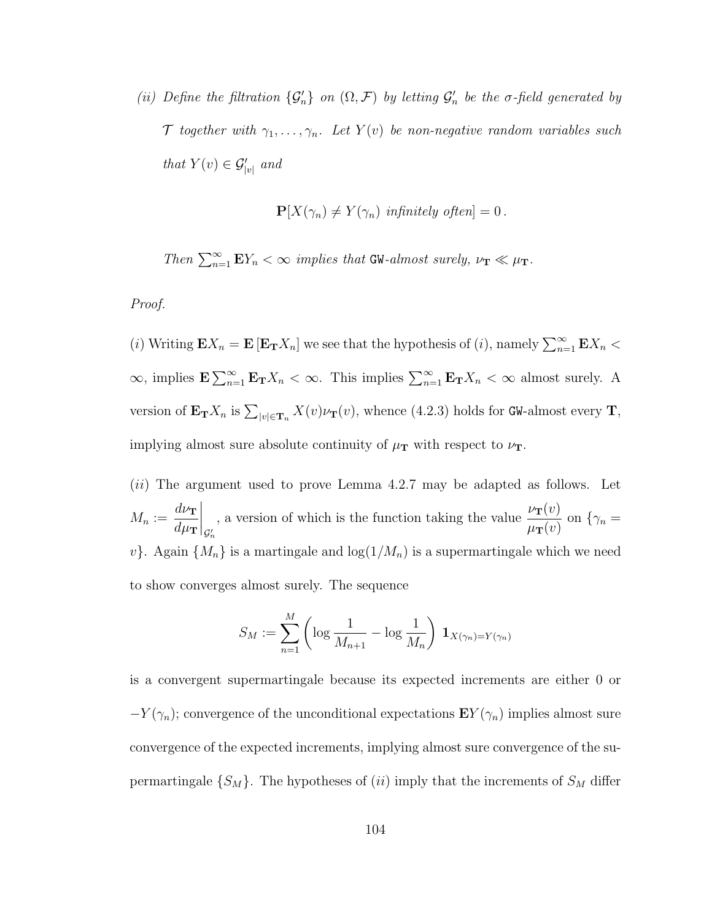*(ii) Define the filtration $\{\mathcal{G}'_n\}$ on $(\Omega, \mathcal{F})$ by letting $\mathcal{G}'_n$ be the σ-field generated by $\mathcal{T}$ together with $\gamma_1, \ldots, \gamma_n$. Let $Y(v)$ be non-negative random variables such that $Y(v) \in \mathcal{G}'_{|v|}$ and*

$$\mathbf{P}[X(\gamma_n) \neq Y(\gamma_n) \text{ infinitely often}] = 0\,.$$

*Then $\sum_{n=1}^{\infty} \mathbf{E}Y_n < \infty$ implies that* GW*-almost surely, $\nu_{\mathbf{T}} \ll \mu_{\mathbf{T}}$.*

*Proof.*

$(i)$ Writing $\mathbf{E}X_n = \mathbf{E}\left[\mathbf{E}_{\mathbf{T}} X_n\right]$ we see that the hypothesis of $(i)$, namely $\sum_{n=1}^{\infty} \mathbf{E}X_n < \infty$, implies $\mathbf{E}\sum_{n=1}^{\infty} \mathbf{E}_{\mathbf{T}} X_n < \infty$. This implies $\sum_{n=1}^{\infty} \mathbf{E}_{\mathbf{T}} X_n < \infty$ almost surely. A version of $\mathbf{E}_{\mathbf{T}} X_n$ is $\sum_{|v| \in \mathbf{T}_n} X(v)\nu_{\mathbf{T}}(v)$, whence (4.2.3) holds for GW-almost every $\mathbf{T}$, implying almost sure absolute continuity of $\mu_{\mathbf{T}}$ with respect to $\nu_{\mathbf{T}}$.

$(ii)$ The argument used to prove Lemma 4.2.7 may be adapted as follows. Let $M_n := \left.\dfrac{d\nu_{\mathbf{T}}}{d\mu_{\mathbf{T}}}\right|_{\mathcal{G}'_n}$, a version of which is the function taking the value $\dfrac{\nu_{\mathbf{T}}(v)}{\mu_{\mathbf{T}}(v)}$ on $\{\gamma_n = v\}$. Again $\{M_n\}$ is a martingale and $\log(1/M_n)$ is a supermartingale which we need to show converges almost surely. The sequence

$$S_M := \sum_{n=1}^{M} \left( \log \frac{1}{M_{n+1}} - \log \frac{1}{M_n} \right) \mathbf{1}_{X(\gamma_n) = Y(\gamma_n)}$$

is a convergent supermartingale because its expected increments are either 0 or $-Y(\gamma_n)$; convergence of the unconditional expectations $\mathbf{E}Y(\gamma_n)$ implies almost sure convergence of the expected increments, implying almost sure convergence of the supermartingale $\{S_M\}$. The hypotheses of $(ii)$ imply that the increments of $S_M$ differ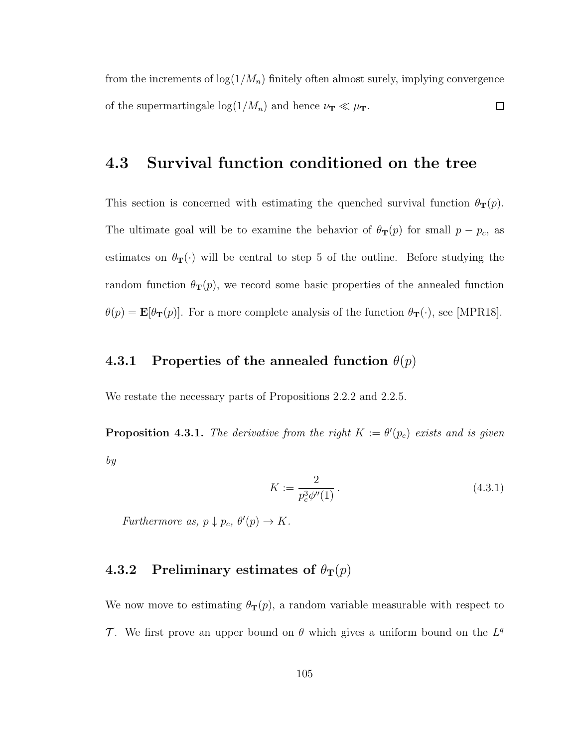from the increments of $\log(1/M_n)$ finitely often almost surely, implying convergence of the supermartingale $\log(1/M_n)$ and hence $\nu_{\mathbf{T}} \ll \mu_{\mathbf{T}}$. $\square$

## 4.3 Survival function conditioned on the tree

This section is concerned with estimating the quenched survival function $\theta_{\mathbf{T}}(p)$. The ultimate goal will be to examine the behavior of $\theta_{\mathbf{T}}(p)$ for small $p - p_c$, as estimates on $\theta_{\mathbf{T}}(\cdot)$ will be central to step 5 of the outline. Before studying the random function $\theta_{\mathbf{T}}(p)$, we record some basic properties of the annealed function $\theta(p) = \mathbf{E}[\theta_{\mathbf{T}}(p)]$. For a more complete analysis of the function $\theta_{\mathbf{T}}(\cdot)$, see [MPR18].

### 4.3.1 Properties of the annealed function $\theta(p)$

We restate the necessary parts of Propositions 2.2.2 and 2.2.5.

**Proposition 4.3.1.** *The derivative from the right $K := \theta'(p_c)$ exists and is given by*

$$K := \frac{2}{p_c^3 \phi''(1)} . \tag{4.3.1}$$

*Furthermore as, $p \downarrow p_c$, $\theta'(p) \to K$.*

### 4.3.2 Preliminary estimates of $\theta_{\mathbf{T}}(p)$

We now move to estimating $\theta_{\mathbf{T}}(p)$, a random variable measurable with respect to $\mathcal{T}$. We first prove an upper bound on $\theta$ which gives a uniform bound on the $L^q$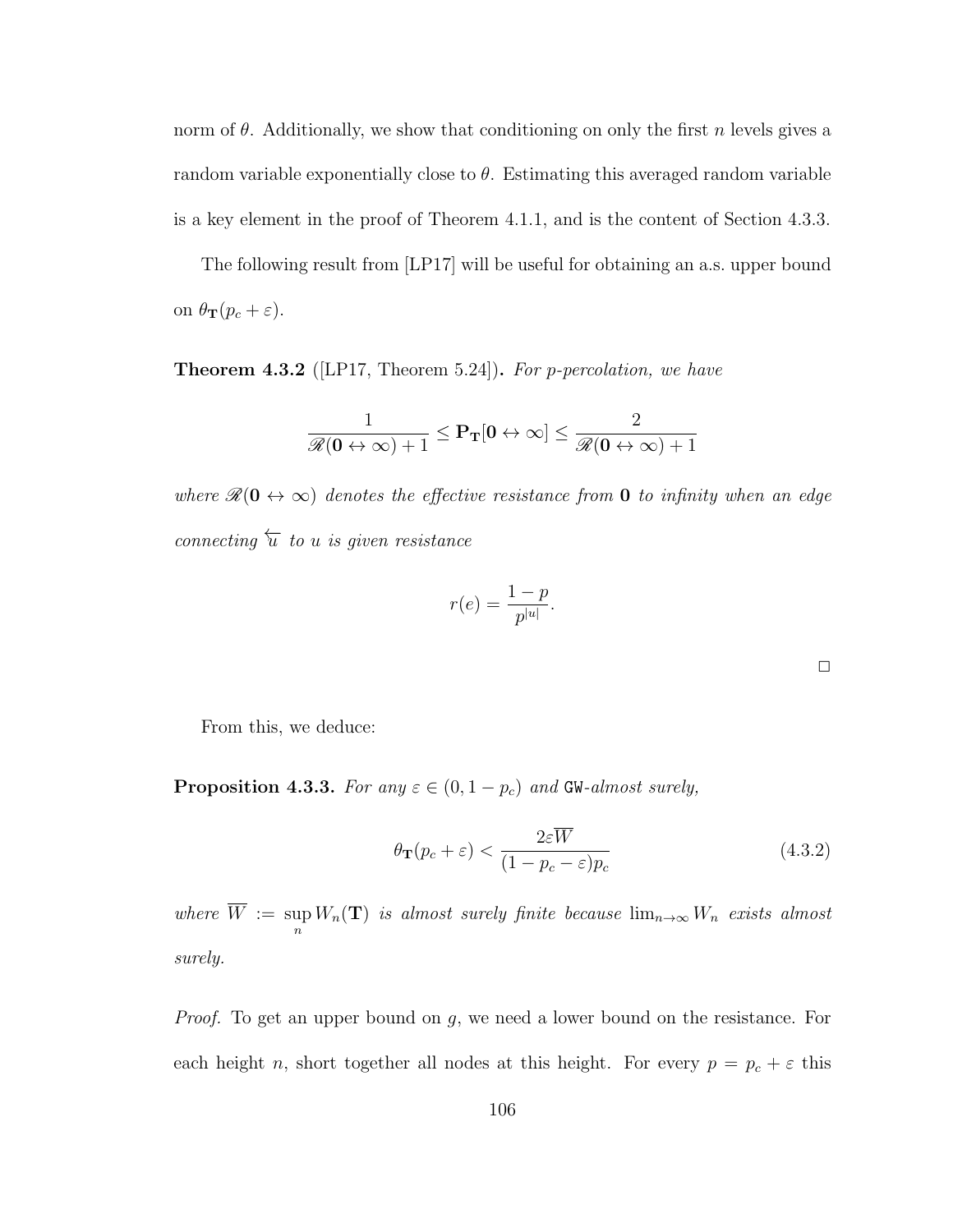norm of $\theta$. Additionally, we show that conditioning on only the first $n$ levels gives a random variable exponentially close to $\theta$. Estimating this averaged random variable is a key element in the proof of Theorem 4.1.1, and is the content of Section 4.3.3.

The following result from [LP17] will be useful for obtaining an a.s. upper bound on $\theta_{\mathbf{T}}(p_c + \varepsilon)$.

**Theorem 4.3.2** ([LP17, Theorem 5.24])**.** *For p-percolation, we have*

$$\frac{1}{\mathscr{R}(\mathbf{0} \leftrightarrow \infty) + 1} \leq \mathbf{P}_{\mathbf{T}}[\mathbf{0} \leftrightarrow \infty] \leq \frac{2}{\mathscr{R}(\mathbf{0} \leftrightarrow \infty) + 1}$$

*where $\mathscr{R}(\mathbf{0} \leftrightarrow \infty)$ denotes the effective resistance from $\mathbf{0}$ to infinity when an edge connecting $\overleftarrow{u}$ to $u$ is given resistance*

$$r(e) = \frac{1-p}{p^{|u|}}.$$

□

From this, we deduce:

**Proposition 4.3.3.** *For any $\varepsilon \in (0, 1-p_c)$ and GW-almost surely,*

$$\theta_{\mathbf{T}}(p_c + \varepsilon) < \frac{2\varepsilon \overline{W}}{(1 - p_c - \varepsilon)p_c} \tag{4.3.2}$$

*where $\overline{W} := \sup_n W_n(\mathbf{T})$ is almost surely finite because $\lim_{n\to\infty} W_n$ exists almost surely.*

*Proof.* To get an upper bound on $g$, we need a lower bound on the resistance. For each height $n$, short together all nodes at this height. For every $p = p_c + \varepsilon$ this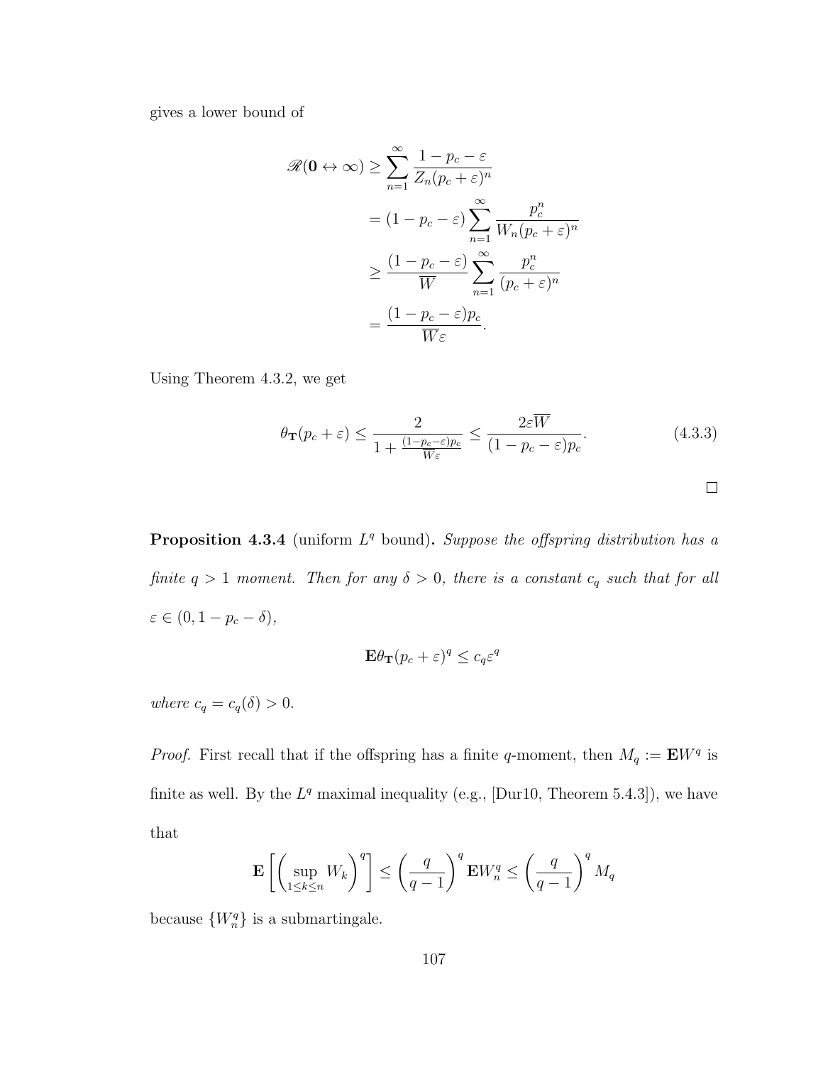gives a lower bound of

$$
\begin{aligned}
\mathscr{R}(\mathbf{0} \leftrightarrow \infty) &\geq \sum_{n=1}^{\infty} \frac{1 - p_c - \varepsilon}{Z_n (p_c + \varepsilon)^n} \\
&= (1 - p_c - \varepsilon) \sum_{n=1}^{\infty} \frac{p_c^n}{W_n (p_c + \varepsilon)^n} \\
&\geq \frac{(1 - p_c - \varepsilon)}{\overline{W}} \sum_{n=1}^{\infty} \frac{p_c^n}{(p_c + \varepsilon)^n} \\
&= \frac{(1 - p_c - \varepsilon) p_c}{\overline{W} \varepsilon}.
\end{aligned}
$$

Using Theorem 4.3.2, we get

$$
\theta_{\mathbf{T}}(p_c + \varepsilon) \leq \frac{2}{1 + \frac{(1 - p_c - \varepsilon) p_c}{\overline{W} \varepsilon}} \leq \frac{2 \varepsilon \overline{W}}{(1 - p_c - \varepsilon) p_c}. \tag{4.3.3}
$$

□

**Proposition 4.3.4** (uniform $L^q$ bound)**.** *Suppose the offspring distribution has a finite $q > 1$ moment. Then for any $\delta > 0$, there is a constant $c_q$ such that for all $\varepsilon \in (0, 1 - p_c - \delta)$,*

$$
\mathbf{E} \theta_{\mathbf{T}}(p_c + \varepsilon)^q \leq c_q \varepsilon^q
$$

*where $c_q = c_q(\delta) > 0$.*

*Proof.* First recall that if the offspring has a finite $q$-moment, then $M_q := \mathbf{E} W^q$ is finite as well. By the $L^q$ maximal inequality (e.g., [Dur10, Theorem 5.4.3]), we have that

$$
\mathbf{E}\left[ \left( \sup_{1 \leq k \leq n} W_k \right)^q \right] \leq \left( \frac{q}{q-1} \right)^q \mathbf{E} W_n^q \leq \left( \frac{q}{q-1} \right)^q M_q
$$

because $\{W_n^q\}$ is a submartingale.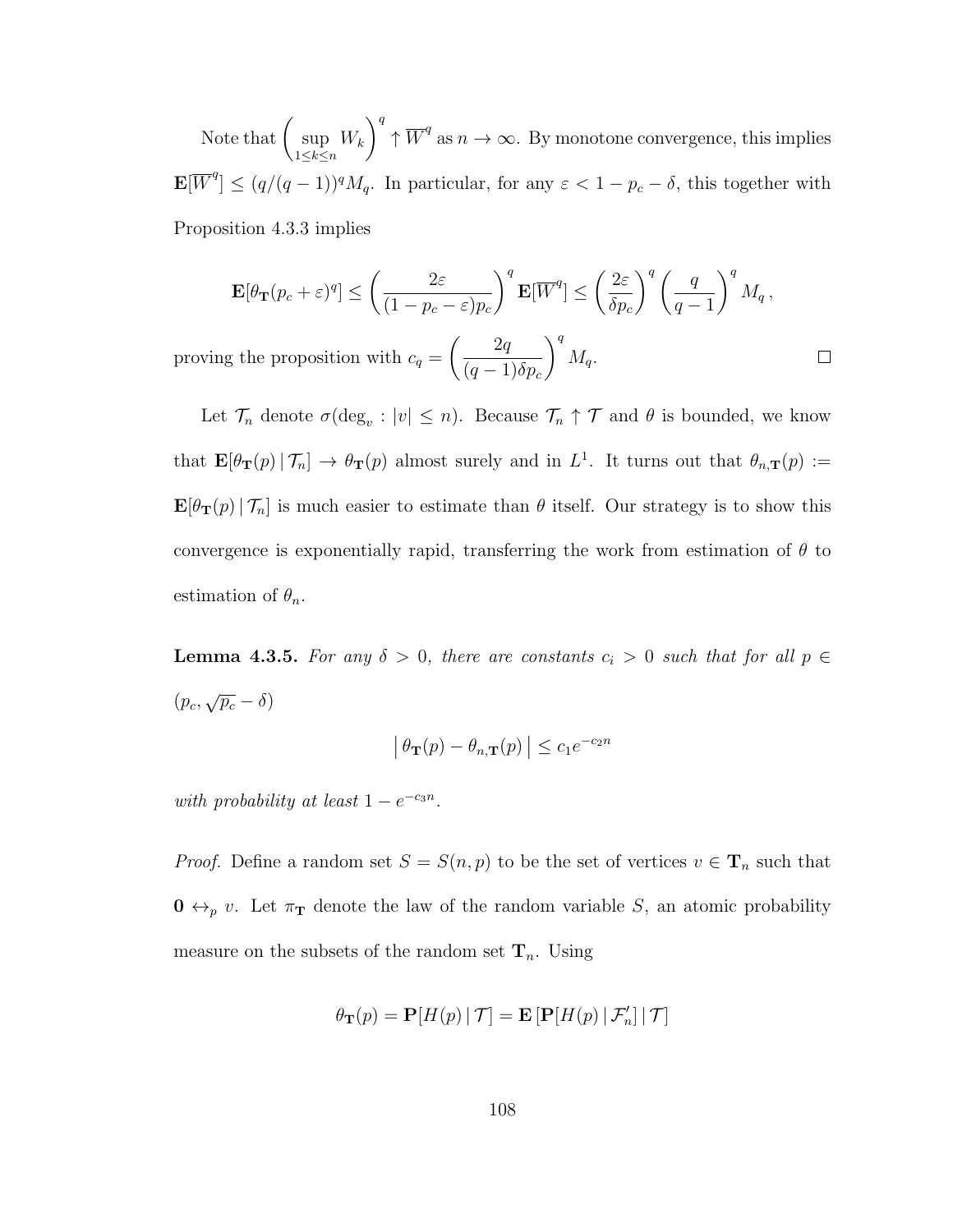Note that $\left(\sup_{1\leq k\leq n} W_k\right)^q \uparrow \overline{W}^q$ as $n \to \infty$. By monotone convergence, this implies $\mathbf{E}[\overline{W}^q] \leq (q/(q-1))^q M_q$. In particular, for any $\varepsilon < 1 - p_c - \delta$, this together with Proposition 4.3.3 implies

$$\mathbf{E}[\theta_{\mathbf{T}}(p_c+\varepsilon)^q] \leq \left(\frac{2\varepsilon}{(1-p_c-\varepsilon)p_c}\right)^q \mathbf{E}[\overline{W}^q] \leq \left(\frac{2\varepsilon}{\delta p_c}\right)^q \left(\frac{q}{q-1}\right)^q M_q\,,$$

proving the proposition with $c_q = \left(\dfrac{2q}{(q-1)\delta p_c}\right)^q M_q$. $\square$

Let $\mathcal{T}_n$ denote $\sigma(\deg_v : |v| \leq n)$. Because $\mathcal{T}_n \uparrow \mathcal{T}$ and $\theta$ is bounded, we know that $\mathbf{E}[\theta_{\mathbf{T}}(p) \,|\, \mathcal{T}_n] \to \theta_{\mathbf{T}}(p)$ almost surely and in $L^1$. It turns out that $\theta_{n,\mathbf{T}}(p) := \mathbf{E}[\theta_{\mathbf{T}}(p) \,|\, \mathcal{T}_n]$ is much easier to estimate than $\theta$ itself. Our strategy is to show this convergence is exponentially rapid, transferring the work from estimation of $\theta$ to estimation of $\theta_n$.

**Lemma 4.3.5.** *For any $\delta > 0$, there are constants $c_i > 0$ such that for all $p \in (p_c, \sqrt{p_c} - \delta)$*

$$\left|\, \theta_{\mathbf{T}}(p) - \theta_{n,\mathbf{T}}(p) \,\right| \leq c_1 e^{-c_2 n}$$

*with probability at least $1 - e^{-c_3 n}$.*

*Proof.* Define a random set $S = S(n,p)$ to be the set of vertices $v \in \mathbf{T}_n$ such that $\mathbf{0} \leftrightarrow_p v$. Let $\pi_{\mathbf{T}}$ denote the law of the random variable $S$, an atomic probability measure on the subsets of the random set $\mathbf{T}_n$. Using

$$\theta_{\mathbf{T}}(p) = \mathbf{P}[H(p) \,|\, \mathcal{T}] = \mathbf{E}\left[\mathbf{P}[H(p) \,|\, \mathcal{F}_n'] \,|\, \mathcal{T}\right]$$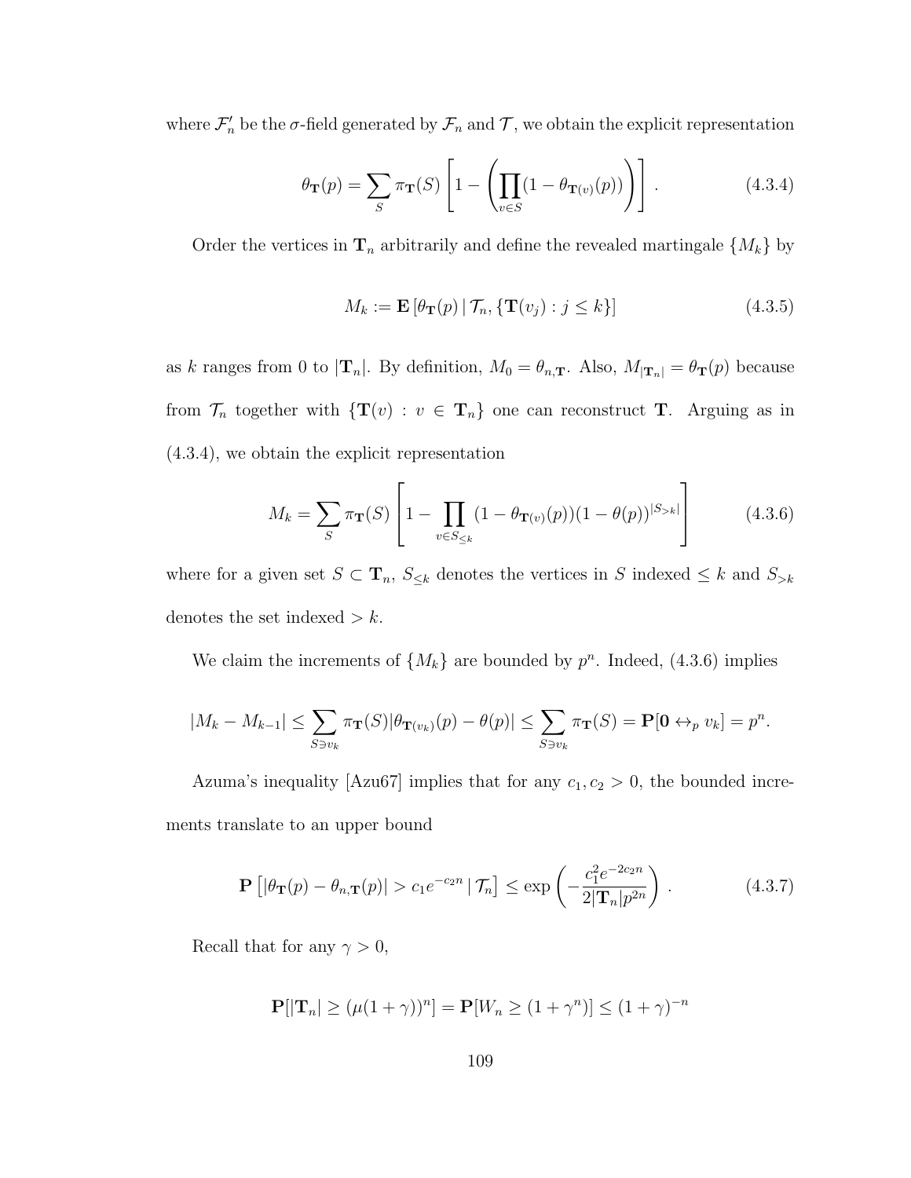where $\mathcal{F}'_n$ be the $\sigma$-field generated by $\mathcal{F}_n$ and $\mathcal{T}$, we obtain the explicit representation

$$\theta_{\mathbf{T}}(p) = \sum_S \pi_{\mathbf{T}}(S) \left[ 1 - \left( \prod_{v \in S} (1 - \theta_{\mathbf{T}(v)}(p)) \right) \right] . \tag{4.3.4}$$

Order the vertices in $\mathbf{T}_n$ arbitrarily and define the revealed martingale $\{M_k\}$ by

$$M_k := \mathbf{E} \left[ \theta_{\mathbf{T}}(p) \,|\, \mathcal{T}_n, \{\mathbf{T}(v_j) : j \leq k\} \right] \tag{4.3.5}$$

as $k$ ranges from 0 to $|\mathbf{T}_n|$. By definition, $M_0 = \theta_{n,\mathbf{T}}$. Also, $M_{|\mathbf{T}_n|} = \theta_{\mathbf{T}}(p)$ because from $\mathcal{T}_n$ together with $\{\mathbf{T}(v) : v \in \mathbf{T}_n\}$ one can reconstruct $\mathbf{T}$. Arguing as in (4.3.4), we obtain the explicit representation

$$M_k = \sum_S \pi_{\mathbf{T}}(S) \left[ 1 - \prod_{v \in S_{\leq k}} (1 - \theta_{\mathbf{T}(v)}(p))(1 - \theta(p))^{|S_{>k}|} \right] \tag{4.3.6}$$

where for a given set $S \subset \mathbf{T}_n$, $S_{\leq k}$ denotes the vertices in $S$ indexed $\leq k$ and $S_{>k}$ denotes the set indexed $> k$.

We claim the increments of $\{M_k\}$ are bounded by $p^n$. Indeed, (4.3.6) implies

$$|M_k - M_{k-1}| \leq \sum_{S \ni v_k} \pi_{\mathbf{T}}(S) |\theta_{\mathbf{T}(v_k)}(p) - \theta(p)| \leq \sum_{S \ni v_k} \pi_{\mathbf{T}}(S) = \mathbf{P}[\mathbf{0} \leftrightarrow_p v_k] = p^n.$$

Azuma's inequality [Azu67] implies that for any $c_1, c_2 > 0$, the bounded increments translate to an upper bound

$$\mathbf{P} \left[ |\theta_{\mathbf{T}}(p) - \theta_{n,\mathbf{T}}(p)| > c_1 e^{-c_2 n} \,|\, \mathcal{T}_n \right] \leq \exp \left( - \frac{c_1^2 e^{-2c_2 n}}{2 |\mathbf{T}_n| p^{2n}} \right) . \tag{4.3.7}$$

Recall that for any $\gamma > 0$,

$$\mathbf{P}[|\mathbf{T}_n| \geq (\mu(1+\gamma))^n] = \mathbf{P}[W_n \geq (1 + \gamma^n)] \leq (1+\gamma)^{-n}$$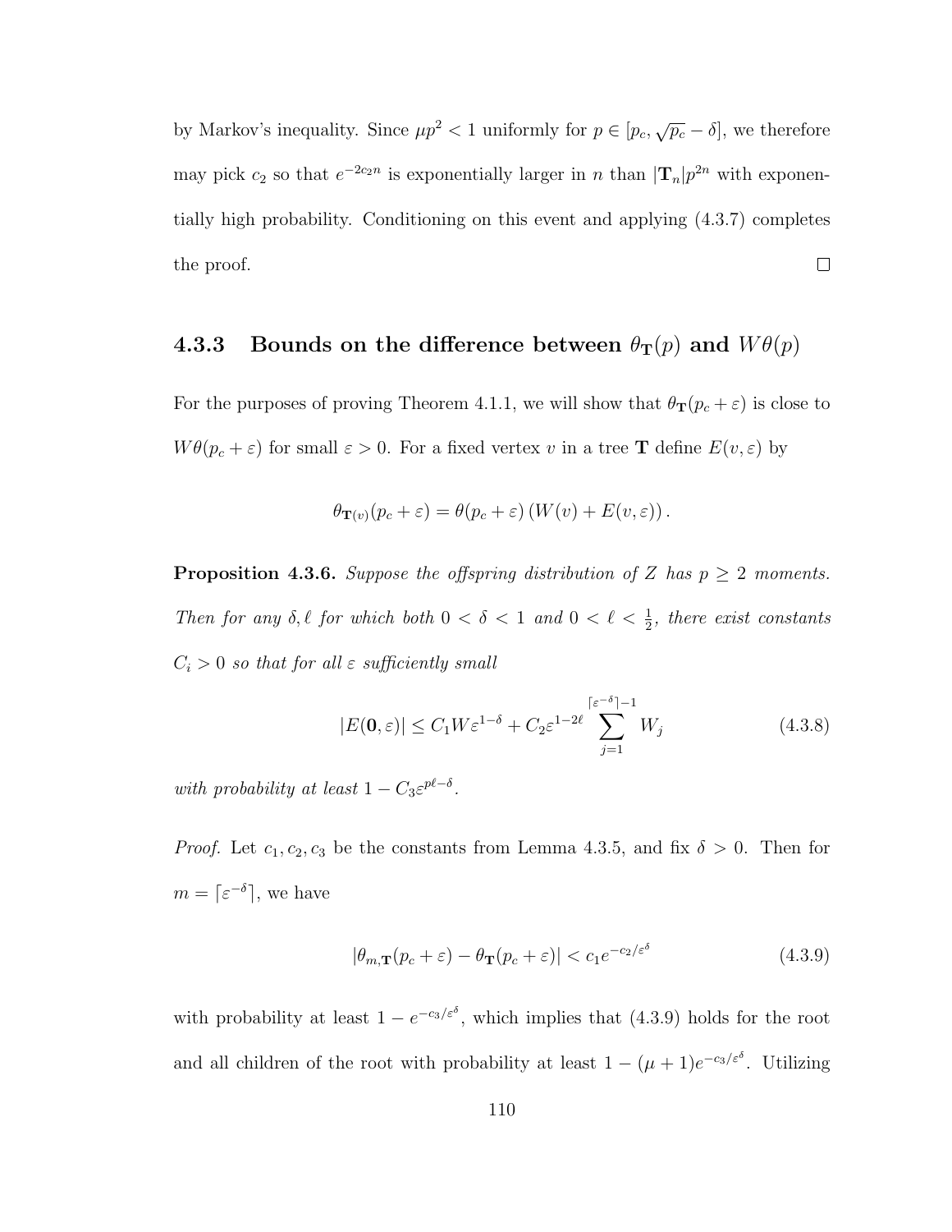by Markov's inequality. Since $\mu p^2 < 1$ uniformly for $p \in [p_c, \sqrt{p_c} - \delta]$, we therefore may pick $c_2$ so that $e^{-2c_2 n}$ is exponentially larger in $n$ than $|\mathbf{T}_n| p^{2n}$ with exponentially high probability. Conditioning on this event and applying (4.3.7) completes the proof. $\square$

### 4.3.3 Bounds on the difference between $\theta_{\mathbf{T}}(p)$ and $W\theta(p)$

For the purposes of proving Theorem 4.1.1, we will show that $\theta_{\mathbf{T}}(p_c + \varepsilon)$ is close to $W\theta(p_c + \varepsilon)$ for small $\varepsilon > 0$. For a fixed vertex $v$ in a tree $\mathbf{T}$ define $E(v, \varepsilon)$ by

$$\theta_{\mathbf{T}(v)}(p_c + \varepsilon) = \theta(p_c + \varepsilon)\left(W(v) + E(v, \varepsilon)\right).$$

**Proposition 4.3.6.** *Suppose the offspring distribution of $Z$ has $p \geq 2$ moments. Then for any $\delta, \ell$ for which both $0 < \delta < 1$ and $0 < \ell < \frac{1}{2}$, there exist constants $C_i > 0$ so that for all $\varepsilon$ sufficiently small*

$$|E(\mathbf{0}, \varepsilon)| \leq C_1 W \varepsilon^{1-\delta} + C_2 \varepsilon^{1-2\ell} \sum_{j=1}^{\lceil \varepsilon^{-\delta} \rceil - 1} W_j \tag{4.3.8}$$

*with probability at least $1 - C_3 \varepsilon^{p\ell - \delta}$.*

*Proof.* Let $c_1, c_2, c_3$ be the constants from Lemma 4.3.5, and fix $\delta > 0$. Then for $m = \lceil \varepsilon^{-\delta} \rceil$, we have

$$|\theta_{m,\mathbf{T}}(p_c + \varepsilon) - \theta_{\mathbf{T}}(p_c + \varepsilon)| < c_1 e^{-c_2/\varepsilon^{\delta}} \tag{4.3.9}$$

with probability at least $1 - e^{-c_3/\varepsilon^{\delta}}$, which implies that (4.3.9) holds for the root and all children of the root with probability at least $1 - (\mu + 1)e^{-c_3/\varepsilon^{\delta}}$. Utilizing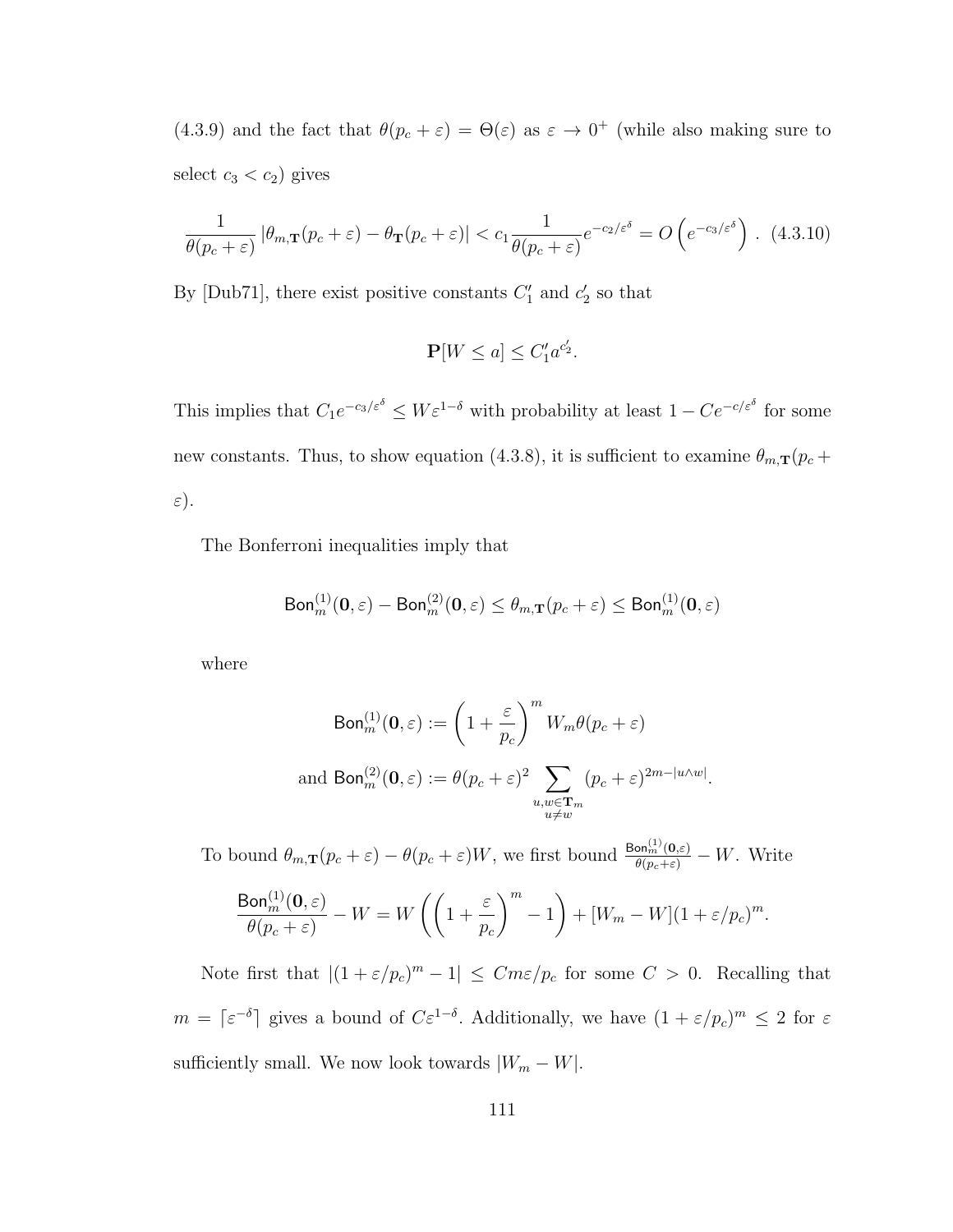(4.3.9) and the fact that $\theta(p_c + \varepsilon) = \Theta(\varepsilon)$ as $\varepsilon \to 0^+$ (while also making sure to select $c_3 < c_2$) gives

$$\frac{1}{\theta(p_c+\varepsilon)} \left|\theta_{m,\mathbf{T}}(p_c+\varepsilon) - \theta_{\mathbf{T}}(p_c+\varepsilon)\right| < c_1 \frac{1}{\theta(p_c+\varepsilon)} e^{-c_2/\varepsilon^\delta} = O\left(e^{-c_3/\varepsilon^\delta}\right) . \quad (4.3.10)$$

By [Dub71], there exist positive constants $C_1'$ and $c_2'$ so that

$$\mathbf{P}[W \le a] \le C_1' a^{c_2'}.$$

This implies that $C_1 e^{-c_3/\varepsilon^\delta} \le W\varepsilon^{1-\delta}$ with probability at least $1 - Ce^{-c/\varepsilon^\delta}$ for some new constants. Thus, to show equation (4.3.8), it is sufficient to examine $\theta_{m,\mathbf{T}}(p_c + \varepsilon)$.

The Bonferroni inequalities imply that

$$\mathsf{Bon}_m^{(1)}(\mathbf{0},\varepsilon) - \mathsf{Bon}_m^{(2)}(\mathbf{0},\varepsilon) \le \theta_{m,\mathbf{T}}(p_c+\varepsilon) \le \mathsf{Bon}_m^{(1)}(\mathbf{0},\varepsilon)$$

where

$$\mathsf{Bon}_m^{(1)}(\mathbf{0},\varepsilon) := \left(1 + \frac{\varepsilon}{p_c}\right)^m W_m \theta(p_c+\varepsilon)$$

$$\text{and } \mathsf{Bon}_m^{(2)}(\mathbf{0},\varepsilon) := \theta(p_c+\varepsilon)^2 \sum_{\substack{u,w \in \mathbf{T}_m \\ u \ne w}} (p_c+\varepsilon)^{2m - |u \wedge w|}.$$

To bound $\theta_{m,\mathbf{T}}(p_c+\varepsilon) - \theta(p_c+\varepsilon)W$, we first bound $\frac{\mathsf{Bon}_m^{(1)}(\mathbf{0},\varepsilon)}{\theta(p_c+\varepsilon)} - W$. Write

$$\frac{\mathsf{Bon}_m^{(1)}(\mathbf{0},\varepsilon)}{\theta(p_c+\varepsilon)} - W = W\left(\left(1 + \frac{\varepsilon}{p_c}\right)^m - 1\right) + [W_m - W](1 + \varepsilon/p_c)^m.$$

Note first that $|(1+\varepsilon/p_c)^m - 1| \le Cm\varepsilon/p_c$ for some $C > 0$. Recalling that $m = \lceil \varepsilon^{-\delta} \rceil$ gives a bound of $C\varepsilon^{1-\delta}$. Additionally, we have $(1+\varepsilon/p_c)^m \le 2$ for $\varepsilon$ sufficiently small. We now look towards $|W_m - W|$.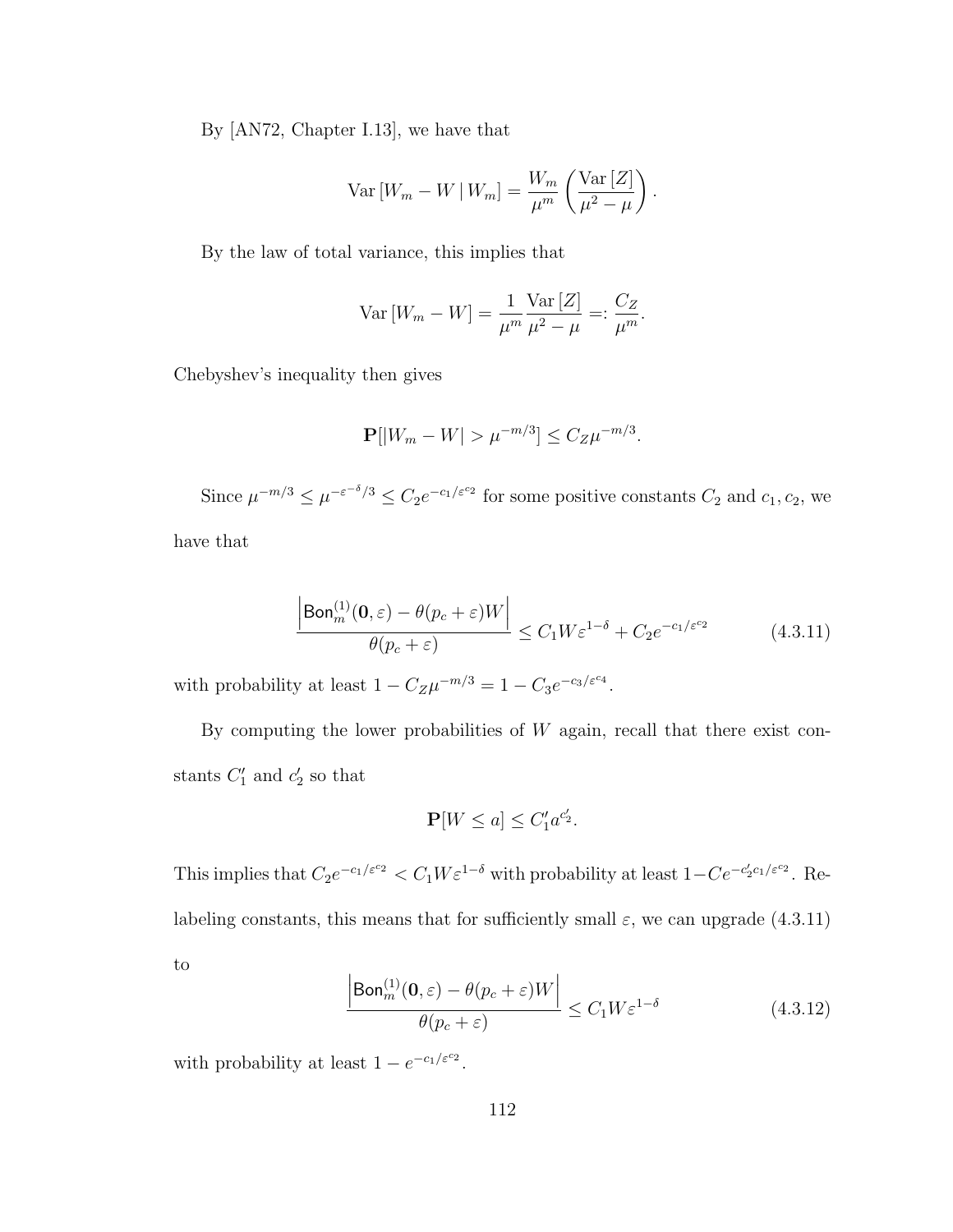By [AN72, Chapter I.13], we have that

$$\mathrm{Var}\left[W_m - W \mid W_m\right] = \frac{W_m}{\mu^m}\left(\frac{\mathrm{Var}\left[Z\right]}{\mu^2 - \mu}\right).$$

By the law of total variance, this implies that

$$\mathrm{Var}\left[W_m - W\right] = \frac{1}{\mu^m}\frac{\mathrm{Var}\left[Z\right]}{\mu^2 - \mu} =: \frac{C_Z}{\mu^m}.$$

Chebyshev's inequality then gives

$$\mathbf{P}[|W_m - W| > \mu^{-m/3}] \leq C_Z \mu^{-m/3}.$$

Since $\mu^{-m/3} \leq \mu^{-\varepsilon^{-\delta}/3} \leq C_2 e^{-c_1/\varepsilon^{c_2}}$ for some positive constants $C_2$ and $c_1, c_2$, we have that

$$\frac{\left|\mathsf{Bon}_m^{(1)}(\mathbf{0}, \varepsilon) - \theta(p_c + \varepsilon)W\right|}{\theta(p_c + \varepsilon)} \leq C_1 W \varepsilon^{1-\delta} + C_2 e^{-c_1/\varepsilon^{c_2}} \tag{4.3.11}$$

with probability at least $1 - C_Z \mu^{-m/3} = 1 - C_3 e^{-c_3/\varepsilon^{c_4}}$.

By computing the lower probabilities of $W$ again, recall that there exist constants $C_1'$ and $c_2'$ so that

$$\mathbf{P}[W \leq a] \leq C_1' a^{c_2'}.$$

This implies that $C_2 e^{-c_1/\varepsilon^{c_2}} < C_1 W \varepsilon^{1-\delta}$ with probability at least $1 - C e^{-c_2' c_1/\varepsilon^{c_2}}$. Relabeling constants, this means that for sufficiently small $\varepsilon$, we can upgrade (4.3.11) to

$$\frac{\left|\mathsf{Bon}_m^{(1)}(\mathbf{0}, \varepsilon) - \theta(p_c + \varepsilon)W\right|}{\theta(p_c + \varepsilon)} \leq C_1 W \varepsilon^{1-\delta} \tag{4.3.12}$$

with probability at least $1 - e^{-c_1/\varepsilon^{c_2}}$.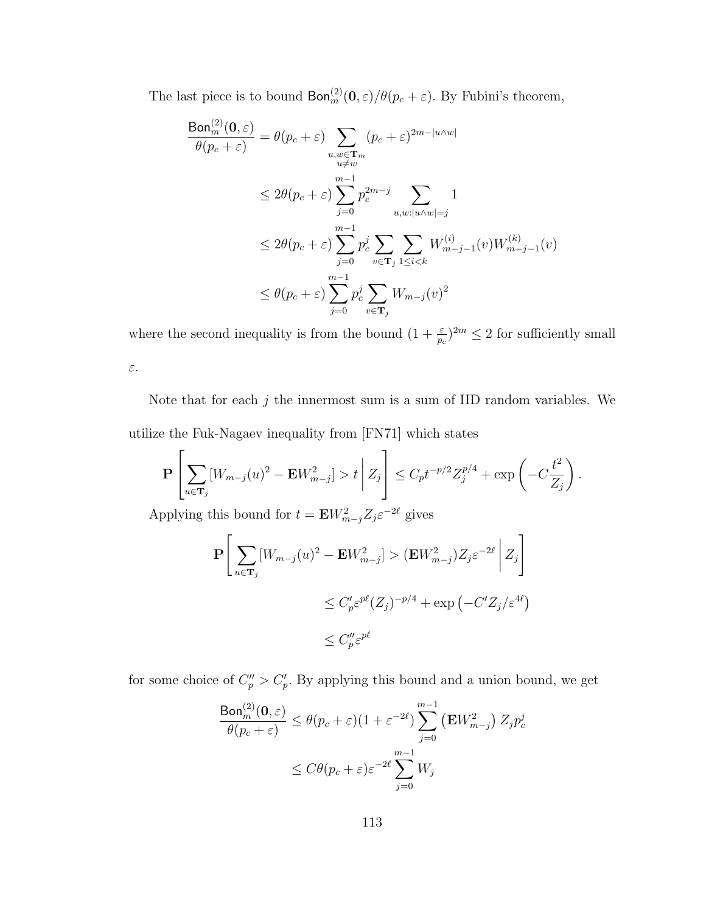The last piece is to bound $\mathsf{Bon}_m^{(2)}(\mathbf{0},\varepsilon)/\theta(p_c+\varepsilon)$. By Fubini's theorem,

$$
\begin{aligned}
\frac{\mathsf{Bon}_m^{(2)}(\mathbf{0},\varepsilon)}{\theta(p_c+\varepsilon)} &= \theta(p_c+\varepsilon) \sum_{\substack{u,w\in\mathbf{T}_m \\ u\neq w}} (p_c+\varepsilon)^{2m-|u\wedge w|} \\
&\leq 2\theta(p_c+\varepsilon)\sum_{j=0}^{m-1} p_c^{2m-j} \sum_{u,w:|u\wedge w|=j} 1 \\
&\leq 2\theta(p_c+\varepsilon)\sum_{j=0}^{m-1} p_c^{j} \sum_{v\in\mathbf{T}_j}\sum_{1\leq i<k} W_{m-j-1}^{(i)}(v)W_{m-j-1}^{(k)}(v) \\
&\leq \theta(p_c+\varepsilon)\sum_{j=0}^{m-1} p_c^{j}\sum_{v\in\mathbf{T}_j} W_{m-j}(v)^2
\end{aligned}
$$

where the second inequality is from the bound $(1+\frac{\varepsilon}{p_c})^{2m}\leq 2$ for sufficiently small $\varepsilon$.

Note that for each $j$ the innermost sum is a sum of IID random variables. We utilize the Fuk-Nagaev inequality from [FN71] which states

$$
\mathbf{P}\left[\sum_{u\in\mathbf{T}_j}[W_{m-j}(u)^2-\mathbf{E}W_{m-j}^2]>t\,\middle|\,Z_j\right]\leq C_p t^{-p/2}Z_j^{p/4}+\exp\left(-C\frac{t^2}{Z_j}\right).
$$

Applying this bound for $t=\mathbf{E}W_{m-j}^2 Z_j\varepsilon^{-2\ell}$ gives

$$
\begin{aligned}
\mathbf{P}\left[\sum_{u\in\mathbf{T}_j}[W_{m-j}(u)^2-\mathbf{E}W_{m-j}^2]>(\mathbf{E}W_{m-j}^2)Z_j\varepsilon^{-2\ell}\,\middle|\,Z_j\right]& \\
&\leq C_p'\varepsilon^{p\ell}(Z_j)^{-p/4}+\exp\left(-C'Z_j/\varepsilon^{4\ell}\right) \\
&\leq C_p''\varepsilon^{p\ell}
\end{aligned}
$$

for some choice of $C_p''>C_p'$. By applying this bound and a union bound, we get

$$
\begin{aligned}
\frac{\mathsf{Bon}_m^{(2)}(\mathbf{0},\varepsilon)}{\theta(p_c+\varepsilon)} &\leq \theta(p_c+\varepsilon)(1+\varepsilon^{-2\ell})\sum_{j=0}^{m-1}\left(\mathbf{E}W_{m-j}^2\right)Z_j p_c^j \\
&\leq C\theta(p_c+\varepsilon)\varepsilon^{-2\ell}\sum_{j=0}^{m-1}W_j
\end{aligned}
$$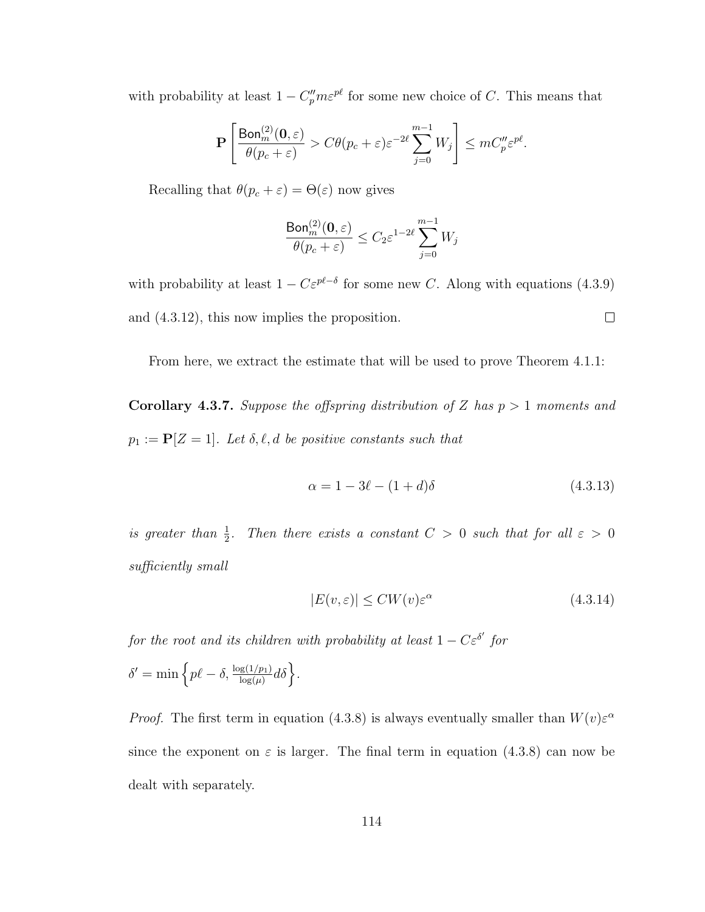with probability at least $1 - C_p'' m \varepsilon^{p\ell}$ for some new choice of $C$. This means that

$$\mathbf{P}\left[\frac{\mathsf{Bon}_m^{(2)}(\mathbf{0}, \varepsilon)}{\theta(p_c + \varepsilon)} > C\theta(p_c + \varepsilon)\varepsilon^{-2\ell} \sum_{j=0}^{m-1} W_j\right] \leq m C_p'' \varepsilon^{p\ell}.$$

Recalling that $\theta(p_c + \varepsilon) = \Theta(\varepsilon)$ now gives

$$\frac{\mathsf{Bon}_m^{(2)}(\mathbf{0}, \varepsilon)}{\theta(p_c + \varepsilon)} \leq C_2 \varepsilon^{1-2\ell} \sum_{j=0}^{m-1} W_j$$

with probability at least $1 - C\varepsilon^{p\ell - \delta}$ for some new $C$. Along with equations (4.3.9) and (4.3.12), this now implies the proposition. ∎

From here, we extract the estimate that will be used to prove Theorem 4.1.1:

**Corollary 4.3.7.** *Suppose the offspring distribution of $Z$ has $p > 1$ moments and $p_1 := \mathbf{P}[Z = 1]$. Let $\delta, \ell, d$ be positive constants such that*

$$\alpha = 1 - 3\ell - (1 + d)\delta \tag{4.3.13}$$

*is greater than $\frac{1}{2}$. Then there exists a constant $C > 0$ such that for all $\varepsilon > 0$ sufficiently small*

$$|E(v, \varepsilon)| \leq C W(v) \varepsilon^{\alpha} \tag{4.3.14}$$

*for the root and its children with probability at least $1 - C\varepsilon^{\delta'}$ for $\delta' = \min\left\{p\ell - \delta, \frac{\log(1/p_1)}{\log(\mu)} d\delta\right\}$.*

*Proof.* The first term in equation (4.3.8) is always eventually smaller than $W(v)\varepsilon^{\alpha}$ since the exponent on $\varepsilon$ is larger. The final term in equation (4.3.8) can now be dealt with separately.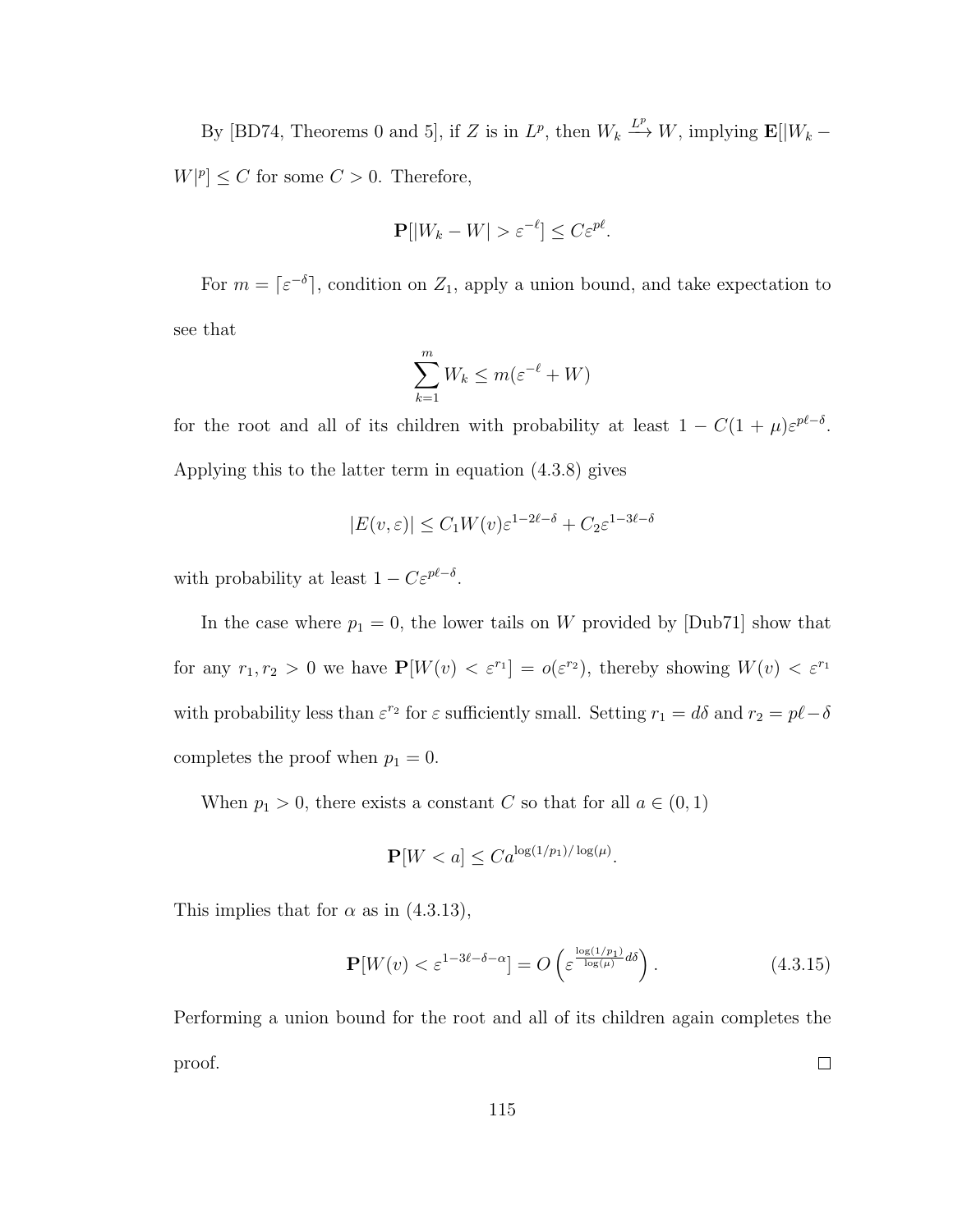By [BD74, Theorems 0 and 5], if $Z$ is in $L^p$, then $W_k \xrightarrow{L^p} W$, implying $\mathbf{E}[|W_k - W|^p] \leq C$ for some $C > 0$. Therefore,

$$\mathbf{P}[|W_k - W| > \varepsilon^{-\ell}] \leq C\varepsilon^{p\ell}.$$

For $m = \lceil \varepsilon^{-\delta} \rceil$, condition on $Z_1$, apply a union bound, and take expectation to see that

$$\sum_{k=1}^{m} W_k \leq m(\varepsilon^{-\ell} + W)$$

for the root and all of its children with probability at least $1 - C(1+\mu)\varepsilon^{p\ell-\delta}$. Applying this to the latter term in equation (4.3.8) gives

$$|E(v,\varepsilon)| \leq C_1 W(v)\varepsilon^{1-2\ell-\delta} + C_2\varepsilon^{1-3\ell-\delta}$$

with probability at least $1 - C\varepsilon^{p\ell-\delta}$.

In the case where $p_1 = 0$, the lower tails on $W$ provided by [Dub71] show that for any $r_1, r_2 > 0$ we have $\mathbf{P}[W(v) < \varepsilon^{r_1}] = o(\varepsilon^{r_2})$, thereby showing $W(v) < \varepsilon^{r_1}$ with probability less than $\varepsilon^{r_2}$ for $\varepsilon$ sufficiently small. Setting $r_1 = d\delta$ and $r_2 = p\ell - \delta$ completes the proof when $p_1 = 0$.

When $p_1 > 0$, there exists a constant $C$ so that for all $a \in (0,1)$

$$\mathbf{P}[W < a] \leq Ca^{\log(1/p_1)/\log(\mu)}.$$

This implies that for $\alpha$ as in (4.3.13),

$$\mathbf{P}[W(v) < \varepsilon^{1-3\ell-\delta-\alpha}] = O\left(\varepsilon^{\frac{\log(1/p_1)}{\log(\mu)}d\delta}\right). \tag{4.3.15}$$

Performing a union bound for the root and all of its children again completes the proof. $\square$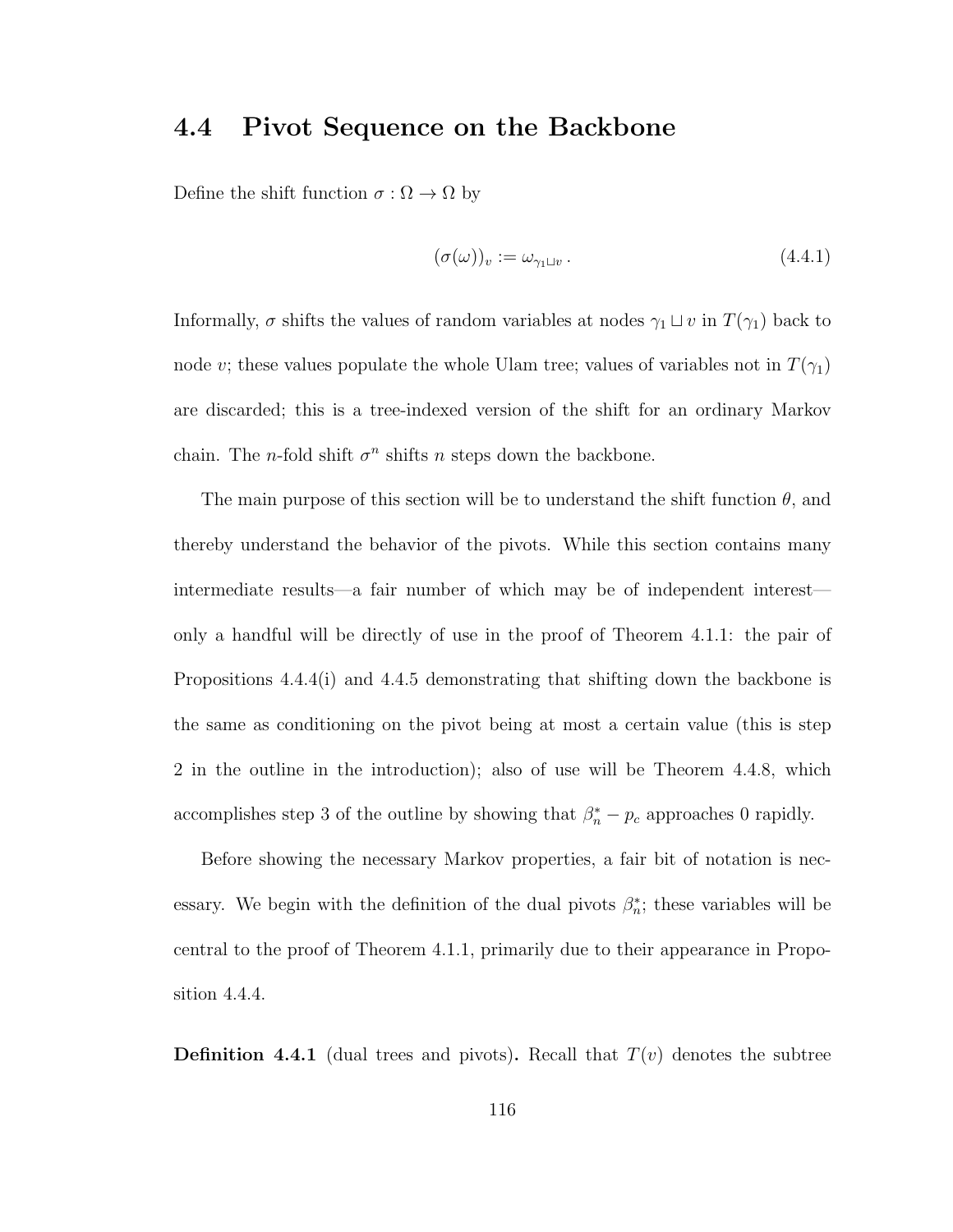## 4.4 Pivot Sequence on the Backbone

Define the shift function $\sigma : \Omega \to \Omega$ by

$$(\sigma(\omega))_v := \omega_{\gamma_1 \sqcup v} \,. \tag{4.4.1}$$

Informally, $\sigma$ shifts the values of random variables at nodes $\gamma_1 \sqcup v$ in $T(\gamma_1)$ back to node $v$; these values populate the whole Ulam tree; values of variables not in $T(\gamma_1)$ are discarded; this is a tree-indexed version of the shift for an ordinary Markov chain. The $n$-fold shift $\sigma^n$ shifts $n$ steps down the backbone.

The main purpose of this section will be to understand the shift function $\theta$, and thereby understand the behavior of the pivots. While this section contains many intermediate results—a fair number of which may be of independent interest—only a handful will be directly of use in the proof of Theorem 4.1.1: the pair of Propositions 4.4.4(i) and 4.4.5 demonstrating that shifting down the backbone is the same as conditioning on the pivot being at most a certain value (this is step 2 in the outline in the introduction); also of use will be Theorem 4.4.8, which accomplishes step 3 of the outline by showing that $\beta_n^* - p_c$ approaches 0 rapidly.

Before showing the necessary Markov properties, a fair bit of notation is necessary. We begin with the definition of the dual pivots $\beta_n^*$; these variables will be central to the proof of Theorem 4.1.1, primarily due to their appearance in Proposition 4.4.4.

**Definition 4.4.1** (dual trees and pivots)**.** Recall that $T(v)$ denotes the subtree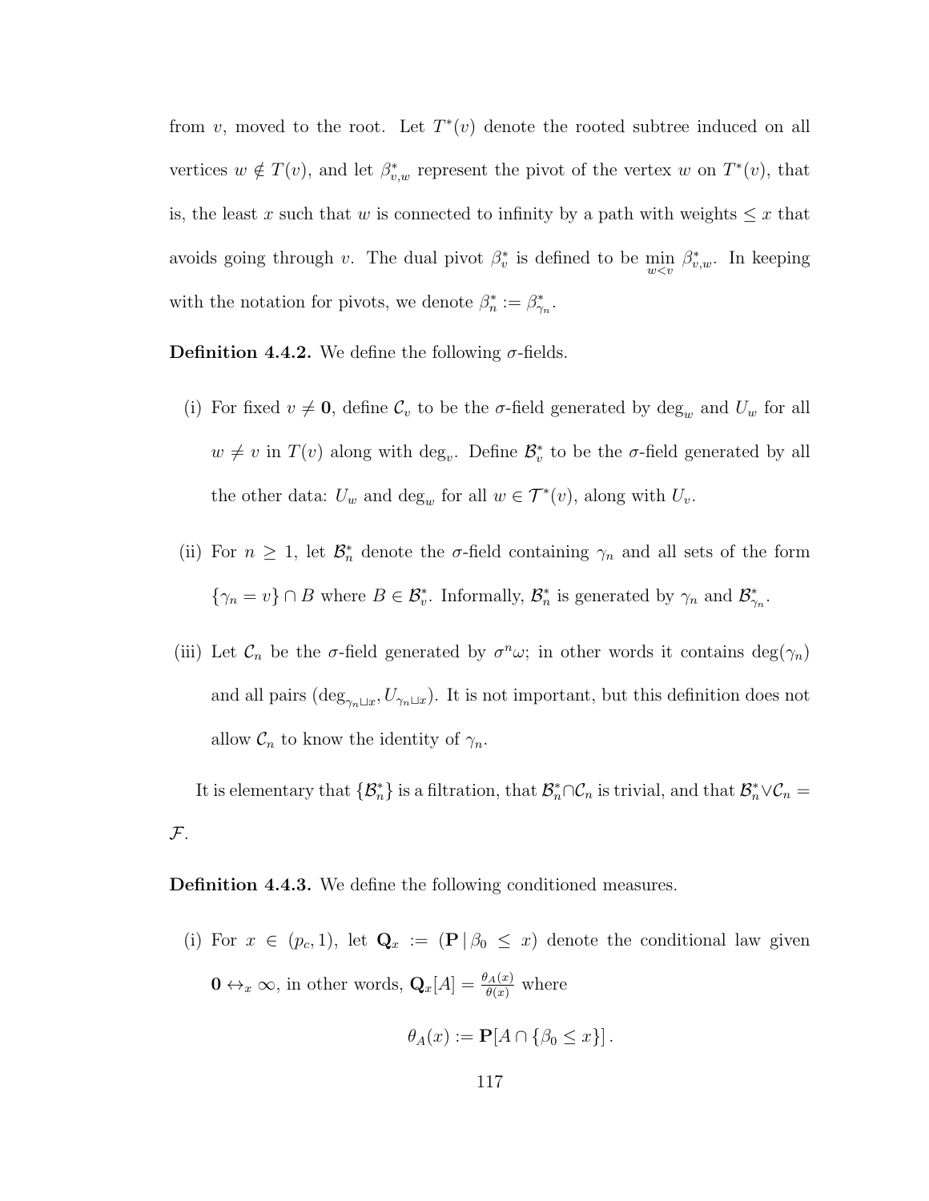from $v$, moved to the root. Let $T^*(v)$ denote the rooted subtree induced on all vertices $w \notin T(v)$, and let $\beta^*_{v,w}$ represent the pivot of the vertex $w$ on $T^*(v)$, that is, the least $x$ such that $w$ is connected to infinity by a path with weights $\leq x$ that avoids going through $v$. The dual pivot $\beta^*_v$ is defined to be $\min_{w<v} \beta^*_{v,w}$. In keeping with the notation for pivots, we denote $\beta^*_n := \beta^*_{\gamma_n}$.

**Definition 4.4.2.** We define the following $\sigma$-fields.

(i) For fixed $v \neq \mathbf{0}$, define $\mathcal{C}_v$ to be the $\sigma$-field generated by $\deg_w$ and $U_w$ for all $w \neq v$ in $T(v)$ along with $\deg_v$. Define $\mathcal{B}^*_v$ to be the $\sigma$-field generated by all the other data: $U_w$ and $\deg_w$ for all $w \in \mathcal{T}^*(v)$, along with $U_v$.

(ii) For $n \geq 1$, let $\mathcal{B}^*_n$ denote the $\sigma$-field containing $\gamma_n$ and all sets of the form $\{\gamma_n = v\} \cap B$ where $B \in \mathcal{B}^*_v$. Informally, $\mathcal{B}^*_n$ is generated by $\gamma_n$ and $\mathcal{B}^*_{\gamma_n}$.

(iii) Let $\mathcal{C}_n$ be the $\sigma$-field generated by $\sigma^n \omega$; in other words it contains $\deg(\gamma_n)$ and all pairs $(\deg_{\gamma_n \sqcup x}, U_{\gamma_n \sqcup x})$. It is not important, but this definition does not allow $\mathcal{C}_n$ to know the identity of $\gamma_n$.

It is elementary that $\{\mathcal{B}^*_n\}$ is a filtration, that $\mathcal{B}^*_n \cap \mathcal{C}_n$ is trivial, and that $\mathcal{B}^*_n \vee \mathcal{C}_n = \mathcal{F}$.

**Definition 4.4.3.** We define the following conditioned measures.

(i) For $x \in (p_c, 1)$, let $\mathbf{Q}_x := (\mathbf{P} \mid \beta_0 \leq x)$ denote the conditional law given $\mathbf{0} \leftrightarrow_x \infty$, in other words, $\mathbf{Q}_x[A] = \frac{\theta_A(x)}{\theta(x)}$ where

$$\theta_A(x) := \mathbf{P}[A \cap \{\beta_0 \leq x\}] .$$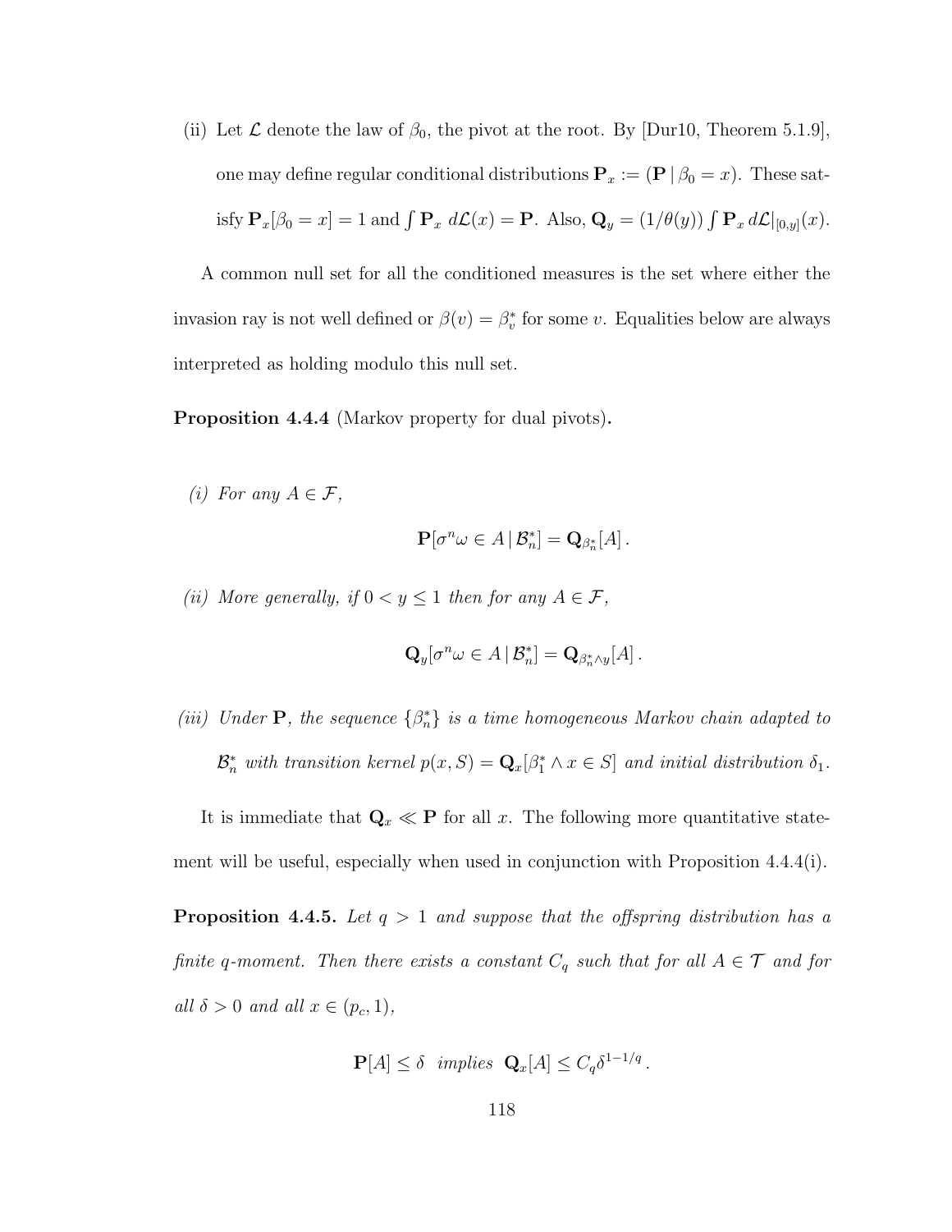(ii) Let $\mathcal{L}$ denote the law of $\beta_0$, the pivot at the root. By [Dur10, Theorem 5.1.9], one may define regular conditional distributions $\mathbf{P}_x := (\mathbf{P} \mid \beta_0 = x)$. These satisfy $\mathbf{P}_x[\beta_0 = x] = 1$ and $\int \mathbf{P}_x \, d\mathcal{L}(x) = \mathbf{P}$. Also, $\mathbf{Q}_y = (1/\theta(y)) \int \mathbf{P}_x \, d\mathcal{L}|_{[0,y]}(x)$.

A common null set for all the conditioned measures is the set where either the invasion ray is not well defined or $\beta(v) = \beta_v^*$ for some $v$. Equalities below are always interpreted as holding modulo this null set.

**Proposition 4.4.4** (Markov property for dual pivots)**.**

*(i) For any $A \in \mathcal{F}$,*

$$\mathbf{P}[\sigma^n \omega \in A \mid \mathcal{B}_n^*] = \mathbf{Q}_{\beta_n^*}[A] .$$

*(ii) More generally, if $0 < y \leq 1$ then for any $A \in \mathcal{F}$,*

$$\mathbf{Q}_y[\sigma^n \omega \in A \mid \mathcal{B}_n^*] = \mathbf{Q}_{\beta_n^* \wedge y}[A] .$$

*(iii) Under $\mathbf{P}$, the sequence $\{\beta_n^*\}$ is a time homogeneous Markov chain adapted to $\mathcal{B}_n^*$ with transition kernel $p(x, S) = \mathbf{Q}_x[\beta_1^* \wedge x \in S]$ and initial distribution $\delta_1$.*

It is immediate that $\mathbf{Q}_x \ll \mathbf{P}$ for all $x$. The following more quantitative statement will be useful, especially when used in conjunction with Proposition 4.4.4(i).

**Proposition 4.4.5.** *Let $q > 1$ and suppose that the offspring distribution has a finite q-moment. Then there exists a constant $C_q$ such that for all $A \in \mathcal{T}$ and for all $\delta > 0$ and all $x \in (p_c, 1)$,*

$$\mathbf{P}[A] \leq \delta \ \textit{ implies } \ \mathbf{Q}_x[A] \leq C_q \delta^{1-1/q} .$$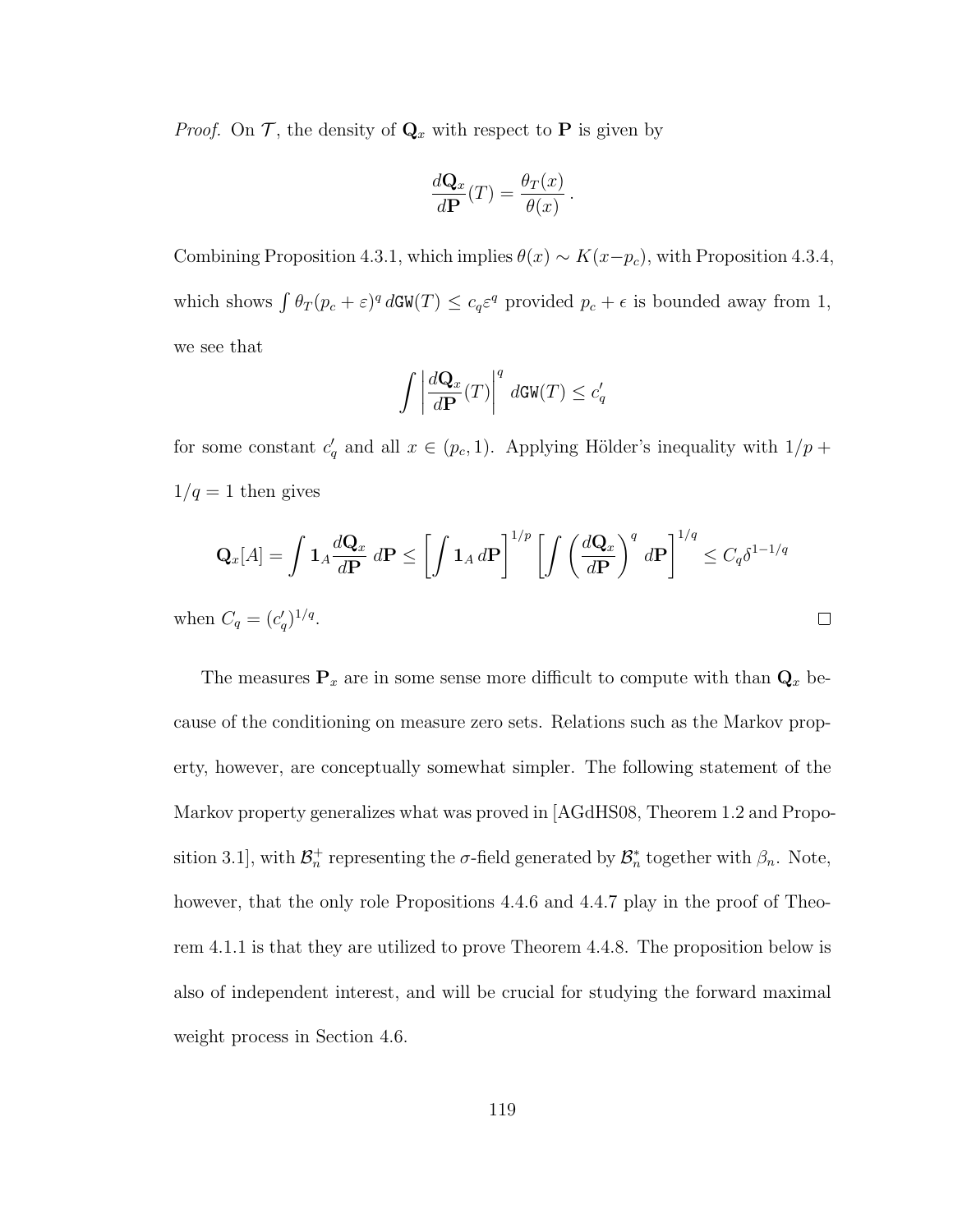*Proof.* On $\mathcal{T}$, the density of $\mathbf{Q}_x$ with respect to $\mathbf{P}$ is given by

$$\frac{d\mathbf{Q}_x}{d\mathbf{P}}(T) = \frac{\theta_T(x)}{\theta(x)} .$$

Combining Proposition 4.3.1, which implies $\theta(x) \sim K(x-p_c)$, with Proposition 4.3.4, which shows $\int \theta_T(p_c+\varepsilon)^q \, d\mathtt{GW}(T) \le c_q \varepsilon^q$ provided $p_c + \epsilon$ is bounded away from 1, we see that

$$\int \left| \frac{d\mathbf{Q}_x}{d\mathbf{P}}(T) \right|^q \, d\mathtt{GW}(T) \le c'_q$$

for some constant $c'_q$ and all $x \in (p_c, 1)$. Applying Hölder's inequality with $1/p + 1/q = 1$ then gives

$$\mathbf{Q}_x[A] = \int \mathbf{1}_A \frac{d\mathbf{Q}_x}{d\mathbf{P}} \, d\mathbf{P} \le \left[ \int \mathbf{1}_A \, d\mathbf{P} \right]^{1/p} \left[ \int \left( \frac{d\mathbf{Q}_x}{d\mathbf{P}} \right)^q d\mathbf{P} \right]^{1/q} \le C_q \delta^{1-1/q}$$

when $C_q = (c'_q)^{1/q}$. □

The measures $\mathbf{P}_x$ are in some sense more difficult to compute with than $\mathbf{Q}_x$ because of the conditioning on measure zero sets. Relations such as the Markov property, however, are conceptually somewhat simpler. The following statement of the Markov property generalizes what was proved in [AGdHS08, Theorem 1.2 and Proposition 3.1], with $\mathcal{B}_n^+$ representing the $\sigma$-field generated by $\mathcal{B}_n^*$ together with $\beta_n$. Note, however, that the only role Propositions 4.4.6 and 4.4.7 play in the proof of Theorem 4.1.1 is that they are utilized to prove Theorem 4.4.8. The proposition below is also of independent interest, and will be crucial for studying the forward maximal weight process in Section 4.6.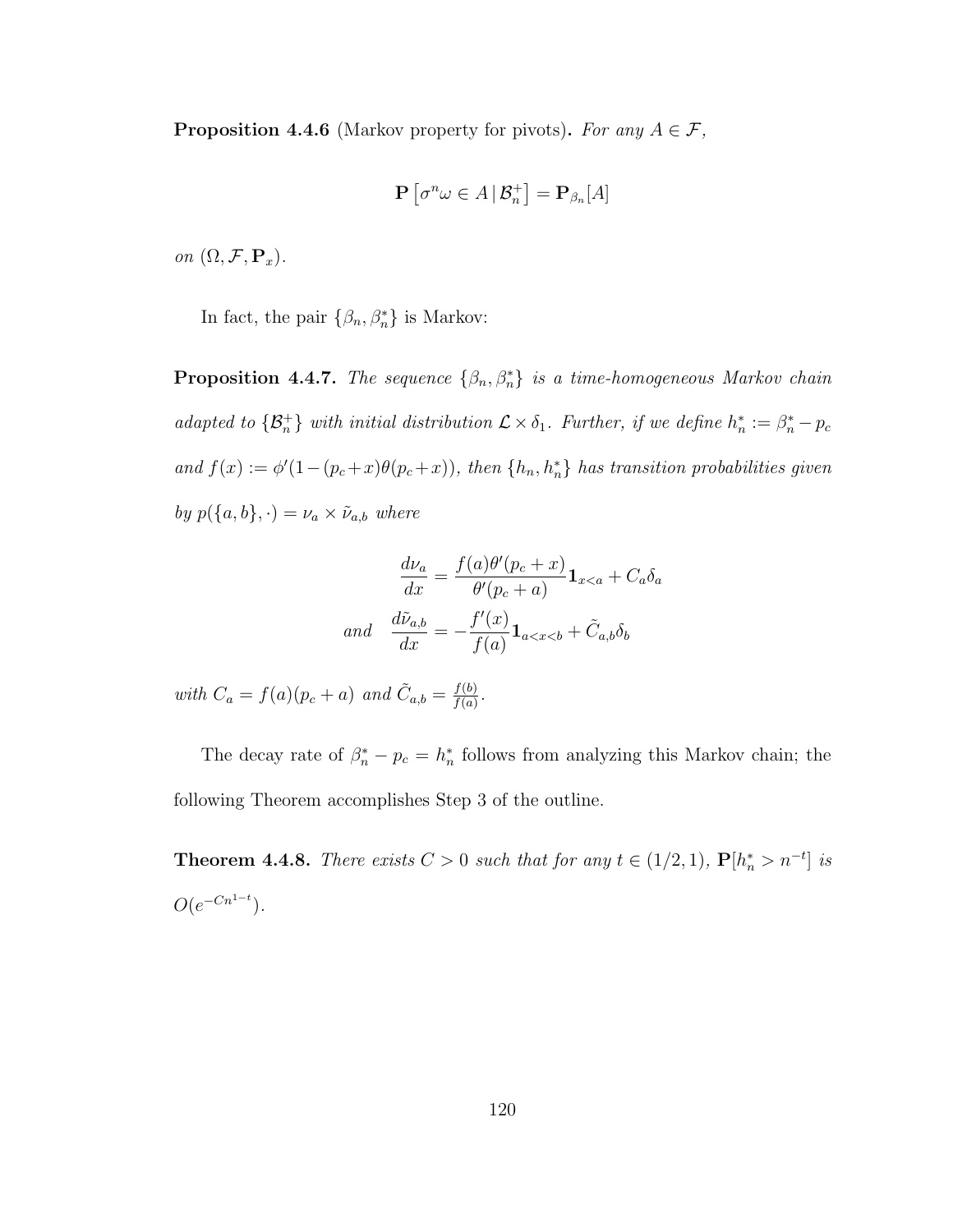**Proposition 4.4.6** (Markov property for pivots)**.** *For any $A \in \mathcal{F}$,*

$$\mathbf{P}\left[\sigma^n \omega \in A \,|\, \mathcal{B}_n^+\right] = \mathbf{P}_{\beta_n}[A]$$

*on $(\Omega, \mathcal{F}, \mathbf{P}_x)$.*

In fact, the pair $\{\beta_n, \beta_n^*\}$ is Markov:

**Proposition 4.4.7.** *The sequence $\{\beta_n, \beta_n^*\}$ is a time-homogeneous Markov chain adapted to $\{\mathcal{B}_n^+\}$ with initial distribution $\mathcal{L} \times \delta_1$. Further, if we define $h_n^* := \beta_n^* - p_c$ and $f(x) := \phi'(1-(p_c+x)\theta(p_c+x))$, then $\{h_n, h_n^*\}$ has transition probabilities given by $p(\{a,b\}, \cdot) = \nu_a \times \tilde{\nu}_{a,b}$ where*

$$\frac{d\nu_a}{dx} = \frac{f(a)\theta'(p_c+x)}{\theta'(p_c+a)}\mathbf{1}_{x<a} + C_a\delta_a$$

$$\text{and} \quad \frac{d\tilde{\nu}_{a,b}}{dx} = -\frac{f'(x)}{f(a)}\mathbf{1}_{a<x<b} + \tilde{C}_{a,b}\delta_b$$

*with $C_a = f(a)(p_c+a)$ and $\tilde{C}_{a,b} = \frac{f(b)}{f(a)}$.*

The decay rate of $\beta_n^* - p_c = h_n^*$ follows from analyzing this Markov chain; the following Theorem accomplishes Step 3 of the outline.

**Theorem 4.4.8.** *There exists $C > 0$ such that for any $t \in (1/2, 1)$, $\mathbf{P}[h_n^* > n^{-t}]$ is $O(e^{-Cn^{1-t}})$.*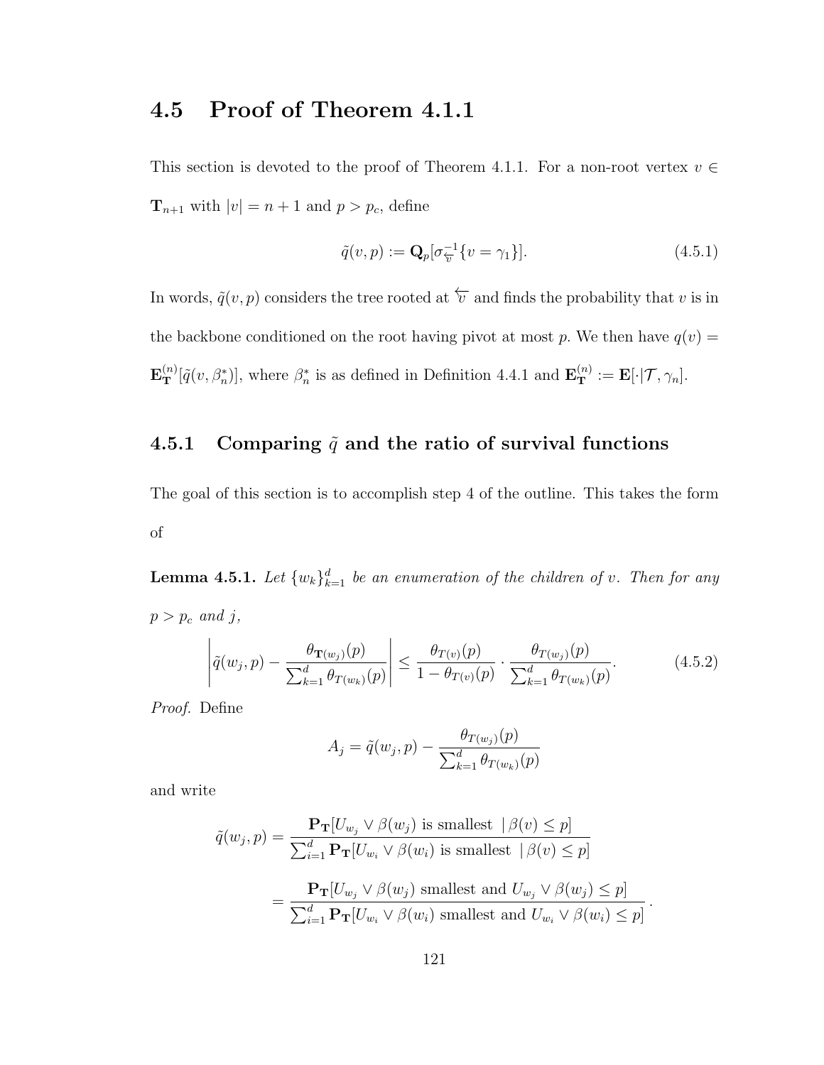## 4.5 Proof of Theorem 4.1.1

This section is devoted to the proof of Theorem 4.1.1. For a non-root vertex $v \in \mathbf{T}_{n+1}$ with $|v| = n+1$ and $p > p_c$, define

$$\tilde{q}(v,p) := \mathbf{Q}_p[\sigma_{\overleftarrow{v}}^{-1}\{v = \gamma_1\}]. \tag{4.5.1}$$

In words, $\tilde{q}(v,p)$ considers the tree rooted at $\overleftarrow{v}$ and finds the probability that $v$ is in the backbone conditioned on the root having pivot at most $p$. We then have $q(v) = \mathbf{E}_{\mathbf{T}}^{(n)}[\tilde{q}(v, \beta_n^*)]$, where $\beta_n^*$ is as defined in Definition 4.4.1 and $\mathbf{E}_{\mathbf{T}}^{(n)} := \mathbf{E}[\cdot | \mathcal{T}, \gamma_n]$.

### 4.5.1 Comparing $\tilde{q}$ and the ratio of survival functions

The goal of this section is to accomplish step 4 of the outline. This takes the form of

**Lemma 4.5.1.** *Let $\{w_k\}_{k=1}^d$ be an enumeration of the children of $v$. Then for any $p > p_c$ and $j$,*

$$\left| \tilde{q}(w_j, p) - \frac{\theta_{\mathbf{T}(w_j)}(p)}{\sum_{k=1}^d \theta_{T(w_k)}(p)} \right| \leq \frac{\theta_{T(v)}(p)}{1 - \theta_{T(v)}(p)} \cdot \frac{\theta_{T(w_j)}(p)}{\sum_{k=1}^d \theta_{T(w_k)}(p)}. \tag{4.5.2}$$

*Proof.* Define

$$A_j = \tilde{q}(w_j, p) - \frac{\theta_{T(w_j)}(p)}{\sum_{k=1}^d \theta_{T(w_k)}(p)}$$

and write

$$\begin{aligned}
\tilde{q}(w_j, p) &= \frac{\mathbf{P}_{\mathbf{T}}[U_{w_j} \vee \beta(w_j) \text{ is smallest } \mid \beta(v) \leq p]}{\sum_{i=1}^d \mathbf{P}_{\mathbf{T}}[U_{w_i} \vee \beta(w_i) \text{ is smallest } \mid \beta(v) \leq p]} \\
&= \frac{\mathbf{P}_{\mathbf{T}}[U_{w_j} \vee \beta(w_j) \text{ smallest and } U_{w_j} \vee \beta(w_j) \leq p]}{\sum_{i=1}^d \mathbf{P}_{\mathbf{T}}[U_{w_i} \vee \beta(w_i) \text{ smallest and } U_{w_i} \vee \beta(w_i) \leq p]}.
\end{aligned}$$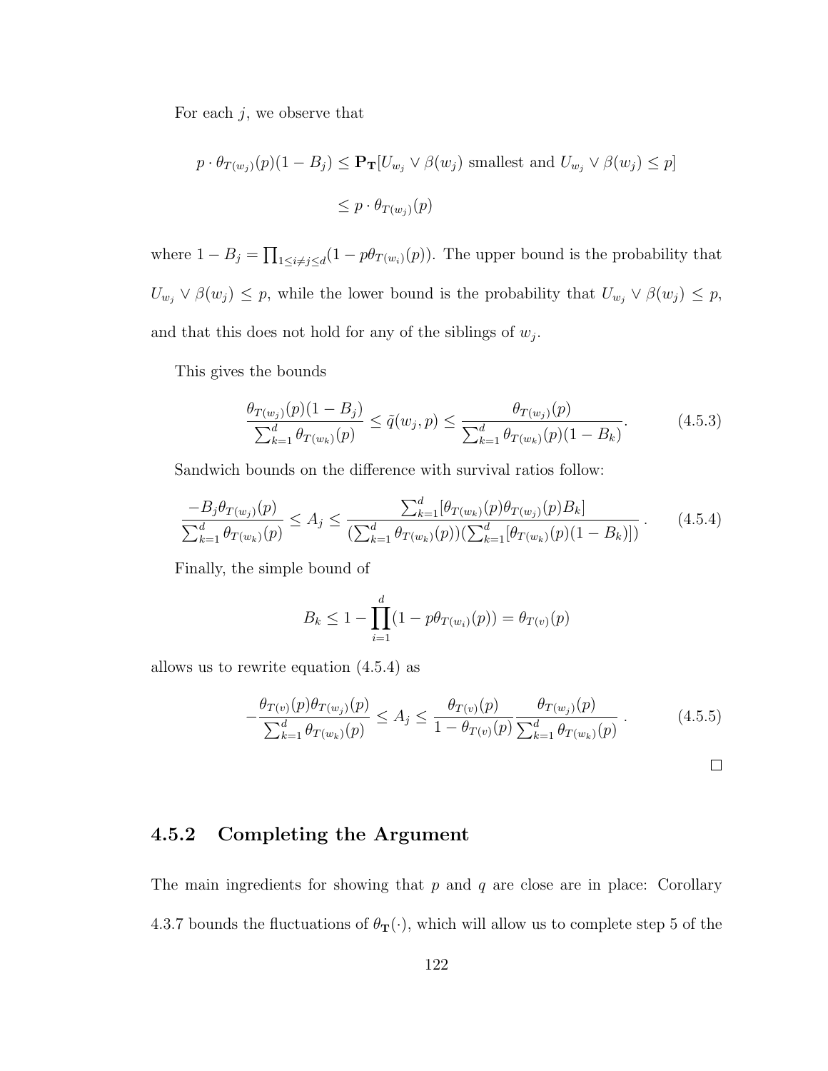For each $j$, we observe that

$$p \cdot \theta_{T(w_j)}(p)(1 - B_j) \leq \mathbf{P_T}[U_{w_j} \vee \beta(w_j) \text{ smallest and } U_{w_j} \vee \beta(w_j) \leq p]$$

$$\leq p \cdot \theta_{T(w_j)}(p)$$

where $1 - B_j = \prod_{1 \leq i \neq j \leq d}(1 - p\theta_{T(w_i)}(p))$. The upper bound is the probability that $U_{w_j} \vee \beta(w_j) \leq p$, while the lower bound is the probability that $U_{w_j} \vee \beta(w_j) \leq p$, and that this does not hold for any of the siblings of $w_j$.

This gives the bounds

$$\frac{\theta_{T(w_j)}(p)(1 - B_j)}{\sum_{k=1}^{d} \theta_{T(w_k)}(p)} \leq \tilde{q}(w_j, p) \leq \frac{\theta_{T(w_j)}(p)}{\sum_{k=1}^{d} \theta_{T(w_k)}(p)(1 - B_k)}. \tag{4.5.3}$$

Sandwich bounds on the difference with survival ratios follow:

$$\frac{-B_j \theta_{T(w_j)}(p)}{\sum_{k=1}^{d} \theta_{T(w_k)}(p)} \leq A_j \leq \frac{\sum_{k=1}^{d} [\theta_{T(w_k)}(p) \theta_{T(w_j)}(p) B_k]}{(\sum_{k=1}^{d} \theta_{T(w_k)}(p))(\sum_{k=1}^{d} [\theta_{T(w_k)}(p)(1 - B_k)])}. \tag{4.5.4}$$

Finally, the simple bound of

$$B_k \leq 1 - \prod_{i=1}^{d}(1 - p\theta_{T(w_i)}(p)) = \theta_{T(v)}(p)$$

allows us to rewrite equation (4.5.4) as

$$-\frac{\theta_{T(v)}(p)\theta_{T(w_j)}(p)}{\sum_{k=1}^{d} \theta_{T(w_k)}(p)} \leq A_j \leq \frac{\theta_{T(v)}(p)}{1 - \theta_{T(v)}(p)} \frac{\theta_{T(w_j)}(p)}{\sum_{k=1}^{d} \theta_{T(w_k)}(p)}. \tag{4.5.5}$$

□

### 4.5.2 Completing the Argument

The main ingredients for showing that $p$ and $q$ are close are in place: Corollary 4.3.7 bounds the fluctuations of $\theta_{\mathbf{T}}(\cdot)$, which will allow us to complete step 5 of the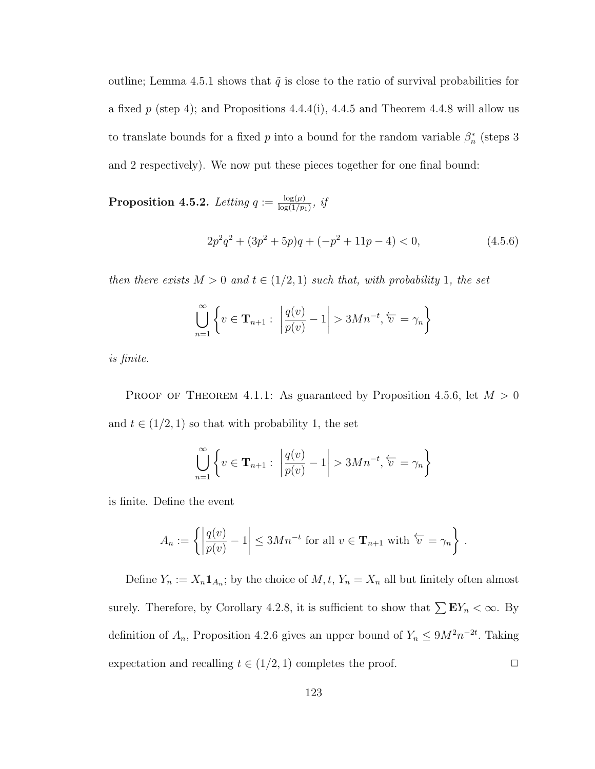outline; Lemma 4.5.1 shows that $\tilde{q}$ is close to the ratio of survival probabilities for a fixed $p$ (step 4); and Propositions 4.4.4(i), 4.4.5 and Theorem 4.4.8 will allow us to translate bounds for a fixed $p$ into a bound for the random variable $\beta_n^*$ (steps 3 and 2 respectively). We now put these pieces together for one final bound:

**Proposition 4.5.2.** *Letting* $q := \frac{\log(\mu)}{\log(1/p_1)}$*, if*

$$2p^2q^2 + (3p^2 + 5p)q + (-p^2 + 11p - 4) < 0, \tag{4.5.6}$$

*then there exists* $M > 0$ *and* $t \in (1/2, 1)$ *such that, with probability* 1*, the set*

$$\bigcup_{n=1}^{\infty} \left\{ v \in \mathbf{T}_{n+1} : \left| \frac{q(v)}{p(v)} - 1 \right| > 3Mn^{-t}, \overleftarrow{v} = \gamma_n \right\}$$

*is finite.*

PROOF OF THEOREM 4.1.1: As guaranteed by Proposition 4.5.6, let $M > 0$ and $t \in (1/2, 1)$ so that with probability 1, the set

$$\bigcup_{n=1}^{\infty} \left\{ v \in \mathbf{T}_{n+1} : \left| \frac{q(v)}{p(v)} - 1 \right| > 3Mn^{-t}, \overleftarrow{v} = \gamma_n \right\}$$

is finite. Define the event

$$A_n := \left\{ \left| \frac{q(v)}{p(v)} - 1 \right| \leq 3Mn^{-t} \text{ for all } v \in \mathbf{T}_{n+1} \text{ with } \overleftarrow{v} = \gamma_n \right\}.$$

Define $Y_n := X_n \mathbf{1}_{A_n}$; by the choice of $M, t$, $Y_n = X_n$ all but finitely often almost surely. Therefore, by Corollary 4.2.8, it is sufficient to show that $\sum \mathbf{E} Y_n < \infty$. By definition of $A_n$, Proposition 4.2.6 gives an upper bound of $Y_n \leq 9M^2 n^{-2t}$. Taking expectation and recalling $t \in (1/2, 1)$ completes the proof. $\square$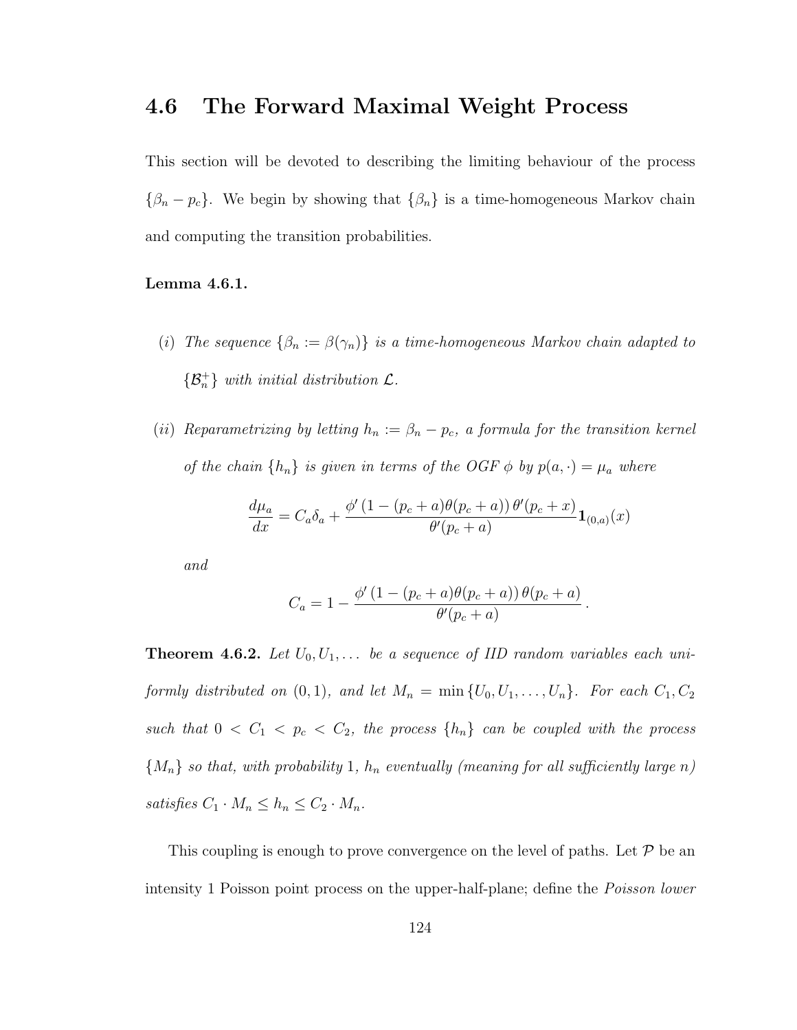## 4.6 The Forward Maximal Weight Process

This section will be devoted to describing the limiting behaviour of the process $\{\beta_n - p_c\}$. We begin by showing that $\{\beta_n\}$ is a time-homogeneous Markov chain and computing the transition probabilities.

**Lemma 4.6.1.**

(i) *The sequence $\{\beta_n := \beta(\gamma_n)\}$ is a time-homogeneous Markov chain adapted to $\{\mathcal{B}_n^+\}$ with initial distribution $\mathcal{L}$.*

(ii) *Reparametrizing by letting $h_n := \beta_n - p_c$, a formula for the transition kernel of the chain $\{h_n\}$ is given in terms of the OGF $\phi$ by $p(a, \cdot) = \mu_a$ where*

$$\frac{d\mu_a}{dx} = C_a \delta_a + \frac{\phi'\left(1 - (p_c + a)\theta(p_c + a)\right)\theta'(p_c + x)}{\theta'(p_c + a)} \mathbf{1}_{(0,a)}(x)$$

*and*

$$C_a = 1 - \frac{\phi'\left(1 - (p_c + a)\theta(p_c + a)\right)\theta(p_c + a)}{\theta'(p_c + a)}.$$

**Theorem 4.6.2.** *Let $U_0, U_1, \ldots$ be a sequence of IID random variables each uniformly distributed on $(0, 1)$, and let $M_n = \min\{U_0, U_1, \ldots, U_n\}$. For each $C_1, C_2$ such that $0 < C_1 < p_c < C_2$, the process $\{h_n\}$ can be coupled with the process $\{M_n\}$ so that, with probability 1, $h_n$ eventually (meaning for all sufficiently large $n$) satisfies $C_1 \cdot M_n \leq h_n \leq C_2 \cdot M_n$.*

This coupling is enough to prove convergence on the level of paths. Let $\mathcal{P}$ be an intensity 1 Poisson point process on the upper-half-plane; define the *Poisson lower*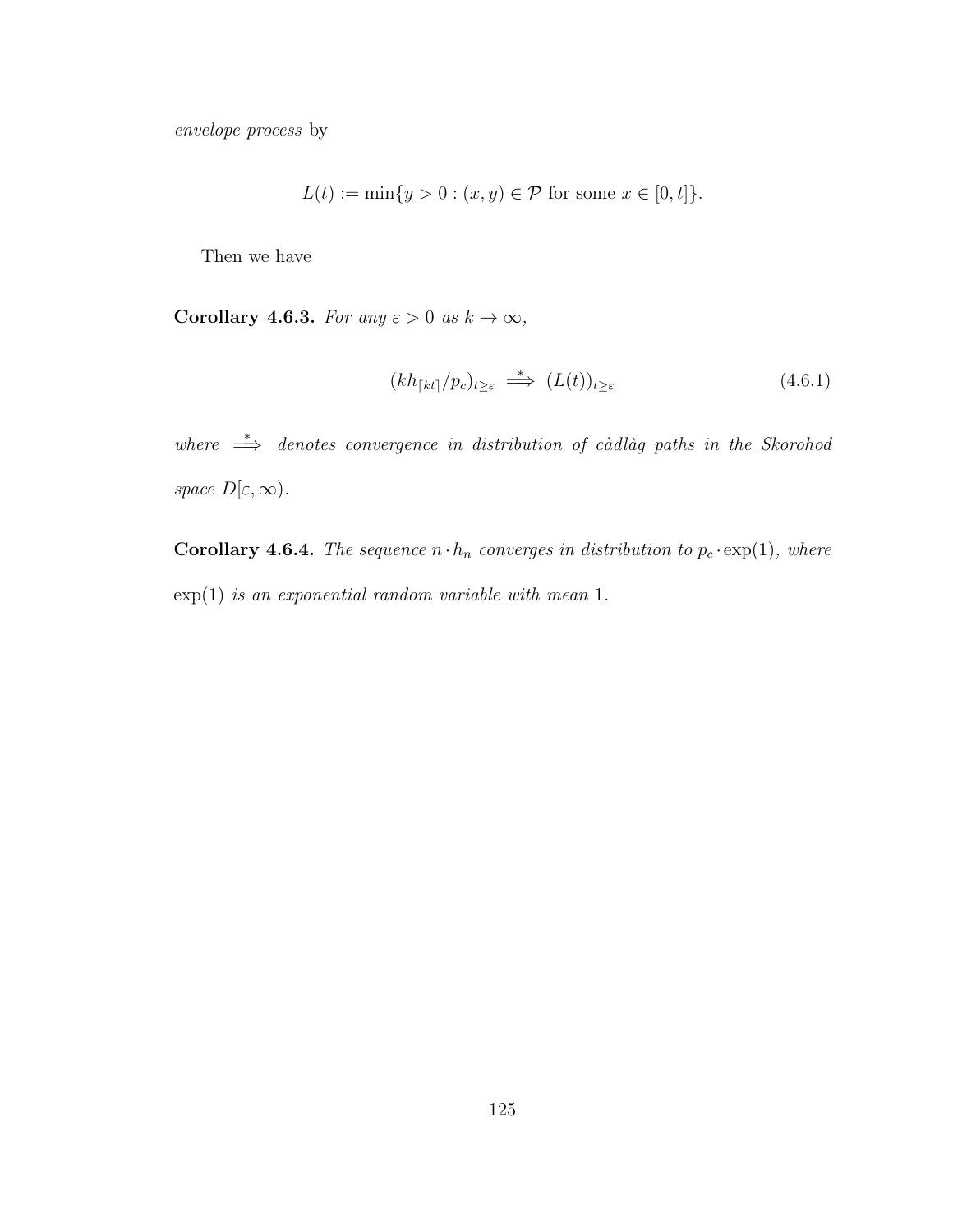*envelope process* by

$$L(t) := \min\{y > 0 : (x, y) \in \mathcal{P} \text{ for some } x \in [0, t]\}.$$

Then we have

**Corollary 4.6.3.** *For any $\varepsilon > 0$ as $k \to \infty$,*

$$(kh_{\lceil kt \rceil}/p_c)_{t \geq \varepsilon} \overset{*}{\Longrightarrow} (L(t))_{t \geq \varepsilon} \tag{4.6.1}$$

*where $\overset{*}{\Longrightarrow}$ denotes convergence in distribution of càdlàg paths in the Skorohod space $D[\varepsilon, \infty)$.*

**Corollary 4.6.4.** *The sequence $n \cdot h_n$ converges in distribution to $p_c \cdot \exp(1)$, where $\exp(1)$ is an exponential random variable with mean 1.*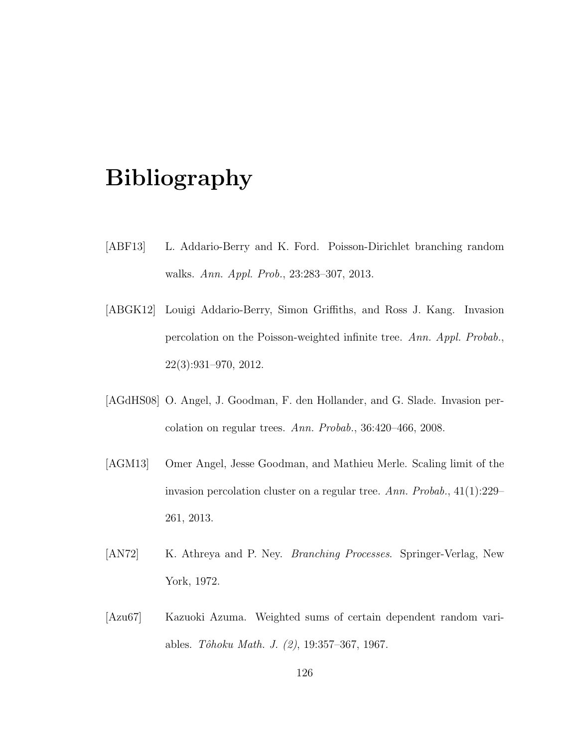# Bibliography

[ABF13] L. Addario-Berry and K. Ford. Poisson-Dirichlet branching random walks. *Ann. Appl. Prob.*, 23:283–307, 2013.

[ABGK12] Louigi Addario-Berry, Simon Griffiths, and Ross J. Kang. Invasion percolation on the Poisson-weighted infinite tree. *Ann. Appl. Probab.*, 22(3):931–970, 2012.

[AGdHS08] O. Angel, J. Goodman, F. den Hollander, and G. Slade. Invasion percolation on regular trees. *Ann. Probab.*, 36:420–466, 2008.

[AGM13] Omer Angel, Jesse Goodman, and Mathieu Merle. Scaling limit of the invasion percolation cluster on a regular tree. *Ann. Probab.*, 41(1):229–261, 2013.

[AN72] K. Athreya and P. Ney. *Branching Processes*. Springer-Verlag, New York, 1972.

[Azu67] Kazuoki Azuma. Weighted sums of certain dependent random variables. *Tôhoku Math. J. (2)*, 19:357–367, 1967.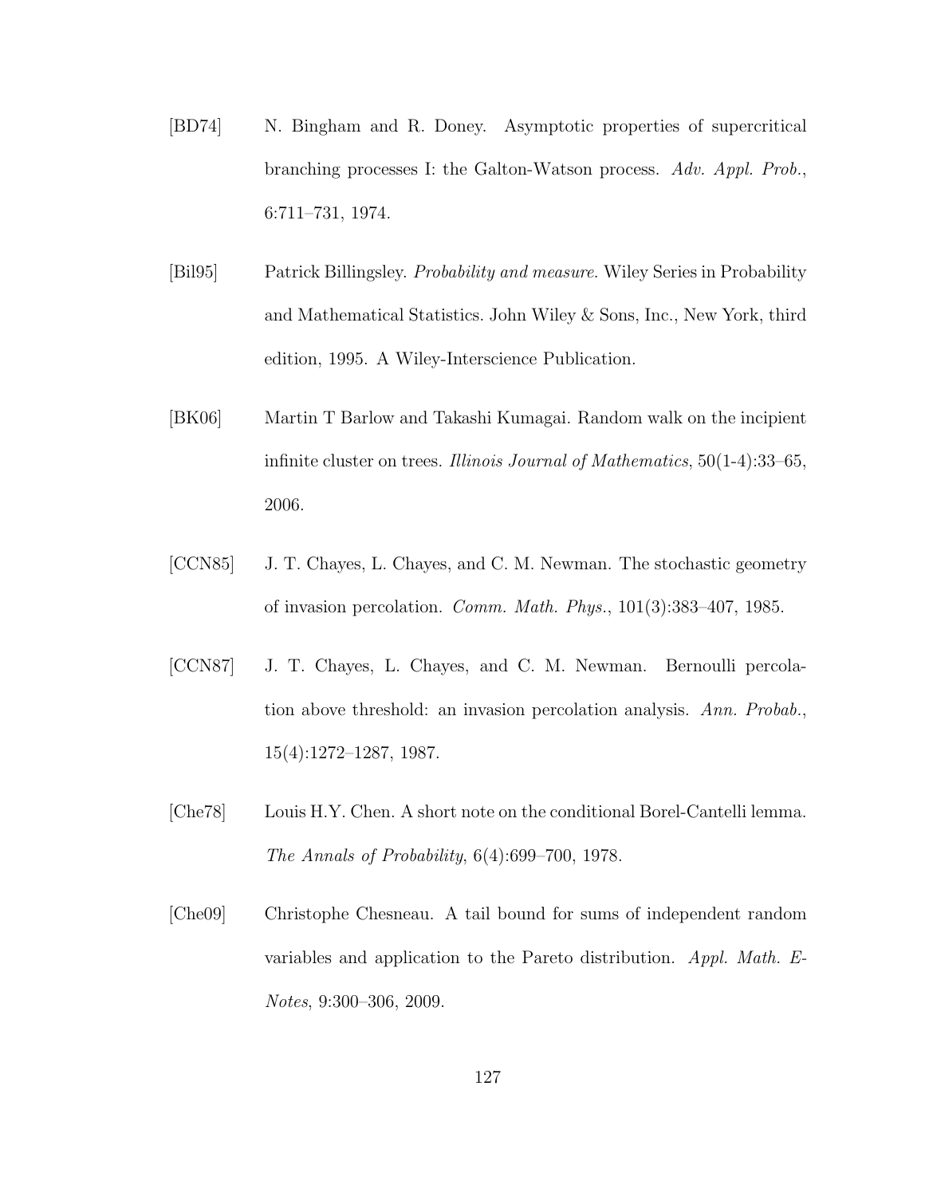[BD74] N. Bingham and R. Doney. Asymptotic properties of supercritical branching processes I: the Galton-Watson process. *Adv. Appl. Prob.*, 6:711–731, 1974.

[Bil95] Patrick Billingsley. *Probability and measure*. Wiley Series in Probability and Mathematical Statistics. John Wiley & Sons, Inc., New York, third edition, 1995. A Wiley-Interscience Publication.

[BK06] Martin T Barlow and Takashi Kumagai. Random walk on the incipient infinite cluster on trees. *Illinois Journal of Mathematics*, 50(1-4):33–65, 2006.

[CCN85] J. T. Chayes, L. Chayes, and C. M. Newman. The stochastic geometry of invasion percolation. *Comm. Math. Phys.*, 101(3):383–407, 1985.

[CCN87] J. T. Chayes, L. Chayes, and C. M. Newman. Bernoulli percolation above threshold: an invasion percolation analysis. *Ann. Probab.*, 15(4):1272–1287, 1987.

[Che78] Louis H.Y. Chen. A short note on the conditional Borel-Cantelli lemma. *The Annals of Probability*, 6(4):699–700, 1978.

[Che09] Christophe Chesneau. A tail bound for sums of independent random variables and application to the Pareto distribution. *Appl. Math. E-Notes*, 9:300–306, 2009.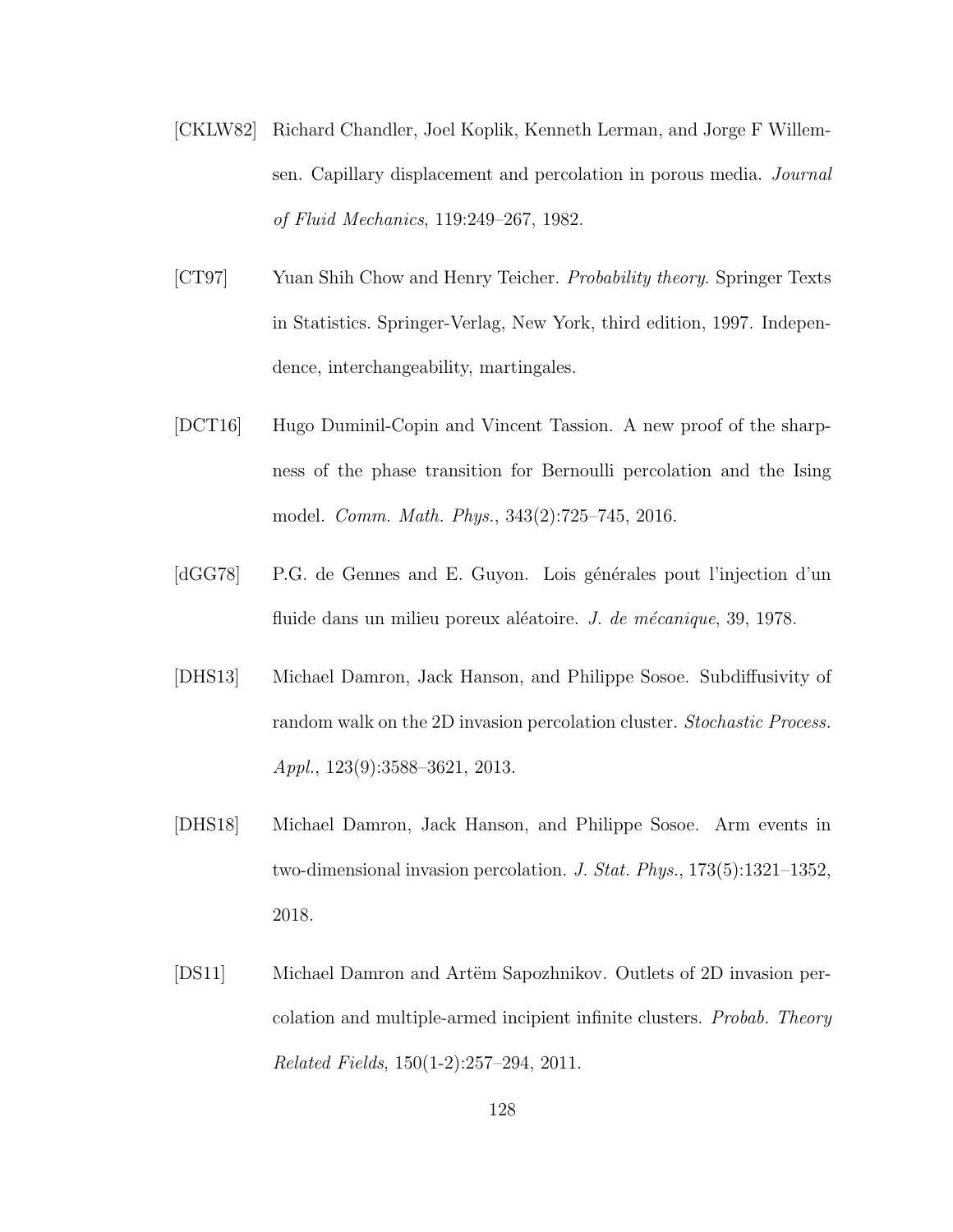[CKLW82] Richard Chandler, Joel Koplik, Kenneth Lerman, and Jorge F Willemsen. Capillary displacement and percolation in porous media. *Journal of Fluid Mechanics*, 119:249–267, 1982.

[CT97] Yuan Shih Chow and Henry Teicher. *Probability theory*. Springer Texts in Statistics. Springer-Verlag, New York, third edition, 1997. Independence, interchangeability, martingales.

[DCT16] Hugo Duminil-Copin and Vincent Tassion. A new proof of the sharpness of the phase transition for Bernoulli percolation and the Ising model. *Comm. Math. Phys.*, 343(2):725–745, 2016.

[dGG78] P.G. de Gennes and E. Guyon. Lois générales pout l'injection d'un fluide dans un milieu poreux aléatoire. *J. de mécanique*, 39, 1978.

[DHS13] Michael Damron, Jack Hanson, and Philippe Sosoe. Subdiffusivity of random walk on the 2D invasion percolation cluster. *Stochastic Process. Appl.*, 123(9):3588–3621, 2013.

[DHS18] Michael Damron, Jack Hanson, and Philippe Sosoe. Arm events in two-dimensional invasion percolation. *J. Stat. Phys.*, 173(5):1321–1352, 2018.

[DS11] Michael Damron and Artëm Sapozhnikov. Outlets of 2D invasion percolation and multiple-armed incipient infinite clusters. *Probab. Theory Related Fields*, 150(1-2):257–294, 2011.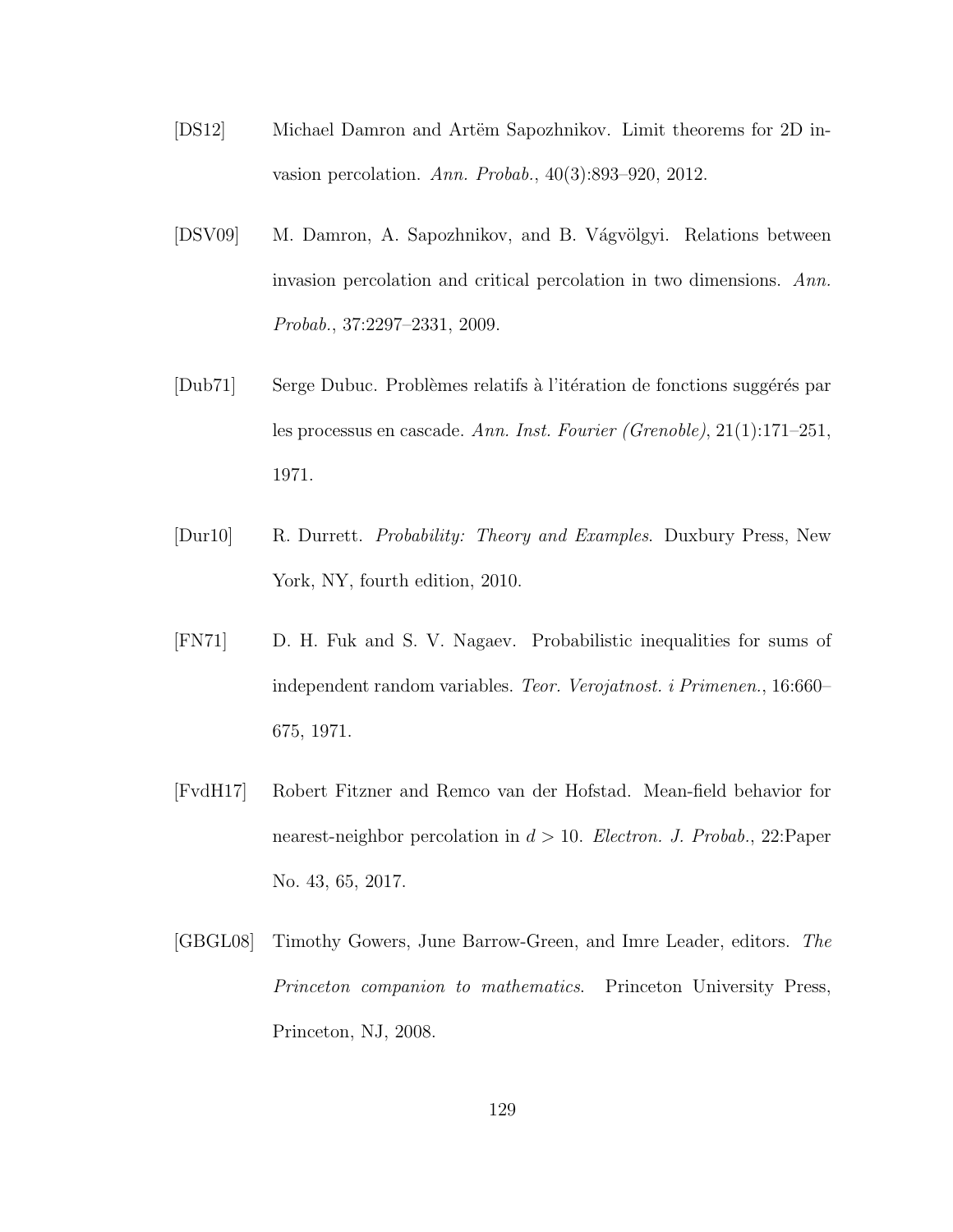[DS12] Michael Damron and Artëm Sapozhnikov. Limit theorems for 2D invasion percolation. *Ann. Probab.*, 40(3):893–920, 2012.

[DSV09] M. Damron, A. Sapozhnikov, and B. Vágvölgyi. Relations between invasion percolation and critical percolation in two dimensions. *Ann. Probab.*, 37:2297–2331, 2009.

[Dub71] Serge Dubuc. Problèmes relatifs à l'itération de fonctions suggérés par les processus en cascade. *Ann. Inst. Fourier (Grenoble)*, 21(1):171–251, 1971.

[Dur10] R. Durrett. *Probability: Theory and Examples*. Duxbury Press, New York, NY, fourth edition, 2010.

[FN71] D. H. Fuk and S. V. Nagaev. Probabilistic inequalities for sums of independent random variables. *Teor. Verojatnost. i Primenen.*, 16:660–675, 1971.

[FvdH17] Robert Fitzner and Remco van der Hofstad. Mean-field behavior for nearest-neighbor percolation in $d > 10$. *Electron. J. Probab.*, 22:Paper No. 43, 65, 2017.

[GBGL08] Timothy Gowers, June Barrow-Green, and Imre Leader, editors. *The Princeton companion to mathematics*. Princeton University Press, Princeton, NJ, 2008.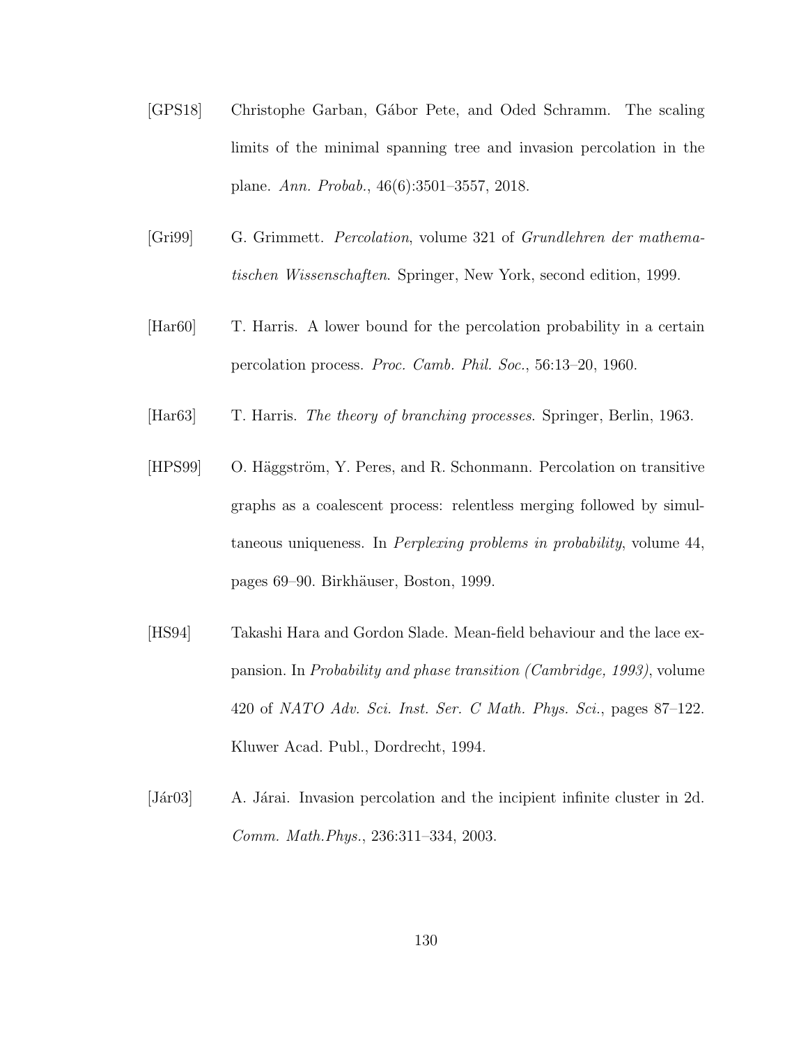[GPS18] Christophe Garban, Gábor Pete, and Oded Schramm. The scaling limits of the minimal spanning tree and invasion percolation in the plane. *Ann. Probab.*, 46(6):3501–3557, 2018.

[Gri99] G. Grimmett. *Percolation*, volume 321 of *Grundlehren der mathematischen Wissenschaften*. Springer, New York, second edition, 1999.

[Har60] T. Harris. A lower bound for the percolation probability in a certain percolation process. *Proc. Camb. Phil. Soc.*, 56:13–20, 1960.

[Har63] T. Harris. *The theory of branching processes.* Springer, Berlin, 1963.

[HPS99] O. Häggström, Y. Peres, and R. Schonmann. Percolation on transitive graphs as a coalescent process: relentless merging followed by simultaneous uniqueness. In *Perplexing problems in probability*, volume 44, pages 69–90. Birkhäuser, Boston, 1999.

[HS94] Takashi Hara and Gordon Slade. Mean-field behaviour and the lace expansion. In *Probability and phase transition (Cambridge, 1993)*, volume 420 of *NATO Adv. Sci. Inst. Ser. C Math. Phys. Sci.*, pages 87–122. Kluwer Acad. Publ., Dordrecht, 1994.

[Jár03] A. Járai. Invasion percolation and the incipient infinite cluster in 2d. *Comm. Math.Phys.*, 236:311–334, 2003.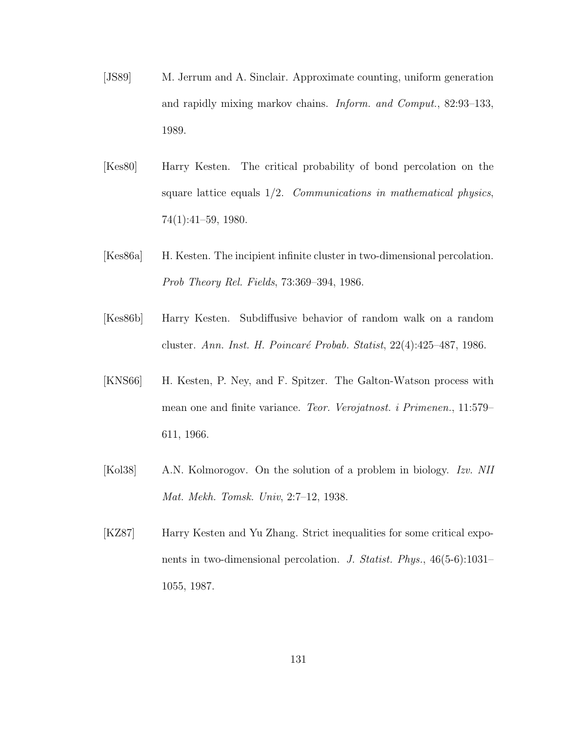[JS89] M. Jerrum and A. Sinclair. Approximate counting, uniform generation and rapidly mixing markov chains. *Inform. and Comput.*, 82:93–133, 1989.

[Kes80] Harry Kesten. The critical probability of bond percolation on the square lattice equals 1/2. *Communications in mathematical physics*, 74(1):41–59, 1980.

[Kes86a] H. Kesten. The incipient infinite cluster in two-dimensional percolation. *Prob Theory Rel. Fields*, 73:369–394, 1986.

[Kes86b] Harry Kesten. Subdiffusive behavior of random walk on a random cluster. *Ann. Inst. H. Poincaré Probab. Statist*, 22(4):425–487, 1986.

[KNS66] H. Kesten, P. Ney, and F. Spitzer. The Galton-Watson process with mean one and finite variance. *Teor. Verojatnost. i Primenen.*, 11:579–611, 1966.

[Kol38] A.N. Kolmorogov. On the solution of a problem in biology. *Izv. NII Mat. Mekh. Tomsk. Univ*, 2:7–12, 1938.

[KZ87] Harry Kesten and Yu Zhang. Strict inequalities for some critical exponents in two-dimensional percolation. *J. Statist. Phys.*, 46(5-6):1031–1055, 1987.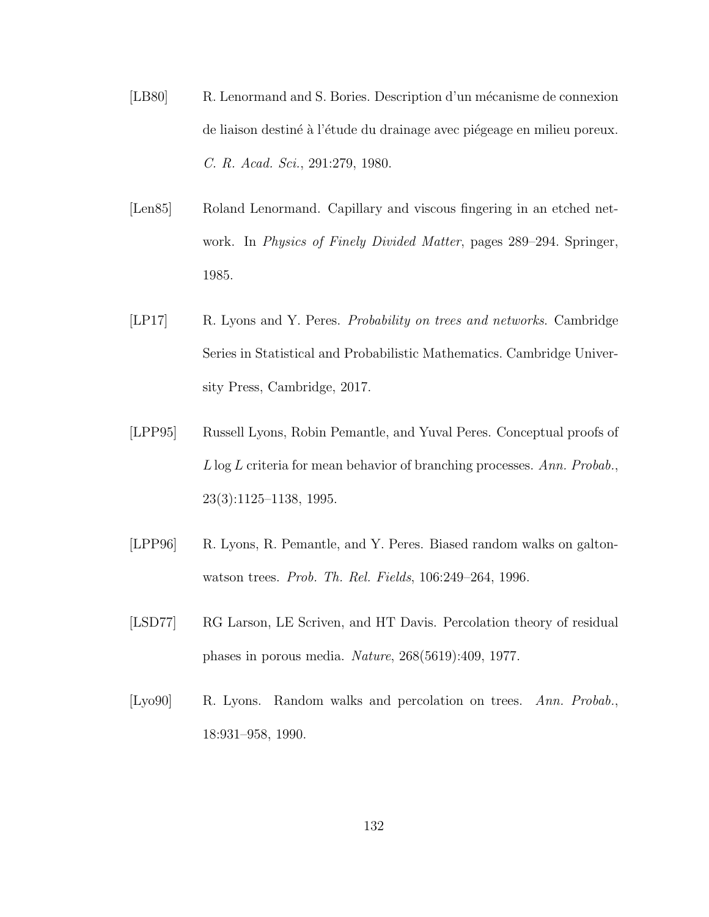[LB80] R. Lenormand and S. Bories. Description d'un mécanisme de connexion de liaison destiné à l'étude du drainage avec piégeage en milieu poreux. *C. R. Acad. Sci.*, 291:279, 1980.

[Len85] Roland Lenormand. Capillary and viscous fingering in an etched network. In *Physics of Finely Divided Matter*, pages 289–294. Springer, 1985.

[LP17] R. Lyons and Y. Peres. *Probability on trees and networks*. Cambridge Series in Statistical and Probabilistic Mathematics. Cambridge University Press, Cambridge, 2017.

[LPP95] Russell Lyons, Robin Pemantle, and Yuval Peres. Conceptual proofs of $L \log L$ criteria for mean behavior of branching processes. *Ann. Probab.*, 23(3):1125–1138, 1995.

[LPP96] R. Lyons, R. Pemantle, and Y. Peres. Biased random walks on galton-watson trees. *Prob. Th. Rel. Fields*, 106:249–264, 1996.

[LSD77] RG Larson, LE Scriven, and HT Davis. Percolation theory of residual phases in porous media. *Nature*, 268(5619):409, 1977.

[Lyo90] R. Lyons. Random walks and percolation on trees. *Ann. Probab.*, 18:931–958, 1990.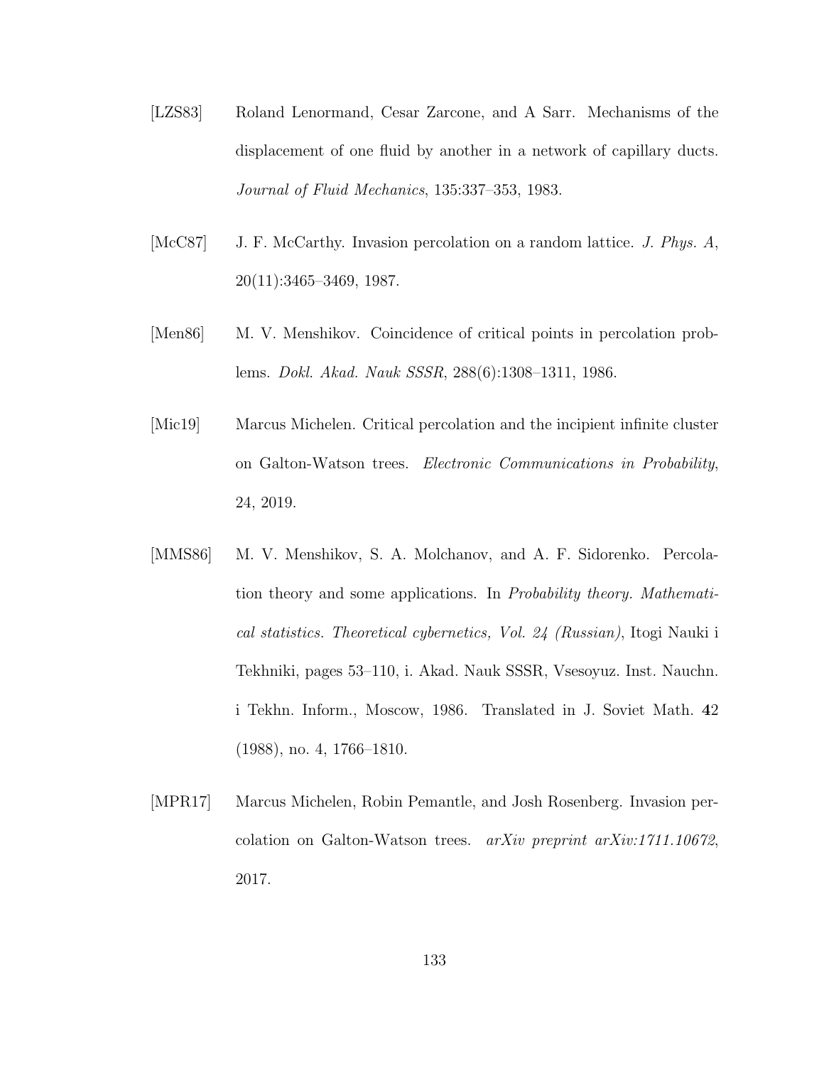[LZS83] Roland Lenormand, Cesar Zarcone, and A Sarr. Mechanisms of the displacement of one fluid by another in a network of capillary ducts. *Journal of Fluid Mechanics*, 135:337–353, 1983.

[McC87] J. F. McCarthy. Invasion percolation on a random lattice. *J. Phys. A*, 20(11):3465–3469, 1987.

[Men86] M. V. Menshikov. Coincidence of critical points in percolation problems. *Dokl. Akad. Nauk SSSR*, 288(6):1308–1311, 1986.

[Mic19] Marcus Michelen. Critical percolation and the incipient infinite cluster on Galton-Watson trees. *Electronic Communications in Probability*, 24, 2019.

[MMS86] M. V. Menshikov, S. A. Molchanov, and A. F. Sidorenko. Percolation theory and some applications. In *Probability theory. Mathematical statistics. Theoretical cybernetics, Vol. 24 (Russian)*, Itogi Nauki i Tekhniki, pages 53–110, i. Akad. Nauk SSSR, Vsesoyuz. Inst. Nauchn. i Tekhn. Inform., Moscow, 1986. Translated in J. Soviet Math. **42** (1988), no. 4, 1766–1810.

[MPR17] Marcus Michelen, Robin Pemantle, and Josh Rosenberg. Invasion percolation on Galton-Watson trees. *arXiv preprint arXiv:1711.10672*, 2017.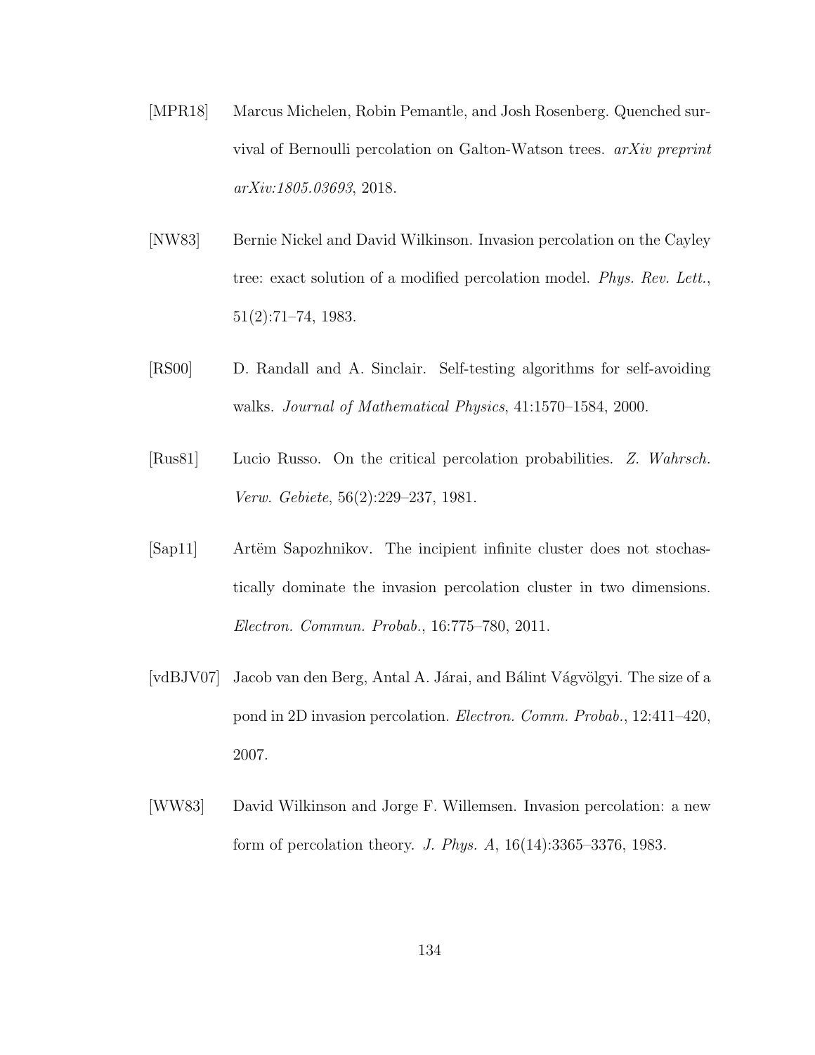[MPR18] Marcus Michelen, Robin Pemantle, and Josh Rosenberg. Quenched survival of Bernoulli percolation on Galton-Watson trees. *arXiv preprint arXiv:1805.03693*, 2018.

[NW83] Bernie Nickel and David Wilkinson. Invasion percolation on the Cayley tree: exact solution of a modified percolation model. *Phys. Rev. Lett.*, 51(2):71–74, 1983.

[RS00] D. Randall and A. Sinclair. Self-testing algorithms for self-avoiding walks. *Journal of Mathematical Physics*, 41:1570–1584, 2000.

[Rus81] Lucio Russo. On the critical percolation probabilities. *Z. Wahrsch. Verw. Gebiete*, 56(2):229–237, 1981.

[Sap11] Artëm Sapozhnikov. The incipient infinite cluster does not stochastically dominate the invasion percolation cluster in two dimensions. *Electron. Commun. Probab.*, 16:775–780, 2011.

[vdBJV07] Jacob van den Berg, Antal A. Járai, and Bálint Vágvölgyi. The size of a pond in 2D invasion percolation. *Electron. Comm. Probab.*, 12:411–420, 2007.

[WW83] David Wilkinson and Jorge F. Willemsen. Invasion percolation: a new form of percolation theory. *J. Phys. A*, 16(14):3365–3376, 1983.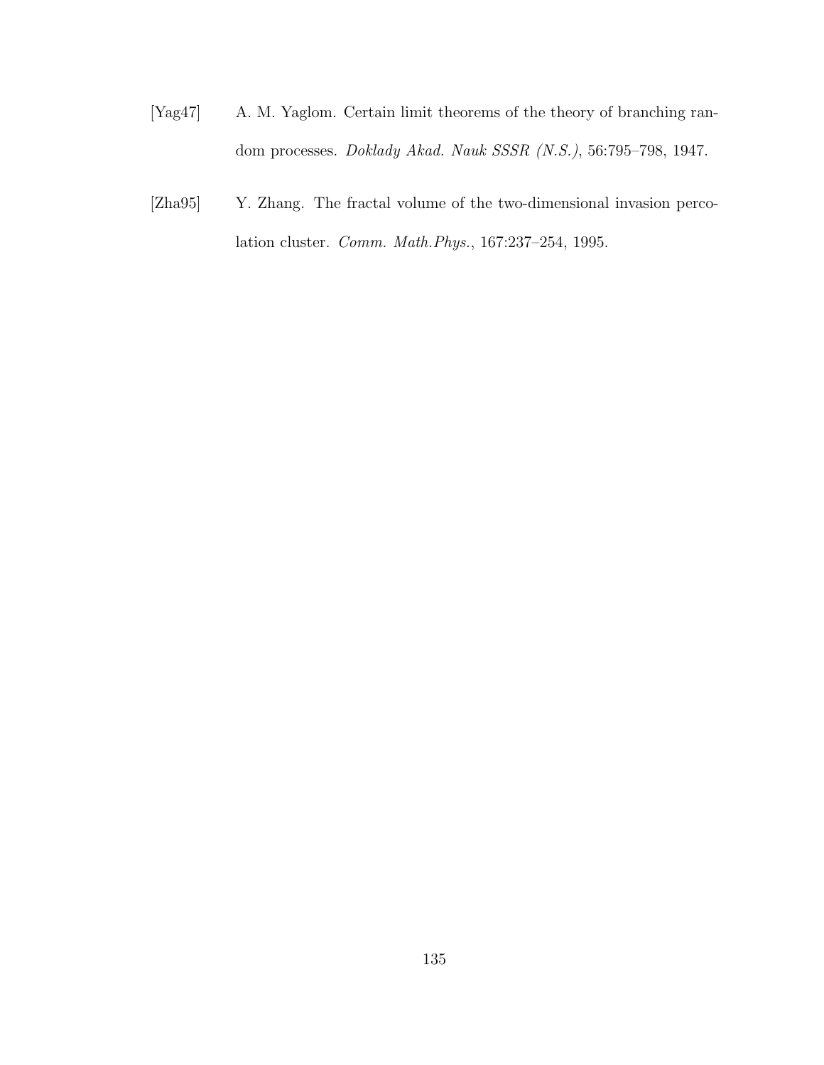[Yag47] A. M. Yaglom. Certain limit theorems of the theory of branching random processes. *Doklady Akad. Nauk SSSR (N.S.)*, 56:795–798, 1947.

[Zha95] Y. Zhang. The fractal volume of the two-dimensional invasion percolation cluster. *Comm. Math.Phys.*, 167:237–254, 1995.